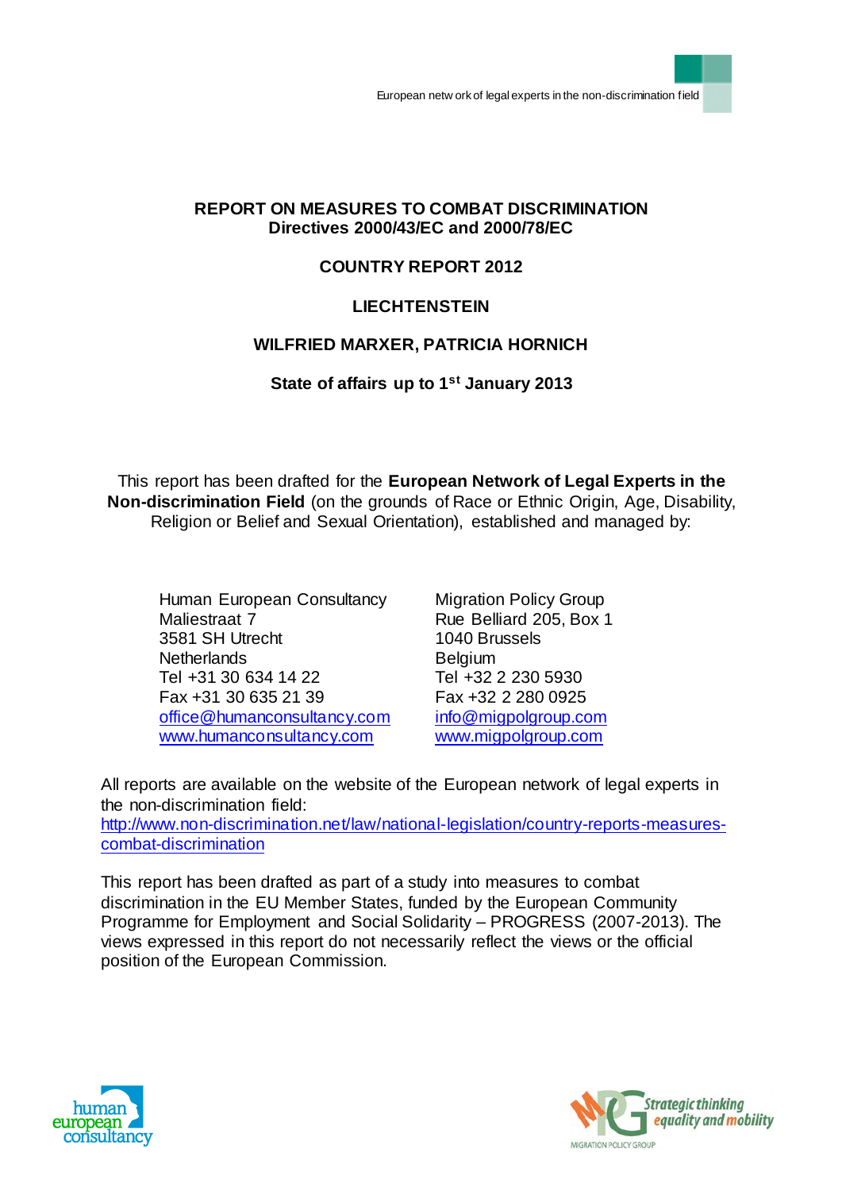European network of legal experts in the non-discrimination field

# REPORT ON MEASURES TO COMBAT DISCRIMINATION
## Directives 2000/43/EC and 2000/78/EC

## COUNTRY REPORT 2012

## LIECHTENSTEIN

## WILFRIED MARXER, PATRICIA HORNICH

**State of affairs up to 1st January 2013**

This report has been drafted for the **European Network of Legal Experts in the Non-discrimination Field** (on the grounds of Race or Ethnic Origin, Age, Disability, Religion or Belief and Sexual Orientation), established and managed by:

Human European Consultancy
Maliestraat 7
3581 SH Utrecht
Netherlands
Tel +31 30 634 14 22
Fax +31 30 635 21 39
office@humanconsultancy.com
www.humanconsultancy.com

Migration Policy Group
Rue Belliard 205, Box 1
1040 Brussels
Belgium
Tel +32 2 230 5930
Fax +32 2 280 0925
info@migpolgroup.com
www.migpolgroup.com

All reports are available on the website of the European network of legal experts in the non-discrimination field:
http://www.non-discrimination.net/law/national-legislation/country-reports-measures-combat-discrimination

This report has been drafted as part of a study into measures to combat discrimination in the EU Member States, funded by the European Community Programme for Employment and Social Solidarity – PROGRESS (2007-2013). The views expressed in this report do not necessarily reflect the views or the official position of the European Commission.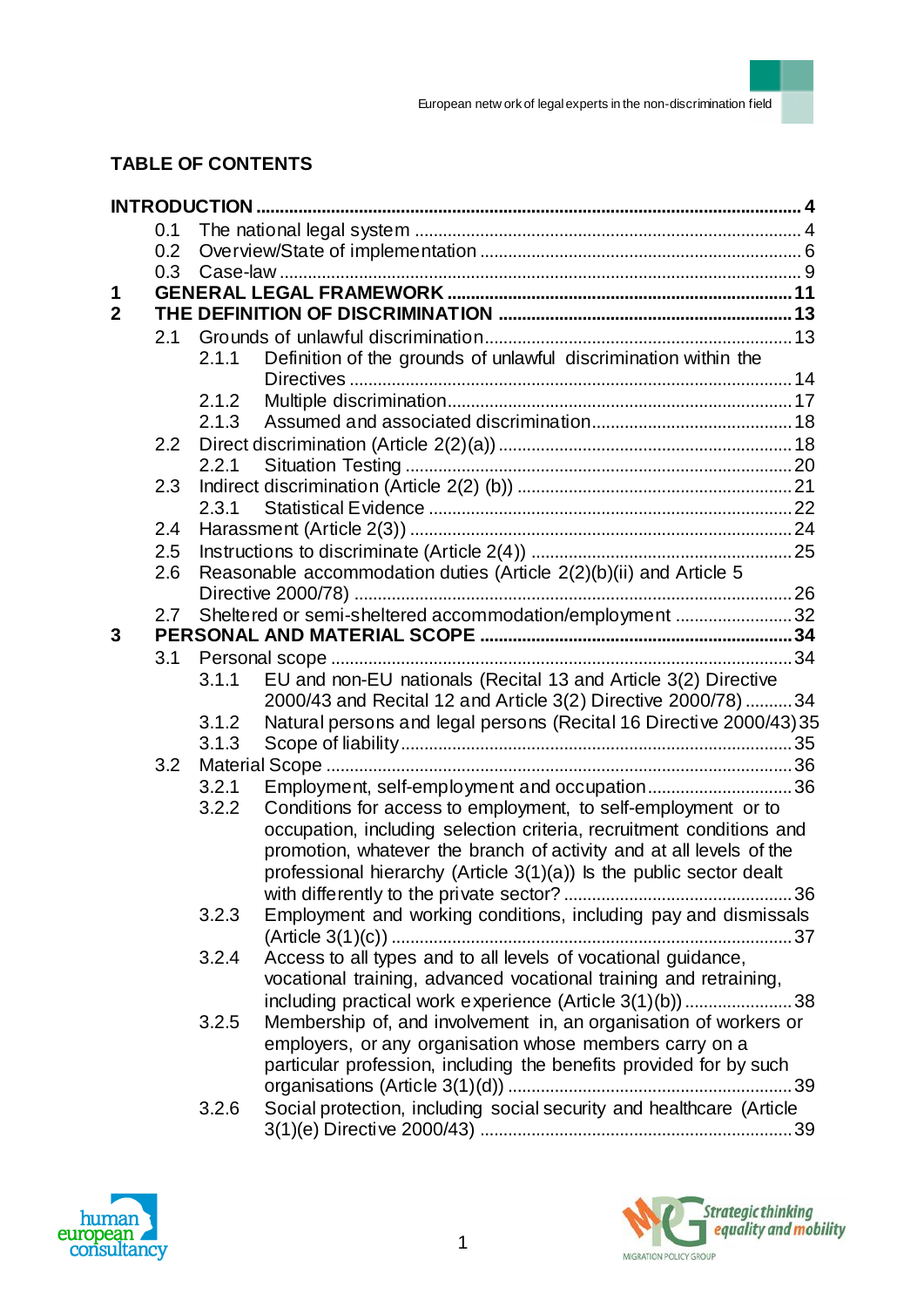## TABLE OF CONTENTS

**INTRODUCTION** .......... 4
- 0.1 The national legal system .......... 4
- 0.2 Overview/State of implementation .......... 6
- 0.3 Case-law .......... 9

**1 GENERAL LEGAL FRAMEWORK** .......... 11

**2 THE DEFINITION OF DISCRIMINATION** .......... 13
- 2.1 Grounds of unlawful discrimination .......... 13
  - 2.1.1 Definition of the grounds of unlawful discrimination within the Directives .......... 14
  - 2.1.2 Multiple discrimination .......... 17
  - 2.1.3 Assumed and associated discrimination .......... 18
- 2.2 Direct discrimination (Article 2(2)(a)) .......... 18
  - 2.2.1 Situation Testing .......... 20
- 2.3 Indirect discrimination (Article 2(2) (b)) .......... 21
  - 2.3.1 Statistical Evidence .......... 22
- 2.4 Harassment (Article 2(3)) .......... 24
- 2.5 Instructions to discriminate (Article 2(4)) .......... 25
- 2.6 Reasonable accommodation duties (Article 2(2)(b)(ii) and Article 5 Directive 2000/78) .......... 26
- 2.7 Sheltered or semi-sheltered accommodation/employment .......... 32

**3 PERSONAL AND MATERIAL SCOPE** .......... 34
- 3.1 Personal scope .......... 34
  - 3.1.1 EU and non-EU nationals (Recital 13 and Article 3(2) Directive 2000/43 and Recital 12 and Article 3(2) Directive 2000/78) .......... 34
  - 3.1.2 Natural persons and legal persons (Recital 16 Directive 2000/43) .......... 35
  - 3.1.3 Scope of liability .......... 35
- 3.2 Material Scope .......... 36
  - 3.2.1 Employment, self-employment and occupation .......... 36
  - 3.2.2 Conditions for access to employment, to self-employment or to occupation, including selection criteria, recruitment conditions and promotion, whatever the branch of activity and at all levels of the professional hierarchy (Article 3(1)(a)) Is the public sector dealt with differently to the private sector? .......... 36
  - 3.2.3 Employment and working conditions, including pay and dismissals (Article 3(1)(c)) .......... 37
  - 3.2.4 Access to all types and to all levels of vocational guidance, vocational training, advanced vocational training and retraining, including practical work experience (Article 3(1)(b)) .......... 38
  - 3.2.5 Membership of, and involvement in, an organisation of workers or employers, or any organisation whose members carry on a particular profession, including the benefits provided for by such organisations (Article 3(1)(d)) .......... 39
  - 3.2.6 Social protection, including social security and healthcare (Article 3(1)(e) Directive 2000/43) .......... 39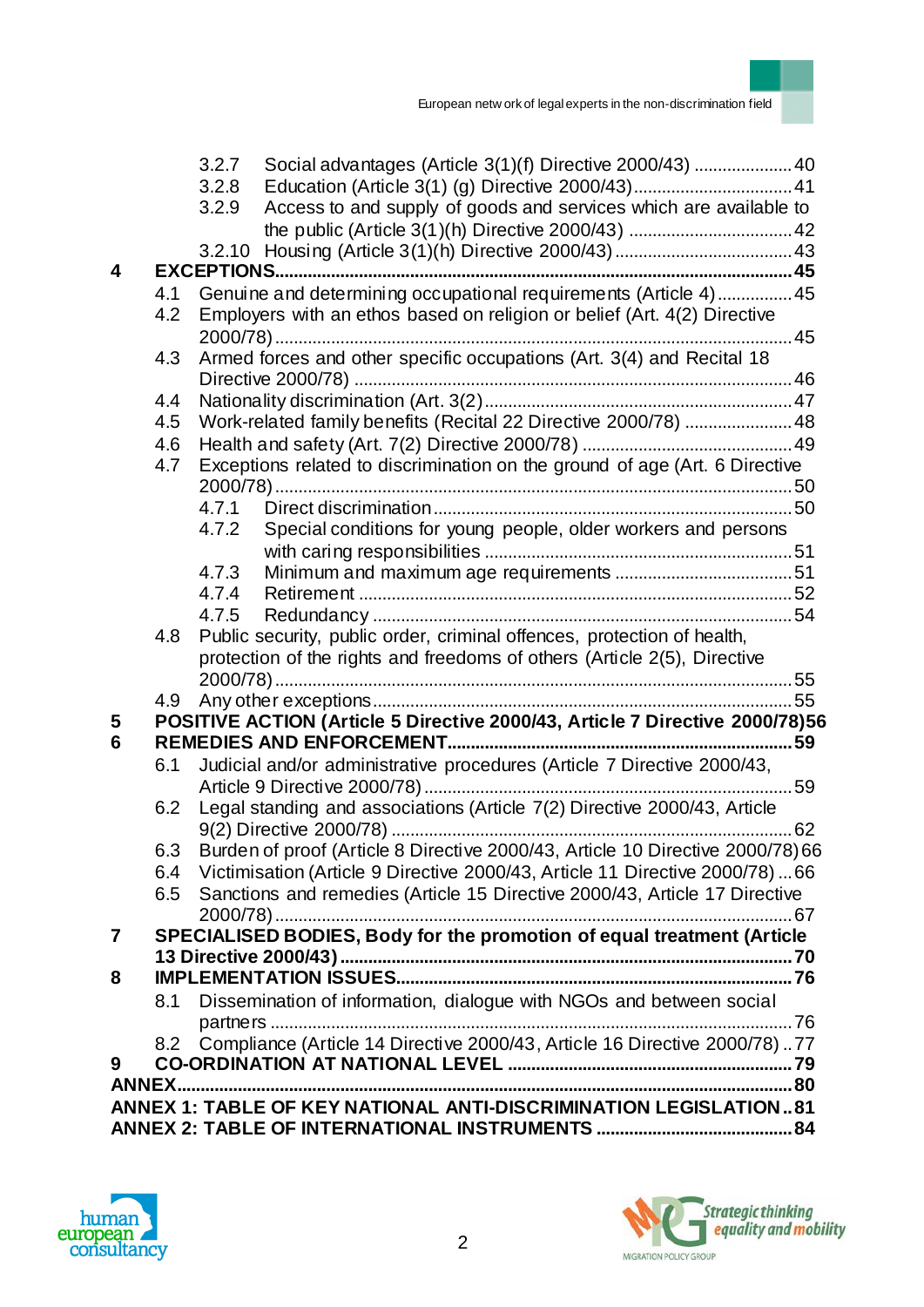3.2.7 Social advantages (Article 3(1)(f) Directive 2000/43) ..................... 40
3.2.8 Education (Article 3(1) (g) Directive 2000/43)................................. 41
3.2.9 Access to and supply of goods and services which are available to the public (Article 3(1)(h) Directive 2000/43) .................................. 42
3.2.10 Housing (Article 3(1)(h) Directive 2000/43)..................................... 43

**4 EXCEPTIONS............................................................................................. 45**

4.1 Genuine and determining occupational requirements (Article 4)................ 45
4.2 Employers with an ethos based on religion or belief (Art. 4(2) Directive 2000/78)............................................................................................. 45
4.3 Armed forces and other specific occupations (Art. 3(4) and Recital 18 Directive 2000/78) ............................................................................ 46
4.4 Nationality discrimination (Art. 3(2)................................................................ 47
4.5 Work-related family benefits (Recital 22 Directive 2000/78) ....................... 48
4.6 Health and safety (Art. 7(2) Directive 2000/78) ............................................ 49
4.7 Exceptions related to discrimination on the ground of age (Art. 6 Directive 2000/78)............................................................................................. 50
4.7.1 Direct discrimination........................................................................... 50
4.7.2 Special conditions for young people, older workers and persons with caring responsibilities ................................................................. 51
4.7.3 Minimum and maximum age requirements ..................................... 51
4.7.4 Retirement ........................................................................................... 52
4.7.5 Redundancy ......................................................................................... 54
4.8 Public security, public order, criminal offences, protection of health, protection of the rights and freedoms of others (Article 2(5), Directive 2000/78)............................................................................................. 55
4.9 Any other exceptions........................................................................................ 55

**5 POSITIVE ACTION (Article 5 Directive 2000/43, Article 7 Directive 2000/78) 56**

**6 REMEDIES AND ENFORCEMENT........................................................................ 59**

6.1 Judicial and/or administrative procedures (Article 7 Directive 2000/43, Article 9 Directive 2000/78) ............................................................................. 59
6.2 Legal standing and associations (Article 7(2) Directive 2000/43, Article 9(2) Directive 2000/78) .................................................................................. 62
6.3 Burden of proof (Article 8 Directive 2000/43, Article 10 Directive 2000/78) 66
6.4 Victimisation (Article 9 Directive 2000/43, Article 11 Directive 2000/78) ... 66
6.5 Sanctions and remedies (Article 15 Directive 2000/43, Article 17 Directive 2000/78)............................................................................................. 67

**7 SPECIALISED BODIES, Body for the promotion of equal treatment (Article 13 Directive 2000/43) ...................................................................................... 70**

**8 IMPLEMENTATION ISSUES................................................................................. 76**

8.1 Dissemination of information, dialogue with NGOs and between social partners ............................................................................................................. 76
8.2 Compliance (Article 14 Directive 2000/43, Article 16 Directive 2000/78) .. 77

**9 CO-ORDINATION AT NATIONAL LEVEL ........................................................... 79**

**ANNEX................................................................................................................. 80**

**ANNEX 1: TABLE OF KEY NATIONAL ANTI-DISCRIMINATION LEGISLATION .. 81**

**ANNEX 2: TABLE OF INTERNATIONAL INSTRUMENTS ......................................... 84**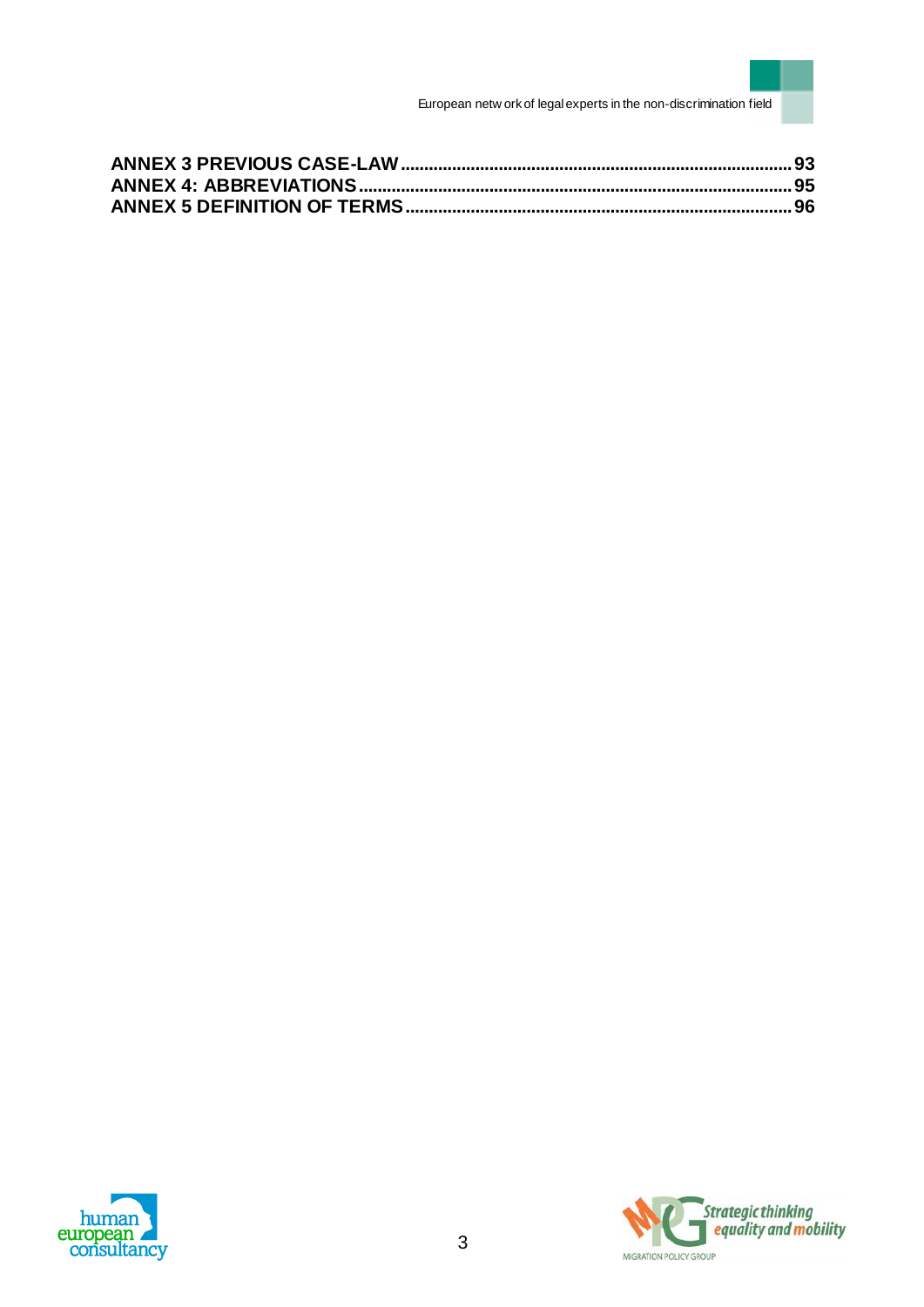**ANNEX 3 PREVIOUS CASE-LAW** .................................................................................... 93
**ANNEX 4: ABBREVIATIONS** ............................................................................................ 95
**ANNEX 5 DEFINITION OF TERMS** ................................................................................... 96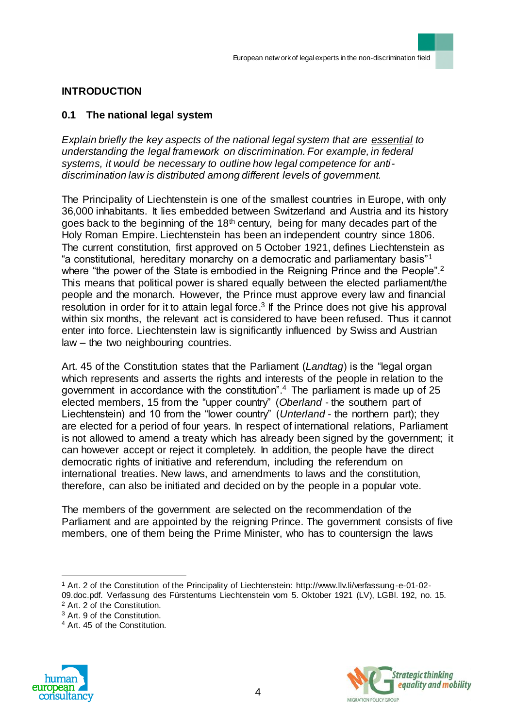## INTRODUCTION

### 0.1 The national legal system

*Explain briefly the key aspects of the national legal system that are essential to understanding the legal framework on discrimination. For example, in federal systems, it would be necessary to outline how legal competence for anti-discrimination law is distributed among different levels of government.*

The Principality of Liechtenstein is one of the smallest countries in Europe, with only 36,000 inhabitants. It lies embedded between Switzerland and Austria and its history goes back to the beginning of the 18th century, being for many decades part of the Holy Roman Empire. Liechtenstein has been an independent country since 1806. The current constitution, first approved on 5 October 1921, defines Liechtenstein as "a constitutional, hereditary monarchy on a democratic and parliamentary basis"[1] where "the power of the State is embodied in the Reigning Prince and the People".[2] This means that political power is shared equally between the elected parliament/the people and the monarch. However, the Prince must approve every law and financial resolution in order for it to attain legal force.[3] If the Prince does not give his approval within six months, the relevant act is considered to have been refused. Thus it cannot enter into force. Liechtenstein law is significantly influenced by Swiss and Austrian law – the two neighbouring countries.

Art. 45 of the Constitution states that the Parliament (*Landtag*) is the "legal organ which represents and asserts the rights and interests of the people in relation to the government in accordance with the constitution".[4] The parliament is made up of 25 elected members, 15 from the "upper country" (*Oberland* - the southern part of Liechtenstein) and 10 from the "lower country" (*Unterland* - the northern part); they are elected for a period of four years. In respect of international relations, Parliament is not allowed to amend a treaty which has already been signed by the government; it can however accept or reject it completely. In addition, the people have the direct democratic rights of initiative and referendum, including the referendum on international treaties. New laws, and amendments to laws and the constitution, therefore, can also be initiated and decided on by the people in a popular vote.

The members of the government are selected on the recommendation of the Parliament and are appointed by the reigning Prince. The government consists of five members, one of them being the Prime Minister, who has to countersign the laws

---

[1] Art. 2 of the Constitution of the Principality of Liechtenstein: http://www.llv.li/verfassung-e-01-02-09.doc.pdf. Verfassung des Fürstentums Liechtenstein vom 5. Oktober 1921 (LV), LGBl. 192, no. 15.

[2] Art. 2 of the Constitution.

[3] Art. 9 of the Constitution.

[4] Art. 45 of the Constitution.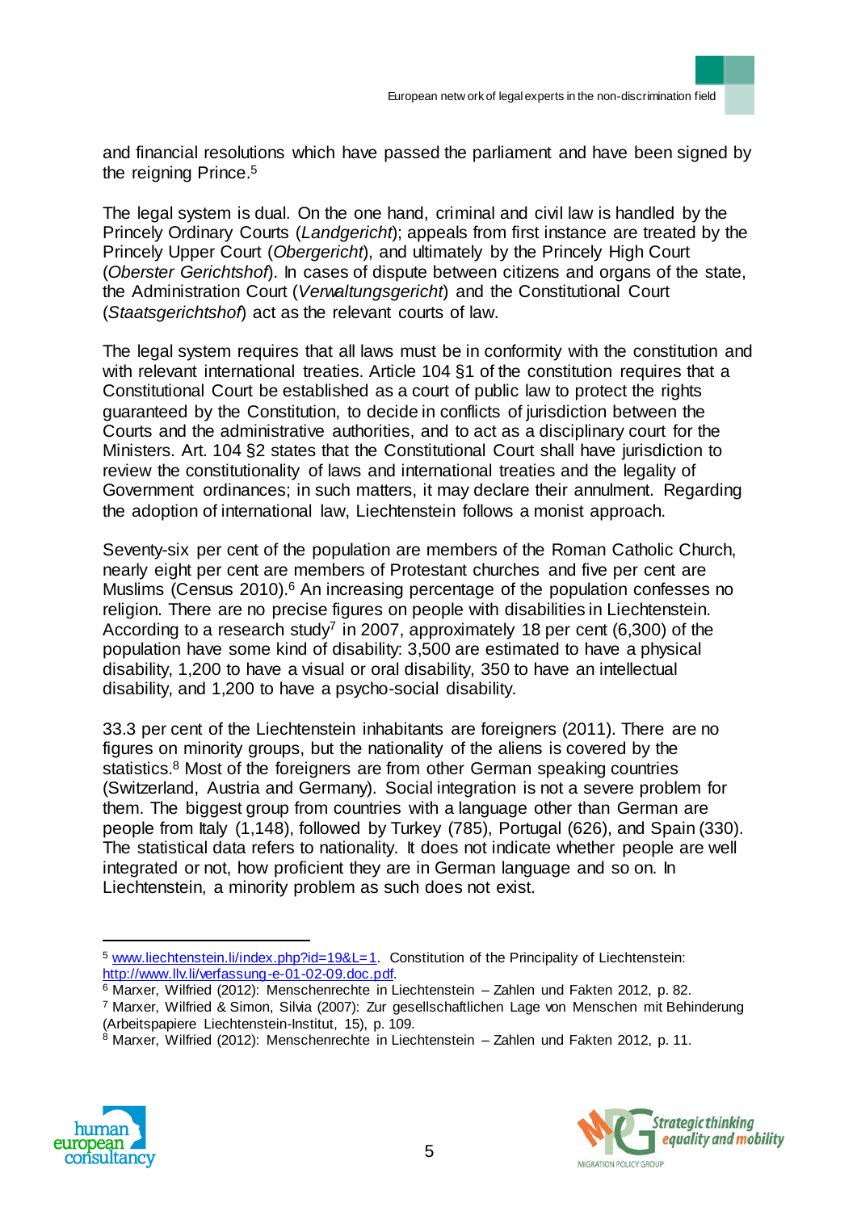and financial resolutions which have passed the parliament and have been signed by the reigning Prince.[5]

The legal system is dual. On the one hand, criminal and civil law is handled by the Princely Ordinary Courts (*Landgericht*); appeals from first instance are treated by the Princely Upper Court (*Obergericht*), and ultimately by the Princely High Court (*Oberster Gerichtshof*). In cases of dispute between citizens and organs of the state, the Administration Court (*Verwaltungsgericht*) and the Constitutional Court (*Staatsgerichtshof*) act as the relevant courts of law.

The legal system requires that all laws must be in conformity with the constitution and with relevant international treaties. Article 104 §1 of the constitution requires that a Constitutional Court be established as a court of public law to protect the rights guaranteed by the Constitution, to decide in conflicts of jurisdiction between the Courts and the administrative authorities, and to act as a disciplinary court for the Ministers. Art. 104 §2 states that the Constitutional Court shall have jurisdiction to review the constitutionality of laws and international treaties and the legality of Government ordinances; in such matters, it may declare their annulment. Regarding the adoption of international law, Liechtenstein follows a monist approach.

Seventy-six per cent of the population are members of the Roman Catholic Church, nearly eight per cent are members of Protestant churches and five per cent are Muslims (Census 2010).[6] An increasing percentage of the population confesses no religion. There are no precise figures on people with disabilities in Liechtenstein. According to a research study[7] in 2007, approximately 18 per cent (6,300) of the population have some kind of disability: 3,500 are estimated to have a physical disability, 1,200 to have a visual or oral disability, 350 to have an intellectual disability, and 1,200 to have a psycho-social disability.

33.3 per cent of the Liechtenstein inhabitants are foreigners (2011). There are no figures on minority groups, but the nationality of the aliens is covered by the statistics.[8] Most of the foreigners are from other German speaking countries (Switzerland, Austria and Germany). Social integration is not a severe problem for them. The biggest group from countries with a language other than German are people from Italy (1,148), followed by Turkey (785), Portugal (626), and Spain (330). The statistical data refers to nationality. It does not indicate whether people are well integrated or not, how proficient they are in German language and so on. In Liechtenstein, a minority problem as such does not exist.

---

[5] www.liechtenstein.li/index.php?id=19&L=1. Constitution of the Principality of Liechtenstein: http://www.llv.li/verfassung-e-01-02-09.doc.pdf.

[6] Marxer, Wilfried (2012): Menschenrechte in Liechtenstein – Zahlen und Fakten 2012, p. 82.

[7] Marxer, Wilfried & Simon, Silvia (2007): Zur gesellschaftlichen Lage von Menschen mit Behinderung (Arbeitspapiere Liechtenstein-Institut, 15), p. 109.

[8] Marxer, Wilfried (2012): Menschenrechte in Liechtenstein – Zahlen und Fakten 2012, p. 11.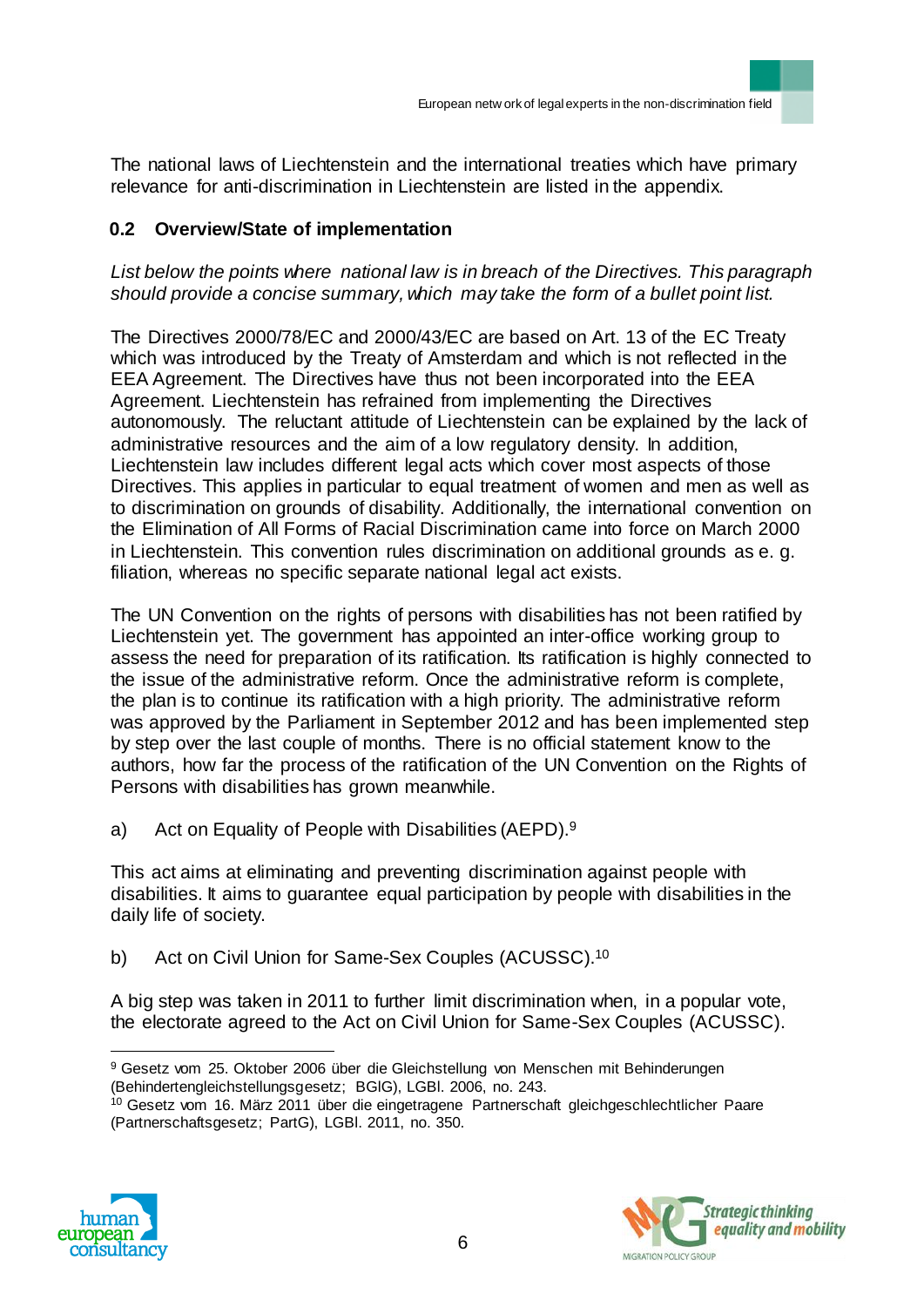The national laws of Liechtenstein and the international treaties which have primary relevance for anti-discrimination in Liechtenstein are listed in the appendix.

### 0.2 Overview/State of implementation

*List below the points where national law is in breach of the Directives. This paragraph should provide a concise summary, which may take the form of a bullet point list.*

The Directives 2000/78/EC and 2000/43/EC are based on Art. 13 of the EC Treaty which was introduced by the Treaty of Amsterdam and which is not reflected in the EEA Agreement. The Directives have thus not been incorporated into the EEA Agreement. Liechtenstein has refrained from implementing the Directives autonomously. The reluctant attitude of Liechtenstein can be explained by the lack of administrative resources and the aim of a low regulatory density. In addition, Liechtenstein law includes different legal acts which cover most aspects of those Directives. This applies in particular to equal treatment of women and men as well as to discrimination on grounds of disability. Additionally, the international convention on the Elimination of All Forms of Racial Discrimination came into force on March 2000 in Liechtenstein. This convention rules discrimination on additional grounds as e. g. filiation, whereas no specific separate national legal act exists.

The UN Convention on the rights of persons with disabilities has not been ratified by Liechtenstein yet. The government has appointed an inter-office working group to assess the need for preparation of its ratification. Its ratification is highly connected to the issue of the administrative reform. Once the administrative reform is complete, the plan is to continue its ratification with a high priority. The administrative reform was approved by the Parliament in September 2012 and has been implemented step by step over the last couple of months. There is no official statement know to the authors, how far the process of the ratification of the UN Convention on the Rights of Persons with disabilities has grown meanwhile.

a) Act on Equality of People with Disabilities (AEPD).[9]

This act aims at eliminating and preventing discrimination against people with disabilities. It aims to guarantee equal participation by people with disabilities in the daily life of society.

b) Act on Civil Union for Same-Sex Couples (ACUSSC).[10]

A big step was taken in 2011 to further limit discrimination when, in a popular vote, the electorate agreed to the Act on Civil Union for Same-Sex Couples (ACUSSC).

---

[9] Gesetz vom 25. Oktober 2006 über die Gleichstellung von Menschen mit Behinderungen (Behindertengleichstellungsgesetz; BGlG), LGBl. 2006, no. 243.

[10] Gesetz vom 16. März 2011 über die eingetragene Partnerschaft gleichgeschlechtlicher Paare (Partnerschaftsgesetz; PartG), LGBl. 2011, no. 350.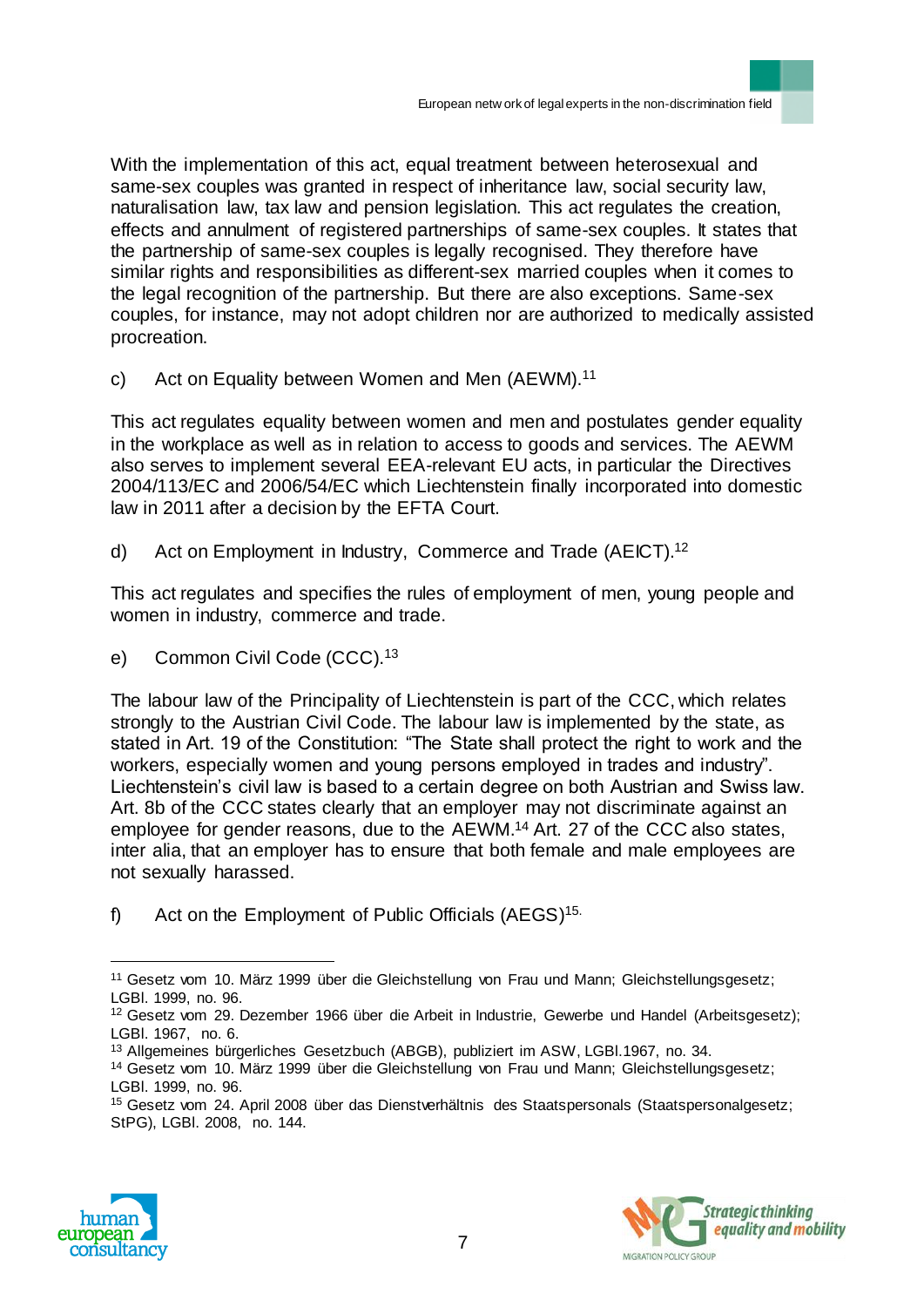With the implementation of this act, equal treatment between heterosexual and same-sex couples was granted in respect of inheritance law, social security law, naturalisation law, tax law and pension legislation. This act regulates the creation, effects and annulment of registered partnerships of same-sex couples. It states that the partnership of same-sex couples is legally recognised. They therefore have similar rights and responsibilities as different-sex married couples when it comes to the legal recognition of the partnership. But there are also exceptions. Same-sex couples, for instance, may not adopt children nor are authorized to medically assisted procreation.

c) Act on Equality between Women and Men (AEWM).[11]

This act regulates equality between women and men and postulates gender equality in the workplace as well as in relation to access to goods and services. The AEWM also serves to implement several EEA-relevant EU acts, in particular the Directives 2004/113/EC and 2006/54/EC which Liechtenstein finally incorporated into domestic law in 2011 after a decision by the EFTA Court.

d) Act on Employment in Industry, Commerce and Trade (AEICT).[12]

This act regulates and specifies the rules of employment of men, young people and women in industry, commerce and trade.

e) Common Civil Code (CCC).[13]

The labour law of the Principality of Liechtenstein is part of the CCC, which relates strongly to the Austrian Civil Code. The labour law is implemented by the state, as stated in Art. 19 of the Constitution: "The State shall protect the right to work and the workers, especially women and young persons employed in trades and industry". Liechtenstein's civil law is based to a certain degree on both Austrian and Swiss law. Art. 8b of the CCC states clearly that an employer may not discriminate against an employee for gender reasons, due to the AEWM.[14] Art. 27 of the CCC also states, inter alia, that an employer has to ensure that both female and male employees are not sexually harassed.

f) Act on the Employment of Public Officials (AEGS)[15].

---

[11] Gesetz vom 10. März 1999 über die Gleichstellung von Frau und Mann; Gleichstellungsgesetz; LGBl. 1999, no. 96.

[12] Gesetz vom 29. Dezember 1966 über die Arbeit in Industrie, Gewerbe und Handel (Arbeitsgesetz); LGBl. 1967, no. 6.

[13] Allgemeines bürgerliches Gesetzbuch (ABGB), publiziert im ASW, LGBl.1967, no. 34.

[14] Gesetz vom 10. März 1999 über die Gleichstellung von Frau und Mann; Gleichstellungsgesetz; LGBl. 1999, no. 96.

[15] Gesetz vom 24. April 2008 über das Dienstverhältnis des Staatspersonals (Staatspersonalgesetz; StPG), LGBl. 2008, no. 144.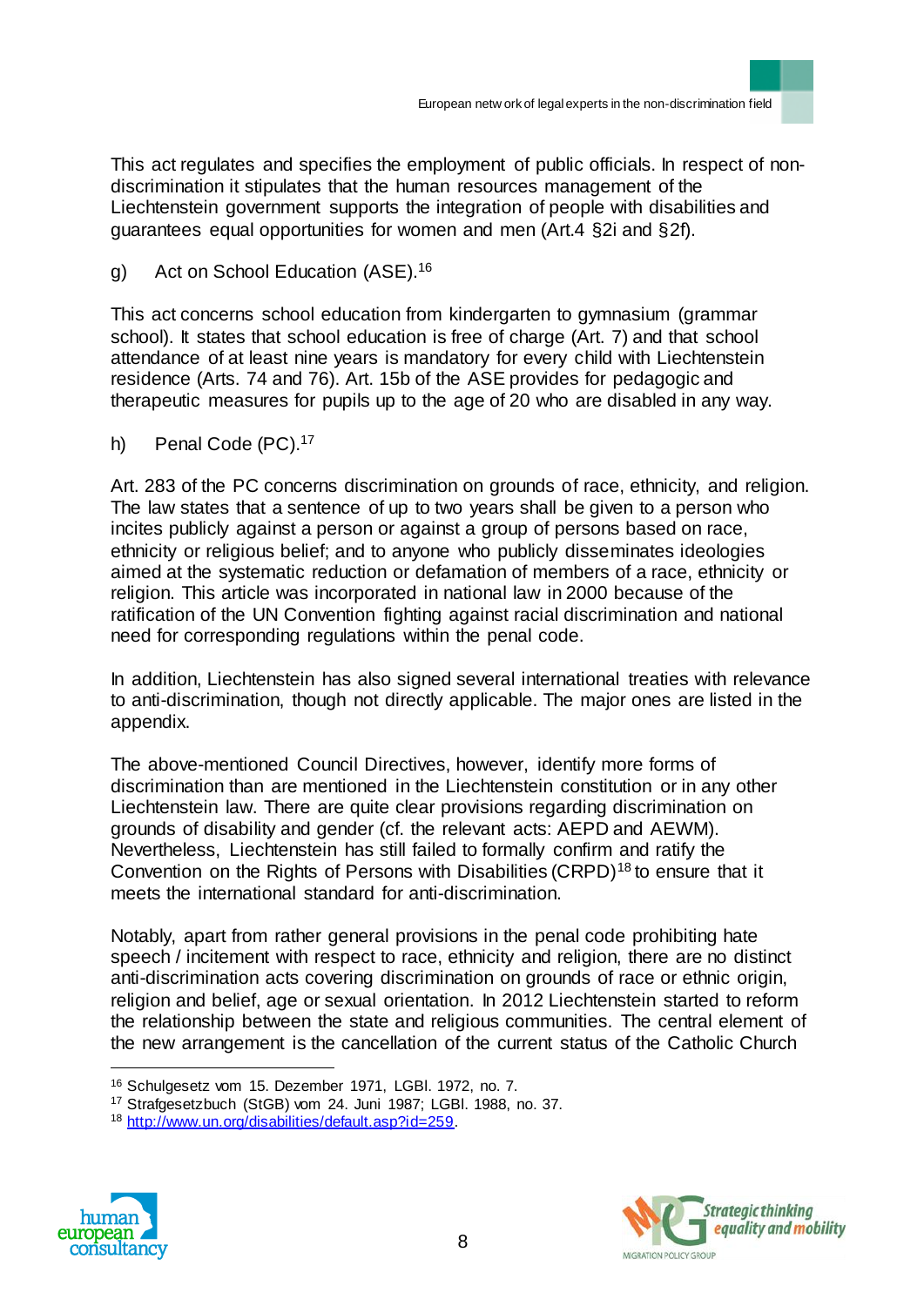This act regulates and specifies the employment of public officials. In respect of non-discrimination it stipulates that the human resources management of the Liechtenstein government supports the integration of people with disabilities and guarantees equal opportunities for women and men (Art.4 §2i and §2f).

g) Act on School Education (ASE).[16]

This act concerns school education from kindergarten to gymnasium (grammar school). It states that school education is free of charge (Art. 7) and that school attendance of at least nine years is mandatory for every child with Liechtenstein residence (Arts. 74 and 76). Art. 15b of the ASE provides for pedagogic and therapeutic measures for pupils up to the age of 20 who are disabled in any way.

h) Penal Code (PC).[17]

Art. 283 of the PC concerns discrimination on grounds of race, ethnicity, and religion. The law states that a sentence of up to two years shall be given to a person who incites publicly against a person or against a group of persons based on race, ethnicity or religious belief; and to anyone who publicly disseminates ideologies aimed at the systematic reduction or defamation of members of a race, ethnicity or religion. This article was incorporated in national law in 2000 because of the ratification of the UN Convention fighting against racial discrimination and national need for corresponding regulations within the penal code.

In addition, Liechtenstein has also signed several international treaties with relevance to anti-discrimination, though not directly applicable. The major ones are listed in the appendix.

The above-mentioned Council Directives, however, identify more forms of discrimination than are mentioned in the Liechtenstein constitution or in any other Liechtenstein law. There are quite clear provisions regarding discrimination on grounds of disability and gender (cf. the relevant acts: AEPD and AEWM). Nevertheless, Liechtenstein has still failed to formally confirm and ratify the Convention on the Rights of Persons with Disabilities (CRPD)[18] to ensure that it meets the international standard for anti-discrimination.

Notably, apart from rather general provisions in the penal code prohibiting hate speech / incitement with respect to race, ethnicity and religion, there are no distinct anti-discrimination acts covering discrimination on grounds of race or ethnic origin, religion and belief, age or sexual orientation. In 2012 Liechtenstein started to reform the relationship between the state and religious communities. The central element of the new arrangement is the cancellation of the current status of the Catholic Church

---

[16] Schulgesetz vom 15. Dezember 1971, LGBl. 1972, no. 7.

[17] Strafgesetzbuch (StGB) vom 24. Juni 1987; LGBl. 1988, no. 37.

[18] http://www.un.org/disabilities/default.asp?id=259.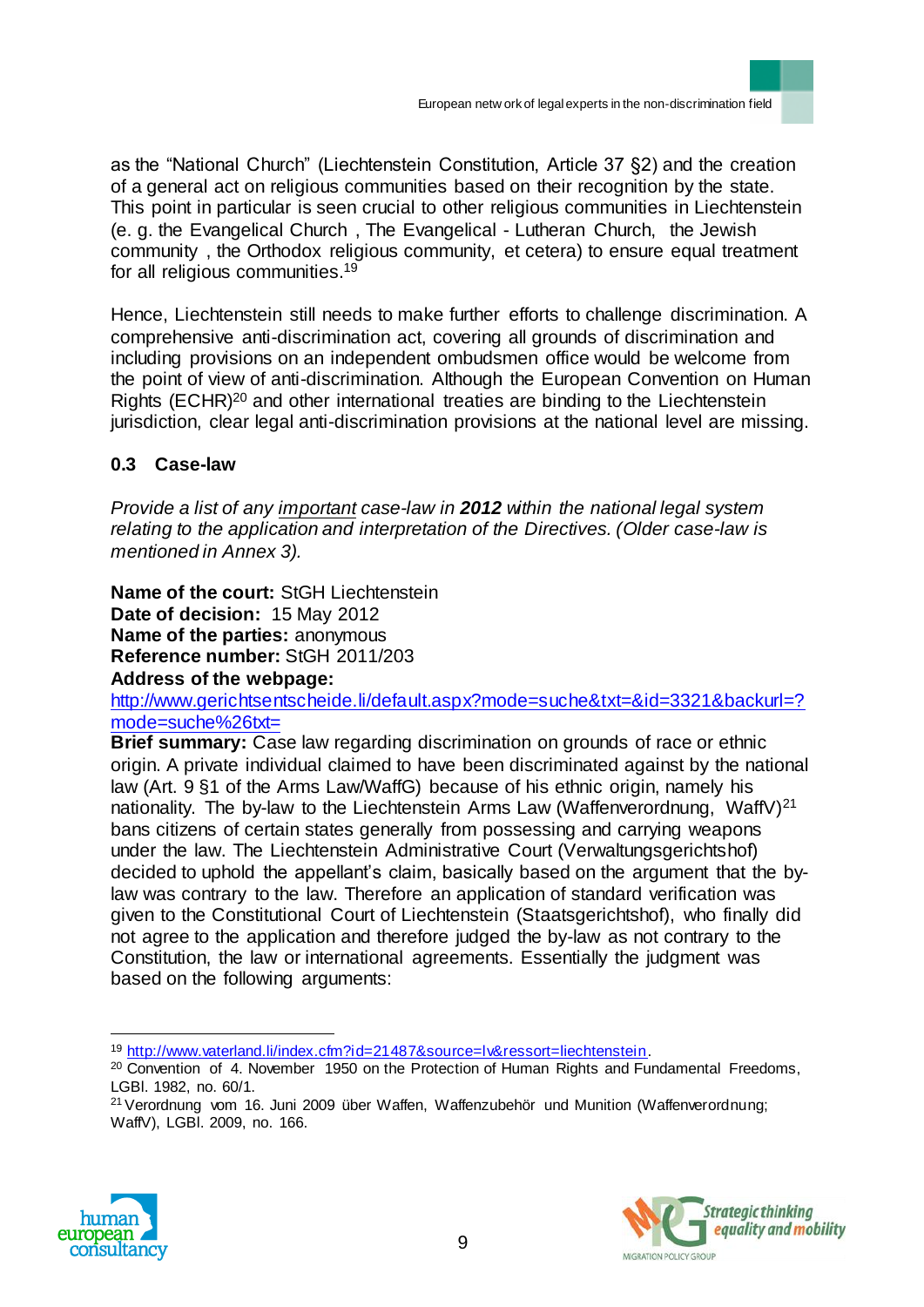as the “National Church” (Liechtenstein Constitution, Article 37 §2) and the creation of a general act on religious communities based on their recognition by the state. This point in particular is seen crucial to other religious communities in Liechtenstein (e. g. the Evangelical Church , The Evangelical - Lutheran Church, the Jewish community , the Orthodox religious community, et cetera) to ensure equal treatment for all religious communities.[19]

Hence, Liechtenstein still needs to make further efforts to challenge discrimination. A comprehensive anti-discrimination act, covering all grounds of discrimination and including provisions on an independent ombudsmen office would be welcome from the point of view of anti-discrimination. Although the European Convention on Human Rights (ECHR)[20] and other international treaties are binding to the Liechtenstein jurisdiction, clear legal anti-discrimination provisions at the national level are missing.

### 0.3 Case-law

*Provide a list of any* <u>*important*</u> *case-law in* ***2012*** *within the national legal system relating to the application and interpretation of the Directives. (Older case-law is mentioned in Annex 3).*

**Name of the court:** StGH Liechtenstein
**Date of decision:** 15 May 2012
**Name of the parties:** anonymous
**Reference number:** StGH 2011/203
**Address of the webpage:**
http://www.gerichtsentscheide.li/default.aspx?mode=suche&txt=&id=3321&backurl=?mode=suche%26txt=
**Brief summary:** Case law regarding discrimination on grounds of race or ethnic origin. A private individual claimed to have been discriminated against by the national law (Art. 9 §1 of the Arms Law/WaffG) because of his ethnic origin, namely his nationality. The by-law to the Liechtenstein Arms Law (Waffenverordnung, WaffV)[21] bans citizens of certain states generally from possessing and carrying weapons under the law. The Liechtenstein Administrative Court (Verwaltungsgerichtshof) decided to uphold the appellant’s claim, basically based on the argument that the by-law was contrary to the law. Therefore an application of standard verification was given to the Constitutional Court of Liechtenstein (Staatsgerichtshof), who finally did not agree to the application and therefore judged the by-law as not contrary to the Constitution, the law or international agreements. Essentially the judgment was based on the following arguments:

---

[19] http://www.vaterland.li/index.cfm?id=21487&source=lv&ressort=liechtenstein.

[20] Convention of 4. November 1950 on the Protection of Human Rights and Fundamental Freedoms, LGBl. 1982, no. 60/1.

[21] Verordnung vom 16. Juni 2009 über Waffen, Waffenzubehör und Munition (Waffenverordnung; WaffV), LGBl. 2009, no. 166.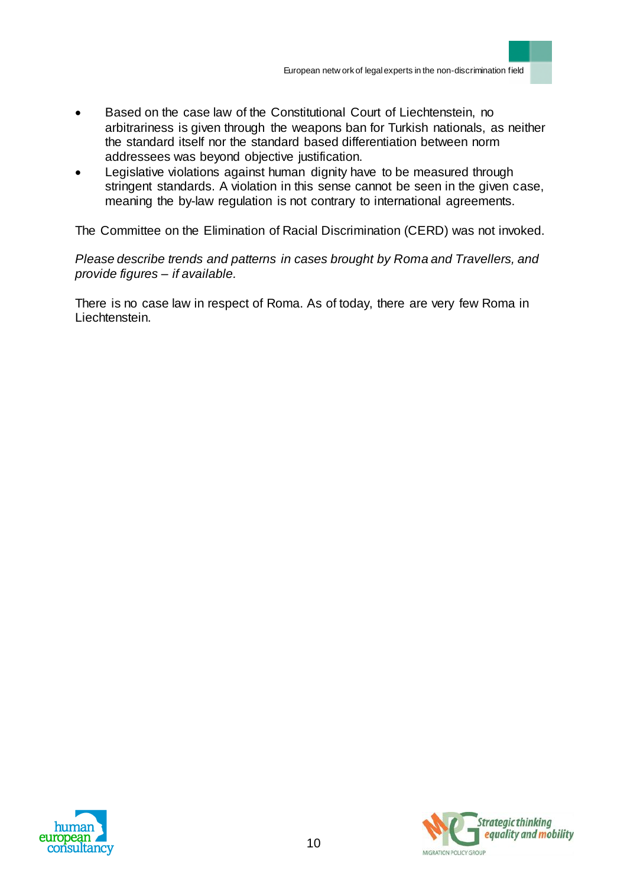- Based on the case law of the Constitutional Court of Liechtenstein, no arbitrariness is given through the weapons ban for Turkish nationals, as neither the standard itself nor the standard based differentiation between norm addressees was beyond objective justification.
- Legislative violations against human dignity have to be measured through stringent standards. A violation in this sense cannot be seen in the given case, meaning the by-law regulation is not contrary to international agreements.

The Committee on the Elimination of Racial Discrimination (CERD) was not invoked.

*Please describe trends and patterns in cases brought by Roma and Travellers, and provide figures – if available.*

There is no case law in respect of Roma. As of today, there are very few Roma in Liechtenstein.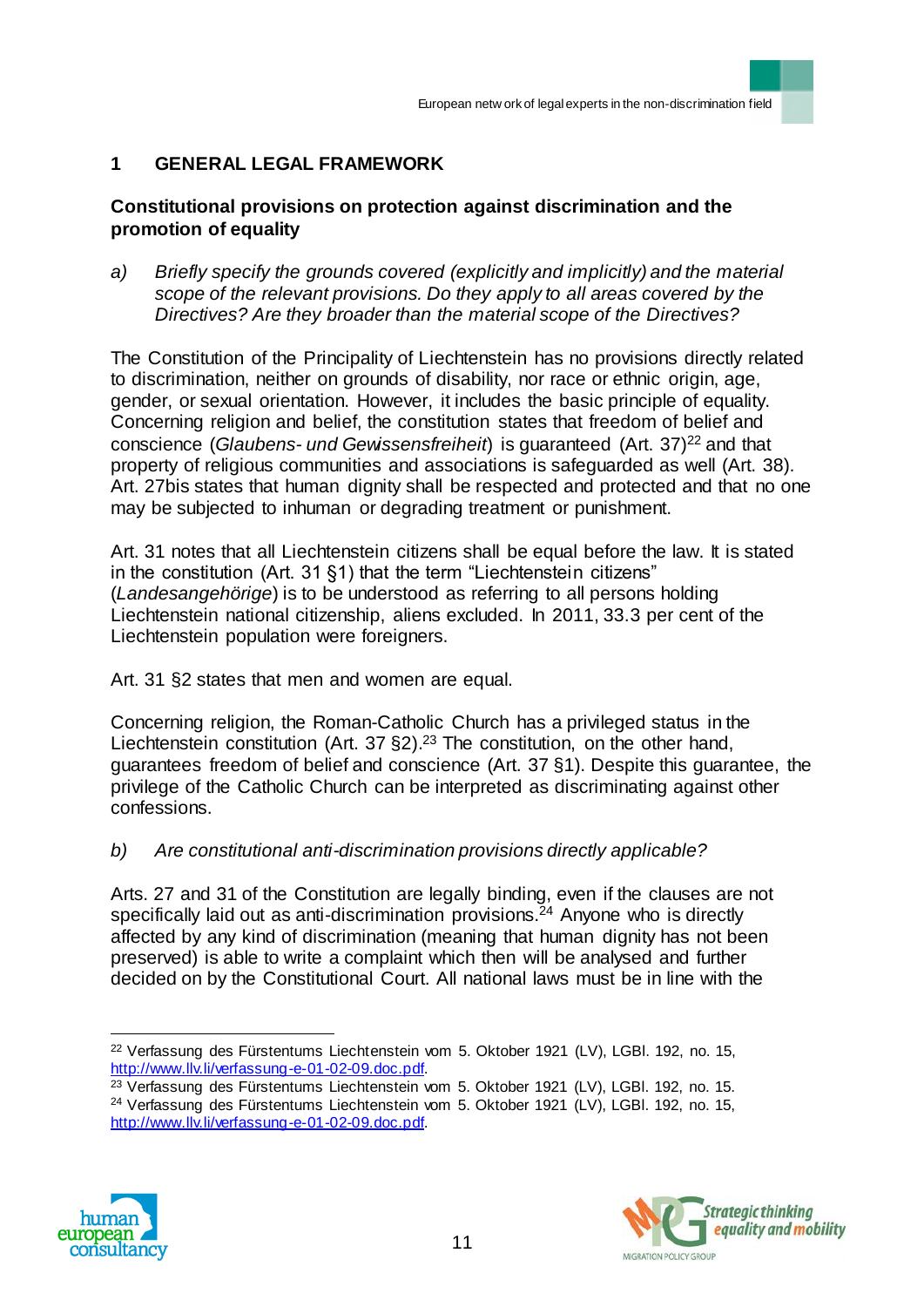# 1 GENERAL LEGAL FRAMEWORK

## Constitutional provisions on protection against discrimination and the promotion of equality

a) *Briefly specify the grounds covered (explicitly and implicitly) and the material scope of the relevant provisions. Do they apply to all areas covered by the Directives? Are they broader than the material scope of the Directives?*

The Constitution of the Principality of Liechtenstein has no provisions directly related to discrimination, neither on grounds of disability, nor race or ethnic origin, age, gender, or sexual orientation. However, it includes the basic principle of equality. Concerning religion and belief, the constitution states that freedom of belief and conscience (*Glaubens- und Gewissensfreiheit*) is guaranteed (Art. 37)[22] and that property of religious communities and associations is safeguarded as well (Art. 38). Art. 27bis states that human dignity shall be respected and protected and that no one may be subjected to inhuman or degrading treatment or punishment.

Art. 31 notes that all Liechtenstein citizens shall be equal before the law. It is stated in the constitution (Art. 31 §1) that the term "Liechtenstein citizens" (*Landesangehörige*) is to be understood as referring to all persons holding Liechtenstein national citizenship, aliens excluded. In 2011, 33.3 per cent of the Liechtenstein population were foreigners.

Art. 31 §2 states that men and women are equal.

Concerning religion, the Roman-Catholic Church has a privileged status in the Liechtenstein constitution (Art. 37 §2).[23] The constitution, on the other hand, guarantees freedom of belief and conscience (Art. 37 §1). Despite this guarantee, the privilege of the Catholic Church can be interpreted as discriminating against other confessions.

b) *Are constitutional anti-discrimination provisions directly applicable?*

Arts. 27 and 31 of the Constitution are legally binding, even if the clauses are not specifically laid out as anti-discrimination provisions.[24] Anyone who is directly affected by any kind of discrimination (meaning that human dignity has not been preserved) is able to write a complaint which then will be analysed and further decided on by the Constitutional Court. All national laws must be in line with the

---

[22] Verfassung des Fürstentums Liechtenstein vom 5. Oktober 1921 (LV), LGBl. 192, no. 15, http://www.llv.li/verfassung-e-01-02-09.doc.pdf.

[23] Verfassung des Fürstentums Liechtenstein vom 5. Oktober 1921 (LV), LGBl. 192, no. 15.

[24] Verfassung des Fürstentums Liechtenstein vom 5. Oktober 1921 (LV), LGBl. 192, no. 15, http://www.llv.li/verfassung-e-01-02-09.doc.pdf.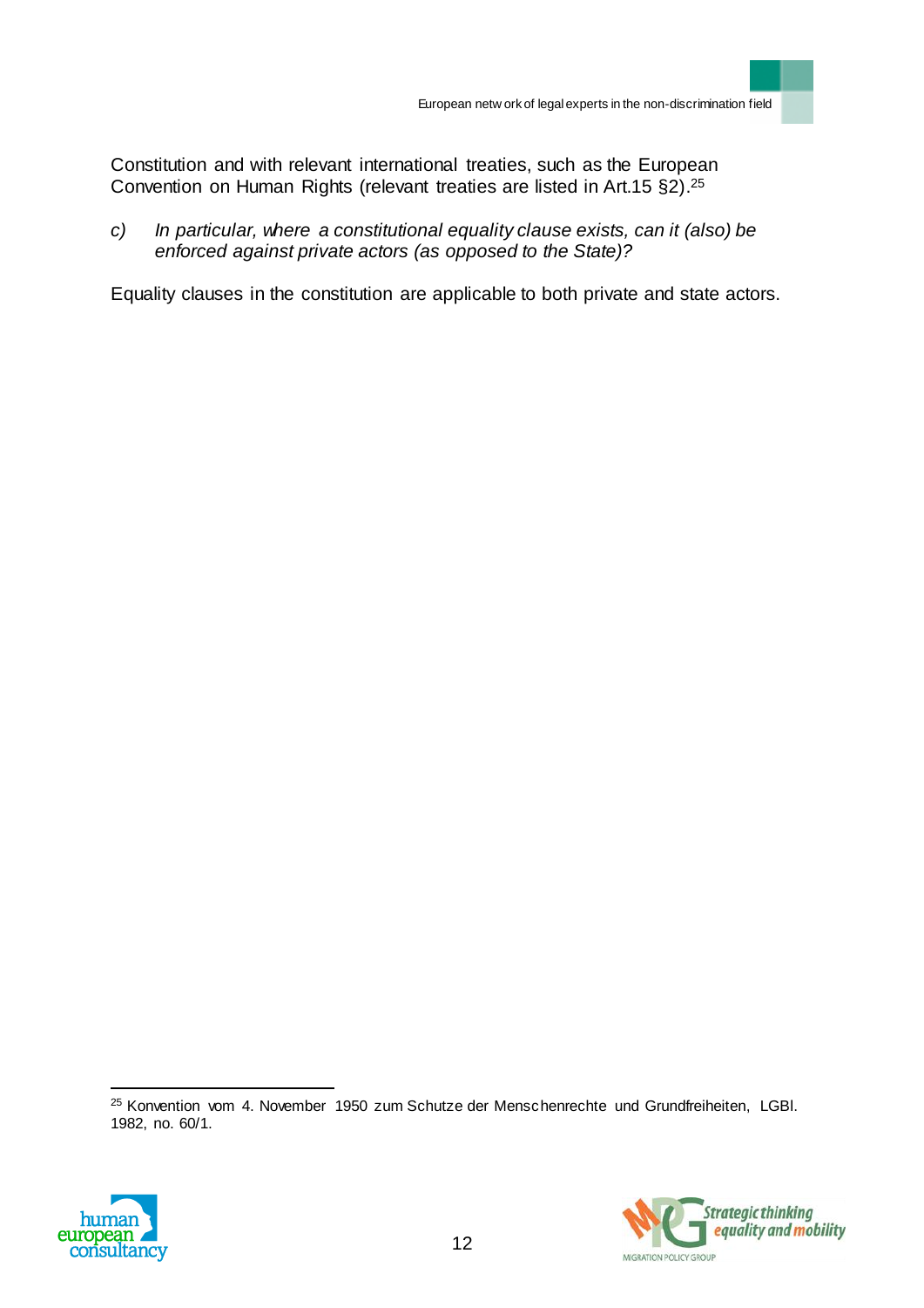Constitution and with relevant international treaties, such as the European Convention on Human Rights (relevant treaties are listed in Art.15 §2).[25]

c) *In particular, where a constitutional equality clause exists, can it (also) be enforced against private actors (as opposed to the State)?*

Equality clauses in the constitution are applicable to both private and state actors.

---

[25] Konvention vom 4. November 1950 zum Schutze der Menschenrechte und Grundfreiheiten, LGBl. 1982, no. 60/1.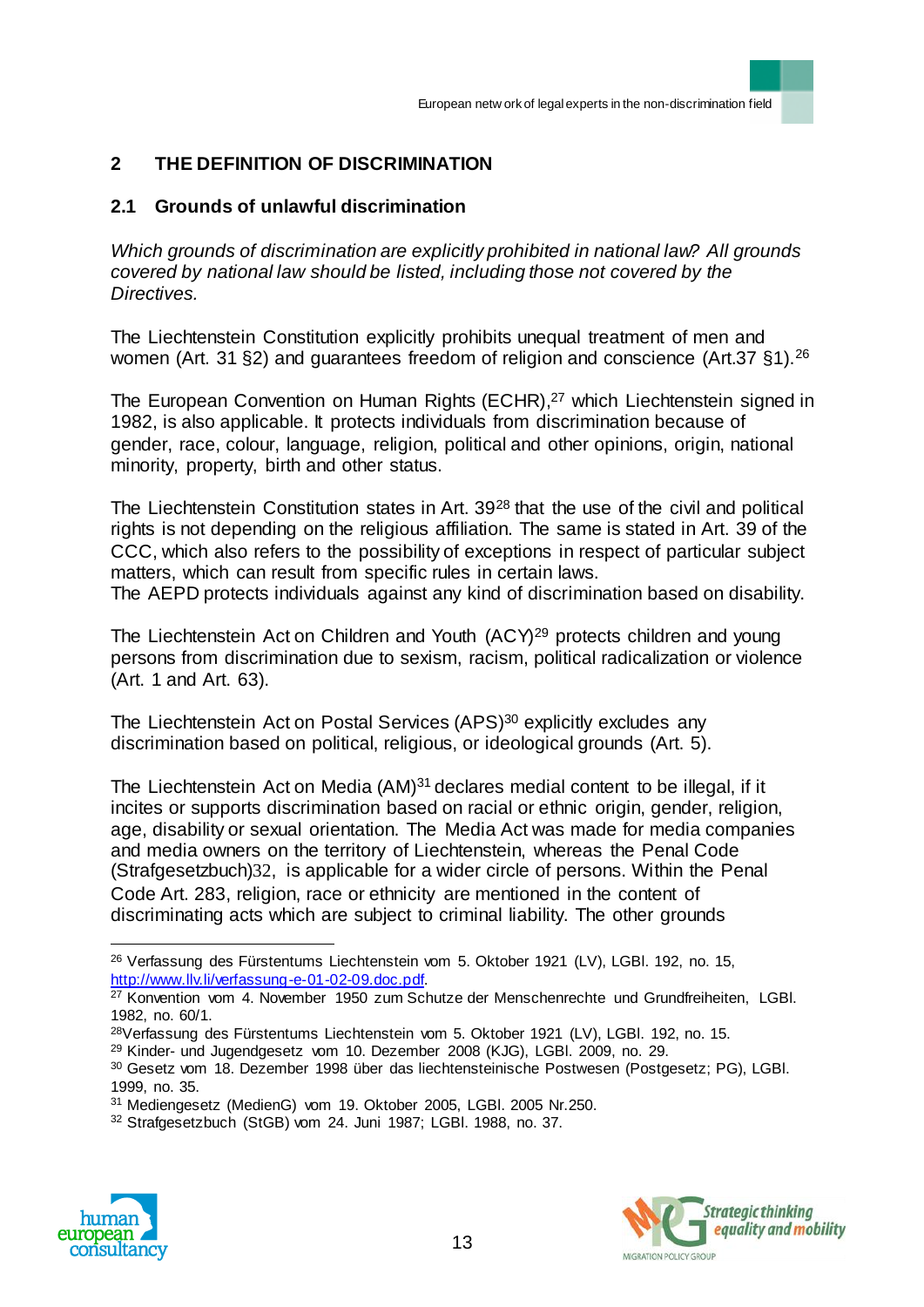## 2 THE DEFINITION OF DISCRIMINATION

### 2.1 Grounds of unlawful discrimination

*Which grounds of discrimination are explicitly prohibited in national law? All grounds covered by national law should be listed, including those not covered by the Directives.*

The Liechtenstein Constitution explicitly prohibits unequal treatment of men and women (Art. 31 §2) and guarantees freedom of religion and conscience (Art.37 §1).[26]

The European Convention on Human Rights (ECHR),[27] which Liechtenstein signed in 1982, is also applicable. It protects individuals from discrimination because of gender, race, colour, language, religion, political and other opinions, origin, national minority, property, birth and other status.

The Liechtenstein Constitution states in Art. 39[28] that the use of the civil and political rights is not depending on the religious affiliation. The same is stated in Art. 39 of the CCC, which also refers to the possibility of exceptions in respect of particular subject matters, which can result from specific rules in certain laws.
The AEPD protects individuals against any kind of discrimination based on disability.

The Liechtenstein Act on Children and Youth (ACY)[29] protects children and young persons from discrimination due to sexism, racism, political radicalization or violence (Art. 1 and Art. 63).

The Liechtenstein Act on Postal Services (APS)[30] explicitly excludes any discrimination based on political, religious, or ideological grounds (Art. 5).

The Liechtenstein Act on Media (AM)[31] declares medial content to be illegal, if it incites or supports discrimination based on racial or ethnic origin, gender, religion, age, disability or sexual orientation. The Media Act was made for media companies and media owners on the territory of Liechtenstein, whereas the Penal Code (Strafgesetzbuch)32, is applicable for a wider circle of persons. Within the Penal Code Art. 283, religion, race or ethnicity are mentioned in the content of discriminating acts which are subject to criminal liability. The other grounds

---

[26] Verfassung des Fürstentums Liechtenstein vom 5. Oktober 1921 (LV), LGBl. 192, no. 15, http://www.llv.li/verfassung-e-01-02-09.doc.pdf.

[27] Konvention vom 4. November 1950 zum Schutze der Menschenrechte und Grundfreiheiten, LGBl. 1982, no. 60/1.

[28] Verfassung des Fürstentums Liechtenstein vom 5. Oktober 1921 (LV), LGBl. 192, no. 15.

[29] Kinder- und Jugendgesetz vom 10. Dezember 2008 (KJG), LGBl. 2009, no. 29.

[30] Gesetz vom 18. Dezember 1998 über das liechtensteinische Postwesen (Postgesetz; PG), LGBl. 1999, no. 35.

[31] Mediengesetz (MedienG) vom 19. Oktober 2005, LGBl. 2005 Nr.250.

[32] Strafgesetzbuch (StGB) vom 24. Juni 1987; LGBl. 1988, no. 37.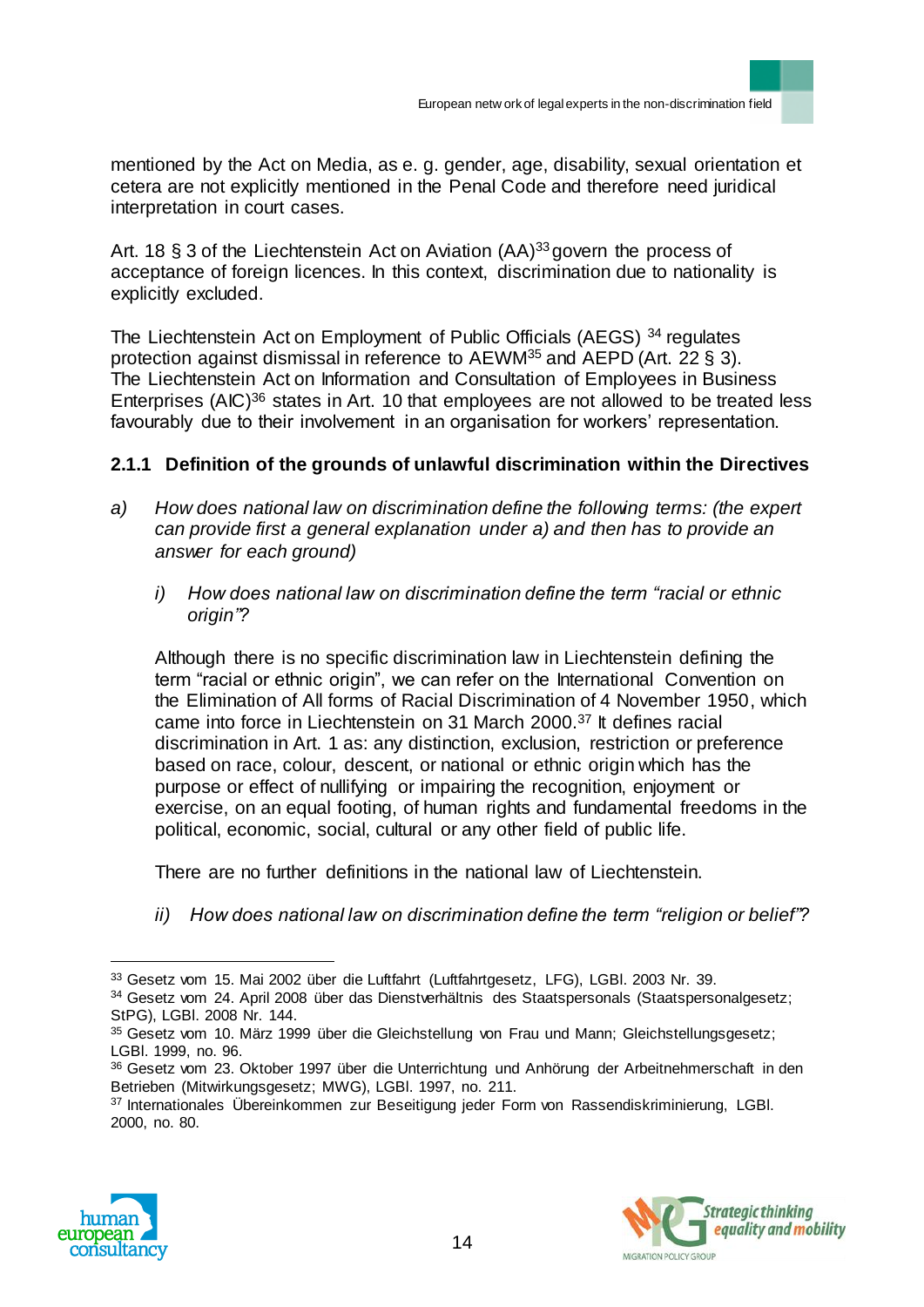mentioned by the Act on Media, as e. g. gender, age, disability, sexual orientation et cetera are not explicitly mentioned in the Penal Code and therefore need juridical interpretation in court cases.

Art. 18 § 3 of the Liechtenstein Act on Aviation (AA)[33] govern the process of acceptance of foreign licences. In this context, discrimination due to nationality is explicitly excluded.

The Liechtenstein Act on Employment of Public Officials (AEGS) [34] regulates protection against dismissal in reference to AEWM[35] and AEPD (Art. 22 § 3). The Liechtenstein Act on Information and Consultation of Employees in Business Enterprises (AIC)[36] states in Art. 10 that employees are not allowed to be treated less favourably due to their involvement in an organisation for workers' representation.

### 2.1.1 Definition of the grounds of unlawful discrimination within the Directives

a) *How does national law on discrimination define the following terms: (the expert can provide first a general explanation under a) and then has to provide an answer for each ground)*

   i) *How does national law on discrimination define the term "racial or ethnic origin"?*

   Although there is no specific discrimination law in Liechtenstein defining the term "racial or ethnic origin", we can refer on the International Convention on the Elimination of All forms of Racial Discrimination of 4 November 1950, which came into force in Liechtenstein on 31 March 2000.[37] It defines racial discrimination in Art. 1 as: any distinction, exclusion, restriction or preference based on race, colour, descent, or national or ethnic origin which has the purpose or effect of nullifying or impairing the recognition, enjoyment or exercise, on an equal footing, of human rights and fundamental freedoms in the political, economic, social, cultural or any other field of public life.

   There are no further definitions in the national law of Liechtenstein.

   ii) *How does national law on discrimination define the term "religion or belief"?*

---

[33] Gesetz vom 15. Mai 2002 über die Luftfahrt (Luftfahrtgesetz, LFG), LGBl. 2003 Nr. 39.

[34] Gesetz vom 24. April 2008 über das Dienstverhältnis des Staatspersonals (Staatspersonalgesetz; StPG), LGBl. 2008 Nr. 144.

[35] Gesetz vom 10. März 1999 über die Gleichstellung von Frau und Mann; Gleichstellungsgesetz; LGBl. 1999, no. 96.

[36] Gesetz vom 23. Oktober 1997 über die Unterrichtung und Anhörung der Arbeitnehmerschaft in den Betrieben (Mitwirkungsgesetz; MWG), LGBl. 1997, no. 211.

[37] Internationales Übereinkommen zur Beseitigung jeder Form von Rassendiskriminierung, LGBl. 2000, no. 80.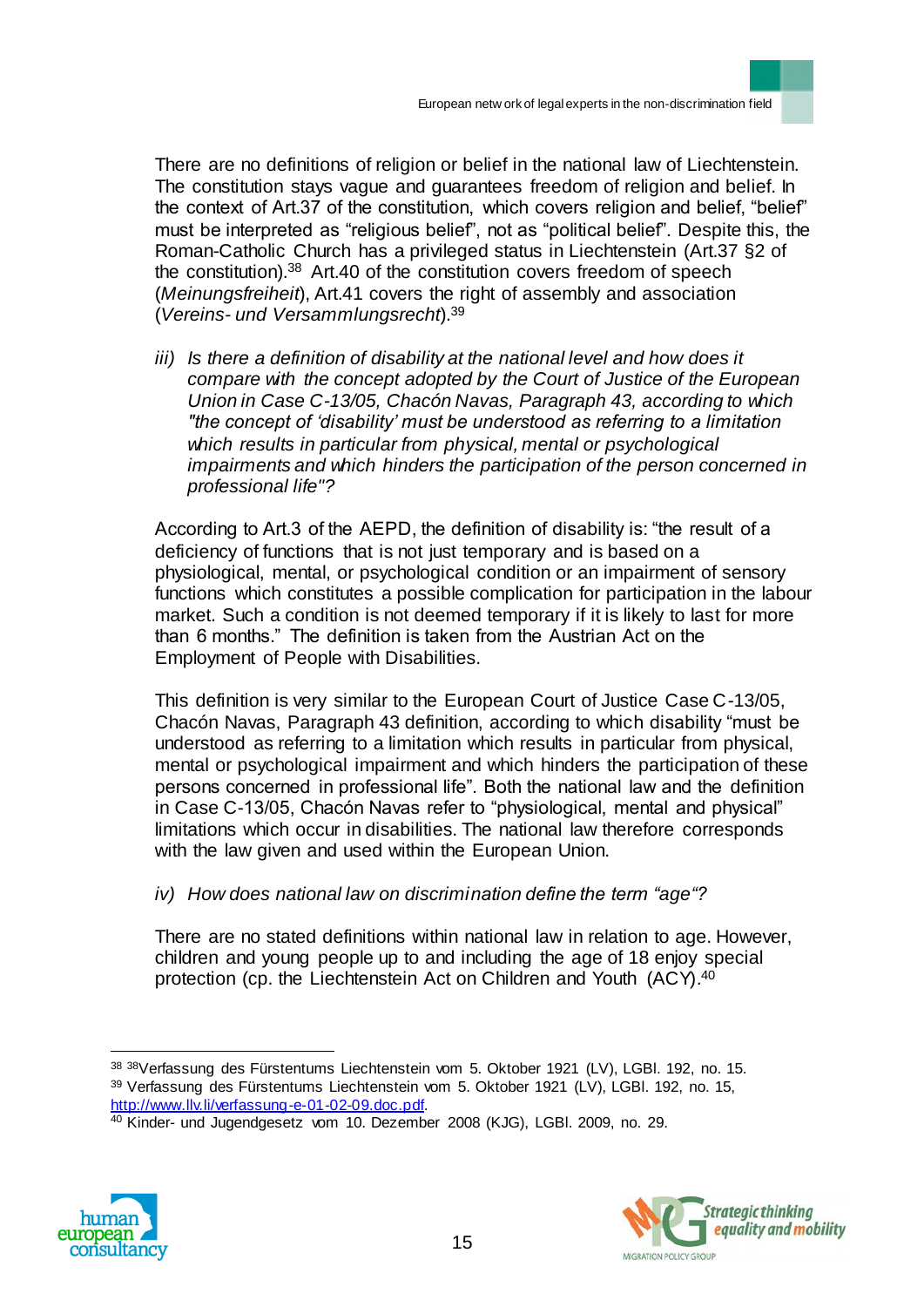There are no definitions of religion or belief in the national law of Liechtenstein. The constitution stays vague and guarantees freedom of religion and belief. In the context of Art.37 of the constitution, which covers religion and belief, "belief" must be interpreted as "religious belief", not as "political belief". Despite this, the Roman-Catholic Church has a privileged status in Liechtenstein (Art.37 §2 of the constitution).[38] Art.40 of the constitution covers freedom of speech (*Meinungsfreiheit*), Art.41 covers the right of assembly and association (*Vereins- und Versammlungsrecht*).[39]

*iii) Is there a definition of disability at the national level and how does it compare with the concept adopted by the Court of Justice of the European Union in Case C-13/05, Chacón Navas, Paragraph 43, according to which "the concept of 'disability' must be understood as referring to a limitation which results in particular from physical, mental or psychological impairments and which hinders the participation of the person concerned in professional life"?*

According to Art.3 of the AEPD, the definition of disability is: "the result of a deficiency of functions that is not just temporary and is based on a physiological, mental, or psychological condition or an impairment of sensory functions which constitutes a possible complication for participation in the labour market. Such a condition is not deemed temporary if it is likely to last for more than 6 months." The definition is taken from the Austrian Act on the Employment of People with Disabilities.

This definition is very similar to the European Court of Justice Case C-13/05, Chacón Navas, Paragraph 43 definition, according to which disability "must be understood as referring to a limitation which results in particular from physical, mental or psychological impairment and which hinders the participation of these persons concerned in professional life". Both the national law and the definition in Case C-13/05, Chacón Navas refer to "physiological, mental and physical" limitations which occur in disabilities. The national law therefore corresponds with the law given and used within the European Union.

*iv) How does national law on discrimination define the term "age"?*

There are no stated definitions within national law in relation to age. However, children and young people up to and including the age of 18 enjoy special protection (cp. the Liechtenstein Act on Children and Youth (ACY).[40]

---

[38] [38]Verfassung des Fürstentums Liechtenstein vom 5. Oktober 1921 (LV), LGBl. 192, no. 15.

[39] Verfassung des Fürstentums Liechtenstein vom 5. Oktober 1921 (LV), LGBl. 192, no. 15, http://www.llv.li/verfassung-e-01-02-09.doc.pdf.

[40] Kinder- und Jugendgesetz vom 10. Dezember 2008 (KJG), LGBl. 2009, no. 29.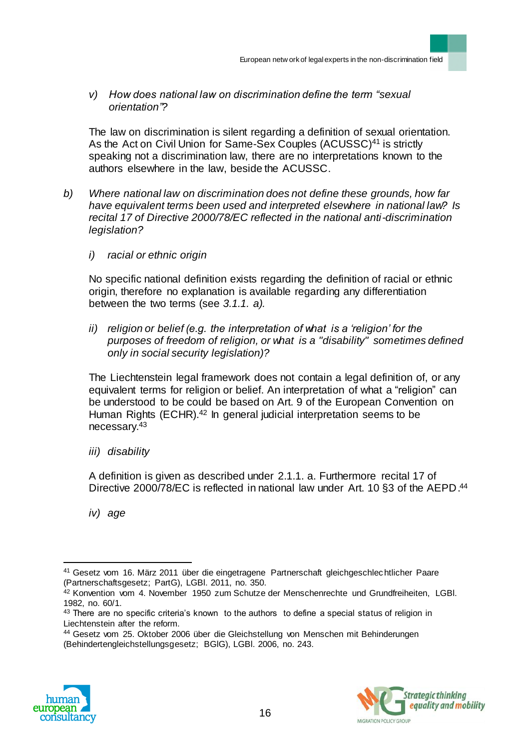v) *How does national law on discrimination define the term "sexual orientation"?*

The law on discrimination is silent regarding a definition of sexual orientation. As the Act on Civil Union for Same-Sex Couples (ACUSSC)[41] is strictly speaking not a discrimination law, there are no interpretations known to the authors elsewhere in the law, beside the ACUSSC.

b) *Where national law on discrimination does not define these grounds, how far have equivalent terms been used and interpreted elsewhere in national law? Is recital 17 of Directive 2000/78/EC reflected in the national anti-discrimination legislation?*

i) *racial or ethnic origin*

No specific national definition exists regarding the definition of racial or ethnic origin, therefore no explanation is available regarding any differentiation between the two terms (see *3.1.1. a)*.

ii) *religion or belief (e.g. the interpretation of what is a 'religion' for the purposes of freedom of religion, or what is a "disability" sometimes defined only in social security legislation)?*

The Liechtenstein legal framework does not contain a legal definition of, or any equivalent terms for religion or belief. An interpretation of what a "religion" can be understood to be could be based on Art. 9 of the European Convention on Human Rights (ECHR).[42] In general judicial interpretation seems to be necessary.[43]

iii) *disability*

A definition is given as described under 2.1.1. a. Furthermore recital 17 of Directive 2000/78/EC is reflected in national law under Art. 10 §3 of the AEPD.[44]

iv) *age*

---

[41] Gesetz vom 16. März 2011 über die eingetragene Partnerschaft gleichgeschlechtlicher Paare (Partnerschaftsgesetz; PartG), LGBl. 2011, no. 350.

[42] Konvention vom 4. November 1950 zum Schutze der Menschenrechte und Grundfreiheiten, LGBl. 1982, no. 60/1.

[43] There are no specific criteria's known to the authors to define a special status of religion in Liechtenstein after the reform.

[44] Gesetz vom 25. Oktober 2006 über die Gleichstellung von Menschen mit Behinderungen (Behindertengleichstellungsgesetz; BGlG), LGBl. 2006, no. 243.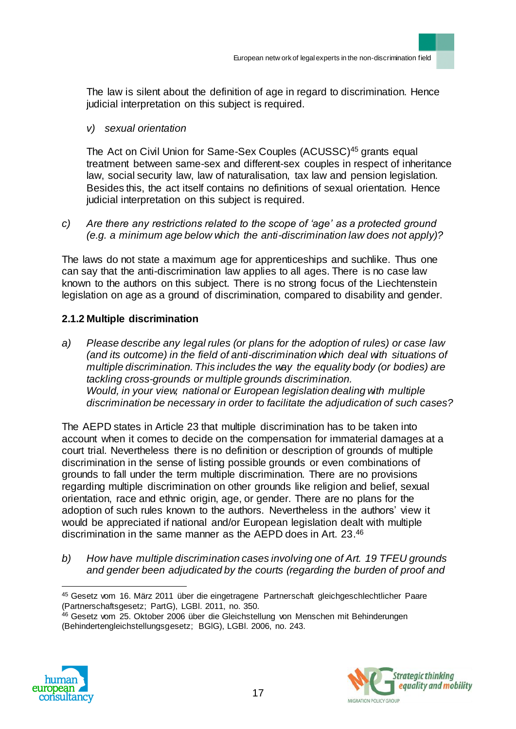The law is silent about the definition of age in regard to discrimination. Hence judicial interpretation on this subject is required.

*v) sexual orientation*

The Act on Civil Union for Same-Sex Couples (ACUSSC)[45] grants equal treatment between same-sex and different-sex couples in respect of inheritance law, social security law, law of naturalisation, tax law and pension legislation. Besides this, the act itself contains no definitions of sexual orientation. Hence judicial interpretation on this subject is required.

c) *Are there any restrictions related to the scope of 'age' as a protected ground (e.g. a minimum age below which the anti-discrimination law does not apply)?*

The laws do not state a maximum age for apprenticeships and suchlike. Thus one can say that the anti-discrimination law applies to all ages. There is no case law known to the authors on this subject. There is no strong focus of the Liechtenstein legislation on age as a ground of discrimination, compared to disability and gender.

### 2.1.2 Multiple discrimination

a) *Please describe any legal rules (or plans for the adoption of rules) or case law (and its outcome) in the field of anti-discrimination which deal with situations of multiple discrimination. This includes the way the equality body (or bodies) are tackling cross-grounds or multiple grounds discrimination.*
*Would, in your view, national or European legislation dealing with multiple discrimination be necessary in order to facilitate the adjudication of such cases?*

The AEPD states in Article 23 that multiple discrimination has to be taken into account when it comes to decide on the compensation for immaterial damages at a court trial. Nevertheless there is no definition or description of grounds of multiple discrimination in the sense of listing possible grounds or even combinations of grounds to fall under the term multiple discrimination. There are no provisions regarding multiple discrimination on other grounds like religion and belief, sexual orientation, race and ethnic origin, age, or gender. There are no plans for the adoption of such rules known to the authors. Nevertheless in the authors' view it would be appreciated if national and/or European legislation dealt with multiple discrimination in the same manner as the AEPD does in Art. 23.[46]

b) *How have multiple discrimination cases involving one of Art. 19 TFEU grounds and gender been adjudicated by the courts (regarding the burden of proof and*

---

[45] Gesetz vom 16. März 2011 über die eingetragene Partnerschaft gleichgeschlechtlicher Paare (Partnerschaftsgesetz; PartG), LGBl. 2011, no. 350.

[46] Gesetz vom 25. Oktober 2006 über die Gleichstellung von Menschen mit Behinderungen (Behindertengleichstellungsgesetz; BGlG), LGBl. 2006, no. 243.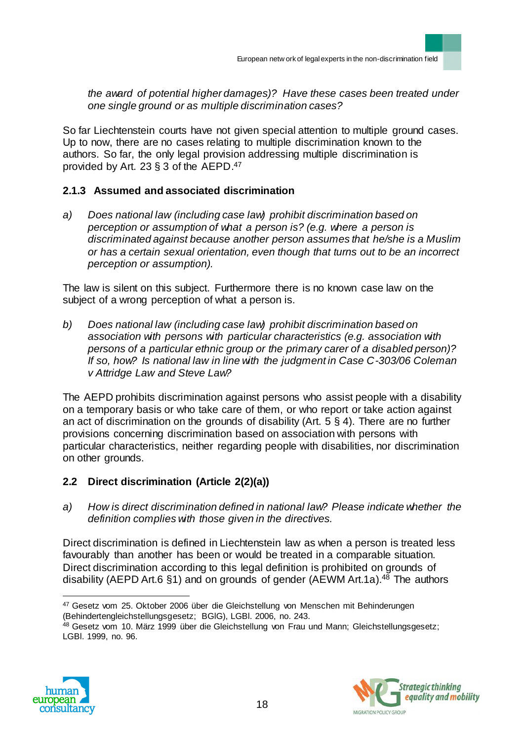*the award of potential higher damages)? Have these cases been treated under one single ground or as multiple discrimination cases?*

So far Liechtenstein courts have not given special attention to multiple ground cases. Up to now, there are no cases relating to multiple discrimination known to the authors. So far, the only legal provision addressing multiple discrimination is provided by Art. 23 § 3 of the AEPD.[47]

### 2.1.3 Assumed and associated discrimination

a) *Does national law (including case law) prohibit discrimination based on perception or assumption of what a person is? (e.g. where a person is discriminated against because another person assumes that he/she is a Muslim or has a certain sexual orientation, even though that turns out to be an incorrect perception or assumption).*

The law is silent on this subject. Furthermore there is no known case law on the subject of a wrong perception of what a person is.

b) *Does national law (including case law) prohibit discrimination based on association with persons with particular characteristics (e.g. association with persons of a particular ethnic group or the primary carer of a disabled person)? If so, how? Is national law in line with the judgment in Case C-303/06 Coleman v Attridge Law and Steve Law?*

The AEPD prohibits discrimination against persons who assist people with a disability on a temporary basis or who take care of them, or who report or take action against an act of discrimination on the grounds of disability (Art. 5 § 4). There are no further provisions concerning discrimination based on association with persons with particular characteristics, neither regarding people with disabilities, nor discrimination on other grounds.

## 2.2 Direct discrimination (Article 2(2)(a))

a) *How is direct discrimination defined in national law? Please indicate whether the definition complies with those given in the directives.*

Direct discrimination is defined in Liechtenstein law as when a person is treated less favourably than another has been or would be treated in a comparable situation. Direct discrimination according to this legal definition is prohibited on grounds of disability (AEPD Art.6 §1) and on grounds of gender (AEWM Art.1a).[48] The authors

---

[47] Gesetz vom 25. Oktober 2006 über die Gleichstellung von Menschen mit Behinderungen (Behindertengleichstellungsgesetz; BGlG), LGBl. 2006, no. 243.

[48] Gesetz vom 10. März 1999 über die Gleichstellung von Frau und Mann; Gleichstellungsgesetz; LGBl. 1999, no. 96.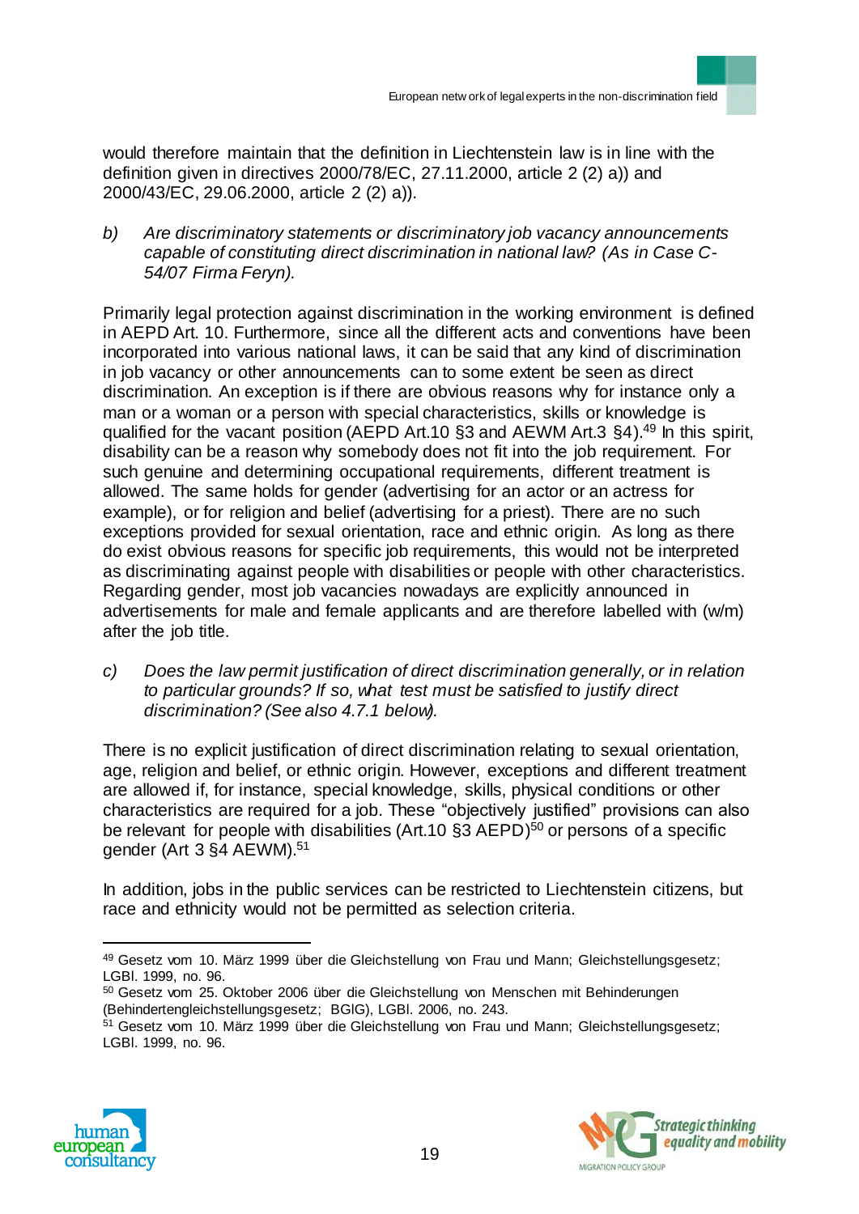would therefore maintain that the definition in Liechtenstein law is in line with the definition given in directives 2000/78/EC, 27.11.2000, article 2 (2) a)) and 2000/43/EC, 29.06.2000, article 2 (2) a)).

b) *Are discriminatory statements or discriminatory job vacancy announcements capable of constituting direct discrimination in national law? (As in Case C-54/07 Firma Feryn).*

Primarily legal protection against discrimination in the working environment is defined in AEPD Art. 10. Furthermore, since all the different acts and conventions have been incorporated into various national laws, it can be said that any kind of discrimination in job vacancy or other announcements can to some extent be seen as direct discrimination. An exception is if there are obvious reasons why for instance only a man or a woman or a person with special characteristics, skills or knowledge is qualified for the vacant position (AEPD Art.10 §3 and AEWM Art.3 §4).[49] In this spirit, disability can be a reason why somebody does not fit into the job requirement. For such genuine and determining occupational requirements, different treatment is allowed. The same holds for gender (advertising for an actor or an actress for example), or for religion and belief (advertising for a priest). There are no such exceptions provided for sexual orientation, race and ethnic origin. As long as there do exist obvious reasons for specific job requirements, this would not be interpreted as discriminating against people with disabilities or people with other characteristics. Regarding gender, most job vacancies nowadays are explicitly announced in advertisements for male and female applicants and are therefore labelled with (w/m) after the job title.

c) *Does the law permit justification of direct discrimination generally, or in relation to particular grounds? If so, what test must be satisfied to justify direct discrimination? (See also 4.7.1 below).*

There is no explicit justification of direct discrimination relating to sexual orientation, age, religion and belief, or ethnic origin. However, exceptions and different treatment are allowed if, for instance, special knowledge, skills, physical conditions or other characteristics are required for a job. These "objectively justified" provisions can also be relevant for people with disabilities (Art.10 §3 AEPD)[50] or persons of a specific gender (Art 3 §4 AEWM).[51]

In addition, jobs in the public services can be restricted to Liechtenstein citizens, but race and ethnicity would not be permitted as selection criteria.

---

[49] Gesetz vom 10. März 1999 über die Gleichstellung von Frau und Mann; Gleichstellungsgesetz; LGBl. 1999, no. 96.

[50] Gesetz vom 25. Oktober 2006 über die Gleichstellung von Menschen mit Behinderungen (Behindertengleichstellungsgesetz; BGlG), LGBl. 2006, no. 243.

[51] Gesetz vom 10. März 1999 über die Gleichstellung von Frau und Mann; Gleichstellungsgesetz; LGBl. 1999, no. 96.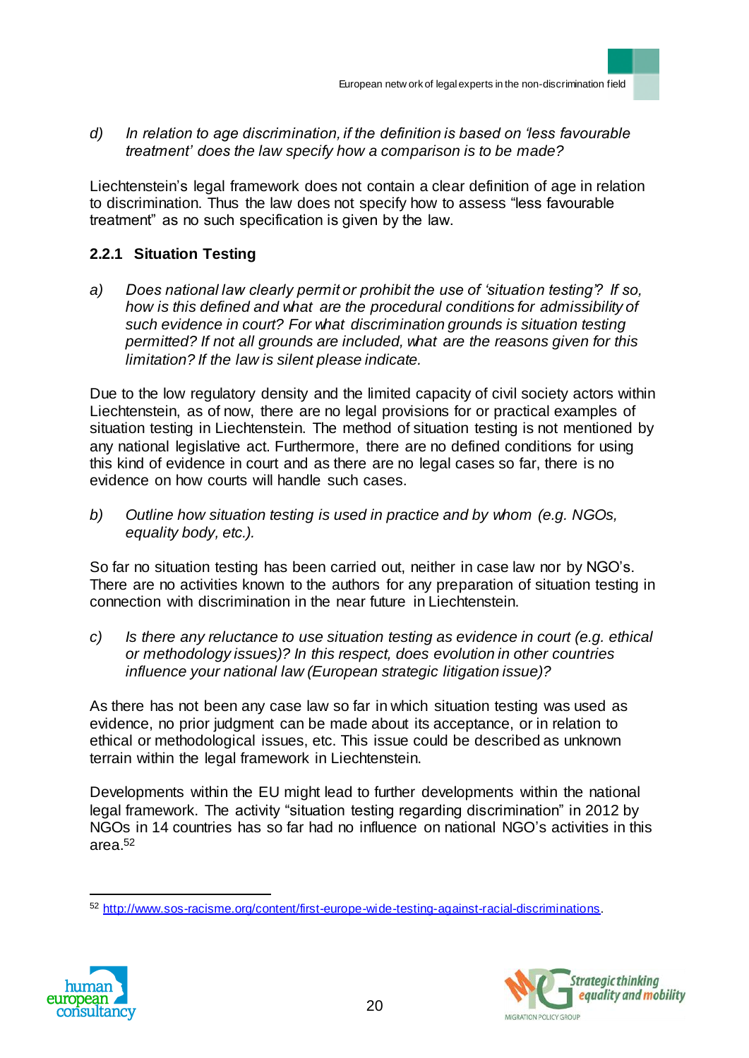*d) In relation to age discrimination, if the definition is based on 'less favourable treatment' does the law specify how a comparison is to be made?*

Liechtenstein's legal framework does not contain a clear definition of age in relation to discrimination. Thus the law does not specify how to assess "less favourable treatment" as no such specification is given by the law.

### 2.2.1 Situation Testing

*a) Does national law clearly permit or prohibit the use of 'situation testing'? If so, how is this defined and what are the procedural conditions for admissibility of such evidence in court? For what discrimination grounds is situation testing permitted? If not all grounds are included, what are the reasons given for this limitation? If the law is silent please indicate.*

Due to the low regulatory density and the limited capacity of civil society actors within Liechtenstein, as of now, there are no legal provisions for or practical examples of situation testing in Liechtenstein. The method of situation testing is not mentioned by any national legislative act. Furthermore, there are no defined conditions for using this kind of evidence in court and as there are no legal cases so far, there is no evidence on how courts will handle such cases.

*b) Outline how situation testing is used in practice and by whom (e.g. NGOs, equality body, etc.).*

So far no situation testing has been carried out, neither in case law nor by NGO's. There are no activities known to the authors for any preparation of situation testing in connection with discrimination in the near future in Liechtenstein.

*c) Is there any reluctance to use situation testing as evidence in court (e.g. ethical or methodology issues)? In this respect, does evolution in other countries influence your national law (European strategic litigation issue)?*

As there has not been any case law so far in which situation testing was used as evidence, no prior judgment can be made about its acceptance, or in relation to ethical or methodological issues, etc. This issue could be described as unknown terrain within the legal framework in Liechtenstein.

Developments within the EU might lead to further developments within the national legal framework. The activity "situation testing regarding discrimination" in 2012 by NGOs in 14 countries has so far had no influence on national NGO's activities in this area.[52]

---

[52] http://www.sos-racisme.org/content/first-europe-wide-testing-against-racial-discriminations.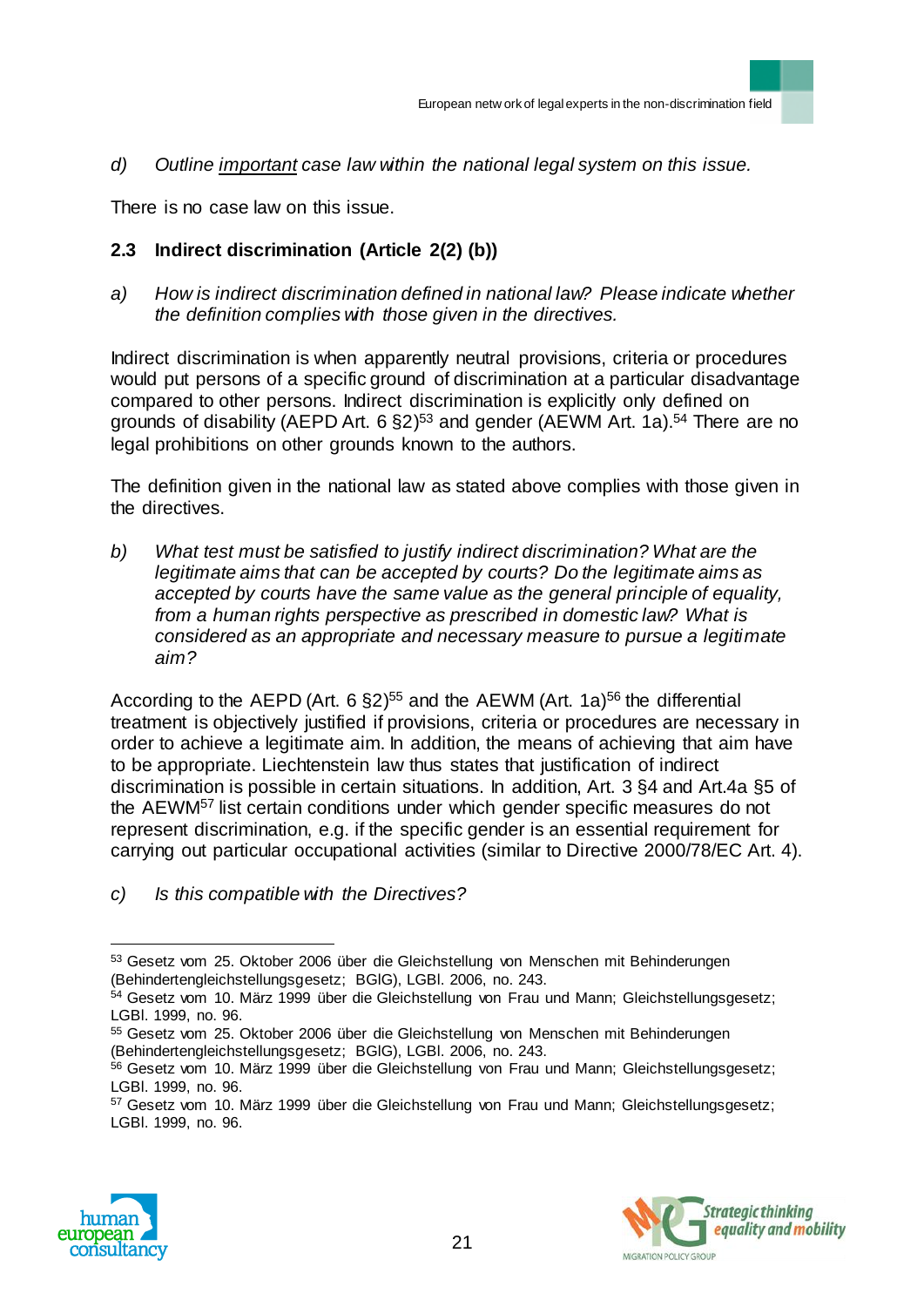*d) Outline <u>important</u> case law within the national legal system on this issue.*

There is no case law on this issue.

### 2.3 Indirect discrimination (Article 2(2) (b))

*a) How is indirect discrimination defined in national law? Please indicate whether the definition complies with those given in the directives.*

Indirect discrimination is when apparently neutral provisions, criteria or procedures would put persons of a specific ground of discrimination at a particular disadvantage compared to other persons. Indirect discrimination is explicitly only defined on grounds of disability (AEPD Art. 6 §2)[53] and gender (AEWM Art. 1a).[54] There are no legal prohibitions on other grounds known to the authors.

The definition given in the national law as stated above complies with those given in the directives.

*b) What test must be satisfied to justify indirect discrimination? What are the legitimate aims that can be accepted by courts? Do the legitimate aims as accepted by courts have the same value as the general principle of equality, from a human rights perspective as prescribed in domestic law? What is considered as an appropriate and necessary measure to pursue a legitimate aim?*

According to the AEPD (Art. 6 §2)[55] and the AEWM (Art. 1a)[56] the differential treatment is objectively justified if provisions, criteria or procedures are necessary in order to achieve a legitimate aim. In addition, the means of achieving that aim have to be appropriate. Liechtenstein law thus states that justification of indirect discrimination is possible in certain situations. In addition, Art. 3 §4 and Art.4a §5 of the AEWM[57] list certain conditions under which gender specific measures do not represent discrimination, e.g. if the specific gender is an essential requirement for carrying out particular occupational activities (similar to Directive 2000/78/EC Art. 4).

*c) Is this compatible with the Directives?*

---

[53] Gesetz vom 25. Oktober 2006 über die Gleichstellung von Menschen mit Behinderungen (Behindertengleichstellungsgesetz; BGlG), LGBl. 2006, no. 243.

[54] Gesetz vom 10. März 1999 über die Gleichstellung von Frau und Mann; Gleichstellungsgesetz; LGBl. 1999, no. 96.

[55] Gesetz vom 25. Oktober 2006 über die Gleichstellung von Menschen mit Behinderungen (Behindertengleichstellungsgesetz; BGlG), LGBl. 2006, no. 243.

[56] Gesetz vom 10. März 1999 über die Gleichstellung von Frau und Mann; Gleichstellungsgesetz; LGBl. 1999, no. 96.

[57] Gesetz vom 10. März 1999 über die Gleichstellung von Frau und Mann; Gleichstellungsgesetz; LGBl. 1999, no. 96.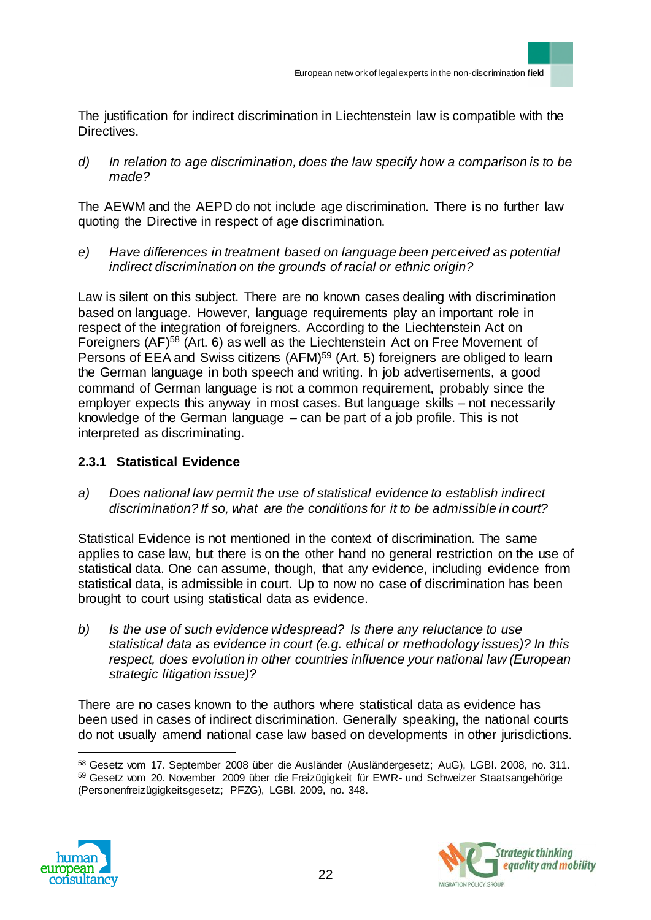The justification for indirect discrimination in Liechtenstein law is compatible with the Directives.

d) *In relation to age discrimination, does the law specify how a comparison is to be made?*

The AEWM and the AEPD do not include age discrimination. There is no further law quoting the Directive in respect of age discrimination.

e) *Have differences in treatment based on language been perceived as potential indirect discrimination on the grounds of racial or ethnic origin?*

Law is silent on this subject. There are no known cases dealing with discrimination based on language. However, language requirements play an important role in respect of the integration of foreigners. According to the Liechtenstein Act on Foreigners (AF)[58] (Art. 6) as well as the Liechtenstein Act on Free Movement of Persons of EEA and Swiss citizens (AFM)[59] (Art. 5) foreigners are obliged to learn the German language in both speech and writing. In job advertisements, a good command of German language is not a common requirement, probably since the employer expects this anyway in most cases. But language skills – not necessarily knowledge of the German language – can be part of a job profile. This is not interpreted as discriminating.

### 2.3.1 Statistical Evidence

a) *Does national law permit the use of statistical evidence to establish indirect discrimination? If so, what are the conditions for it to be admissible in court?*

Statistical Evidence is not mentioned in the context of discrimination. The same applies to case law, but there is on the other hand no general restriction on the use of statistical data. One can assume, though, that any evidence, including evidence from statistical data, is admissible in court. Up to now no case of discrimination has been brought to court using statistical data as evidence.

b) *Is the use of such evidence widespread? Is there any reluctance to use statistical data as evidence in court (e.g. ethical or methodology issues)? In this respect, does evolution in other countries influence your national law (European strategic litigation issue)?*

There are no cases known to the authors where statistical data as evidence has been used in cases of indirect discrimination. Generally speaking, the national courts do not usually amend national case law based on developments in other jurisdictions.

---

[58] Gesetz vom 17. September 2008 über die Ausländer (Ausländergesetz; AuG), LGBl. 2008, no. 311.

[59] Gesetz vom 20. November 2009 über die Freizügigkeit für EWR- und Schweizer Staatsangehörige (Personenfreizügigkeitsgesetz; PFZG), LGBl. 2009, no. 348.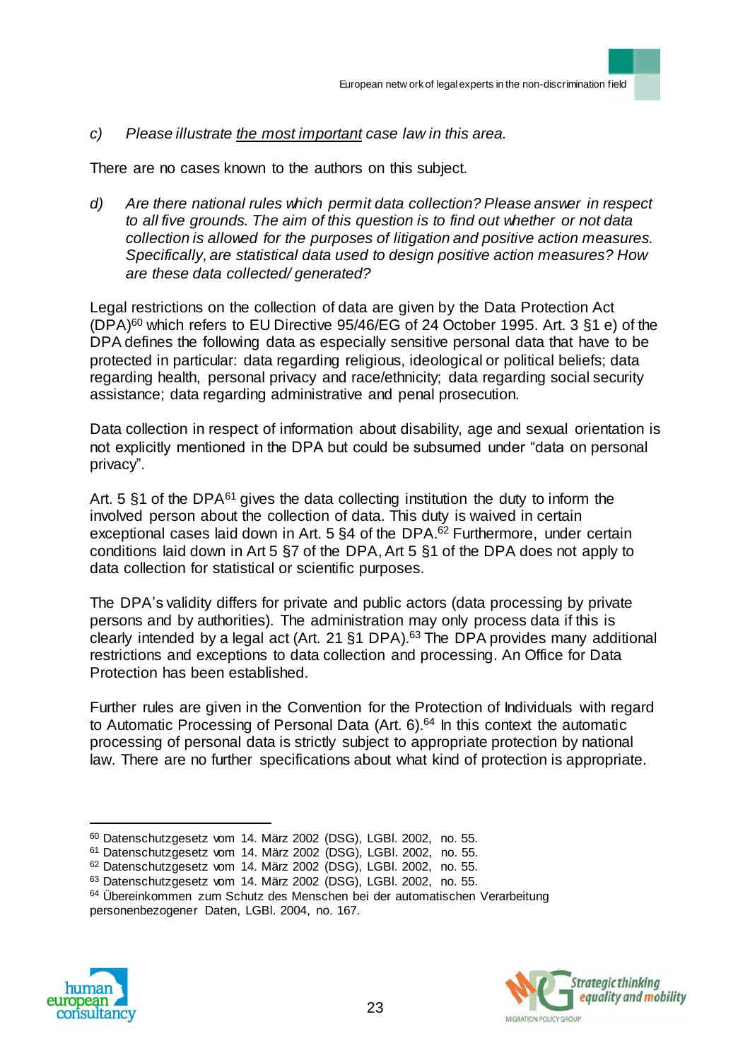c) *Please illustrate the most important case law in this area.*

There are no cases known to the authors on this subject.

d) *Are there national rules which permit data collection? Please answer in respect to all five grounds. The aim of this question is to find out whether or not data collection is allowed for the purposes of litigation and positive action measures. Specifically, are statistical data used to design positive action measures? How are these data collected/ generated?*

Legal restrictions on the collection of data are given by the Data Protection Act (DPA)[60] which refers to EU Directive 95/46/EG of 24 October 1995. Art. 3 §1 e) of the DPA defines the following data as especially sensitive personal data that have to be protected in particular: data regarding religious, ideological or political beliefs; data regarding health, personal privacy and race/ethnicity; data regarding social security assistance; data regarding administrative and penal prosecution.

Data collection in respect of information about disability, age and sexual orientation is not explicitly mentioned in the DPA but could be subsumed under "data on personal privacy".

Art. 5 §1 of the DPA[61] gives the data collecting institution the duty to inform the involved person about the collection of data. This duty is waived in certain exceptional cases laid down in Art. 5 §4 of the DPA.[62] Furthermore, under certain conditions laid down in Art 5 §7 of the DPA, Art 5 §1 of the DPA does not apply to data collection for statistical or scientific purposes.

The DPA's validity differs for private and public actors (data processing by private persons and by authorities). The administration may only process data if this is clearly intended by a legal act (Art. 21 §1 DPA).[63] The DPA provides many additional restrictions and exceptions to data collection and processing. An Office for Data Protection has been established.

Further rules are given in the Convention for the Protection of Individuals with regard to Automatic Processing of Personal Data (Art. 6).[64] In this context the automatic processing of personal data is strictly subject to appropriate protection by national law. There are no further specifications about what kind of protection is appropriate.

---

[60] Datenschutzgesetz vom 14. März 2002 (DSG), LGBl. 2002, no. 55.
[61] Datenschutzgesetz vom 14. März 2002 (DSG), LGBl. 2002, no. 55.
[62] Datenschutzgesetz vom 14. März 2002 (DSG), LGBl. 2002, no. 55.
[63] Datenschutzgesetz vom 14. März 2002 (DSG), LGBl. 2002, no. 55.
[64] Übereinkommen zum Schutz des Menschen bei der automatischen Verarbeitung personenbezogener Daten, LGBl. 2004, no. 167.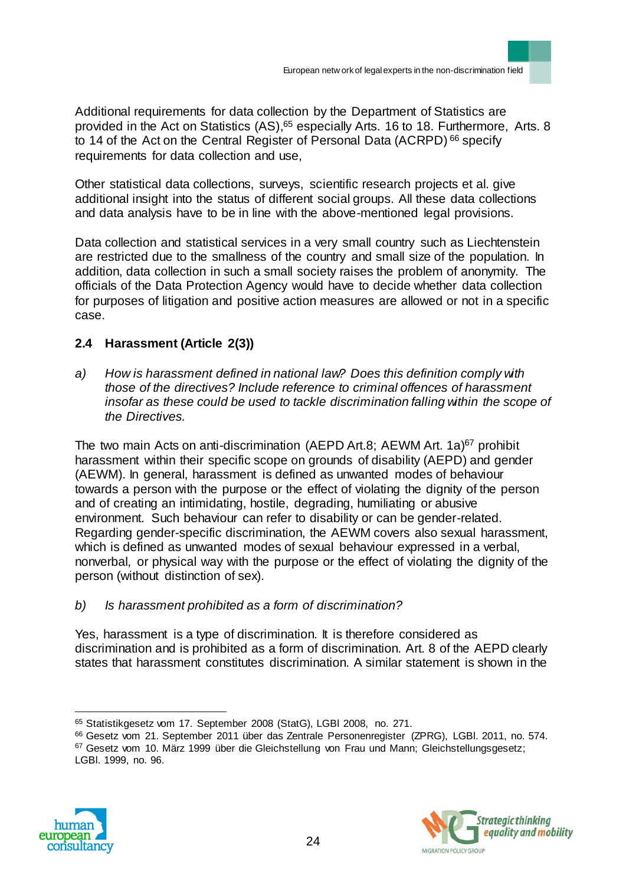Additional requirements for data collection by the Department of Statistics are provided in the Act on Statistics (AS),[65] especially Arts. 16 to 18. Furthermore, Arts. 8 to 14 of the Act on the Central Register of Personal Data (ACRPD) [66] specify requirements for data collection and use,

Other statistical data collections, surveys, scientific research projects et al. give additional insight into the status of different social groups. All these data collections and data analysis have to be in line with the above-mentioned legal provisions.

Data collection and statistical services in a very small country such as Liechtenstein are restricted due to the smallness of the country and small size of the population. In addition, data collection in such a small society raises the problem of anonymity. The officials of the Data Protection Agency would have to decide whether data collection for purposes of litigation and positive action measures are allowed or not in a specific case.

### 2.4 Harassment (Article 2(3))

a) *How is harassment defined in national law? Does this definition comply with those of the directives? Include reference to criminal offences of harassment insofar as these could be used to tackle discrimination falling within the scope of the Directives.*

The two main Acts on anti-discrimination (AEPD Art.8; AEWM Art. 1a)[67] prohibit harassment within their specific scope on grounds of disability (AEPD) and gender (AEWM). In general, harassment is defined as unwanted modes of behaviour towards a person with the purpose or the effect of violating the dignity of the person and of creating an intimidating, hostile, degrading, humiliating or abusive environment. Such behaviour can refer to disability or can be gender-related. Regarding gender-specific discrimination, the AEWM covers also sexual harassment, which is defined as unwanted modes of sexual behaviour expressed in a verbal, nonverbal, or physical way with the purpose or the effect of violating the dignity of the person (without distinction of sex).

b) *Is harassment prohibited as a form of discrimination?*

Yes, harassment is a type of discrimination. It is therefore considered as discrimination and is prohibited as a form of discrimination. Art. 8 of the AEPD clearly states that harassment constitutes discrimination. A similar statement is shown in the

---

[65] Statistikgesetz vom 17. September 2008 (StatG), LGBl 2008, no. 271.

[66] Gesetz vom 21. September 2011 über das Zentrale Personenregister (ZPRG), LGBl. 2011, no. 574.

[67] Gesetz vom 10. März 1999 über die Gleichstellung von Frau und Mann; Gleichstellungsgesetz; LGBl. 1999, no. 96.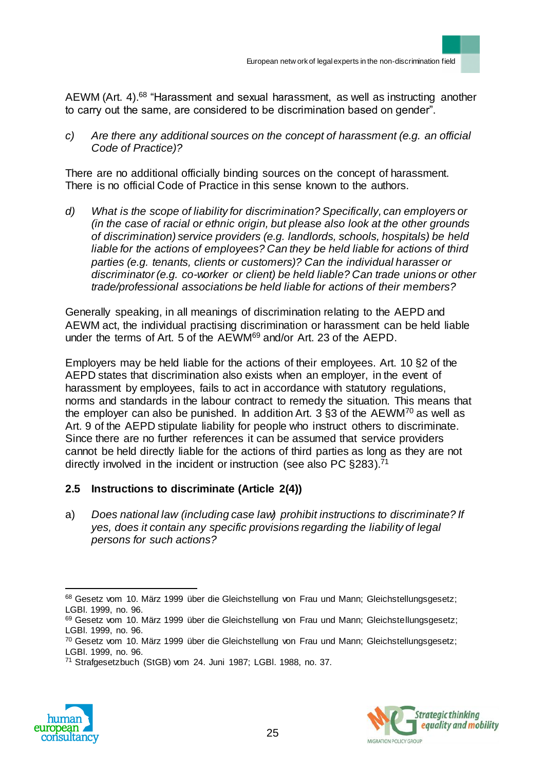AEWM (Art. 4).[68] "Harassment and sexual harassment, as well as instructing another to carry out the same, are considered to be discrimination based on gender".

c) *Are there any additional sources on the concept of harassment (e.g. an official Code of Practice)?*

There are no additional officially binding sources on the concept of harassment. There is no official Code of Practice in this sense known to the authors.

d) *What is the scope of liability for discrimination? Specifically, can employers or (in the case of racial or ethnic origin, but please also look at the other grounds of discrimination) service providers (e.g. landlords, schools, hospitals) be held liable for the actions of employees? Can they be held liable for actions of third parties (e.g. tenants, clients or customers)? Can the individual harasser or discriminator (e.g. co-worker or client) be held liable? Can trade unions or other trade/professional associations be held liable for actions of their members?*

Generally speaking, in all meanings of discrimination relating to the AEPD and AEWM act, the individual practising discrimination or harassment can be held liable under the terms of Art. 5 of the AEWM[69] and/or Art. 23 of the AEPD.

Employers may be held liable for the actions of their employees. Art. 10 §2 of the AEPD states that discrimination also exists when an employer, in the event of harassment by employees, fails to act in accordance with statutory regulations, norms and standards in the labour contract to remedy the situation. This means that the employer can also be punished. In addition Art. 3 §3 of the AEWM[70] as well as Art. 9 of the AEPD stipulate liability for people who instruct others to discriminate. Since there are no further references it can be assumed that service providers cannot be held directly liable for the actions of third parties as long as they are not directly involved in the incident or instruction (see also PC §283).[71]

## 2.5 Instructions to discriminate (Article 2(4))

a) *Does national law (including case law) prohibit instructions to discriminate? If yes, does it contain any specific provisions regarding the liability of legal persons for such actions?*

---

[68] Gesetz vom 10. März 1999 über die Gleichstellung von Frau und Mann; Gleichstellungsgesetz; LGBl. 1999, no. 96.

[69] Gesetz vom 10. März 1999 über die Gleichstellung von Frau und Mann; Gleichstellungsgesetz; LGBl. 1999, no. 96.

[70] Gesetz vom 10. März 1999 über die Gleichstellung von Frau und Mann; Gleichstellungsgesetz; LGBl. 1999, no. 96.

[71] Strafgesetzbuch (StGB) vom 24. Juni 1987; LGBl. 1988, no. 37.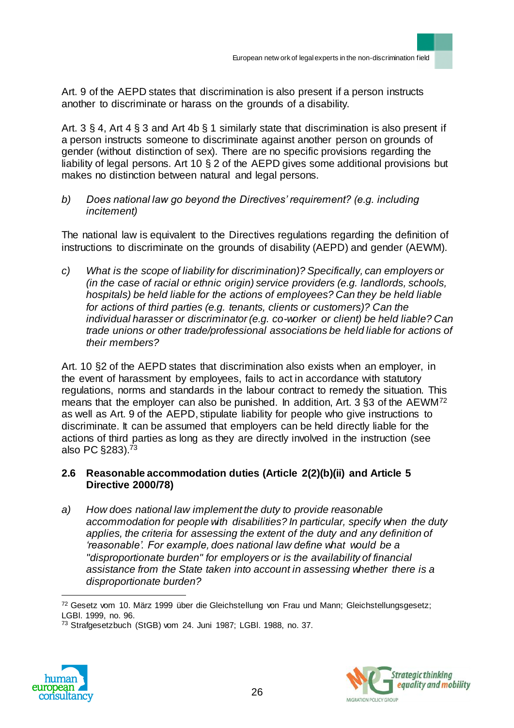Art. 9 of the AEPD states that discrimination is also present if a person instructs another to discriminate or harass on the grounds of a disability.

Art. 3 § 4, Art 4 § 3 and Art 4b § 1 similarly state that discrimination is also present if a person instructs someone to discriminate against another person on grounds of gender (without distinction of sex). There are no specific provisions regarding the liability of legal persons. Art 10 § 2 of the AEPD gives some additional provisions but makes no distinction between natural and legal persons.

b) *Does national law go beyond the Directives' requirement? (e.g. including incitement)*

The national law is equivalent to the Directives regulations regarding the definition of instructions to discriminate on the grounds of disability (AEPD) and gender (AEWM).

c) *What is the scope of liability for discrimination)? Specifically, can employers or (in the case of racial or ethnic origin) service providers (e.g. landlords, schools, hospitals) be held liable for the actions of employees? Can they be held liable for actions of third parties (e.g. tenants, clients or customers)? Can the individual harasser or discriminator (e.g. co-worker or client) be held liable? Can trade unions or other trade/professional associations be held liable for actions of their members?*

Art. 10 §2 of the AEPD states that discrimination also exists when an employer, in the event of harassment by employees, fails to act in accordance with statutory regulations, norms and standards in the labour contract to remedy the situation. This means that the employer can also be punished. In addition, Art. 3 §3 of the AEWM[72] as well as Art. 9 of the AEPD, stipulate liability for people who give instructions to discriminate. It can be assumed that employers can be held directly liable for the actions of third parties as long as they are directly involved in the instruction (see also PC §283).[73]

## 2.6 Reasonable accommodation duties (Article 2(2)(b)(ii) and Article 5 Directive 2000/78)

a) *How does national law implement the duty to provide reasonable accommodation for people with disabilities? In particular, specify when the duty applies, the criteria for assessing the extent of the duty and any definition of 'reasonable'. For example, does national law define what would be a "disproportionate burden" for employers or is the availability of financial assistance from the State taken into account in assessing whether there is a disproportionate burden?*

---

[72] Gesetz vom 10. März 1999 über die Gleichstellung von Frau und Mann; Gleichstellungsgesetz; LGBl. 1999, no. 96.

[73] Strafgesetzbuch (StGB) vom 24. Juni 1987; LGBl. 1988, no. 37.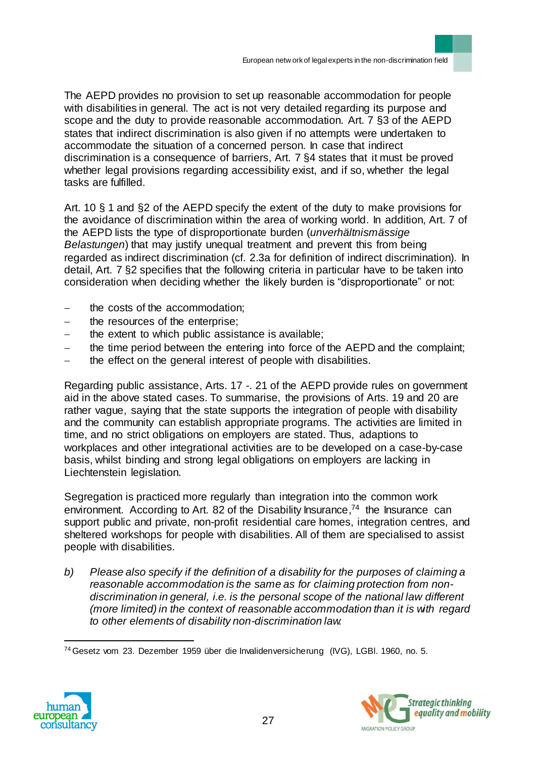The AEPD provides no provision to set up reasonable accommodation for people with disabilities in general. The act is not very detailed regarding its purpose and scope and the duty to provide reasonable accommodation. Art. 7 §3 of the AEPD states that indirect discrimination is also given if no attempts were undertaken to accommodate the situation of a concerned person. In case that indirect discrimination is a consequence of barriers, Art. 7 §4 states that it must be proved whether legal provisions regarding accessibility exist, and if so, whether the legal tasks are fulfilled.

Art. 10 § 1 and §2 of the AEPD specify the extent of the duty to make provisions for the avoidance of discrimination within the area of working world. In addition, Art. 7 of the AEPD lists the type of disproportionate burden (*unverhältnismässige Belastungen*) that may justify unequal treatment and prevent this from being regarded as indirect discrimination (cf. 2.3a for definition of indirect discrimination). In detail, Art. 7 §2 specifies that the following criteria in particular have to be taken into consideration when deciding whether the likely burden is "disproportionate" or not:

- the costs of the accommodation;
- the resources of the enterprise;
- the extent to which public assistance is available;
- the time period between the entering into force of the AEPD and the complaint;
- the effect on the general interest of people with disabilities.

Regarding public assistance, Arts. 17 -. 21 of the AEPD provide rules on government aid in the above stated cases. To summarise, the provisions of Arts. 19 and 20 are rather vague, saying that the state supports the integration of people with disability and the community can establish appropriate programs. The activities are limited in time, and no strict obligations on employers are stated. Thus, adaptions to workplaces and other integrational activities are to be developed on a case-by-case basis, whilst binding and strong legal obligations on employers are lacking in Liechtenstein legislation.

Segregation is practiced more regularly than integration into the common work environment. According to Art. 82 of the Disability Insurance,[74] the Insurance can support public and private, non-profit residential care homes, integration centres, and sheltered workshops for people with disabilities. All of them are specialised to assist people with disabilities.

b) *Please also specify if the definition of a disability for the purposes of claiming a reasonable accommodation is the same as for claiming protection from non-discrimination in general, i.e. is the personal scope of the national law different (more limited) in the context of reasonable accommodation than it is with regard to other elements of disability non-discrimination law.*

[74] Gesetz vom 23. Dezember 1959 über die Invalidenversicherung (IVG), LGBl. 1960, no. 5.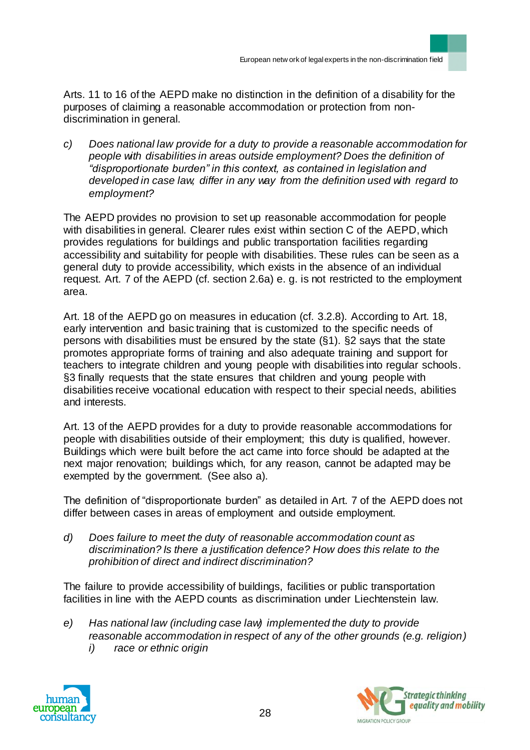Arts. 11 to 16 of the AEPD make no distinction in the definition of a disability for the purposes of claiming a reasonable accommodation or protection from non-discrimination in general.

c) *Does national law provide for a duty to provide a reasonable accommodation for people with disabilities in areas outside employment? Does the definition of "disproportionate burden" in this context, as contained in legislation and developed in case law, differ in any way from the definition used with regard to employment?*

The AEPD provides no provision to set up reasonable accommodation for people with disabilities in general. Clearer rules exist within section C of the AEPD, which provides regulations for buildings and public transportation facilities regarding accessibility and suitability for people with disabilities. These rules can be seen as a general duty to provide accessibility, which exists in the absence of an individual request. Art. 7 of the AEPD (cf. section 2.6a) e. g. is not restricted to the employment area.

Art. 18 of the AEPD go on measures in education (cf. 3.2.8). According to Art. 18, early intervention and basic training that is customized to the specific needs of persons with disabilities must be ensured by the state (§1). §2 says that the state promotes appropriate forms of training and also adequate training and support for teachers to integrate children and young people with disabilities into regular schools. §3 finally requests that the state ensures that children and young people with disabilities receive vocational education with respect to their special needs, abilities and interests.

Art. 13 of the AEPD provides for a duty to provide reasonable accommodations for people with disabilities outside of their employment; this duty is qualified, however. Buildings which were built before the act came into force should be adapted at the next major renovation; buildings which, for any reason, cannot be adapted may be exempted by the government. (See also a).

The definition of "disproportionate burden" as detailed in Art. 7 of the AEPD does not differ between cases in areas of employment and outside employment.

d) *Does failure to meet the duty of reasonable accommodation count as discrimination? Is there a justification defence? How does this relate to the prohibition of direct and indirect discrimination?*

The failure to provide accessibility of buildings, facilities or public transportation facilities in line with the AEPD counts as discrimination under Liechtenstein law.

e) *Has national law (including case law) implemented the duty to provide reasonable accommodation in respect of any of the other grounds (e.g. religion)*
   i) *race or ethnic origin*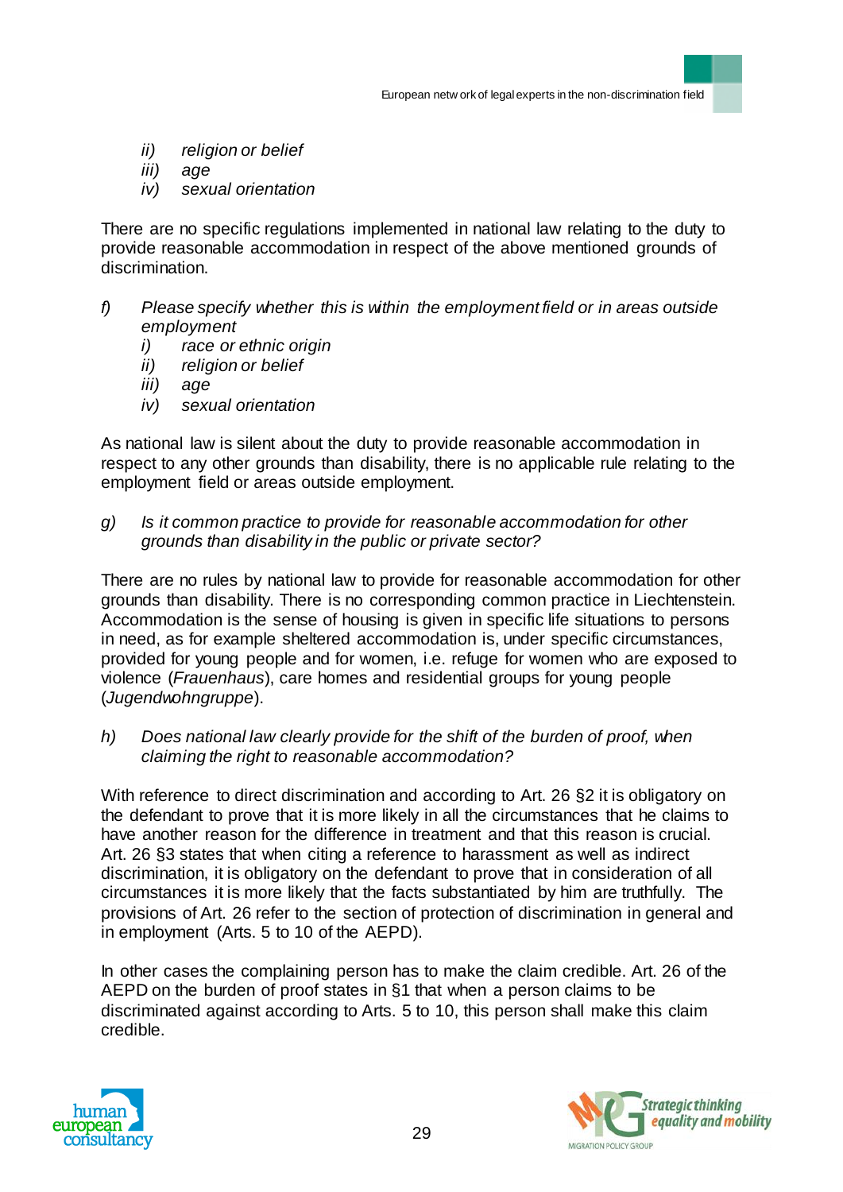*ii) religion or belief*
*iii) age*
*iv) sexual orientation*

There are no specific regulations implemented in national law relating to the duty to provide reasonable accommodation in respect of the above mentioned grounds of discrimination.

*f) Please specify whether this is within the employment field or in areas outside employment*
*i) race or ethnic origin*
*ii) religion or belief*
*iii) age*
*iv) sexual orientation*

As national law is silent about the duty to provide reasonable accommodation in respect to any other grounds than disability, there is no applicable rule relating to the employment field or areas outside employment.

*g) Is it common practice to provide for reasonable accommodation for other grounds than disability in the public or private sector?*

There are no rules by national law to provide for reasonable accommodation for other grounds than disability. There is no corresponding common practice in Liechtenstein. Accommodation is the sense of housing is given in specific life situations to persons in need, as for example sheltered accommodation is, under specific circumstances, provided for young people and for women, i.e. refuge for women who are exposed to violence (*Frauenhaus*), care homes and residential groups for young people (*Jugendwohngruppe*).

*h) Does national law clearly provide for the shift of the burden of proof, when claiming the right to reasonable accommodation?*

With reference to direct discrimination and according to Art. 26 §2 it is obligatory on the defendant to prove that it is more likely in all the circumstances that he claims to have another reason for the difference in treatment and that this reason is crucial. Art. 26 §3 states that when citing a reference to harassment as well as indirect discrimination, it is obligatory on the defendant to prove that in consideration of all circumstances it is more likely that the facts substantiated by him are truthfully. The provisions of Art. 26 refer to the section of protection of discrimination in general and in employment (Arts. 5 to 10 of the AEPD).

In other cases the complaining person has to make the claim credible. Art. 26 of the AEPD on the burden of proof states in §1 that when a person claims to be discriminated against according to Arts. 5 to 10, this person shall make this claim credible.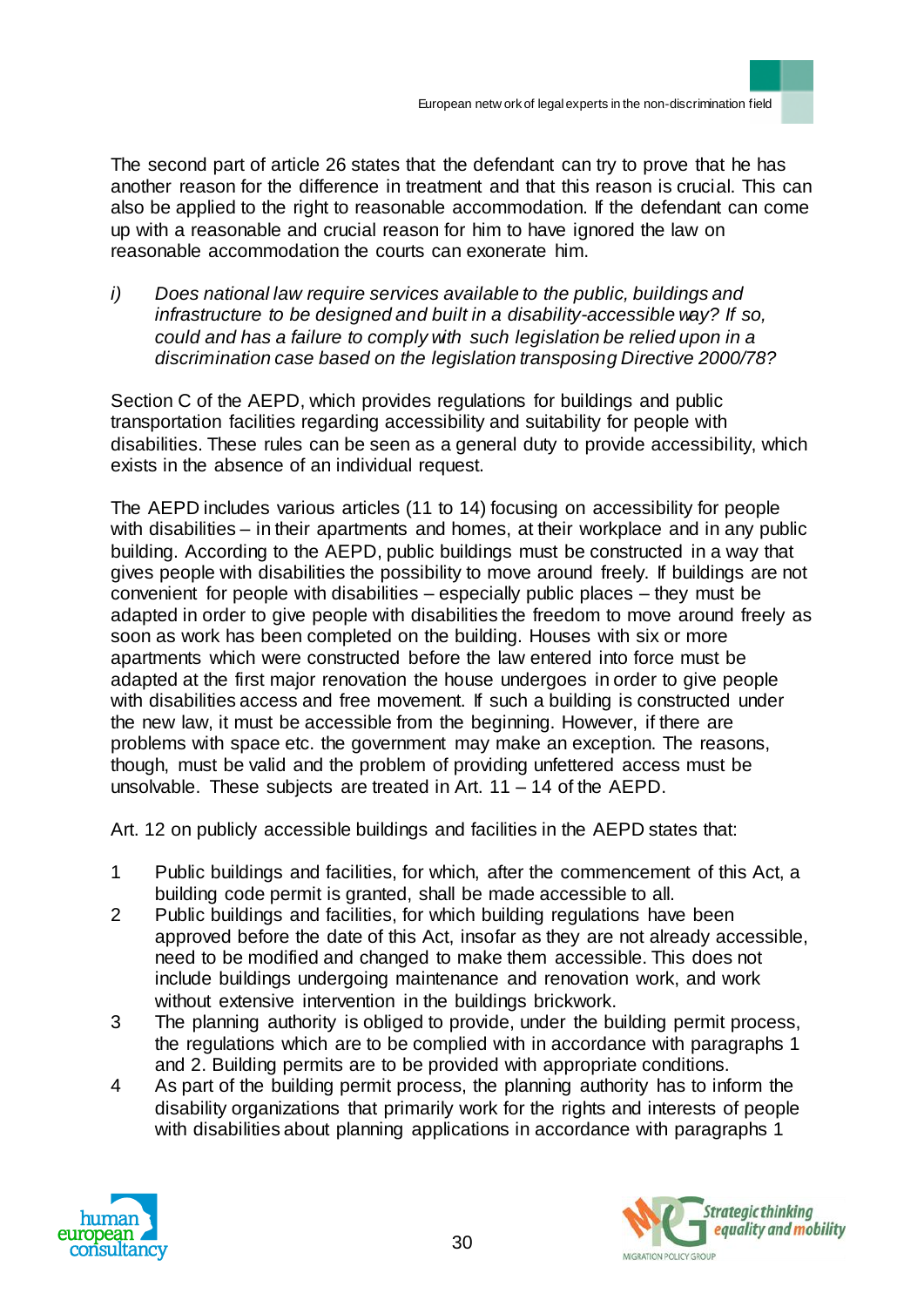The second part of article 26 states that the defendant can try to prove that he has another reason for the difference in treatment and that this reason is crucial. This can also be applied to the right to reasonable accommodation. If the defendant can come up with a reasonable and crucial reason for him to have ignored the law on reasonable accommodation the courts can exonerate him.

i) *Does national law require services available to the public, buildings and infrastructure to be designed and built in a disability-accessible way? If so, could and has a failure to comply with such legislation be relied upon in a discrimination case based on the legislation transposing Directive 2000/78?*

Section C of the AEPD, which provides regulations for buildings and public transportation facilities regarding accessibility and suitability for people with disabilities. These rules can be seen as a general duty to provide accessibility, which exists in the absence of an individual request.

The AEPD includes various articles (11 to 14) focusing on accessibility for people with disabilities – in their apartments and homes, at their workplace and in any public building. According to the AEPD, public buildings must be constructed in a way that gives people with disabilities the possibility to move around freely. If buildings are not convenient for people with disabilities – especially public places – they must be adapted in order to give people with disabilities the freedom to move around freely as soon as work has been completed on the building. Houses with six or more apartments which were constructed before the law entered into force must be adapted at the first major renovation the house undergoes in order to give people with disabilities access and free movement. If such a building is constructed under the new law, it must be accessible from the beginning. However, if there are problems with space etc. the government may make an exception. The reasons, though, must be valid and the problem of providing unfettered access must be unsolvable. These subjects are treated in Art. 11 – 14 of the AEPD.

Art. 12 on publicly accessible buildings and facilities in the AEPD states that:

1. Public buildings and facilities, for which, after the commencement of this Act, a building code permit is granted, shall be made accessible to all.
2. Public buildings and facilities, for which building regulations have been approved before the date of this Act, insofar as they are not already accessible, need to be modified and changed to make them accessible. This does not include buildings undergoing maintenance and renovation work, and work without extensive intervention in the buildings brickwork.
3. The planning authority is obliged to provide, under the building permit process, the regulations which are to be complied with in accordance with paragraphs 1 and 2. Building permits are to be provided with appropriate conditions.
4. As part of the building permit process, the planning authority has to inform the disability organizations that primarily work for the rights and interests of people with disabilities about planning applications in accordance with paragraphs 1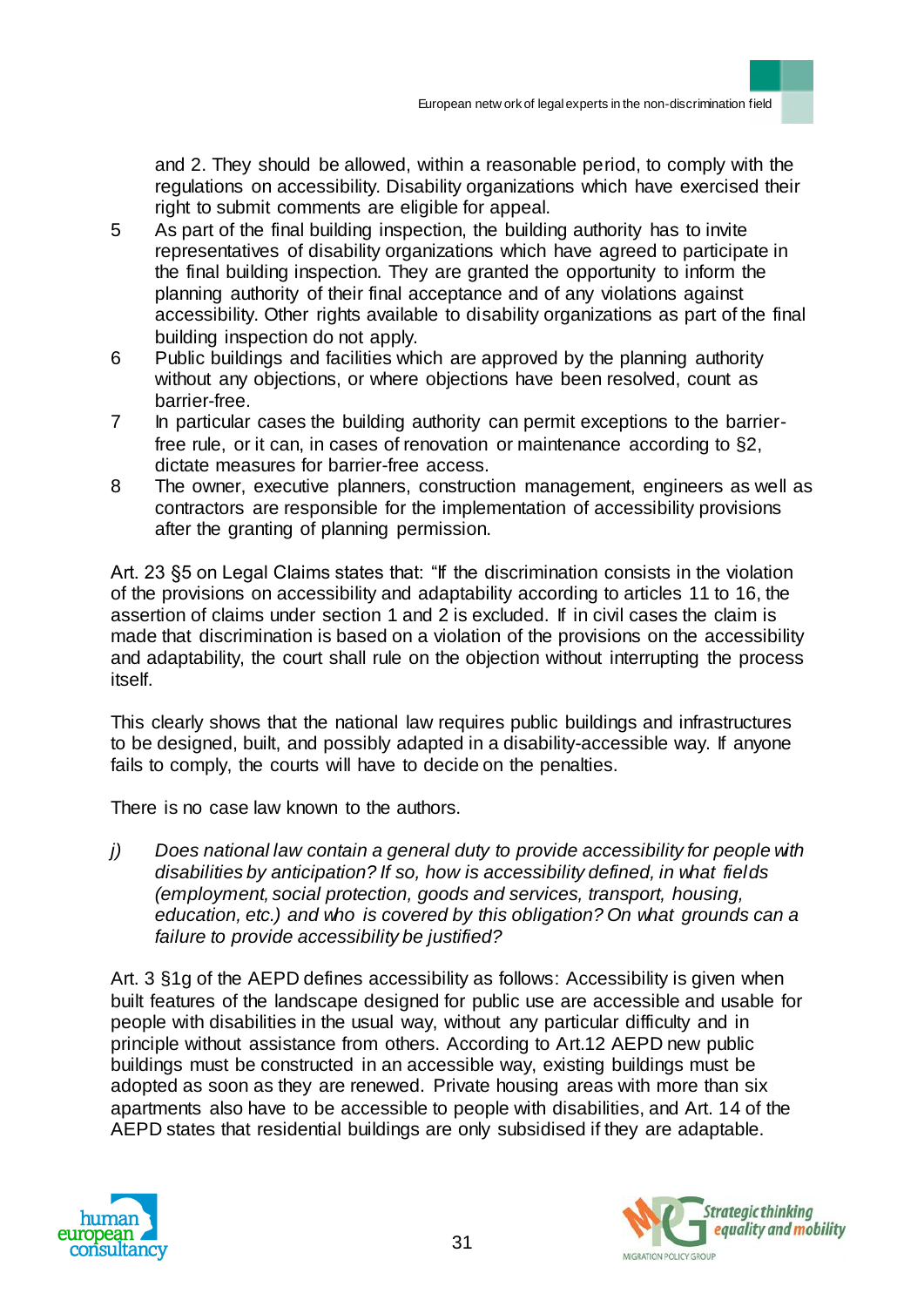and 2. They should be allowed, within a reasonable period, to comply with the regulations on accessibility. Disability organizations which have exercised their right to submit comments are eligible for appeal.

5. As part of the final building inspection, the building authority has to invite representatives of disability organizations which have agreed to participate in the final building inspection. They are granted the opportunity to inform the planning authority of their final acceptance and of any violations against accessibility. Other rights available to disability organizations as part of the final building inspection do not apply.
6. Public buildings and facilities which are approved by the planning authority without any objections, or where objections have been resolved, count as barrier-free.
7. In particular cases the building authority can permit exceptions to the barrier-free rule, or it can, in cases of renovation or maintenance according to §2, dictate measures for barrier-free access.
8. The owner, executive planners, construction management, engineers as well as contractors are responsible for the implementation of accessibility provisions after the granting of planning permission.

Art. 23 §5 on Legal Claims states that: "If the discrimination consists in the violation of the provisions on accessibility and adaptability according to articles 11 to 16, the assertion of claims under section 1 and 2 is excluded. If in civil cases the claim is made that discrimination is based on a violation of the provisions on the accessibility and adaptability, the court shall rule on the objection without interrupting the process itself.

This clearly shows that the national law requires public buildings and infrastructures to be designed, built, and possibly adapted in a disability-accessible way. If anyone fails to comply, the courts will have to decide on the penalties.

There is no case law known to the authors.

*j) Does national law contain a general duty to provide accessibility for people with disabilities by anticipation? If so, how is accessibility defined, in what fields (employment, social protection, goods and services, transport, housing, education, etc.) and who is covered by this obligation? On what grounds can a failure to provide accessibility be justified?*

Art. 3 §1g of the AEPD defines accessibility as follows: Accessibility is given when built features of the landscape designed for public use are accessible and usable for people with disabilities in the usual way, without any particular difficulty and in principle without assistance from others. According to Art.12 AEPD new public buildings must be constructed in an accessible way, existing buildings must be adopted as soon as they are renewed. Private housing areas with more than six apartments also have to be accessible to people with disabilities, and Art. 14 of the AEPD states that residential buildings are only subsidised if they are adaptable.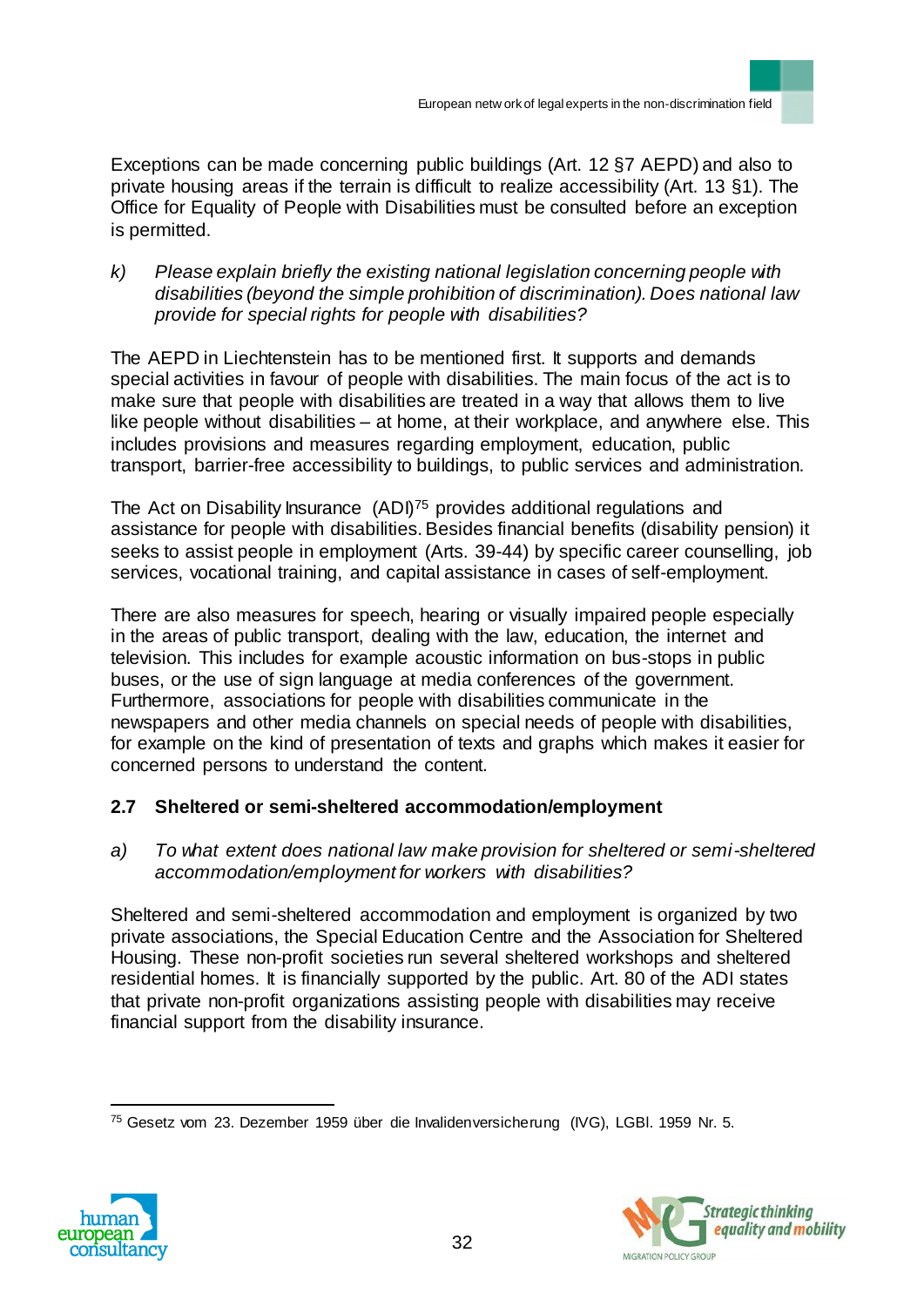Exceptions can be made concerning public buildings (Art. 12 §7 AEPD) and also to private housing areas if the terrain is difficult to realize accessibility (Art. 13 §1). The Office for Equality of People with Disabilities must be consulted before an exception is permitted.

k) *Please explain briefly the existing national legislation concerning people with disabilities (beyond the simple prohibition of discrimination). Does national law provide for special rights for people with disabilities?*

The AEPD in Liechtenstein has to be mentioned first. It supports and demands special activities in favour of people with disabilities. The main focus of the act is to make sure that people with disabilities are treated in a way that allows them to live like people without disabilities – at home, at their workplace, and anywhere else. This includes provisions and measures regarding employment, education, public transport, barrier-free accessibility to buildings, to public services and administration.

The Act on Disability Insurance (ADI)[75] provides additional regulations and assistance for people with disabilities. Besides financial benefits (disability pension) it seeks to assist people in employment (Arts. 39-44) by specific career counselling, job services, vocational training, and capital assistance in cases of self-employment.

There are also measures for speech, hearing or visually impaired people especially in the areas of public transport, dealing with the law, education, the internet and television. This includes for example acoustic information on bus-stops in public buses, or the use of sign language at media conferences of the government. Furthermore, associations for people with disabilities communicate in the newspapers and other media channels on special needs of people with disabilities, for example on the kind of presentation of texts and graphs which makes it easier for concerned persons to understand the content.

### 2.7 Sheltered or semi-sheltered accommodation/employment

a) *To what extent does national law make provision for sheltered or semi-sheltered accommodation/employment for workers with disabilities?*

Sheltered and semi-sheltered accommodation and employment is organized by two private associations, the Special Education Centre and the Association for Sheltered Housing. These non-profit societies run several sheltered workshops and sheltered residential homes. It is financially supported by the public. Art. 80 of the ADI states that private non-profit organizations assisting people with disabilities may receive financial support from the disability insurance.

---

[75] Gesetz vom 23. Dezember 1959 über die Invalidenversicherung (IVG), LGBl. 1959 Nr. 5.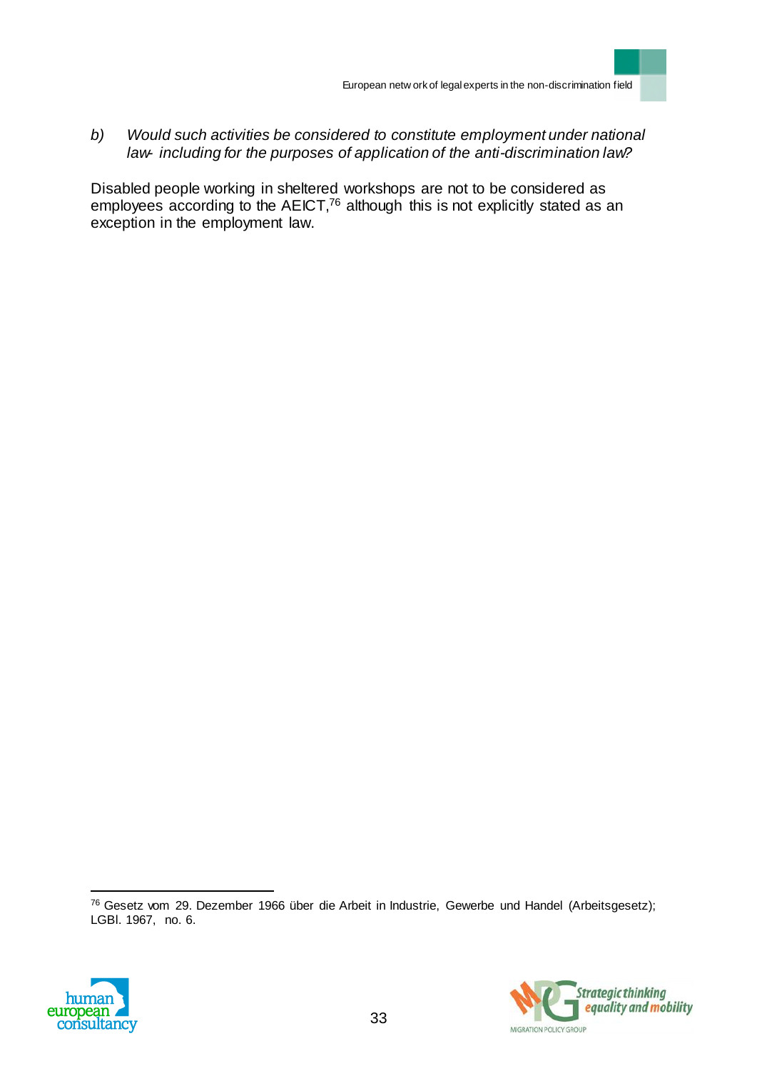*b) Would such activities be considered to constitute employment under national law- including for the purposes of application of the anti-discrimination law?*

Disabled people working in sheltered workshops are not to be considered as employees according to the AEICT,[76] although this is not explicitly stated as an exception in the employment law.

[76] Gesetz vom 29. Dezember 1966 über die Arbeit in Industrie, Gewerbe und Handel (Arbeitsgesetz); LGBl. 1967, no. 6.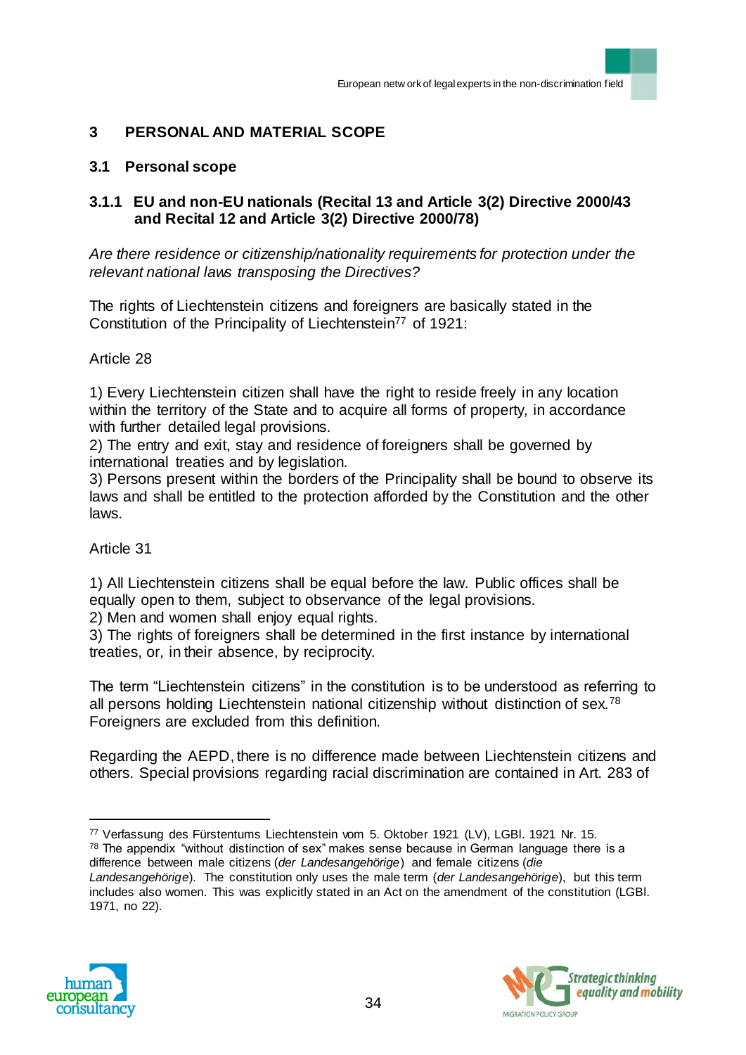# 3 PERSONAL AND MATERIAL SCOPE

## 3.1 Personal scope

### 3.1.1 EU and non-EU nationals (Recital 13 and Article 3(2) Directive 2000/43 and Recital 12 and Article 3(2) Directive 2000/78)

*Are there residence or citizenship/nationality requirements for protection under the relevant national laws transposing the Directives?*

The rights of Liechtenstein citizens and foreigners are basically stated in the Constitution of the Principality of Liechtenstein[77] of 1921:

Article 28

1) Every Liechtenstein citizen shall have the right to reside freely in any location within the territory of the State and to acquire all forms of property, in accordance with further detailed legal provisions.
2) The entry and exit, stay and residence of foreigners shall be governed by international treaties and by legislation.
3) Persons present within the borders of the Principality shall be bound to observe its laws and shall be entitled to the protection afforded by the Constitution and the other laws.

Article 31

1) All Liechtenstein citizens shall be equal before the law. Public offices shall be equally open to them, subject to observance of the legal provisions.
2) Men and women shall enjoy equal rights.
3) The rights of foreigners shall be determined in the first instance by international treaties, or, in their absence, by reciprocity.

The term "Liechtenstein citizens" in the constitution is to be understood as referring to all persons holding Liechtenstein national citizenship without distinction of sex.[78] Foreigners are excluded from this definition.

Regarding the AEPD, there is no difference made between Liechtenstein citizens and others. Special provisions regarding racial discrimination are contained in Art. 283 of

[77] Verfassung des Fürstentums Liechtenstein vom 5. Oktober 1921 (LV), LGBl. 1921 Nr. 15.

[78] The appendix "without distinction of sex" makes sense because in German language there is a difference between male citizens (*der Landesangehörige*) and female citizens (*die Landesangehörige*). The constitution only uses the male term (*der Landesangehörige*), but this term includes also women. This was explicitly stated in an Act on the amendment of the constitution (LGBl. 1971, no 22).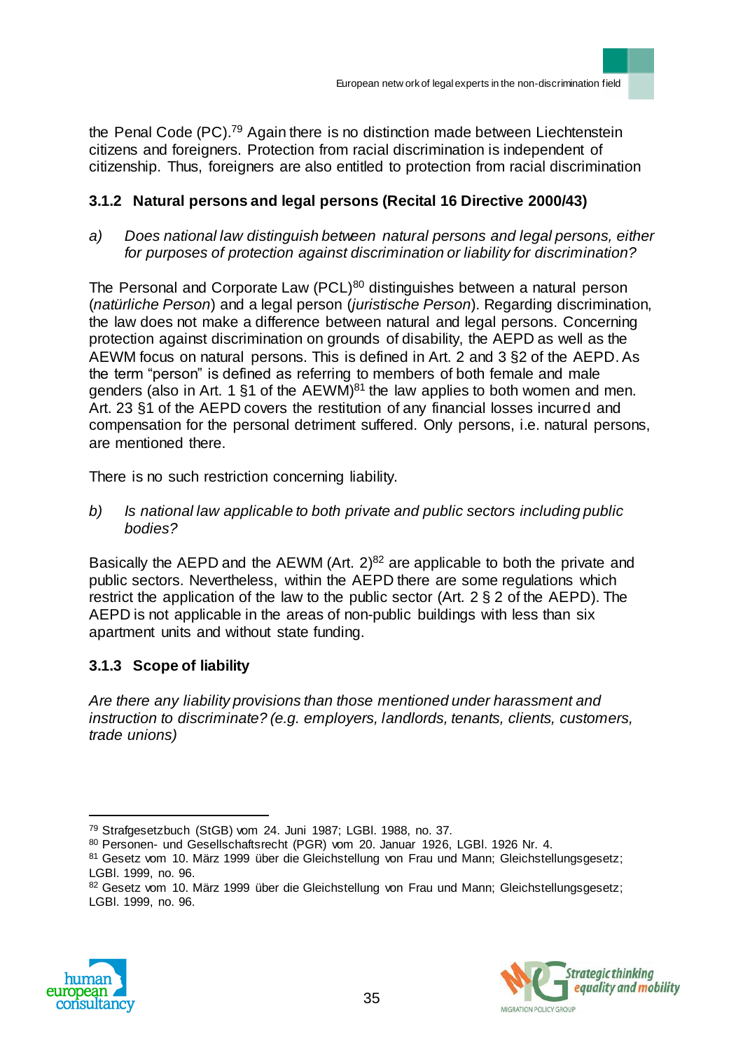the Penal Code (PC).[79] Again there is no distinction made between Liechtenstein citizens and foreigners. Protection from racial discrimination is independent of citizenship. Thus, foreigners are also entitled to protection from racial discrimination

### 3.1.2 Natural persons and legal persons (Recital 16 Directive 2000/43)

a) *Does national law distinguish between natural persons and legal persons, either for purposes of protection against discrimination or liability for discrimination?*

The Personal and Corporate Law (PCL)[80] distinguishes between a natural person (*natürliche Person*) and a legal person (*juristische Person*). Regarding discrimination, the law does not make a difference between natural and legal persons. Concerning protection against discrimination on grounds of disability, the AEPD as well as the AEWM focus on natural persons. This is defined in Art. 2 and 3 §2 of the AEPD. As the term "person" is defined as referring to members of both female and male genders (also in Art. 1 §1 of the AEWM)[81] the law applies to both women and men. Art. 23 §1 of the AEPD covers the restitution of any financial losses incurred and compensation for the personal detriment suffered. Only persons, i.e. natural persons, are mentioned there.

There is no such restriction concerning liability.

b) *Is national law applicable to both private and public sectors including public bodies?*

Basically the AEPD and the AEWM (Art. 2)[82] are applicable to both the private and public sectors. Nevertheless, within the AEPD there are some regulations which restrict the application of the law to the public sector (Art. 2 § 2 of the AEPD). The AEPD is not applicable in the areas of non-public buildings with less than six apartment units and without state funding.

### 3.1.3 Scope of liability

*Are there any liability provisions than those mentioned under harassment and instruction to discriminate? (e.g. employers, landlords, tenants, clients, customers, trade unions)*

---

[79] Strafgesetzbuch (StGB) vom 24. Juni 1987; LGBl. 1988, no. 37.

[80] Personen- und Gesellschaftsrecht (PGR) vom 20. Januar 1926, LGBl. 1926 Nr. 4.

[81] Gesetz vom 10. März 1999 über die Gleichstellung von Frau und Mann; Gleichstellungsgesetz; LGBl. 1999, no. 96.

[82] Gesetz vom 10. März 1999 über die Gleichstellung von Frau und Mann; Gleichstellungsgesetz; LGBl. 1999, no. 96.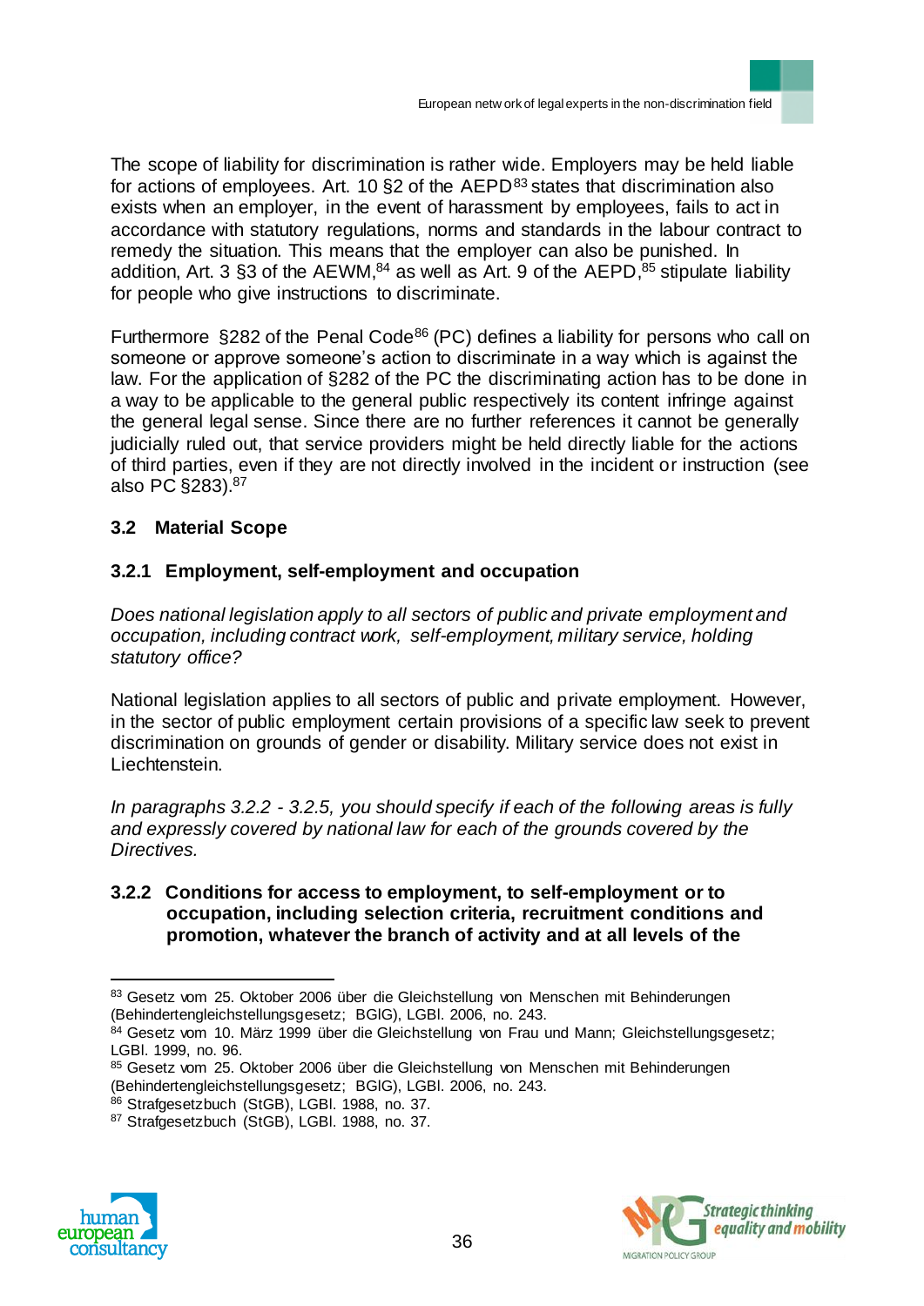The scope of liability for discrimination is rather wide. Employers may be held liable for actions of employees. Art. 10 §2 of the AEPD[83] states that discrimination also exists when an employer, in the event of harassment by employees, fails to act in accordance with statutory regulations, norms and standards in the labour contract to remedy the situation. This means that the employer can also be punished. In addition, Art. 3 §3 of the AEWM,[84] as well as Art. 9 of the AEPD,[85] stipulate liability for people who give instructions to discriminate.

Furthermore §282 of the Penal Code[86] (PC) defines a liability for persons who call on someone or approve someone's action to discriminate in a way which is against the law. For the application of §282 of the PC the discriminating action has to be done in a way to be applicable to the general public respectively its content infringe against the general legal sense. Since there are no further references it cannot be generally judicially ruled out, that service providers might be held directly liable for the actions of third parties, even if they are not directly involved in the incident or instruction (see also PC §283).[87]

### 3.2 Material Scope

#### 3.2.1 Employment, self-employment and occupation

*Does national legislation apply to all sectors of public and private employment and occupation, including contract work, self-employment, military service, holding statutory office?*

National legislation applies to all sectors of public and private employment. However, in the sector of public employment certain provisions of a specific law seek to prevent discrimination on grounds of gender or disability. Military service does not exist in Liechtenstein.

*In paragraphs 3.2.2 - 3.2.5, you should specify if each of the following areas is fully and expressly covered by national law for each of the grounds covered by the Directives.*

#### 3.2.2 Conditions for access to employment, to self-employment or to occupation, including selection criteria, recruitment conditions and promotion, whatever the branch of activity and at all levels of the

[83] Gesetz vom 25. Oktober 2006 über die Gleichstellung von Menschen mit Behinderungen (Behindertengleichstellungsgesetz; BGlG), LGBl. 2006, no. 243.

[84] Gesetz vom 10. März 1999 über die Gleichstellung von Frau und Mann; Gleichstellungsgesetz; LGBl. 1999, no. 96.

[85] Gesetz vom 25. Oktober 2006 über die Gleichstellung von Menschen mit Behinderungen (Behindertengleichstellungsgesetz; BGlG), LGBl. 2006, no. 243.

[86] Strafgesetzbuch (StGB), LGBl. 1988, no. 37.

[87] Strafgesetzbuch (StGB), LGBl. 1988, no. 37.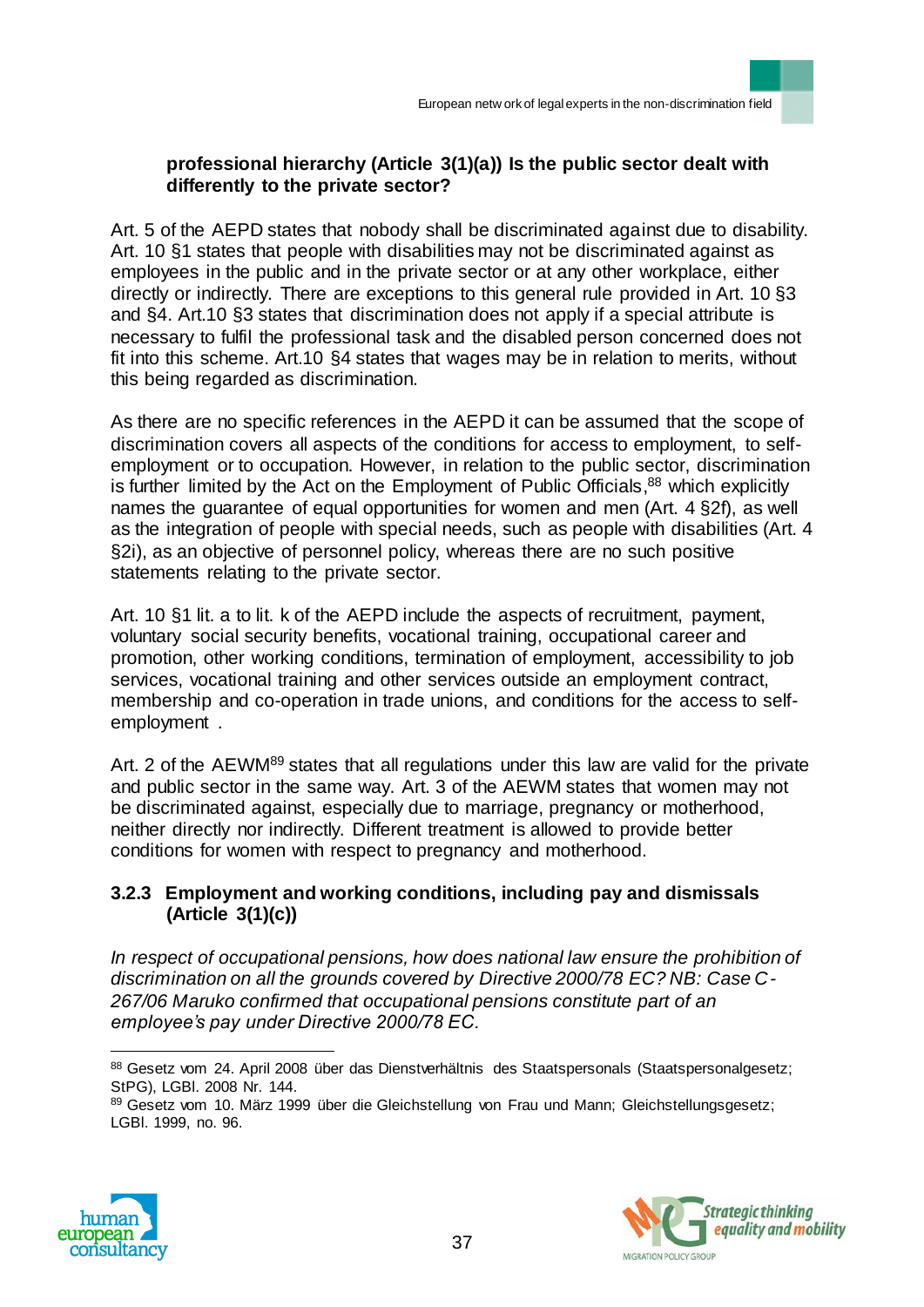**professional hierarchy (Article 3(1)(a)) Is the public sector dealt with differently to the private sector?**

Art. 5 of the AEPD states that nobody shall be discriminated against due to disability. Art. 10 §1 states that people with disabilities may not be discriminated against as employees in the public and in the private sector or at any other workplace, either directly or indirectly. There are exceptions to this general rule provided in Art. 10 §3 and §4. Art.10 §3 states that discrimination does not apply if a special attribute is necessary to fulfil the professional task and the disabled person concerned does not fit into this scheme. Art.10 §4 states that wages may be in relation to merits, without this being regarded as discrimination.

As there are no specific references in the AEPD it can be assumed that the scope of discrimination covers all aspects of the conditions for access to employment, to self-employment or to occupation. However, in relation to the public sector, discrimination is further limited by the Act on the Employment of Public Officials,[88] which explicitly names the guarantee of equal opportunities for women and men (Art. 4 §2f), as well as the integration of people with special needs, such as people with disabilities (Art. 4 §2i), as an objective of personnel policy, whereas there are no such positive statements relating to the private sector.

Art. 10 §1 lit. a to lit. k of the AEPD include the aspects of recruitment, payment, voluntary social security benefits, vocational training, occupational career and promotion, other working conditions, termination of employment, accessibility to job services, vocational training and other services outside an employment contract, membership and co-operation in trade unions, and conditions for the access to self-employment .

Art. 2 of the AEWM[89] states that all regulations under this law are valid for the private and public sector in the same way. Art. 3 of the AEWM states that women may not be discriminated against, especially due to marriage, pregnancy or motherhood, neither directly nor indirectly. Different treatment is allowed to provide better conditions for women with respect to pregnancy and motherhood.

### 3.2.3 Employment and working conditions, including pay and dismissals (Article 3(1)(c))

*In respect of occupational pensions, how does national law ensure the prohibition of discrimination on all the grounds covered by Directive 2000/78 EC? NB: Case C-267/06 Maruko confirmed that occupational pensions constitute part of an employee's pay under Directive 2000/78 EC.*

---

[88] Gesetz vom 24. April 2008 über das Dienstverhältnis des Staatspersonals (Staatspersonalgesetz; StPG), LGBl. 2008 Nr. 144.

[89] Gesetz vom 10. März 1999 über die Gleichstellung von Frau und Mann; Gleichstellungsgesetz; LGBl. 1999, no. 96.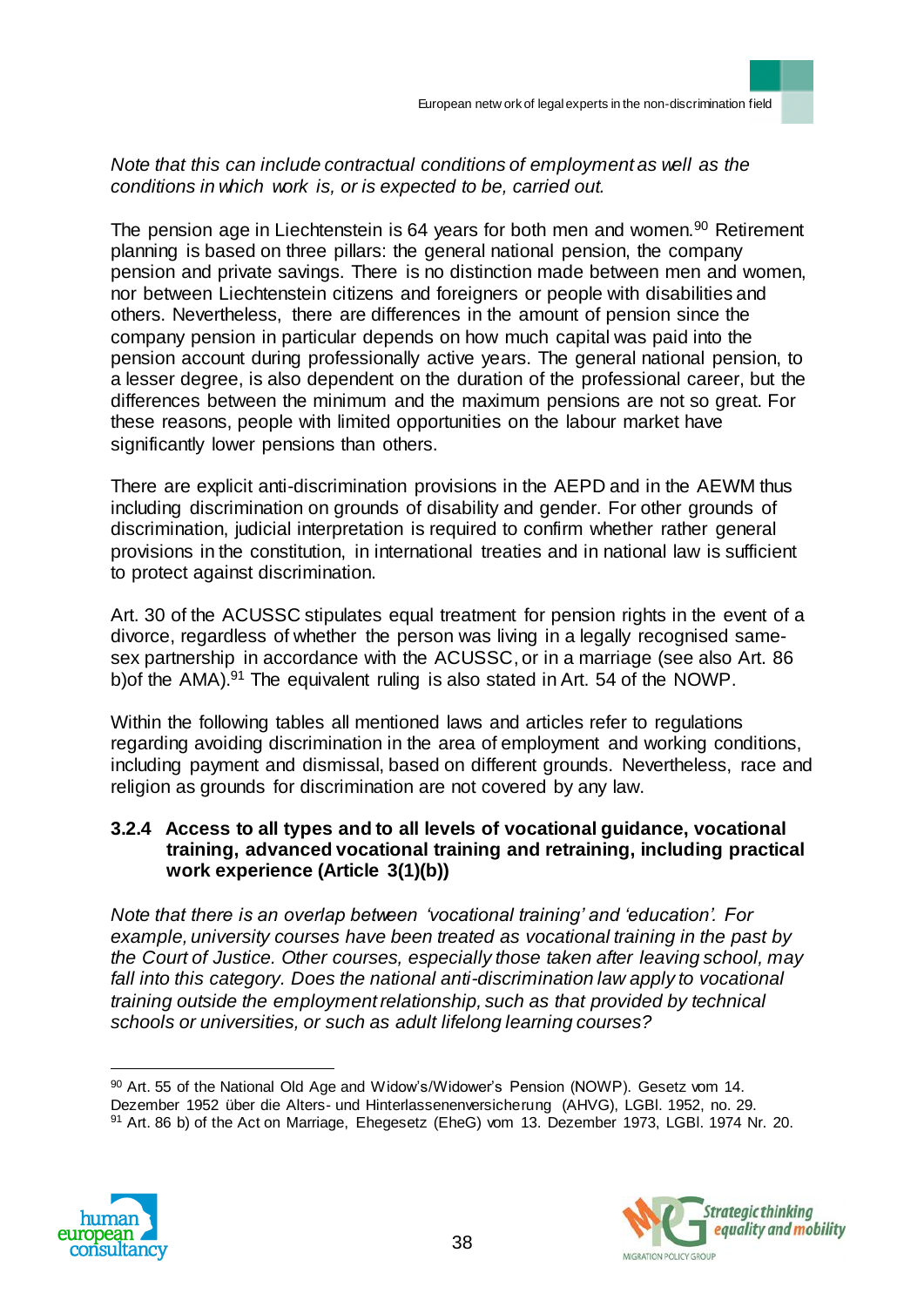*Note that this can include contractual conditions of employment as well as the conditions in which work is, or is expected to be, carried out.*

The pension age in Liechtenstein is 64 years for both men and women.[90] Retirement planning is based on three pillars: the general national pension, the company pension and private savings. There is no distinction made between men and women, nor between Liechtenstein citizens and foreigners or people with disabilities and others. Nevertheless, there are differences in the amount of pension since the company pension in particular depends on how much capital was paid into the pension account during professionally active years. The general national pension, to a lesser degree, is also dependent on the duration of the professional career, but the differences between the minimum and the maximum pensions are not so great. For these reasons, people with limited opportunities on the labour market have significantly lower pensions than others.

There are explicit anti-discrimination provisions in the AEPD and in the AEWM thus including discrimination on grounds of disability and gender. For other grounds of discrimination, judicial interpretation is required to confirm whether rather general provisions in the constitution, in international treaties and in national law is sufficient to protect against discrimination.

Art. 30 of the ACUSSC stipulates equal treatment for pension rights in the event of a divorce, regardless of whether the person was living in a legally recognised same-sex partnership in accordance with the ACUSSC, or in a marriage (see also Art. 86 b)of the AMA).[91] The equivalent ruling is also stated in Art. 54 of the NOWP.

Within the following tables all mentioned laws and articles refer to regulations regarding avoiding discrimination in the area of employment and working conditions, including payment and dismissal, based on different grounds. Nevertheless, race and religion as grounds for discrimination are not covered by any law.

### 3.2.4 Access to all types and to all levels of vocational guidance, vocational training, advanced vocational training and retraining, including practical work experience (Article 3(1)(b))

*Note that there is an overlap between 'vocational training' and 'education'. For example, university courses have been treated as vocational training in the past by the Court of Justice. Other courses, especially those taken after leaving school, may fall into this category. Does the national anti-discrimination law apply to vocational training outside the employment relationship, such as that provided by technical schools or universities, or such as adult lifelong learning courses?*

---

[90] Art. 55 of the National Old Age and Widow's/Widower's Pension (NOWP). Gesetz vom 14. Dezember 1952 über die Alters- und Hinterlassenenversicherung (AHVG), LGBl. 1952, no. 29.

[91] Art. 86 b) of the Act on Marriage, Ehegesetz (EheG) vom 13. Dezember 1973, LGBl. 1974 Nr. 20.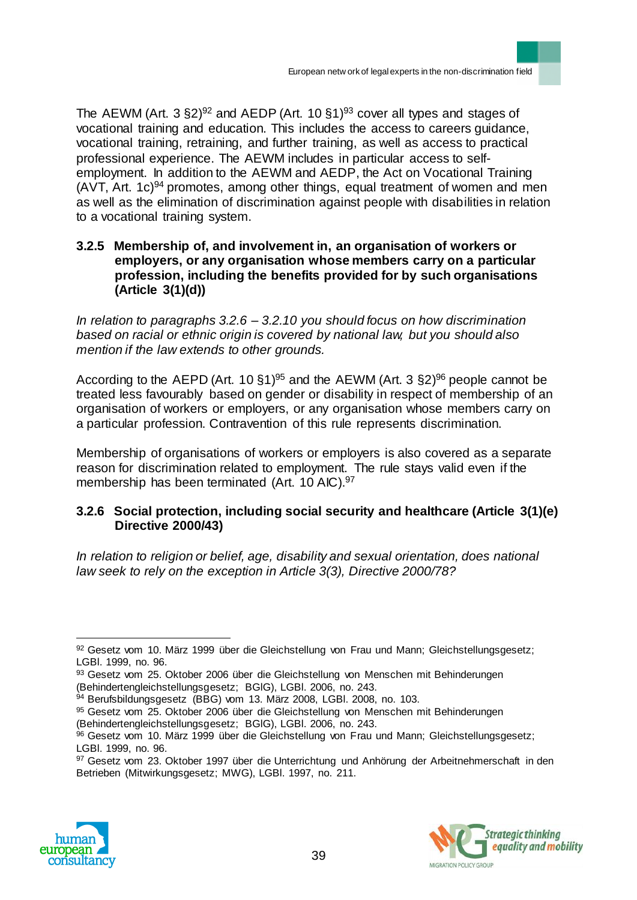The AEWM (Art. 3 §2)[92] and AEDP (Art. 10 §1)[93] cover all types and stages of vocational training and education. This includes the access to careers guidance, vocational training, retraining, and further training, as well as access to practical professional experience. The AEWM includes in particular access to self-employment. In addition to the AEWM and AEDP, the Act on Vocational Training (AVT, Art. 1c)[94] promotes, among other things, equal treatment of women and men as well as the elimination of discrimination against people with disabilities in relation to a vocational training system.

### 3.2.5 Membership of, and involvement in, an organisation of workers or employers, or any organisation whose members carry on a particular profession, including the benefits provided for by such organisations (Article 3(1)(d))

*In relation to paragraphs 3.2.6 – 3.2.10 you should focus on how discrimination based on racial or ethnic origin is covered by national law, but you should also mention if the law extends to other grounds.*

According to the AEPD (Art. 10 §1)[95] and the AEWM (Art. 3 §2)[96] people cannot be treated less favourably based on gender or disability in respect of membership of an organisation of workers or employers, or any organisation whose members carry on a particular profession. Contravention of this rule represents discrimination.

Membership of organisations of workers or employers is also covered as a separate reason for discrimination related to employment. The rule stays valid even if the membership has been terminated (Art. 10 AIC).[97]

### 3.2.6 Social protection, including social security and healthcare (Article 3(1)(e) Directive 2000/43)

*In relation to religion or belief, age, disability and sexual orientation, does national law seek to rely on the exception in Article 3(3), Directive 2000/78?*

---

[92] Gesetz vom 10. März 1999 über die Gleichstellung von Frau und Mann; Gleichstellungsgesetz; LGBl. 1999, no. 96.

[93] Gesetz vom 25. Oktober 2006 über die Gleichstellung von Menschen mit Behinderungen (Behindertengleichstellungsgesetz; BGlG), LGBl. 2006, no. 243.

[94] Berufsbildungsgesetz (BBG) vom 13. März 2008, LGBl. 2008, no. 103.

[95] Gesetz vom 25. Oktober 2006 über die Gleichstellung von Menschen mit Behinderungen (Behindertengleichstellungsgesetz; BGlG), LGBl. 2006, no. 243.

[96] Gesetz vom 10. März 1999 über die Gleichstellung von Frau und Mann; Gleichstellungsgesetz; LGBl. 1999, no. 96.

[97] Gesetz vom 23. Oktober 1997 über die Unterrichtung und Anhörung der Arbeitnehmerschaft in den Betrieben (Mitwirkungsgesetz; MWG), LGBl. 1997, no. 211.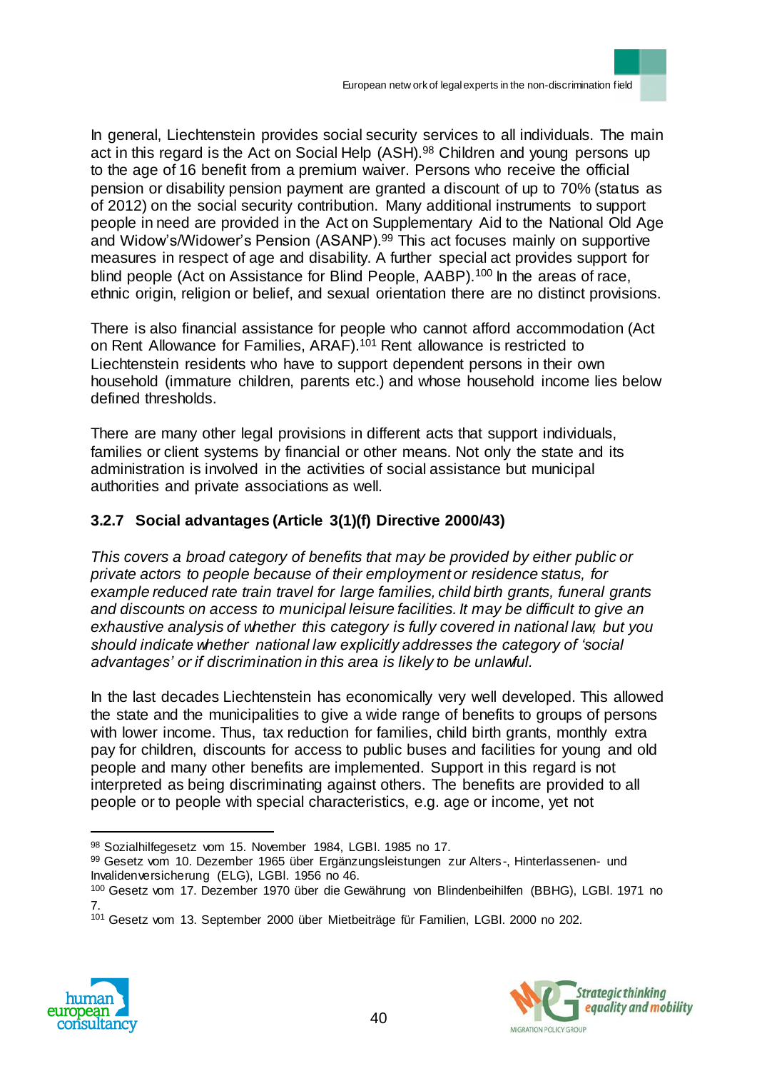In general, Liechtenstein provides social security services to all individuals. The main act in this regard is the Act on Social Help (ASH).[98] Children and young persons up to the age of 16 benefit from a premium waiver. Persons who receive the official pension or disability pension payment are granted a discount of up to 70% (status as of 2012) on the social security contribution. Many additional instruments to support people in need are provided in the Act on Supplementary Aid to the National Old Age and Widow's/Widower's Pension (ASANP).[99] This act focuses mainly on supportive measures in respect of age and disability. A further special act provides support for blind people (Act on Assistance for Blind People, AABP).[100] In the areas of race, ethnic origin, religion or belief, and sexual orientation there are no distinct provisions.

There is also financial assistance for people who cannot afford accommodation (Act on Rent Allowance for Families, ARAF).[101] Rent allowance is restricted to Liechtenstein residents who have to support dependent persons in their own household (immature children, parents etc.) and whose household income lies below defined thresholds.

There are many other legal provisions in different acts that support individuals, families or client systems by financial or other means. Not only the state and its administration is involved in the activities of social assistance but municipal authorities and private associations as well.

### 3.2.7 Social advantages (Article 3(1)(f) Directive 2000/43)

*This covers a broad category of benefits that may be provided by either public or private actors to people because of their employment or residence status, for example reduced rate train travel for large families, child birth grants, funeral grants and discounts on access to municipal leisure facilities. It may be difficult to give an exhaustive analysis of whether this category is fully covered in national law, but you should indicate whether national law explicitly addresses the category of 'social advantages' or if discrimination in this area is likely to be unlawful.*

In the last decades Liechtenstein has economically very well developed. This allowed the state and the municipalities to give a wide range of benefits to groups of persons with lower income. Thus, tax reduction for families, child birth grants, monthly extra pay for children, discounts for access to public buses and facilities for young and old people and many other benefits are implemented. Support in this regard is not interpreted as being discriminating against others. The benefits are provided to all people or to people with special characteristics, e.g. age or income, yet not

---

[98] Sozialhilfegesetz vom 15. November 1984, LGBl. 1985 no 17.

[99] Gesetz vom 10. Dezember 1965 über Ergänzungsleistungen zur Alters-, Hinterlassenen- und Invalidenversicherung (ELG), LGBl. 1956 no 46.

[100] Gesetz vom 17. Dezember 1970 über die Gewährung von Blindenbeihilfen (BBHG), LGBl. 1971 no 7.

[101] Gesetz vom 13. September 2000 über Mietbeiträge für Familien, LGBl. 2000 no 202.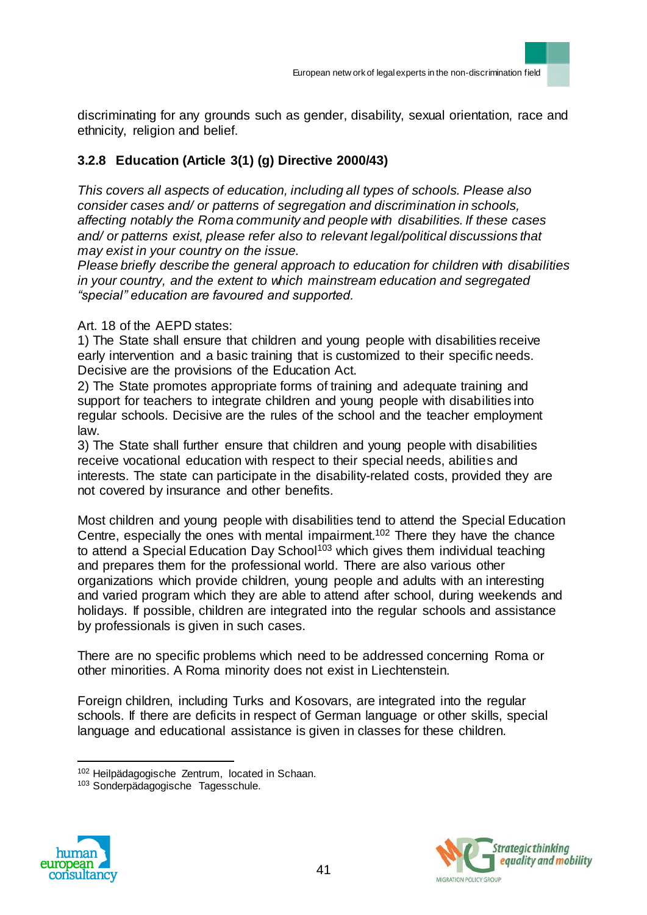discriminating for any grounds such as gender, disability, sexual orientation, race and ethnicity, religion and belief.

### 3.2.8 Education (Article 3(1) (g) Directive 2000/43)

*This covers all aspects of education, including all types of schools. Please also consider cases and/ or patterns of segregation and discrimination in schools, affecting notably the Roma community and people with disabilities. If these cases and/ or patterns exist, please refer also to relevant legal/political discussions that may exist in your country on the issue.*

*Please briefly describe the general approach to education for children with disabilities in your country, and the extent to which mainstream education and segregated "special" education are favoured and supported.*

Art. 18 of the AEPD states:

1) The State shall ensure that children and young people with disabilities receive early intervention and a basic training that is customized to their specific needs. Decisive are the provisions of the Education Act.

2) The State promotes appropriate forms of training and adequate training and support for teachers to integrate children and young people with disabilities into regular schools. Decisive are the rules of the school and the teacher employment law.

3) The State shall further ensure that children and young people with disabilities receive vocational education with respect to their special needs, abilities and interests. The state can participate in the disability-related costs, provided they are not covered by insurance and other benefits.

Most children and young people with disabilities tend to attend the Special Education Centre, especially the ones with mental impairment.[102] There they have the chance to attend a Special Education Day School[103] which gives them individual teaching and prepares them for the professional world. There are also various other organizations which provide children, young people and adults with an interesting and varied program which they are able to attend after school, during weekends and holidays. If possible, children are integrated into the regular schools and assistance by professionals is given in such cases.

There are no specific problems which need to be addressed concerning Roma or other minorities. A Roma minority does not exist in Liechtenstein.

Foreign children, including Turks and Kosovars, are integrated into the regular schools. If there are deficits in respect of German language or other skills, special language and educational assistance is given in classes for these children.

---

[102] Heilpädagogische Zentrum, located in Schaan.

[103] Sonderpädagogische Tagesschule.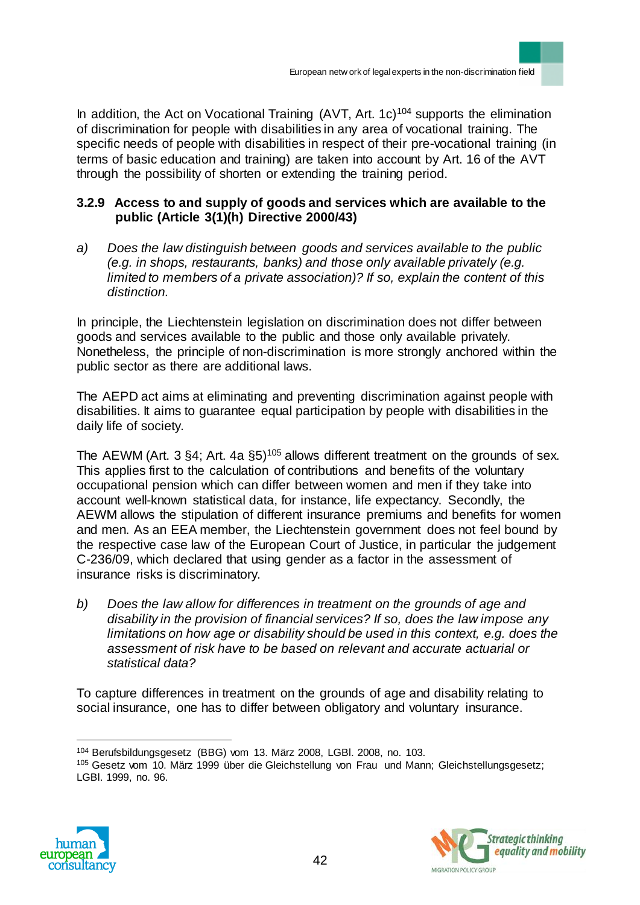In addition, the Act on Vocational Training (AVT, Art. 1c)[104] supports the elimination of discrimination for people with disabilities in any area of vocational training. The specific needs of people with disabilities in respect of their pre-vocational training (in terms of basic education and training) are taken into account by Art. 16 of the AVT through the possibility of shorten or extending the training period.

### 3.2.9 Access to and supply of goods and services which are available to the public (Article 3(1)(h) Directive 2000/43)

a) *Does the law distinguish between goods and services available to the public (e.g. in shops, restaurants, banks) and those only available privately (e.g. limited to members of a private association)? If so, explain the content of this distinction.*

In principle, the Liechtenstein legislation on discrimination does not differ between goods and services available to the public and those only available privately. Nonetheless, the principle of non-discrimination is more strongly anchored within the public sector as there are additional laws.

The AEPD act aims at eliminating and preventing discrimination against people with disabilities. It aims to guarantee equal participation by people with disabilities in the daily life of society.

The AEWM (Art. 3 §4; Art. 4a §5)[105] allows different treatment on the grounds of sex. This applies first to the calculation of contributions and benefits of the voluntary occupational pension which can differ between women and men if they take into account well-known statistical data, for instance, life expectancy. Secondly, the AEWM allows the stipulation of different insurance premiums and benefits for women and men. As an EEA member, the Liechtenstein government does not feel bound by the respective case law of the European Court of Justice, in particular the judgement C-236/09, which declared that using gender as a factor in the assessment of insurance risks is discriminatory.

b) *Does the law allow for differences in treatment on the grounds of age and disability in the provision of financial services? If so, does the law impose any limitations on how age or disability should be used in this context, e.g. does the assessment of risk have to be based on relevant and accurate actuarial or statistical data?*

To capture differences in treatment on the grounds of age and disability relating to social insurance, one has to differ between obligatory and voluntary insurance.

---

[104] Berufsbildungsgesetz (BBG) vom 13. März 2008, LGBl. 2008, no. 103.

[105] Gesetz vom 10. März 1999 über die Gleichstellung von Frau und Mann; Gleichstellungsgesetz; LGBl. 1999, no. 96.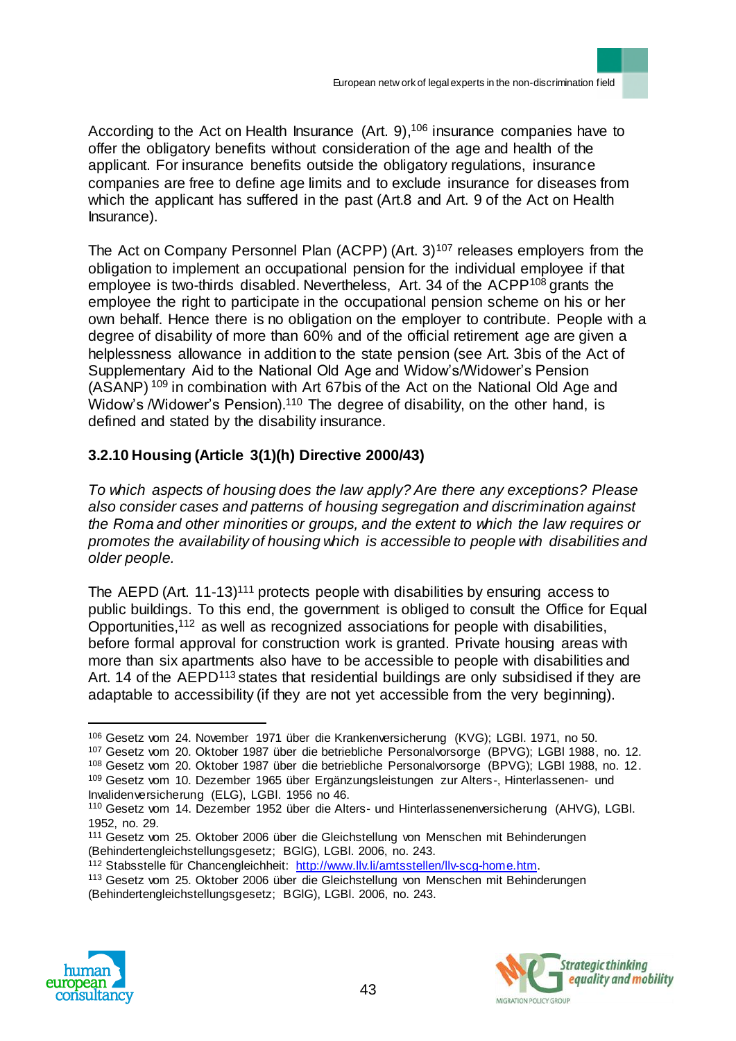According to the Act on Health Insurance (Art. 9),[106] insurance companies have to offer the obligatory benefits without consideration of the age and health of the applicant. For insurance benefits outside the obligatory regulations, insurance companies are free to define age limits and to exclude insurance for diseases from which the applicant has suffered in the past (Art.8 and Art. 9 of the Act on Health Insurance).

The Act on Company Personnel Plan (ACPP) (Art. 3)[107] releases employers from the obligation to implement an occupational pension for the individual employee if that employee is two-thirds disabled. Nevertheless, Art. 34 of the ACPP[108] grants the employee the right to participate in the occupational pension scheme on his or her own behalf. Hence there is no obligation on the employer to contribute. People with a degree of disability of more than 60% and of the official retirement age are given a helplessness allowance in addition to the state pension (see Art. 3bis of the Act of Supplementary Aid to the National Old Age and Widow's/Widower's Pension (ASANP)[109] in combination with Art 67bis of the Act on the National Old Age and Widow's /Widower's Pension).[110] The degree of disability, on the other hand, is defined and stated by the disability insurance.

### 3.2.10 Housing (Article 3(1)(h) Directive 2000/43)

*To which aspects of housing does the law apply? Are there any exceptions? Please also consider cases and patterns of housing segregation and discrimination against the Roma and other minorities or groups, and the extent to which the law requires or promotes the availability of housing which is accessible to people with disabilities and older people.*

The AEPD (Art. 11-13)[111] protects people with disabilities by ensuring access to public buildings. To this end, the government is obliged to consult the Office for Equal Opportunities,[112] as well as recognized associations for people with disabilities, before formal approval for construction work is granted. Private housing areas with more than six apartments also have to be accessible to people with disabilities and Art. 14 of the AEPD[113] states that residential buildings are only subsidised if they are adaptable to accessibility (if they are not yet accessible from the very beginning).

---

[106] Gesetz vom 24. November 1971 über die Krankenversicherung (KVG); LGBl. 1971, no 50.

[107] Gesetz vom 20. Oktober 1987 über die betriebliche Personalvorsorge (BPVG); LGBl 1988, no. 12.

[108] Gesetz vom 20. Oktober 1987 über die betriebliche Personalvorsorge (BPVG); LGBl 1988, no. 12.

[109] Gesetz vom 10. Dezember 1965 über Ergänzungsleistungen zur Alters-, Hinterlassenen- und Invalidenversicherung (ELG), LGBl. 1956 no 46.

[110] Gesetz vom 14. Dezember 1952 über die Alters- und Hinterlassenenversicherung (AHVG), LGBl. 1952, no. 29.

[111] Gesetz vom 25. Oktober 2006 über die Gleichstellung von Menschen mit Behinderungen (Behindertengleichstellungsgesetz; BGlG), LGBl. 2006, no. 243.

[112] Stabsstelle für Chancengleichheit: http://www.llv.li/amtsstellen/llv-scg-home.htm.

[113] Gesetz vom 25. Oktober 2006 über die Gleichstellung von Menschen mit Behinderungen (Behindertengleichstellungsgesetz; BGlG), LGBl. 2006, no. 243.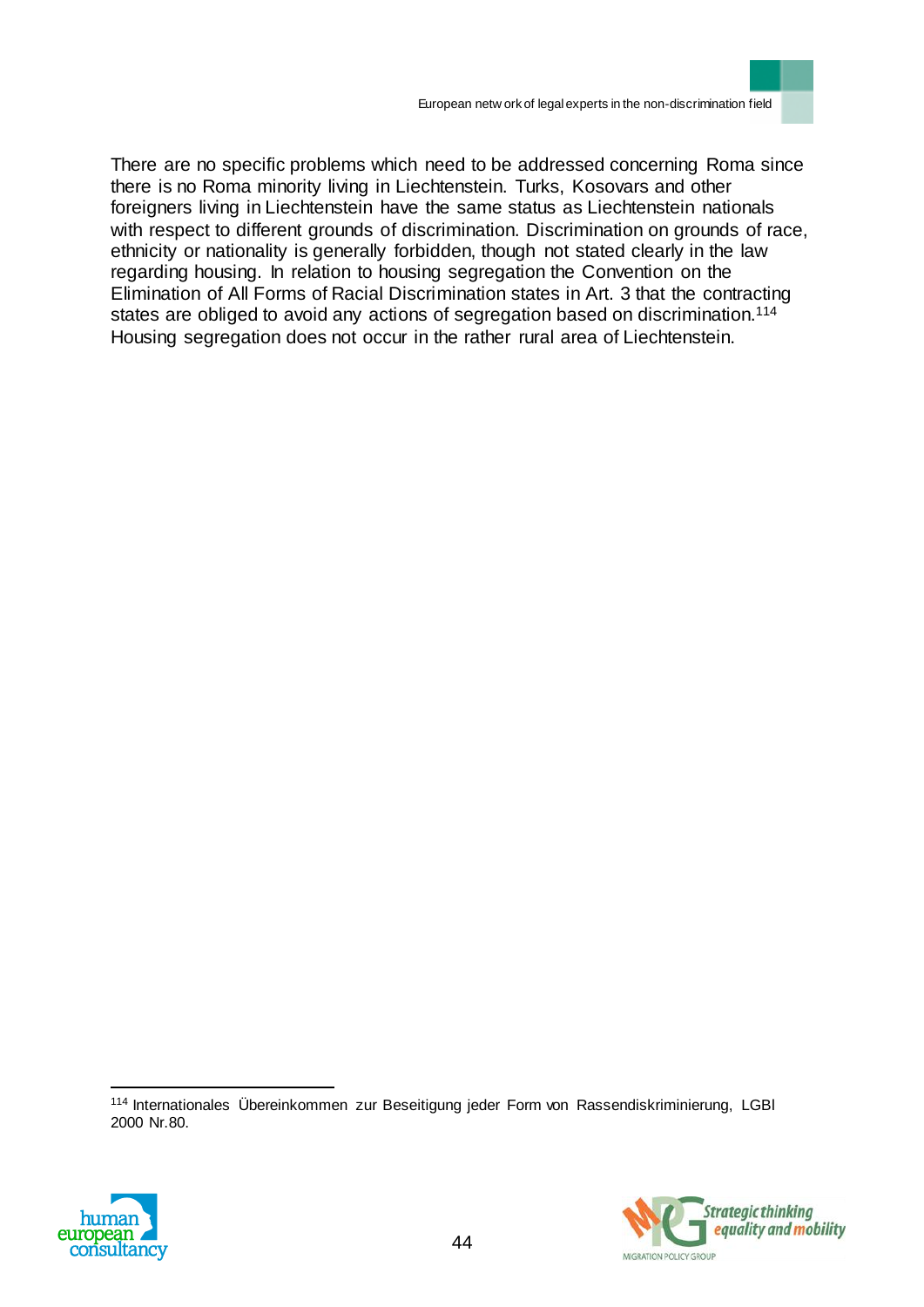There are no specific problems which need to be addressed concerning Roma since there is no Roma minority living in Liechtenstein. Turks, Kosovars and other foreigners living in Liechtenstein have the same status as Liechtenstein nationals with respect to different grounds of discrimination. Discrimination on grounds of race, ethnicity or nationality is generally forbidden, though not stated clearly in the law regarding housing. In relation to housing segregation the Convention on the Elimination of All Forms of Racial Discrimination states in Art. 3 that the contracting states are obliged to avoid any actions of segregation based on discrimination.[114] Housing segregation does not occur in the rather rural area of Liechtenstein.

---

[114] Internationales Übereinkommen zur Beseitigung jeder Form von Rassendiskriminierung, LGBl 2000 Nr.80.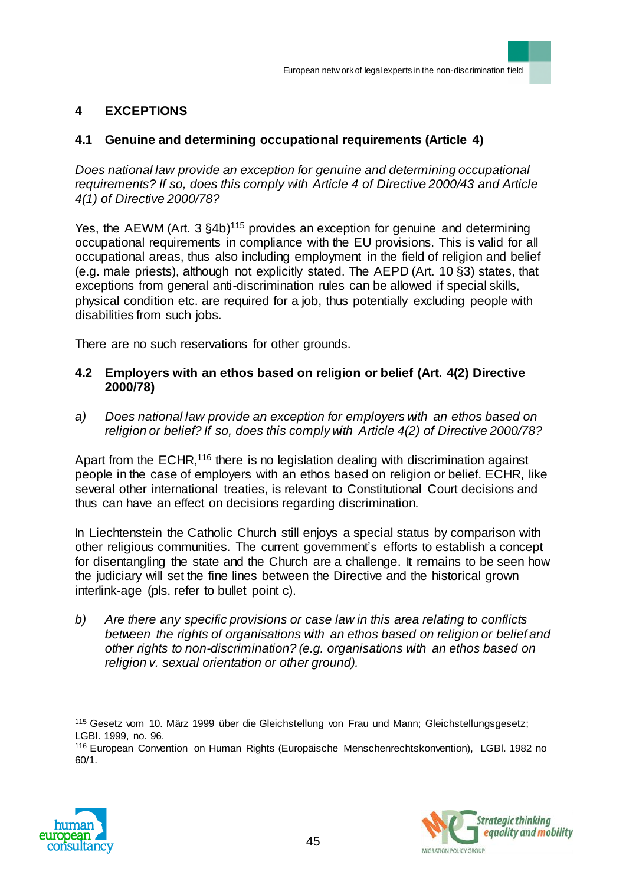# 4 EXCEPTIONS

## 4.1 Genuine and determining occupational requirements (Article 4)

*Does national law provide an exception for genuine and determining occupational requirements? If so, does this comply with Article 4 of Directive 2000/43 and Article 4(1) of Directive 2000/78?*

Yes, the AEWM (Art. 3 §4b)[115] provides an exception for genuine and determining occupational requirements in compliance with the EU provisions. This is valid for all occupational areas, thus also including employment in the field of religion and belief (e.g. male priests), although not explicitly stated. The AEPD (Art. 10 §3) states, that exceptions from general anti-discrimination rules can be allowed if special skills, physical condition etc. are required for a job, thus potentially excluding people with disabilities from such jobs.

There are no such reservations for other grounds.

## 4.2 Employers with an ethos based on religion or belief (Art. 4(2) Directive 2000/78)

a) *Does national law provide an exception for employers with an ethos based on religion or belief? If so, does this comply with Article 4(2) of Directive 2000/78?*

Apart from the ECHR,[116] there is no legislation dealing with discrimination against people in the case of employers with an ethos based on religion or belief. ECHR, like several other international treaties, is relevant to Constitutional Court decisions and thus can have an effect on decisions regarding discrimination.

In Liechtenstein the Catholic Church still enjoys a special status by comparison with other religious communities. The current government's efforts to establish a concept for disentangling the state and the Church are a challenge. It remains to be seen how the judiciary will set the fine lines between the Directive and the historical grown interlink-age (pls. refer to bullet point c).

b) *Are there any specific provisions or case law in this area relating to conflicts between the rights of organisations with an ethos based on religion or belief and other rights to non-discrimination? (e.g. organisations with an ethos based on religion v. sexual orientation or other ground).*

---

[115] Gesetz vom 10. März 1999 über die Gleichstellung von Frau und Mann; Gleichstellungsgesetz; LGBl. 1999, no. 96.

[116] European Convention on Human Rights (Europäische Menschenrechtskonvention), LGBl. 1982 no 60/1.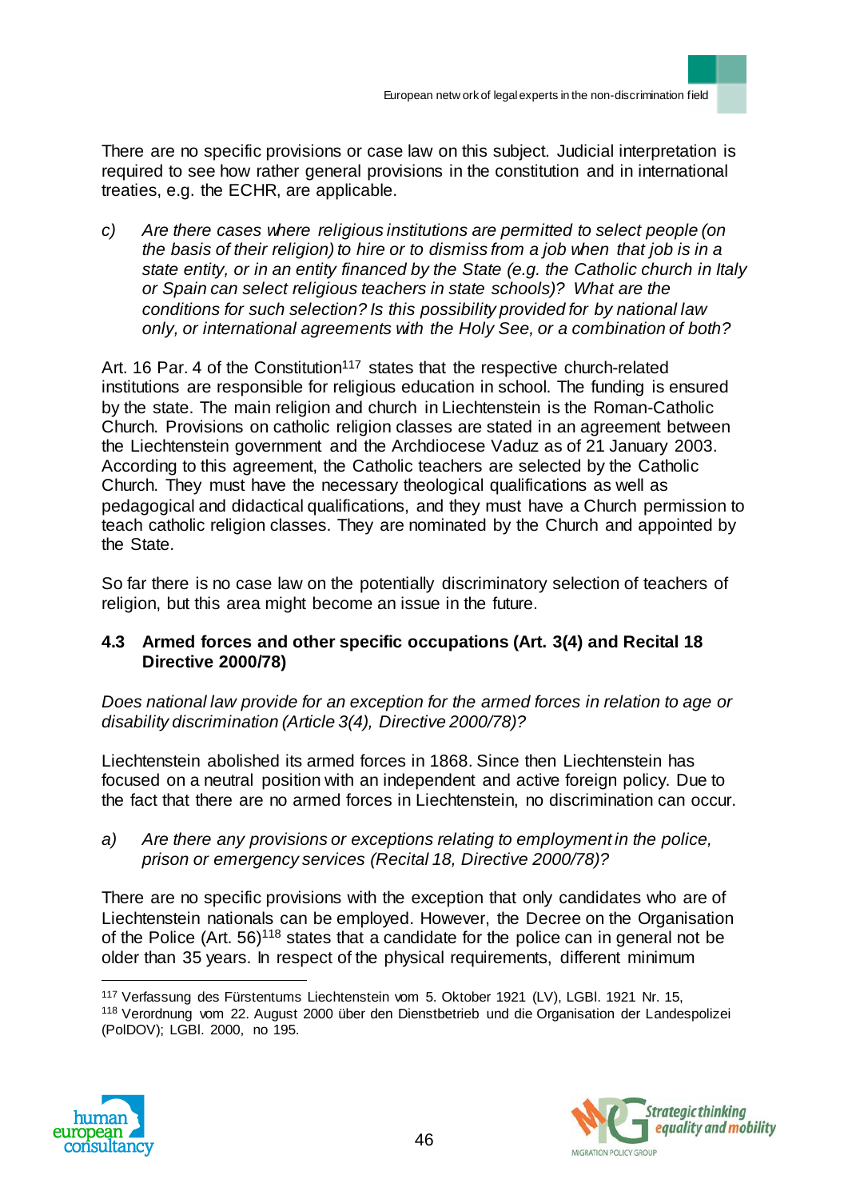There are no specific provisions or case law on this subject. Judicial interpretation is required to see how rather general provisions in the constitution and in international treaties, e.g. the ECHR, are applicable.

c) *Are there cases where religious institutions are permitted to select people (on the basis of their religion) to hire or to dismiss from a job when that job is in a state entity, or in an entity financed by the State (e.g. the Catholic church in Italy or Spain can select religious teachers in state schools)? What are the conditions for such selection? Is this possibility provided for by national law only, or international agreements with the Holy See, or a combination of both?*

Art. 16 Par. 4 of the Constitution[117] states that the respective church-related institutions are responsible for religious education in school. The funding is ensured by the state. The main religion and church in Liechtenstein is the Roman-Catholic Church. Provisions on catholic religion classes are stated in an agreement between the Liechtenstein government and the Archdiocese Vaduz as of 21 January 2003. According to this agreement, the Catholic teachers are selected by the Catholic Church. They must have the necessary theological qualifications as well as pedagogical and didactical qualifications, and they must have a Church permission to teach catholic religion classes. They are nominated by the Church and appointed by the State.

So far there is no case law on the potentially discriminatory selection of teachers of religion, but this area might become an issue in the future.

### 4.3 Armed forces and other specific occupations (Art. 3(4) and Recital 18 Directive 2000/78)

*Does national law provide for an exception for the armed forces in relation to age or disability discrimination (Article 3(4), Directive 2000/78)?*

Liechtenstein abolished its armed forces in 1868. Since then Liechtenstein has focused on a neutral position with an independent and active foreign policy. Due to the fact that there are no armed forces in Liechtenstein, no discrimination can occur.

a) *Are there any provisions or exceptions relating to employment in the police, prison or emergency services (Recital 18, Directive 2000/78)?*

There are no specific provisions with the exception that only candidates who are of Liechtenstein nationals can be employed. However, the Decree on the Organisation of the Police (Art. 56)[118] states that a candidate for the police can in general not be older than 35 years. In respect of the physical requirements, different minimum

---

[117] Verfassung des Fürstentums Liechtenstein vom 5. Oktober 1921 (LV), LGBl. 1921 Nr. 15,

[118] Verordnung vom 22. August 2000 über den Dienstbetrieb und die Organisation der Landespolizei (PolDOV); LGBl. 2000, no 195.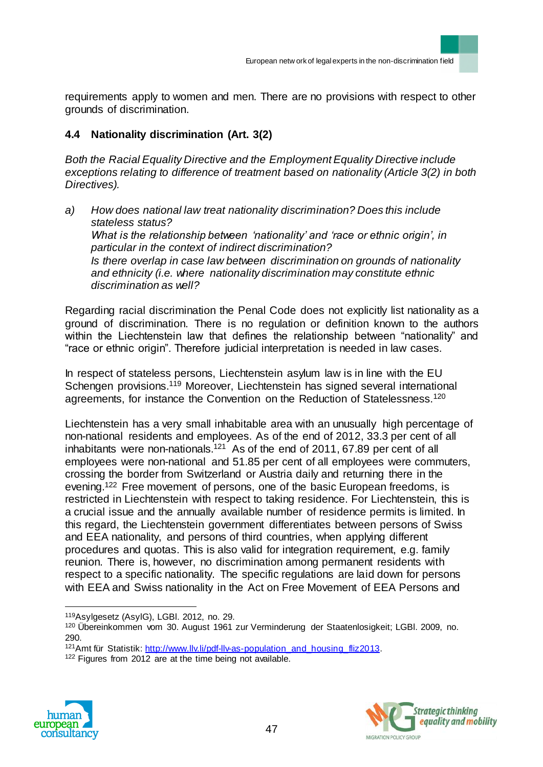requirements apply to women and men. There are no provisions with respect to other grounds of discrimination.

### 4.4 Nationality discrimination (Art. 3(2)

*Both the Racial Equality Directive and the Employment Equality Directive include exceptions relating to difference of treatment based on nationality (Article 3(2) in both Directives).*

a) *How does national law treat nationality discrimination? Does this include stateless status?*
   *What is the relationship between 'nationality' and 'race or ethnic origin', in particular in the context of indirect discrimination?*
   *Is there overlap in case law between discrimination on grounds of nationality and ethnicity (i.e. where nationality discrimination may constitute ethnic discrimination as well?*

Regarding racial discrimination the Penal Code does not explicitly list nationality as a ground of discrimination. There is no regulation or definition known to the authors within the Liechtenstein law that defines the relationship between "nationality" and "race or ethnic origin". Therefore judicial interpretation is needed in law cases.

In respect of stateless persons, Liechtenstein asylum law is in line with the EU Schengen provisions.[119] Moreover, Liechtenstein has signed several international agreements, for instance the Convention on the Reduction of Statelessness.[120]

Liechtenstein has a very small inhabitable area with an unusually high percentage of non-national residents and employees. As of the end of 2012, 33.3 per cent of all inhabitants were non-nationals.[121] As of the end of 2011, 67.89 per cent of all employees were non-national and 51.85 per cent of all employees were commuters, crossing the border from Switzerland or Austria daily and returning there in the evening.[122] Free movement of persons, one of the basic European freedoms, is restricted in Liechtenstein with respect to taking residence. For Liechtenstein, this is a crucial issue and the annually available number of residence permits is limited. In this regard, the Liechtenstein government differentiates between persons of Swiss and EEA nationality, and persons of third countries, when applying different procedures and quotas. This is also valid for integration requirement, e.g. family reunion. There is, however, no discrimination among permanent residents with respect to a specific nationality. The specific regulations are laid down for persons with EEA and Swiss nationality in the Act on Free Movement of EEA Persons and

---

[119] Asylgesetz (AsylG), LGBl. 2012, no. 29.

[120] Übereinkommen vom 30. August 1961 zur Verminderung der Staatenlosigkeit; LGBl. 2009, no. 290.

[121] Amt für Statistik: http://www.llv.li/pdf-llv-as-population_and_housing_fliz2013.

[122] Figures from 2012 are at the time being not available.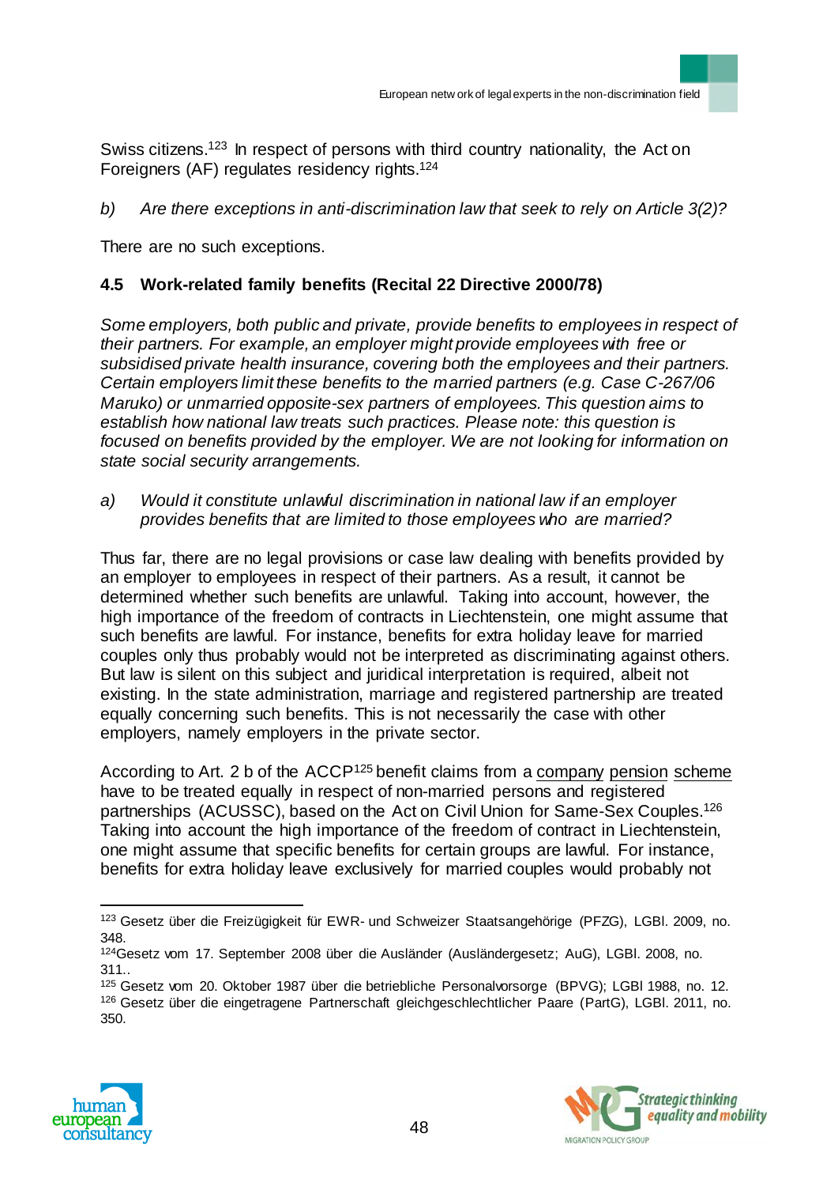Swiss citizens.[123] In respect of persons with third country nationality, the Act on Foreigners (AF) regulates residency rights.[124]

*b) Are there exceptions in anti-discrimination law that seek to rely on Article 3(2)?*

There are no such exceptions.

### 4.5 Work-related family benefits (Recital 22 Directive 2000/78)

*Some employers, both public and private, provide benefits to employees in respect of their partners. For example, an employer might provide employees with free or subsidised private health insurance, covering both the employees and their partners. Certain employers limit these benefits to the married partners (e.g. Case C-267/06 Maruko) or unmarried opposite-sex partners of employees. This question aims to establish how national law treats such practices. Please note: this question is focused on benefits provided by the employer. We are not looking for information on state social security arrangements.*

*a) Would it constitute unlawful discrimination in national law if an employer provides benefits that are limited to those employees who are married?*

Thus far, there are no legal provisions or case law dealing with benefits provided by an employer to employees in respect of their partners. As a result, it cannot be determined whether such benefits are unlawful. Taking into account, however, the high importance of the freedom of contracts in Liechtenstein, one might assume that such benefits are lawful. For instance, benefits for extra holiday leave for married couples only thus probably would not be interpreted as discriminating against others. But law is silent on this subject and juridical interpretation is required, albeit not existing. In the state administration, marriage and registered partnership are treated equally concerning such benefits. This is not necessarily the case with other employers, namely employers in the private sector.

According to Art. 2 b of the ACCP[125] benefit claims from a company pension scheme have to be treated equally in respect of non-married persons and registered partnerships (ACUSSC), based on the Act on Civil Union for Same-Sex Couples.[126] Taking into account the high importance of the freedom of contract in Liechtenstein, one might assume that specific benefits for certain groups are lawful. For instance, benefits for extra holiday leave exclusively for married couples would probably not

---

[123] Gesetz über die Freizügigkeit für EWR- und Schweizer Staatsangehörige (PFZG), LGBl. 2009, no. 348.

[124] Gesetz vom 17. September 2008 über die Ausländer (Ausländergesetz; AuG), LGBl. 2008, no. 311..

[125] Gesetz vom 20. Oktober 1987 über die betriebliche Personalvorsorge (BPVG); LGBl 1988, no. 12.

[126] Gesetz über die eingetragene Partnerschaft gleichgeschlechtlicher Paare (PartG), LGBl. 2011, no. 350.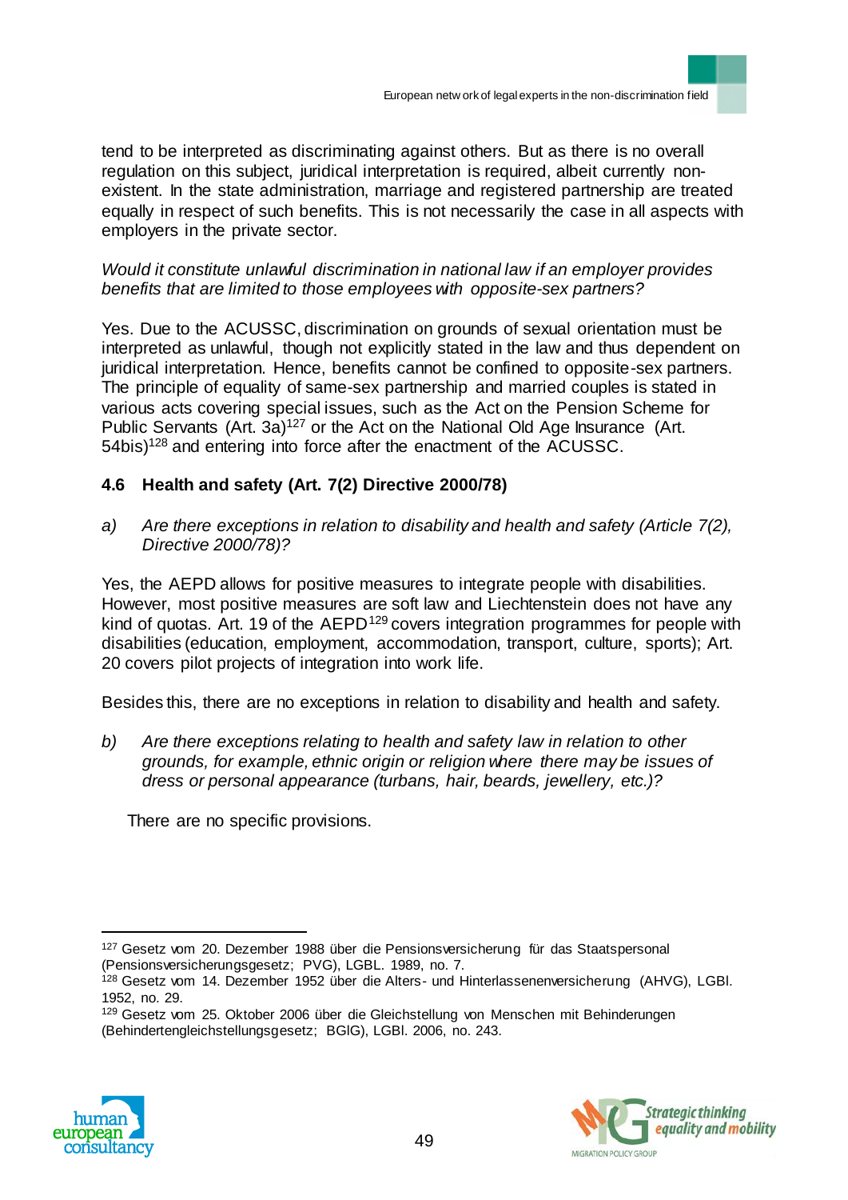tend to be interpreted as discriminating against others. But as there is no overall regulation on this subject, juridical interpretation is required, albeit currently non-existent. In the state administration, marriage and registered partnership are treated equally in respect of such benefits. This is not necessarily the case in all aspects with employers in the private sector.

*Would it constitute unlawful discrimination in national law if an employer provides benefits that are limited to those employees with opposite-sex partners?*

Yes. Due to the ACUSSC, discrimination on grounds of sexual orientation must be interpreted as unlawful, though not explicitly stated in the law and thus dependent on juridical interpretation. Hence, benefits cannot be confined to opposite-sex partners. The principle of equality of same-sex partnership and married couples is stated in various acts covering special issues, such as the Act on the Pension Scheme for Public Servants (Art. 3a)[127] or the Act on the National Old Age Insurance (Art. 54bis)[128] and entering into force after the enactment of the ACUSSC.

### 4.6 Health and safety (Art. 7(2) Directive 2000/78)

a) *Are there exceptions in relation to disability and health and safety (Article 7(2), Directive 2000/78)?*

Yes, the AEPD allows for positive measures to integrate people with disabilities. However, most positive measures are soft law and Liechtenstein does not have any kind of quotas. Art. 19 of the AEPD[129] covers integration programmes for people with disabilities (education, employment, accommodation, transport, culture, sports); Art. 20 covers pilot projects of integration into work life.

Besides this, there are no exceptions in relation to disability and health and safety.

b) *Are there exceptions relating to health and safety law in relation to other grounds, for example, ethnic origin or religion where there may be issues of dress or personal appearance (turbans, hair, beards, jewellery, etc.)?*

There are no specific provisions.

---

[127] Gesetz vom 20. Dezember 1988 über die Pensionsversicherung für das Staatspersonal (Pensionsversicherungsgesetz; PVG), LGBL. 1989, no. 7.

[128] Gesetz vom 14. Dezember 1952 über die Alters- und Hinterlassenenversicherung (AHVG), LGBl. 1952, no. 29.

[129] Gesetz vom 25. Oktober 2006 über die Gleichstellung von Menschen mit Behinderungen (Behindertengleichstellungsgesetz; BGlG), LGBl. 2006, no. 243.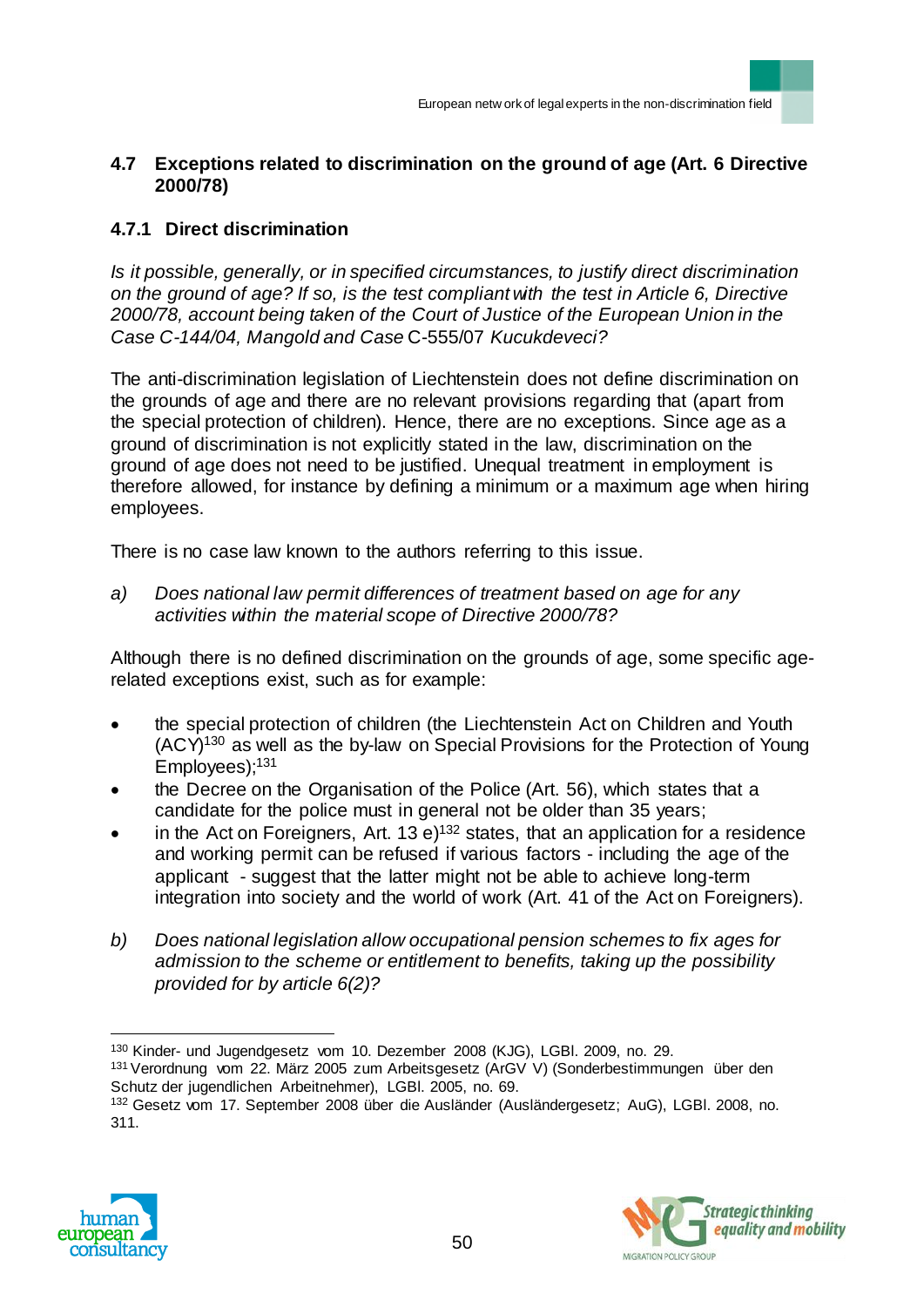### 4.7 Exceptions related to discrimination on the ground of age (Art. 6 Directive 2000/78)

#### 4.7.1 Direct discrimination

*Is it possible, generally, or in specified circumstances, to justify direct discrimination on the ground of age? If so, is the test compliant with the test in Article 6, Directive 2000/78, account being taken of the Court of Justice of the European Union in the Case C-144/04, Mangold and Case* C-555/07 *Kucukdeveci?*

The anti-discrimination legislation of Liechtenstein does not define discrimination on the grounds of age and there are no relevant provisions regarding that (apart from the special protection of children). Hence, there are no exceptions. Since age as a ground of discrimination is not explicitly stated in the law, discrimination on the ground of age does not need to be justified. Unequal treatment in employment is therefore allowed, for instance by defining a minimum or a maximum age when hiring employees.

There is no case law known to the authors referring to this issue.

a) *Does national law permit differences of treatment based on age for any activities within the material scope of Directive 2000/78?*

Although there is no defined discrimination on the grounds of age, some specific age-related exceptions exist, such as for example:

- the special protection of children (the Liechtenstein Act on Children and Youth (ACY)[130] as well as the by-law on Special Provisions for the Protection of Young Employees);[131]
- the Decree on the Organisation of the Police (Art. 56), which states that a candidate for the police must in general not be older than 35 years;
- in the Act on Foreigners, Art. 13 e)[132] states, that an application for a residence and working permit can be refused if various factors - including the age of the applicant - suggest that the latter might not be able to achieve long-term integration into society and the world of work (Art. 41 of the Act on Foreigners).

b) *Does national legislation allow occupational pension schemes to fix ages for admission to the scheme or entitlement to benefits, taking up the possibility provided for by article 6(2)?*

[130] Kinder- und Jugendgesetz vom 10. Dezember 2008 (KJG), LGBl. 2009, no. 29.

[131] Verordnung vom 22. März 2005 zum Arbeitsgesetz (ArGV V) (Sonderbestimmungen über den Schutz der jugendlichen Arbeitnehmer), LGBl. 2005, no. 69.

[132] Gesetz vom 17. September 2008 über die Ausländer (Ausländergesetz; AuG), LGBl. 2008, no. 311.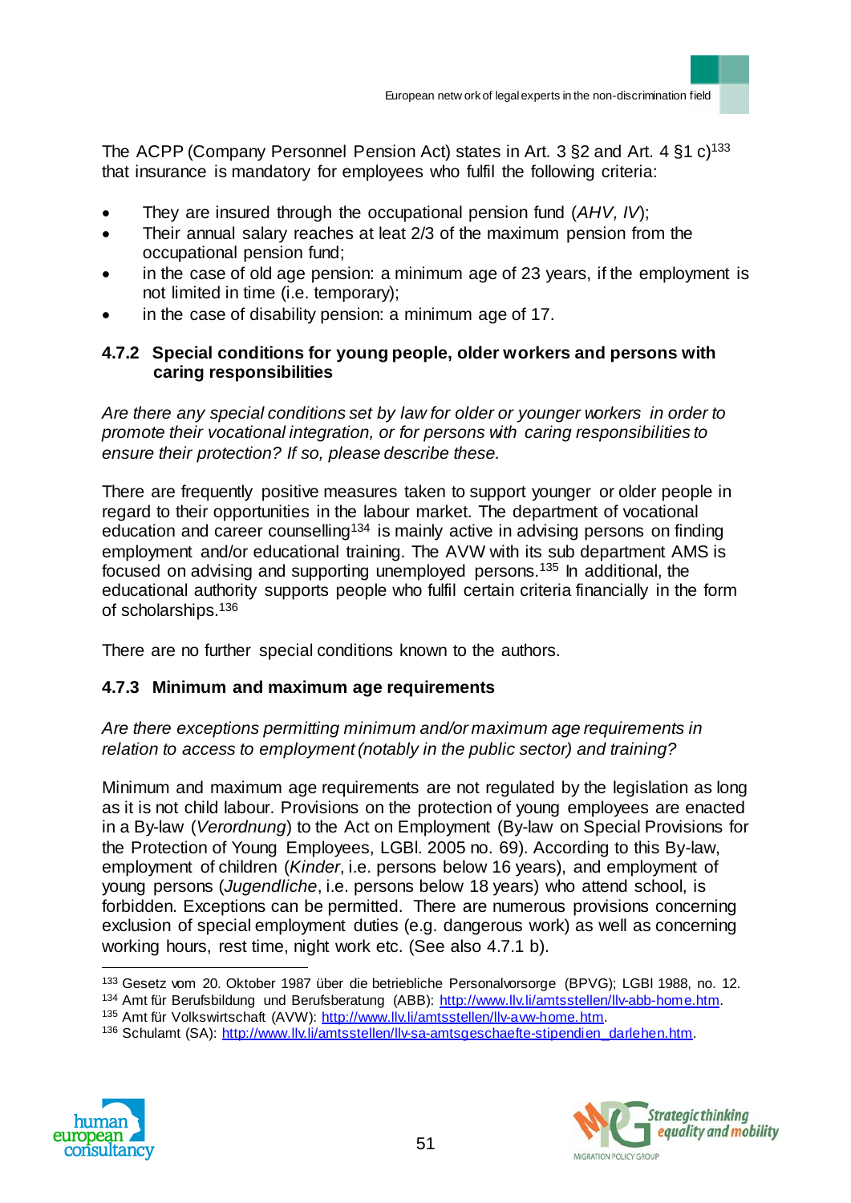The ACPP (Company Personnel Pension Act) states in Art. 3 §2 and Art. 4 §1 c)[133] that insurance is mandatory for employees who fulfil the following criteria:

- They are insured through the occupational pension fund (*AHV, IV*);
- Their annual salary reaches at leat 2/3 of the maximum pension from the occupational pension fund;
- in the case of old age pension: a minimum age of 23 years, if the employment is not limited in time (i.e. temporary);
- in the case of disability pension: a minimum age of 17.

### 4.7.2 Special conditions for young people, older workers and persons with caring responsibilities

*Are there any special conditions set by law for older or younger workers in order to promote their vocational integration, or for persons with caring responsibilities to ensure their protection? If so, please describe these.*

There are frequently positive measures taken to support younger or older people in regard to their opportunities in the labour market. The department of vocational education and career counselling[134] is mainly active in advising persons on finding employment and/or educational training. The AVW with its sub department AMS is focused on advising and supporting unemployed persons.[135] In additional, the educational authority supports people who fulfil certain criteria financially in the form of scholarships.[136]

There are no further special conditions known to the authors.

### 4.7.3 Minimum and maximum age requirements

*Are there exceptions permitting minimum and/or maximum age requirements in relation to access to employment (notably in the public sector) and training?*

Minimum and maximum age requirements are not regulated by the legislation as long as it is not child labour. Provisions on the protection of young employees are enacted in a By-law (*Verordnung*) to the Act on Employment (By-law on Special Provisions for the Protection of Young Employees, LGBl. 2005 no. 69). According to this By-law, employment of children (*Kinder*, i.e. persons below 16 years), and employment of young persons (*Jugendliche*, i.e. persons below 18 years) who attend school, is forbidden. Exceptions can be permitted. There are numerous provisions concerning exclusion of special employment duties (e.g. dangerous work) as well as concerning working hours, rest time, night work etc. (See also 4.7.1 b).

---

[133] Gesetz vom 20. Oktober 1987 über die betriebliche Personalvorsorge (BPVG); LGBl 1988, no. 12.
[134] Amt für Berufsbildung und Berufsberatung (ABB): http://www.llv.li/amtsstellen/llv-abb-home.htm.
[135] Amt für Volkswirtschaft (AVW): http://www.llv.li/amtsstellen/llv-avw-home.htm.
[136] Schulamt (SA): http://www.llv.li/amtsstellen/llv-sa-amtsgeschaefte-stipendien_darlehen.htm.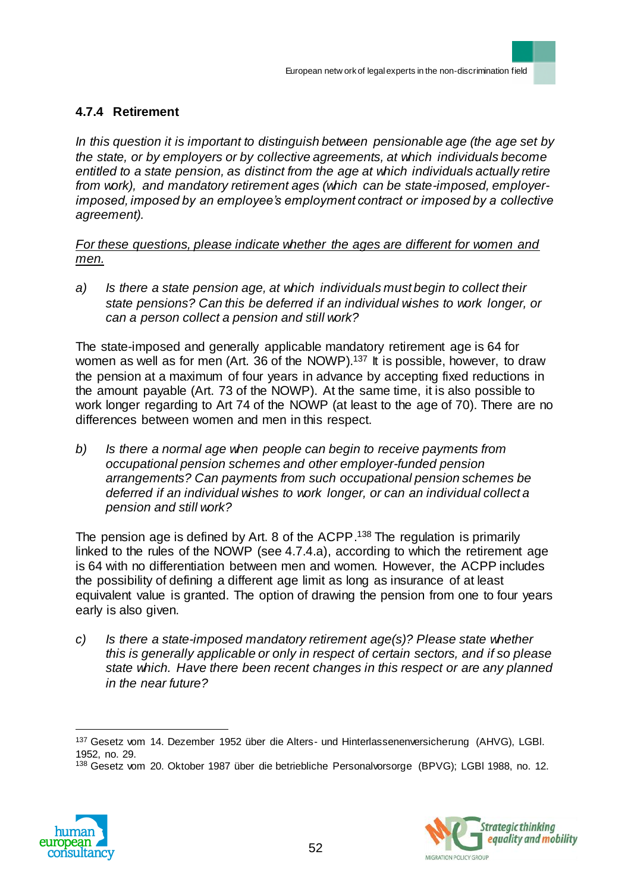### 4.7.4 Retirement

*In this question it is important to distinguish between pensionable age (the age set by the state, or by employers or by collective agreements, at which individuals become entitled to a state pension, as distinct from the age at which individuals actually retire from work), and mandatory retirement ages (which can be state-imposed, employer-imposed, imposed by an employee's employment contract or imposed by a collective agreement).*

*For these questions, please indicate whether the ages are different for women and men.*

a) *Is there a state pension age, at which individuals must begin to collect their state pensions? Can this be deferred if an individual wishes to work longer, or can a person collect a pension and still work?*

The state-imposed and generally applicable mandatory retirement age is 64 for women as well as for men (Art. 36 of the NOWP).[137] It is possible, however, to draw the pension at a maximum of four years in advance by accepting fixed reductions in the amount payable (Art. 73 of the NOWP). At the same time, it is also possible to work longer regarding to Art 74 of the NOWP (at least to the age of 70). There are no differences between women and men in this respect.

b) *Is there a normal age when people can begin to receive payments from occupational pension schemes and other employer-funded pension arrangements? Can payments from such occupational pension schemes be deferred if an individual wishes to work longer, or can an individual collect a pension and still work?*

The pension age is defined by Art. 8 of the ACPP.[138] The regulation is primarily linked to the rules of the NOWP (see 4.7.4.a), according to which the retirement age is 64 with no differentiation between men and women. However, the ACPP includes the possibility of defining a different age limit as long as insurance of at least equivalent value is granted. The option of drawing the pension from one to four years early is also given.

c) *Is there a state-imposed mandatory retirement age(s)? Please state whether this is generally applicable or only in respect of certain sectors, and if so please state which. Have there been recent changes in this respect or are any planned in the near future?*

---

[137] Gesetz vom 14. Dezember 1952 über die Alters- und Hinterlassenenversicherung (AHVG), LGBl. 1952, no. 29.

[138] Gesetz vom 20. Oktober 1987 über die betriebliche Personalvorsorge (BPVG); LGBl 1988, no. 12.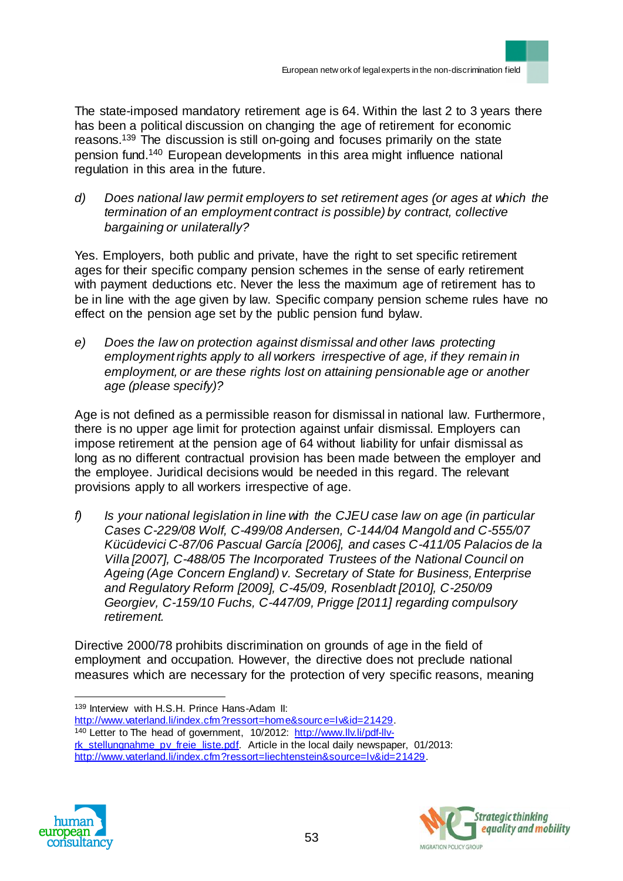The state-imposed mandatory retirement age is 64. Within the last 2 to 3 years there has been a political discussion on changing the age of retirement for economic reasons.[139] The discussion is still on-going and focuses primarily on the state pension fund.[140] European developments in this area might influence national regulation in this area in the future.

d) *Does national law permit employers to set retirement ages (or ages at which the termination of an employment contract is possible) by contract, collective bargaining or unilaterally?*

Yes. Employers, both public and private, have the right to set specific retirement ages for their specific company pension schemes in the sense of early retirement with payment deductions etc. Never the less the maximum age of retirement has to be in line with the age given by law. Specific company pension scheme rules have no effect on the pension age set by the public pension fund bylaw.

e) *Does the law on protection against dismissal and other laws protecting employment rights apply to all workers irrespective of age, if they remain in employment, or are these rights lost on attaining pensionable age or another age (please specify)?*

Age is not defined as a permissible reason for dismissal in national law. Furthermore, there is no upper age limit for protection against unfair dismissal. Employers can impose retirement at the pension age of 64 without liability for unfair dismissal as long as no different contractual provision has been made between the employer and the employee. Juridical decisions would be needed in this regard. The relevant provisions apply to all workers irrespective of age.

f) *Is your national legislation in line with the CJEU case law on age (in particular Cases C-229/08 Wolf, C-499/08 Andersen, C-144/04 Mangold and C-555/07 Kücüdevici C-87/06 Pascual García [2006], and cases C-411/05 Palacios de la Villa [2007], C-488/05 The Incorporated Trustees of the National Council on Ageing (Age Concern England) v. Secretary of State for Business, Enterprise and Regulatory Reform [2009], C-45/09, Rosenbladt [2010], C-250/09 Georgiev, C-159/10 Fuchs, C-447/09, Prigge [2011] regarding compulsory retirement.*

Directive 2000/78 prohibits discrimination on grounds of age in the field of employment and occupation. However, the directive does not preclude national measures which are necessary for the protection of very specific reasons, meaning

---

[139] Interview with H.S.H. Prince Hans-Adam II: http://www.vaterland.li/index.cfm?ressort=home&source=lv&id=21429.

[140] Letter to The head of government, 10/2012: http://www.llv.li/pdf-llv-rk_stellungnahme_pv_freie_liste.pdf. Article in the local daily newspaper, 01/2013: http://www.vaterland.li/index.cfm?ressort=liechtenstein&source=lv&id=21429.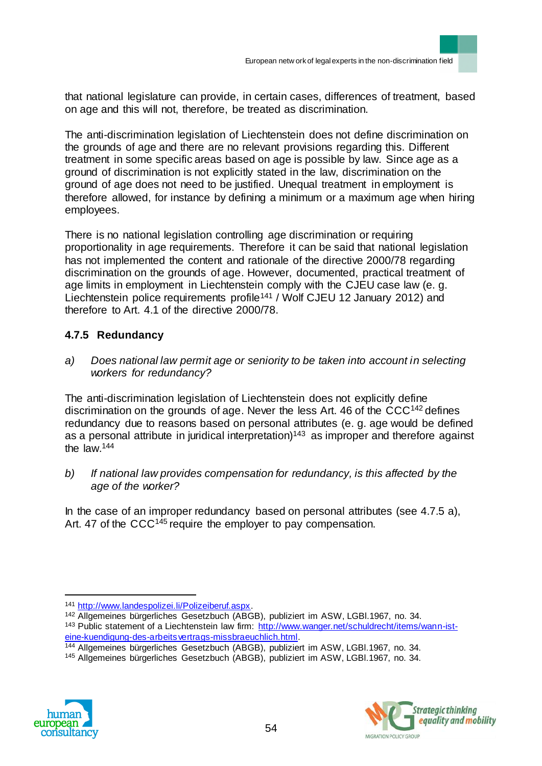that national legislature can provide, in certain cases, differences of treatment, based on age and this will not, therefore, be treated as discrimination.

The anti-discrimination legislation of Liechtenstein does not define discrimination on the grounds of age and there are no relevant provisions regarding this. Different treatment in some specific areas based on age is possible by law. Since age as a ground of discrimination is not explicitly stated in the law, discrimination on the ground of age does not need to be justified. Unequal treatment in employment is therefore allowed, for instance by defining a minimum or a maximum age when hiring employees.

There is no national legislation controlling age discrimination or requiring proportionality in age requirements. Therefore it can be said that national legislation has not implemented the content and rationale of the directive 2000/78 regarding discrimination on the grounds of age. However, documented, practical treatment of age limits in employment in Liechtenstein comply with the CJEU case law (e. g. Liechtenstein police requirements profile[141] / Wolf CJEU 12 January 2012) and therefore to Art. 4.1 of the directive 2000/78.

### 4.7.5 Redundancy

a) *Does national law permit age or seniority to be taken into account in selecting workers for redundancy?*

The anti-discrimination legislation of Liechtenstein does not explicitly define discrimination on the grounds of age. Never the less Art. 46 of the CCC[142] defines redundancy due to reasons based on personal attributes (e. g. age would be defined as a personal attribute in juridical interpretation)[143] as improper and therefore against the law.[144]

b) *If national law provides compensation for redundancy, is this affected by the age of the worker?*

In the case of an improper redundancy based on personal attributes (see 4.7.5 a), Art. 47 of the CCC[145] require the employer to pay compensation.

---

[141] http://www.landespolizei.li/Polizeiberuf.aspx.

[142] Allgemeines bürgerliches Gesetzbuch (ABGB), publiziert im ASW, LGBl.1967, no. 34.

[143] Public statement of a Liechtenstein law firm: http://www.wanger.net/schuldrecht/items/wann-ist-eine-kuendigung-des-arbeitsvertrags-missbraeuchlich.html.

[144] Allgemeines bürgerliches Gesetzbuch (ABGB), publiziert im ASW, LGBl.1967, no. 34.

[145] Allgemeines bürgerliches Gesetzbuch (ABGB), publiziert im ASW, LGBl.1967, no. 34.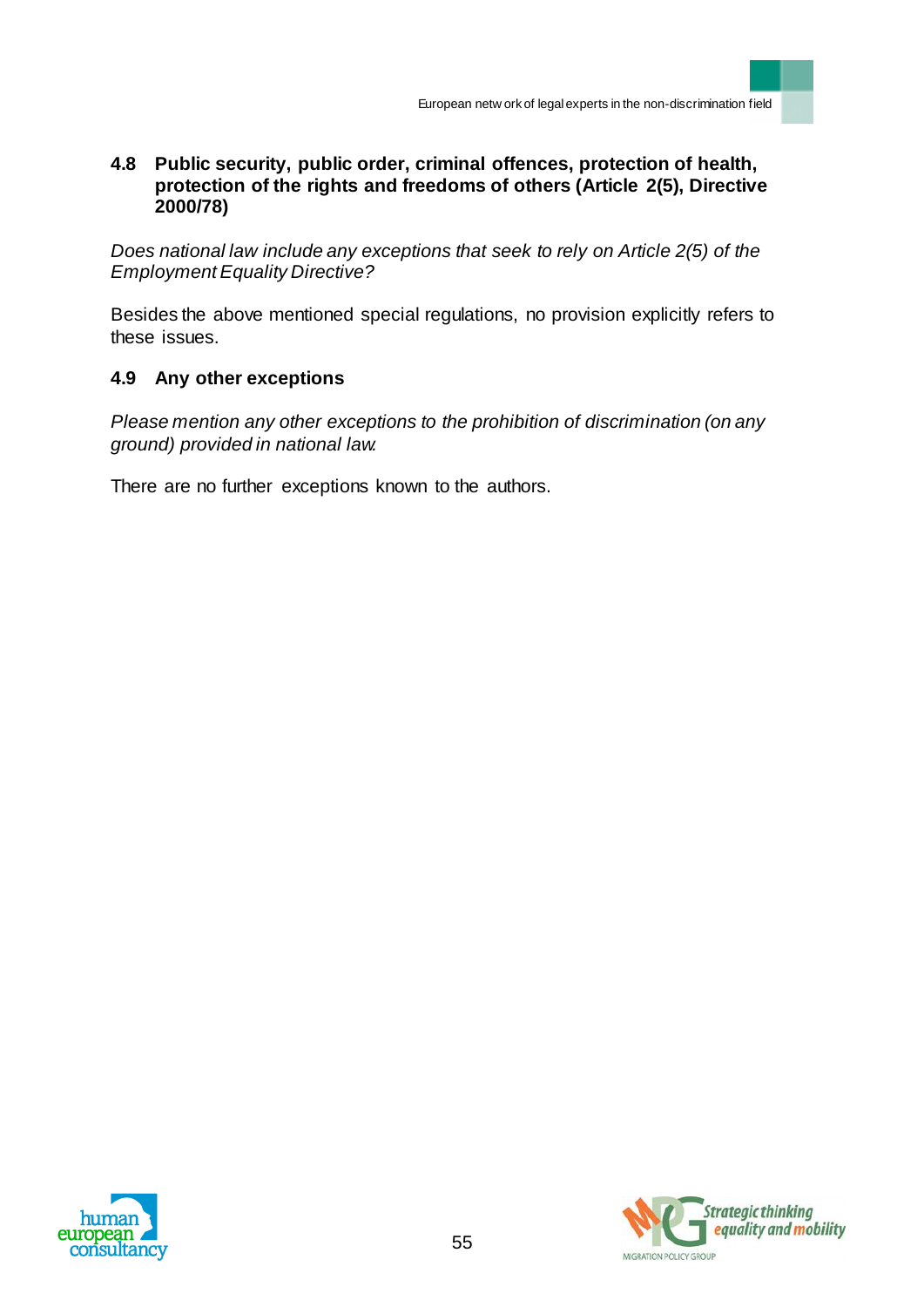### 4.8 Public security, public order, criminal offences, protection of health, protection of the rights and freedoms of others (Article 2(5), Directive 2000/78)

*Does national law include any exceptions that seek to rely on Article 2(5) of the Employment Equality Directive?*

Besides the above mentioned special regulations, no provision explicitly refers to these issues.

### 4.9 Any other exceptions

*Please mention any other exceptions to the prohibition of discrimination (on any ground) provided in national law.*

There are no further exceptions known to the authors.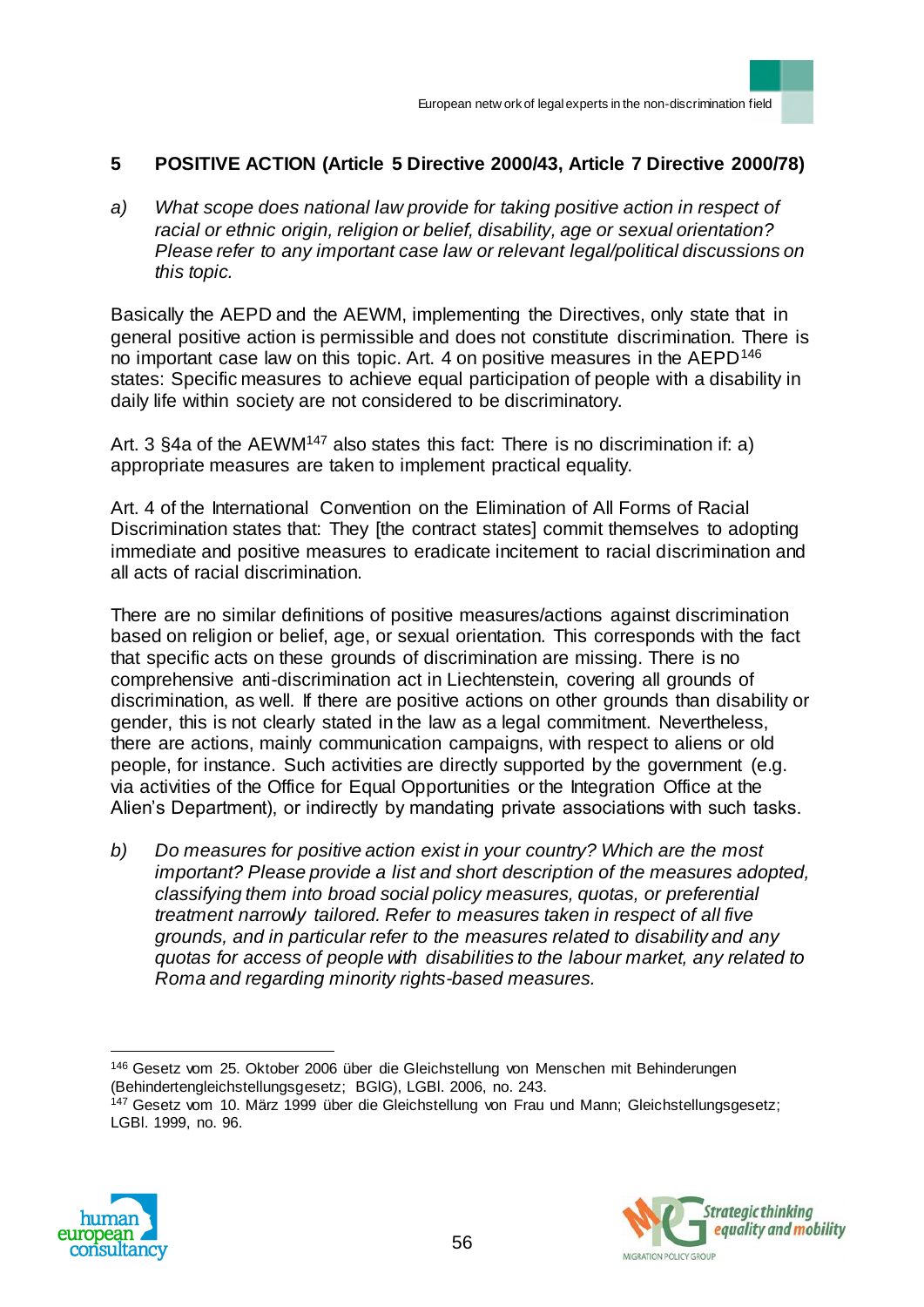## 5 POSITIVE ACTION (Article 5 Directive 2000/43, Article 7 Directive 2000/78)

a) *What scope does national law provide for taking positive action in respect of racial or ethnic origin, religion or belief, disability, age or sexual orientation? Please refer to any important case law or relevant legal/political discussions on this topic.*

Basically the AEPD and the AEWM, implementing the Directives, only state that in general positive action is permissible and does not constitute discrimination. There is no important case law on this topic. Art. 4 on positive measures in the AEPD[146] states: Specific measures to achieve equal participation of people with a disability in daily life within society are not considered to be discriminatory.

Art. 3 §4a of the AEWM[147] also states this fact: There is no discrimination if: a) appropriate measures are taken to implement practical equality.

Art. 4 of the International Convention on the Elimination of All Forms of Racial Discrimination states that: They [the contract states] commit themselves to adopting immediate and positive measures to eradicate incitement to racial discrimination and all acts of racial discrimination.

There are no similar definitions of positive measures/actions against discrimination based on religion or belief, age, or sexual orientation. This corresponds with the fact that specific acts on these grounds of discrimination are missing. There is no comprehensive anti-discrimination act in Liechtenstein, covering all grounds of discrimination, as well. If there are positive actions on other grounds than disability or gender, this is not clearly stated in the law as a legal commitment. Nevertheless, there are actions, mainly communication campaigns, with respect to aliens or old people, for instance. Such activities are directly supported by the government (e.g. via activities of the Office for Equal Opportunities or the Integration Office at the Alien's Department), or indirectly by mandating private associations with such tasks.

b) *Do measures for positive action exist in your country? Which are the most important? Please provide a list and short description of the measures adopted, classifying them into broad social policy measures, quotas, or preferential treatment narrowly tailored. Refer to measures taken in respect of all five grounds, and in particular refer to the measures related to disability and any quotas for access of people with disabilities to the labour market, any related to Roma and regarding minority rights-based measures.*

---

[146] Gesetz vom 25. Oktober 2006 über die Gleichstellung von Menschen mit Behinderungen (Behindertengleichstellungsgesetz; BGlG), LGBl. 2006, no. 243.

[147] Gesetz vom 10. März 1999 über die Gleichstellung von Frau und Mann; Gleichstellungsgesetz; LGBl. 1999, no. 96.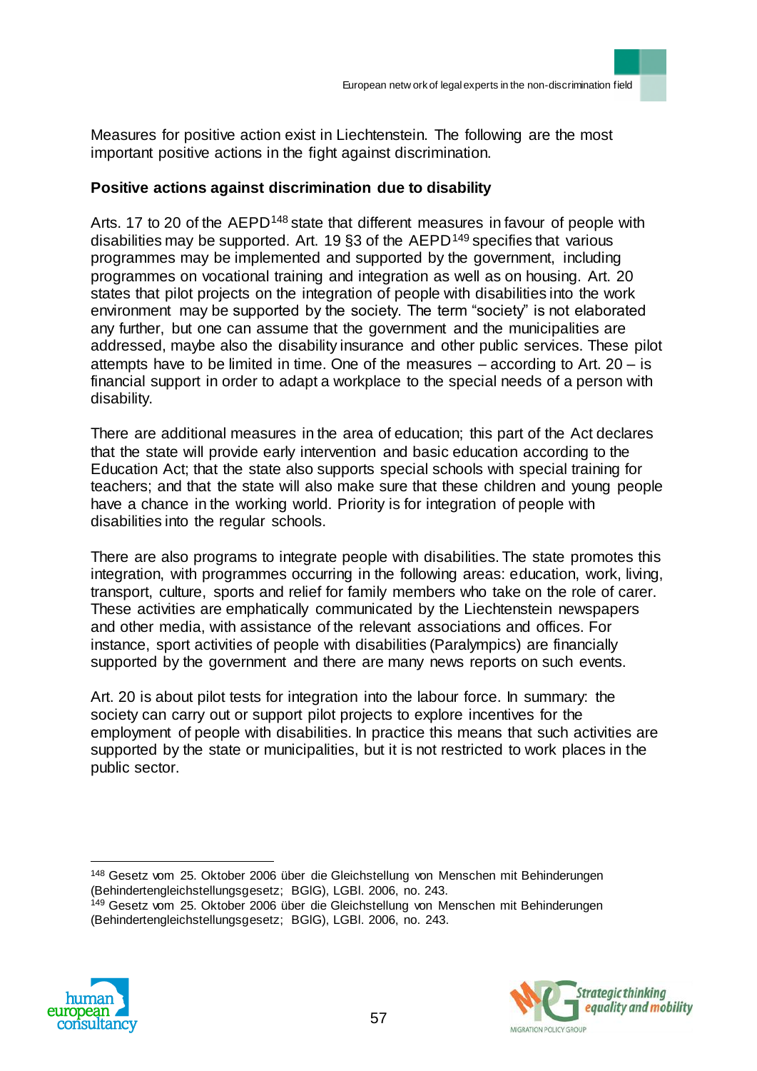Measures for positive action exist in Liechtenstein. The following are the most important positive actions in the fight against discrimination.

**Positive actions against discrimination due to disability**

Arts. 17 to 20 of the AEPD[148] state that different measures in favour of people with disabilities may be supported. Art. 19 §3 of the AEPD[149] specifies that various programmes may be implemented and supported by the government, including programmes on vocational training and integration as well as on housing. Art. 20 states that pilot projects on the integration of people with disabilities into the work environment may be supported by the society. The term "society" is not elaborated any further, but one can assume that the government and the municipalities are addressed, maybe also the disability insurance and other public services. These pilot attempts have to be limited in time. One of the measures – according to Art. 20 – is financial support in order to adapt a workplace to the special needs of a person with disability.

There are additional measures in the area of education; this part of the Act declares that the state will provide early intervention and basic education according to the Education Act; that the state also supports special schools with special training for teachers; and that the state will also make sure that these children and young people have a chance in the working world. Priority is for integration of people with disabilities into the regular schools.

There are also programs to integrate people with disabilities. The state promotes this integration, with programmes occurring in the following areas: education, work, living, transport, culture, sports and relief for family members who take on the role of carer. These activities are emphatically communicated by the Liechtenstein newspapers and other media, with assistance of the relevant associations and offices. For instance, sport activities of people with disabilities (Paralympics) are financially supported by the government and there are many news reports on such events.

Art. 20 is about pilot tests for integration into the labour force. In summary: the society can carry out or support pilot projects to explore incentives for the employment of people with disabilities. In practice this means that such activities are supported by the state or municipalities, but it is not restricted to work places in the public sector.

---

[148] Gesetz vom 25. Oktober 2006 über die Gleichstellung von Menschen mit Behinderungen (Behindertengleichstellungsgesetz; BGlG), LGBl. 2006, no. 243.

[149] Gesetz vom 25. Oktober 2006 über die Gleichstellung von Menschen mit Behinderungen (Behindertengleichstellungsgesetz; BGlG), LGBl. 2006, no. 243.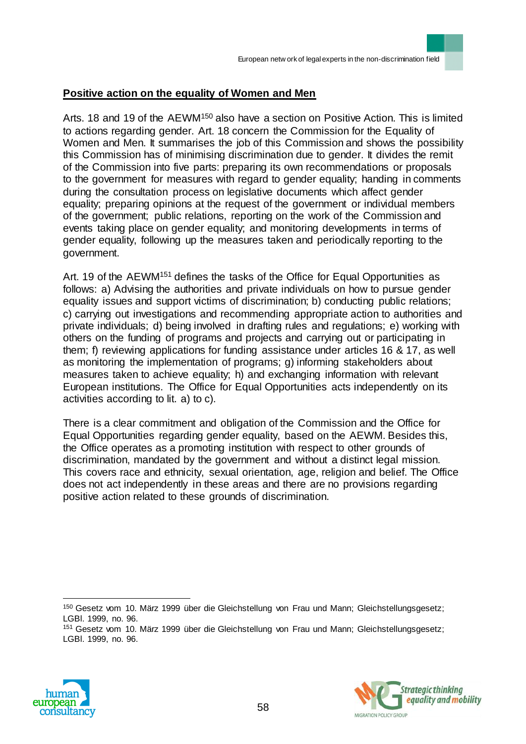**Positive action on the equality of Women and Men**

Arts. 18 and 19 of the AEWM[150] also have a section on Positive Action. This is limited to actions regarding gender. Art. 18 concern the Commission for the Equality of Women and Men. It summarises the job of this Commission and shows the possibility this Commission has of minimising discrimination due to gender. It divides the remit of the Commission into five parts: preparing its own recommendations or proposals to the government for measures with regard to gender equality; handing in comments during the consultation process on legislative documents which affect gender equality; preparing opinions at the request of the government or individual members of the government; public relations, reporting on the work of the Commission and events taking place on gender equality; and monitoring developments in terms of gender equality, following up the measures taken and periodically reporting to the government.

Art. 19 of the AEWM[151] defines the tasks of the Office for Equal Opportunities as follows: a) Advising the authorities and private individuals on how to pursue gender equality issues and support victims of discrimination; b) conducting public relations; c) carrying out investigations and recommending appropriate action to authorities and private individuals; d) being involved in drafting rules and regulations; e) working with others on the funding of programs and projects and carrying out or participating in them; f) reviewing applications for funding assistance under articles 16 & 17, as well as monitoring the implementation of programs; g) informing stakeholders about measures taken to achieve equality; h) and exchanging information with relevant European institutions. The Office for Equal Opportunities acts independently on its activities according to lit. a) to c).

There is a clear commitment and obligation of the Commission and the Office for Equal Opportunities regarding gender equality, based on the AEWM. Besides this, the Office operates as a promoting institution with respect to other grounds of discrimination, mandated by the government and without a distinct legal mission. This covers race and ethnicity, sexual orientation, age, religion and belief. The Office does not act independently in these areas and there are no provisions regarding positive action related to these grounds of discrimination.

---

[150] Gesetz vom 10. März 1999 über die Gleichstellung von Frau und Mann; Gleichstellungsgesetz; LGBl. 1999, no. 96.

[151] Gesetz vom 10. März 1999 über die Gleichstellung von Frau und Mann; Gleichstellungsgesetz; LGBl. 1999, no. 96.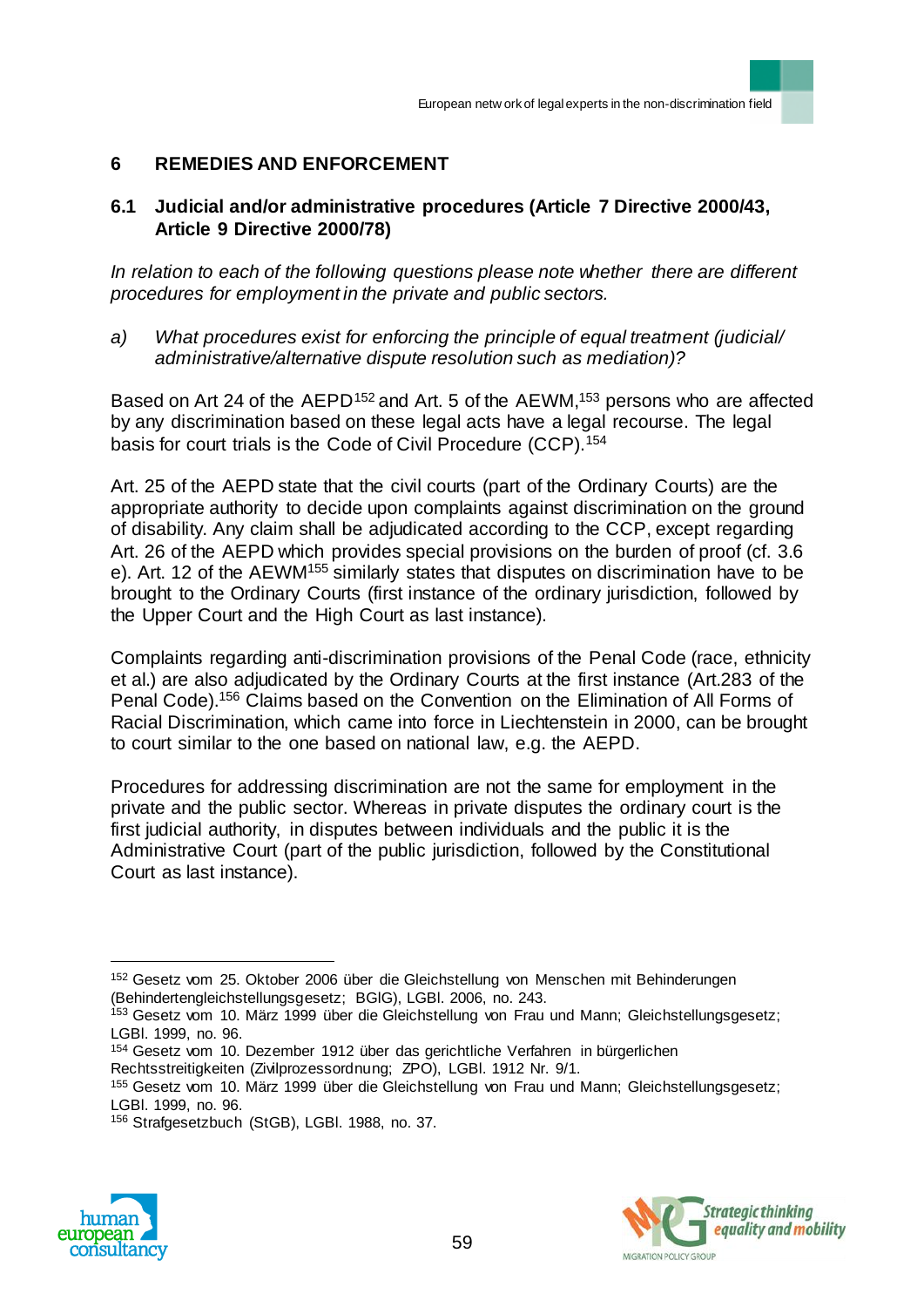## 6 REMEDIES AND ENFORCEMENT

### 6.1 Judicial and/or administrative procedures (Article 7 Directive 2000/43, Article 9 Directive 2000/78)

*In relation to each of the following questions please note whether there are different procedures for employment in the private and public sectors.*

a) *What procedures exist for enforcing the principle of equal treatment (judicial/ administrative/alternative dispute resolution such as mediation)?*

Based on Art 24 of the AEPD[152] and Art. 5 of the AEWM,[153] persons who are affected by any discrimination based on these legal acts have a legal recourse. The legal basis for court trials is the Code of Civil Procedure (CCP).[154]

Art. 25 of the AEPD state that the civil courts (part of the Ordinary Courts) are the appropriate authority to decide upon complaints against discrimination on the ground of disability. Any claim shall be adjudicated according to the CCP, except regarding Art. 26 of the AEPD which provides special provisions on the burden of proof (cf. 3.6 e). Art. 12 of the AEWM[155] similarly states that disputes on discrimination have to be brought to the Ordinary Courts (first instance of the ordinary jurisdiction, followed by the Upper Court and the High Court as last instance).

Complaints regarding anti-discrimination provisions of the Penal Code (race, ethnicity et al.) are also adjudicated by the Ordinary Courts at the first instance (Art.283 of the Penal Code).[156] Claims based on the Convention on the Elimination of All Forms of Racial Discrimination, which came into force in Liechtenstein in 2000, can be brought to court similar to the one based on national law, e.g. the AEPD.

Procedures for addressing discrimination are not the same for employment in the private and the public sector. Whereas in private disputes the ordinary court is the first judicial authority, in disputes between individuals and the public it is the Administrative Court (part of the public jurisdiction, followed by the Constitutional Court as last instance).

---

[152] Gesetz vom 25. Oktober 2006 über die Gleichstellung von Menschen mit Behinderungen (Behindertengleichstellungsgesetz; BGlG), LGBl. 2006, no. 243.

[153] Gesetz vom 10. März 1999 über die Gleichstellung von Frau und Mann; Gleichstellungsgesetz; LGBl. 1999, no. 96.

[154] Gesetz vom 10. Dezember 1912 über das gerichtliche Verfahren in bürgerlichen Rechtsstreitigkeiten (Zivilprozessordnung; ZPO), LGBl. 1912 Nr. 9/1.

[155] Gesetz vom 10. März 1999 über die Gleichstellung von Frau und Mann; Gleichstellungsgesetz; LGBl. 1999, no. 96.

[156] Strafgesetzbuch (StGB), LGBl. 1988, no. 37.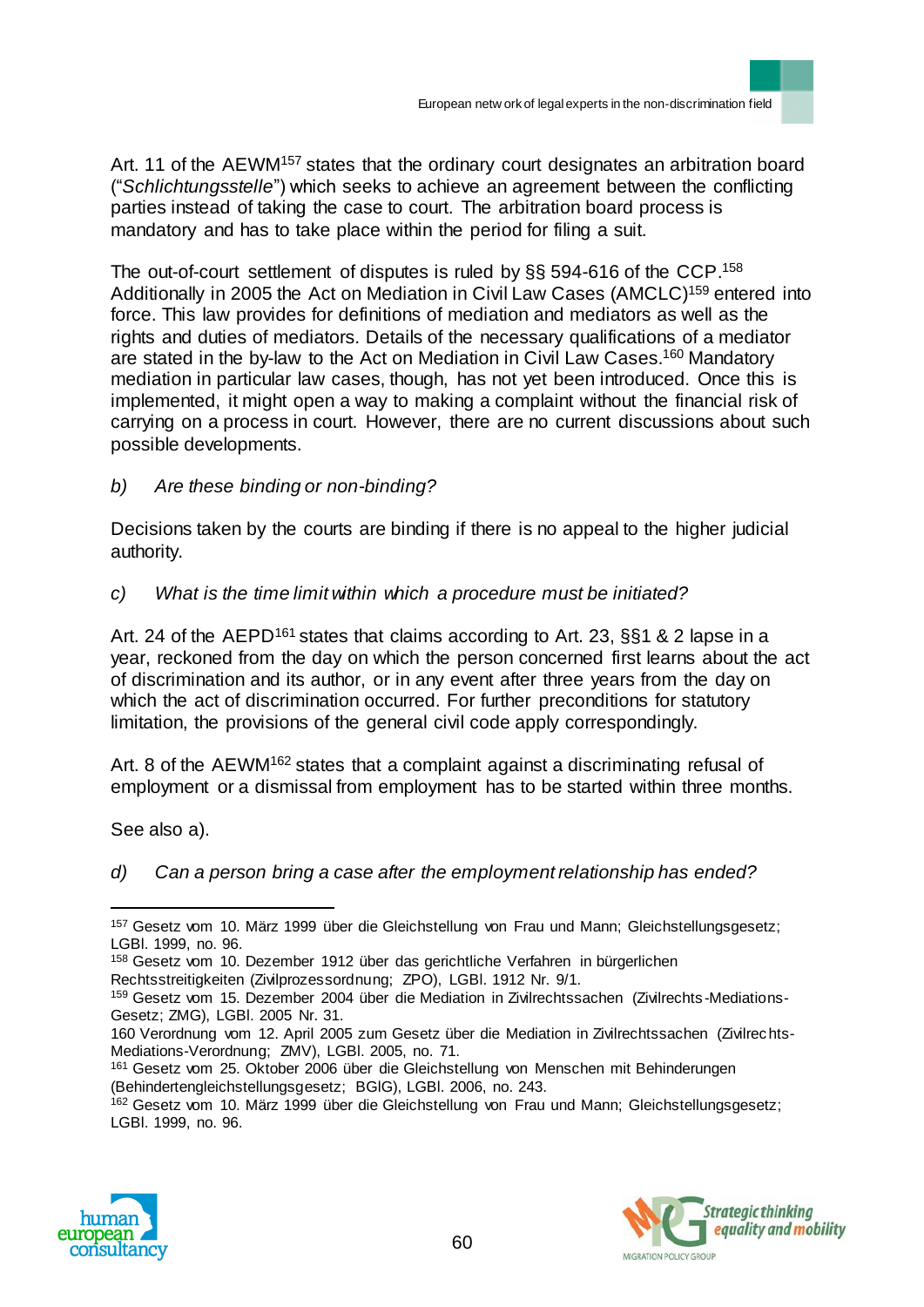Art. 11 of the AEWM[157] states that the ordinary court designates an arbitration board ("*Schlichtungsstelle*") which seeks to achieve an agreement between the conflicting parties instead of taking the case to court. The arbitration board process is mandatory and has to take place within the period for filing a suit.

The out-of-court settlement of disputes is ruled by §§ 594-616 of the CCP.[158] Additionally in 2005 the Act on Mediation in Civil Law Cases (AMCLC)[159] entered into force. This law provides for definitions of mediation and mediators as well as the rights and duties of mediators. Details of the necessary qualifications of a mediator are stated in the by-law to the Act on Mediation in Civil Law Cases.[160] Mandatory mediation in particular law cases, though, has not yet been introduced. Once this is implemented, it might open a way to making a complaint without the financial risk of carrying on a process in court. However, there are no current discussions about such possible developments.

*b) Are these binding or non-binding?*

Decisions taken by the courts are binding if there is no appeal to the higher judicial authority.

*c) What is the time limit within which a procedure must be initiated?*

Art. 24 of the AEPD[161] states that claims according to Art. 23, §§1 & 2 lapse in a year, reckoned from the day on which the person concerned first learns about the act of discrimination and its author, or in any event after three years from the day on which the act of discrimination occurred. For further preconditions for statutory limitation, the provisions of the general civil code apply correspondingly.

Art. 8 of the AEWM[162] states that a complaint against a discriminating refusal of employment or a dismissal from employment has to be started within three months.

See also a).

*d) Can a person bring a case after the employment relationship has ended?*

---

[157] Gesetz vom 10. März 1999 über die Gleichstellung von Frau und Mann; Gleichstellungsgesetz; LGBl. 1999, no. 96.

[158] Gesetz vom 10. Dezember 1912 über das gerichtliche Verfahren in bürgerlichen Rechtsstreitigkeiten (Zivilprozessordnung; ZPO), LGBl. 1912 Nr. 9/1.

[159] Gesetz vom 15. Dezember 2004 über die Mediation in Zivilrechtssachen (Zivilrechts-Mediations-Gesetz; ZMG), LGBl. 2005 Nr. 31.

160 Verordnung vom 12. April 2005 zum Gesetz über die Mediation in Zivilrechtssachen (Zivilrechts-Mediations-Verordnung; ZMV), LGBl. 2005, no. 71.

[161] Gesetz vom 25. Oktober 2006 über die Gleichstellung von Menschen mit Behinderungen (Behindertengleichstellungsgesetz; BGlG), LGBl. 2006, no. 243.

[162] Gesetz vom 10. März 1999 über die Gleichstellung von Frau und Mann; Gleichstellungsgesetz; LGBl. 1999, no. 96.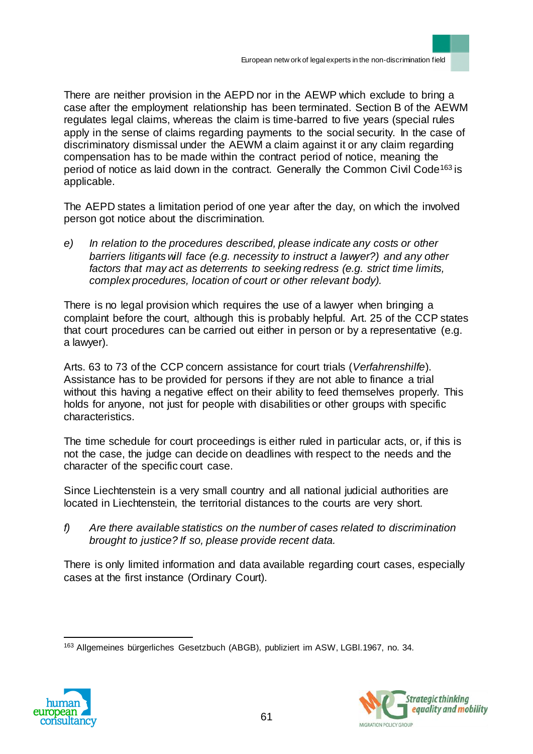There are neither provision in the AEPD nor in the AEWP which exclude to bring a case after the employment relationship has been terminated. Section B of the AEWM regulates legal claims, whereas the claim is time-barred to five years (special rules apply in the sense of claims regarding payments to the social security. In the case of discriminatory dismissal under the AEWM a claim against it or any claim regarding compensation has to be made within the contract period of notice, meaning the period of notice as laid down in the contract. Generally the Common Civil Code[163] is applicable.

The AEPD states a limitation period of one year after the day, on which the involved person got notice about the discrimination.

e) *In relation to the procedures described, please indicate any costs or other barriers litigants will face (e.g. necessity to instruct a lawyer?) and any other factors that may act as deterrents to seeking redress (e.g. strict time limits, complex procedures, location of court or other relevant body).*

There is no legal provision which requires the use of a lawyer when bringing a complaint before the court, although this is probably helpful. Art. 25 of the CCP states that court procedures can be carried out either in person or by a representative (e.g. a lawyer).

Arts. 63 to 73 of the CCP concern assistance for court trials (*Verfahrenshilfe*). Assistance has to be provided for persons if they are not able to finance a trial without this having a negative effect on their ability to feed themselves properly. This holds for anyone, not just for people with disabilities or other groups with specific characteristics.

The time schedule for court proceedings is either ruled in particular acts, or, if this is not the case, the judge can decide on deadlines with respect to the needs and the character of the specific court case.

Since Liechtenstein is a very small country and all national judicial authorities are located in Liechtenstein, the territorial distances to the courts are very short.

f) *Are there available statistics on the number of cases related to discrimination brought to justice? If so, please provide recent data.*

There is only limited information and data available regarding court cases, especially cases at the first instance (Ordinary Court).

[163] Allgemeines bürgerliches Gesetzbuch (ABGB), publiziert im ASW, LGBl.1967, no. 34.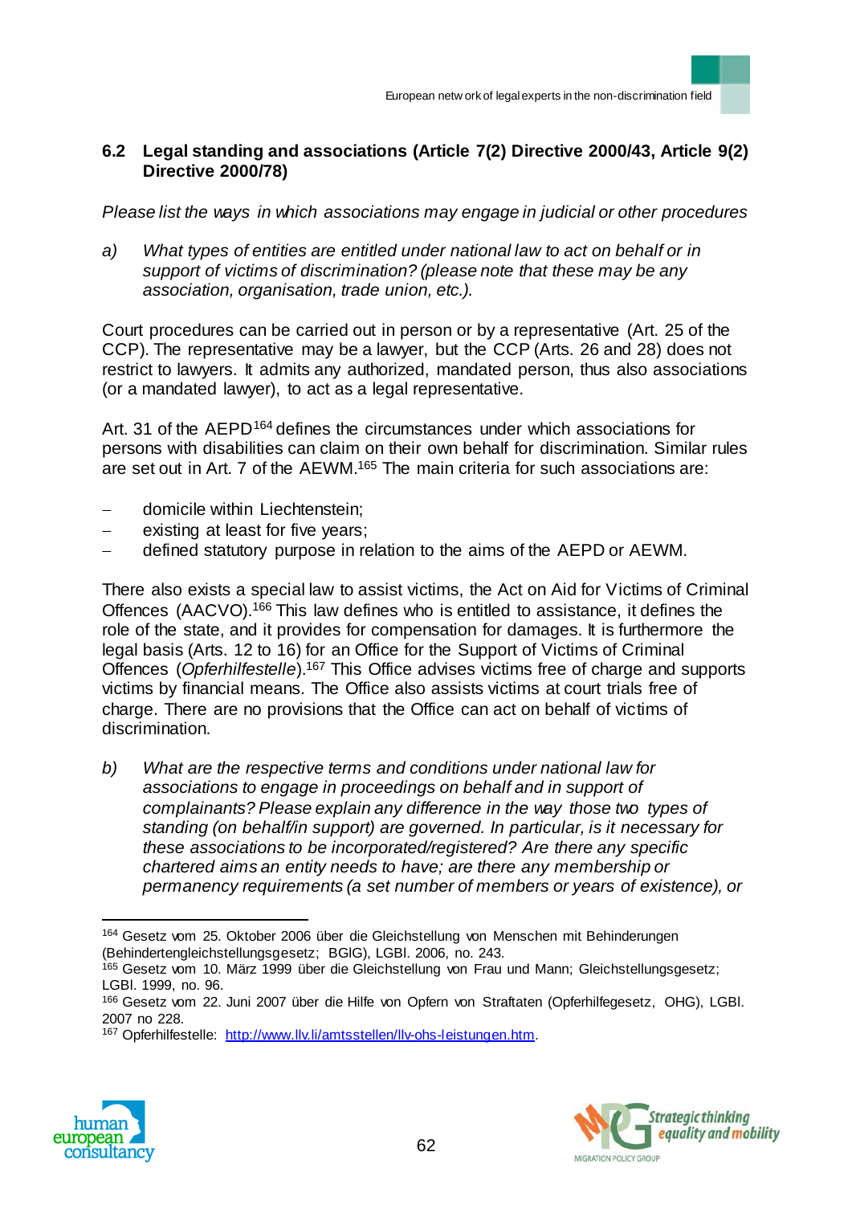### 6.2 Legal standing and associations (Article 7(2) Directive 2000/43, Article 9(2) Directive 2000/78)

*Please list the ways in which associations may engage in judicial or other procedures*

a) *What types of entities are entitled under national law to act on behalf or in support of victims of discrimination? (please note that these may be any association, organisation, trade union, etc.).*

Court procedures can be carried out in person or by a representative (Art. 25 of the CCP). The representative may be a lawyer, but the CCP (Arts. 26 and 28) does not restrict to lawyers. It admits any authorized, mandated person, thus also associations (or a mandated lawyer), to act as a legal representative.

Art. 31 of the AEPD[164] defines the circumstances under which associations for persons with disabilities can claim on their own behalf for discrimination. Similar rules are set out in Art. 7 of the AEWM.[165] The main criteria for such associations are:

- domicile within Liechtenstein;
- existing at least for five years;
- defined statutory purpose in relation to the aims of the AEPD or AEWM.

There also exists a special law to assist victims, the Act on Aid for Victims of Criminal Offences (AACVO).[166] This law defines who is entitled to assistance, it defines the role of the state, and it provides for compensation for damages. It is furthermore the legal basis (Arts. 12 to 16) for an Office for the Support of Victims of Criminal Offences (*Opferhilfestelle*).[167] This Office advises victims free of charge and supports victims by financial means. The Office also assists victims at court trials free of charge. There are no provisions that the Office can act on behalf of victims of discrimination.

b) *What are the respective terms and conditions under national law for associations to engage in proceedings on behalf and in support of complainants? Please explain any difference in the way those two types of standing (on behalf/in support) are governed. In particular, is it necessary for these associations to be incorporated/registered? Are there any specific chartered aims an entity needs to have; are there any membership or permanency requirements (a set number of members or years of existence), or*

---

[164] Gesetz vom 25. Oktober 2006 über die Gleichstellung von Menschen mit Behinderungen (Behindertengleichstellungsgesetz; BGlG), LGBl. 2006, no. 243.

[165] Gesetz vom 10. März 1999 über die Gleichstellung von Frau und Mann; Gleichstellungsgesetz; LGBl. 1999, no. 96.

[166] Gesetz vom 22. Juni 2007 über die Hilfe von Opfern von Straftaten (Opferhilfegesetz, OHG), LGBl. 2007 no 228.

[167] Opferhilfestelle: http://www.llv.li/amtsstellen/llv-ohs-leistungen.htm.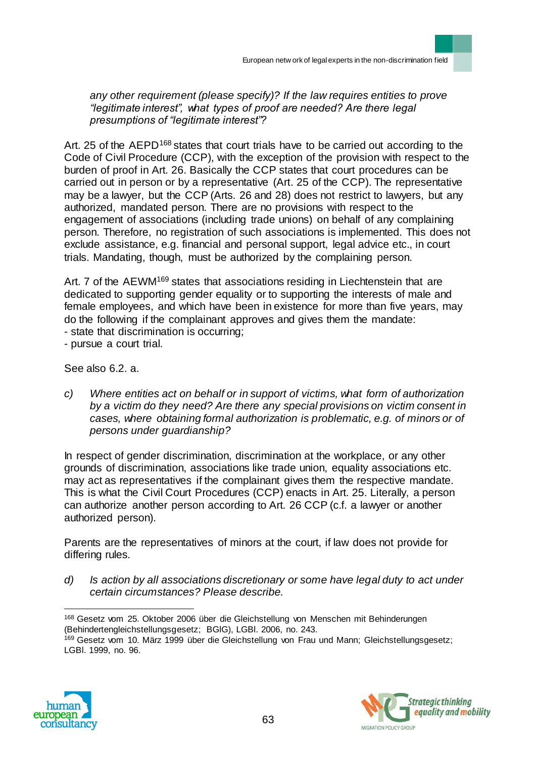*any other requirement (please specify)? If the law requires entities to prove "legitimate interest", what types of proof are needed? Are there legal presumptions of "legitimate interest"?*

Art. 25 of the AEPD[168] states that court trials have to be carried out according to the Code of Civil Procedure (CCP), with the exception of the provision with respect to the burden of proof in Art. 26. Basically the CCP states that court procedures can be carried out in person or by a representative (Art. 25 of the CCP). The representative may be a lawyer, but the CCP (Arts. 26 and 28) does not restrict to lawyers, but any authorized, mandated person. There are no provisions with respect to the engagement of associations (including trade unions) on behalf of any complaining person. Therefore, no registration of such associations is implemented. This does not exclude assistance, e.g. financial and personal support, legal advice etc., in court trials. Mandating, though, must be authorized by the complaining person.

Art. 7 of the AEWM[169] states that associations residing in Liechtenstein that are dedicated to supporting gender equality or to supporting the interests of male and female employees, and which have been in existence for more than five years, may do the following if the complainant approves and gives them the mandate:
- state that discrimination is occurring;
- pursue a court trial.

See also 6.2. a.

c) *Where entities act on behalf or in support of victims, what form of authorization by a victim do they need? Are there any special provisions on victim consent in cases, where obtaining formal authorization is problematic, e.g. of minors or of persons under guardianship?*

In respect of gender discrimination, discrimination at the workplace, or any other grounds of discrimination, associations like trade union, equality associations etc. may act as representatives if the complainant gives them the respective mandate. This is what the Civil Court Procedures (CCP) enacts in Art. 25. Literally, a person can authorize another person according to Art. 26 CCP (c.f. a lawyer or another authorized person).

Parents are the representatives of minors at the court, if law does not provide for differing rules.

d) *Is action by all associations discretionary or some have legal duty to act under certain circumstances? Please describe.*

---

[168] Gesetz vom 25. Oktober 2006 über die Gleichstellung von Menschen mit Behinderungen (Behindertengleichstellungsgesetz; BGlG), LGBl. 2006, no. 243.

[169] Gesetz vom 10. März 1999 über die Gleichstellung von Frau und Mann; Gleichstellungsgesetz; LGBl. 1999, no. 96.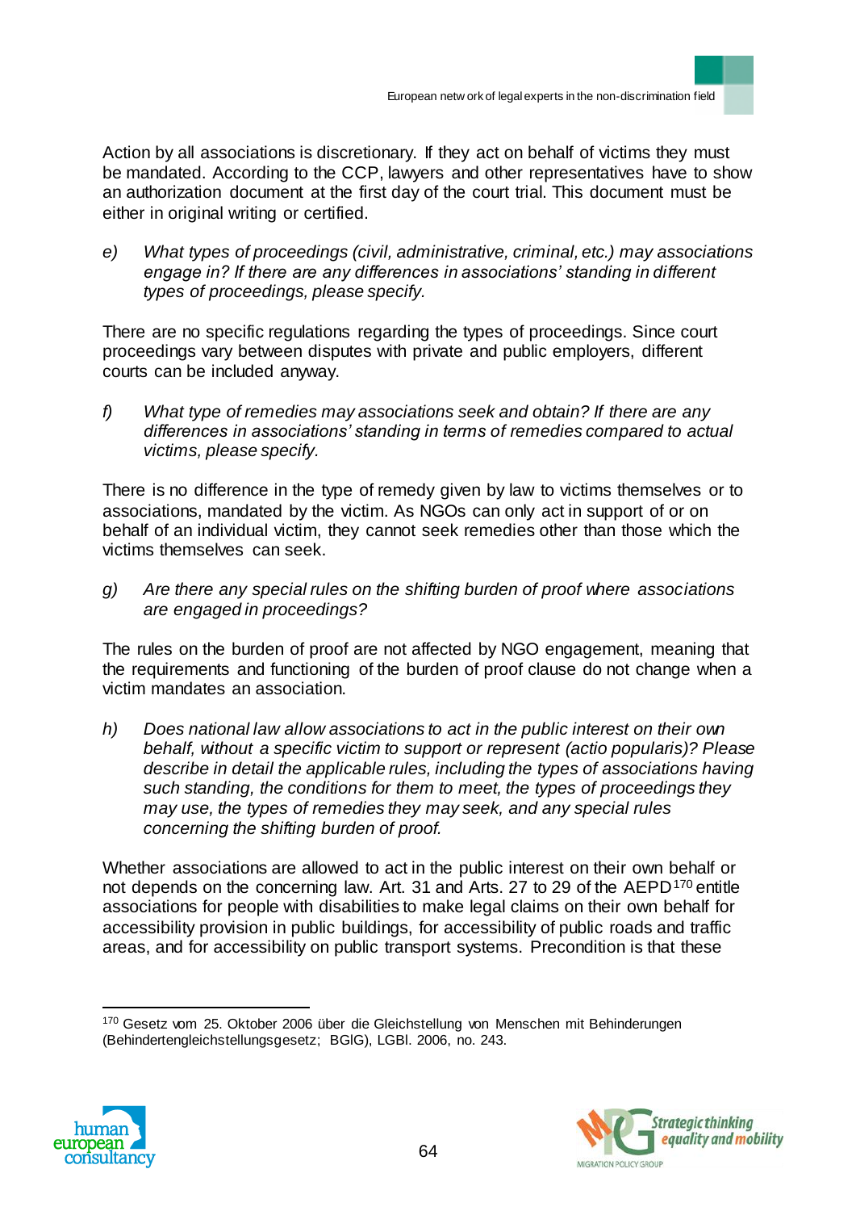Action by all associations is discretionary. If they act on behalf of victims they must be mandated. According to the CCP, lawyers and other representatives have to show an authorization document at the first day of the court trial. This document must be either in original writing or certified.

e) *What types of proceedings (civil, administrative, criminal, etc.) may associations engage in? If there are any differences in associations' standing in different types of proceedings, please specify.*

There are no specific regulations regarding the types of proceedings. Since court proceedings vary between disputes with private and public employers, different courts can be included anyway.

f) *What type of remedies may associations seek and obtain? If there are any differences in associations' standing in terms of remedies compared to actual victims, please specify.*

There is no difference in the type of remedy given by law to victims themselves or to associations, mandated by the victim. As NGOs can only act in support of or on behalf of an individual victim, they cannot seek remedies other than those which the victims themselves can seek.

g) *Are there any special rules on the shifting burden of proof where associations are engaged in proceedings?*

The rules on the burden of proof are not affected by NGO engagement, meaning that the requirements and functioning of the burden of proof clause do not change when a victim mandates an association.

h) *Does national law allow associations to act in the public interest on their own behalf, without a specific victim to support or represent (actio popularis)? Please describe in detail the applicable rules, including the types of associations having such standing, the conditions for them to meet, the types of proceedings they may use, the types of remedies they may seek, and any special rules concerning the shifting burden of proof.*

Whether associations are allowed to act in the public interest on their own behalf or not depends on the concerning law. Art. 31 and Arts. 27 to 29 of the AEPD[170] entitle associations for people with disabilities to make legal claims on their own behalf for accessibility provision in public buildings, for accessibility of public roads and traffic areas, and for accessibility on public transport systems. Precondition is that these

[170] Gesetz vom 25. Oktober 2006 über die Gleichstellung von Menschen mit Behinderungen (Behindertengleichstellungsgesetz; BGlG), LGBl. 2006, no. 243.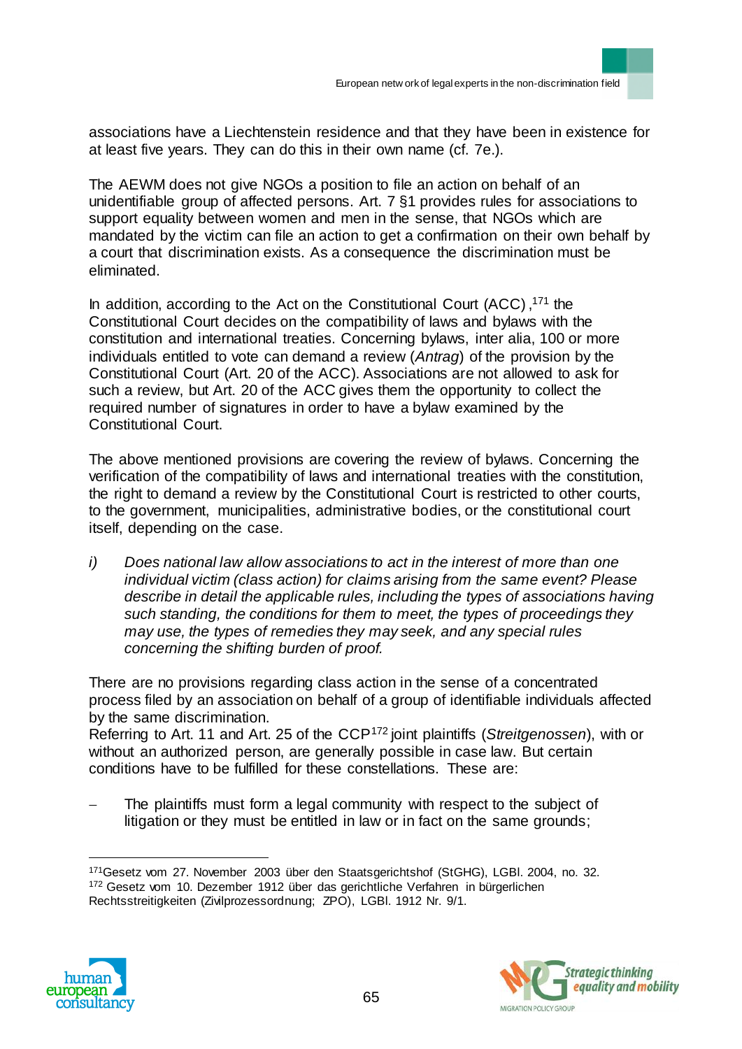associations have a Liechtenstein residence and that they have been in existence for at least five years. They can do this in their own name (cf. 7e.).

The AEWM does not give NGOs a position to file an action on behalf of an unidentifiable group of affected persons. Art. 7 §1 provides rules for associations to support equality between women and men in the sense, that NGOs which are mandated by the victim can file an action to get a confirmation on their own behalf by a court that discrimination exists. As a consequence the discrimination must be eliminated.

In addition, according to the Act on the Constitutional Court (ACC),[171] the Constitutional Court decides on the compatibility of laws and bylaws with the constitution and international treaties. Concerning bylaws, inter alia, 100 or more individuals entitled to vote can demand a review (*Antrag*) of the provision by the Constitutional Court (Art. 20 of the ACC). Associations are not allowed to ask for such a review, but Art. 20 of the ACC gives them the opportunity to collect the required number of signatures in order to have a bylaw examined by the Constitutional Court.

The above mentioned provisions are covering the review of bylaws. Concerning the verification of the compatibility of laws and international treaties with the constitution, the right to demand a review by the Constitutional Court is restricted to other courts, to the government, municipalities, administrative bodies, or the constitutional court itself, depending on the case.

i) *Does national law allow associations to act in the interest of more than one individual victim (class action) for claims arising from the same event? Please describe in detail the applicable rules, including the types of associations having such standing, the conditions for them to meet, the types of proceedings they may use, the types of remedies they may seek, and any special rules concerning the shifting burden of proof.*

There are no provisions regarding class action in the sense of a concentrated process filed by an association on behalf of a group of identifiable individuals affected by the same discrimination.
Referring to Art. 11 and Art. 25 of the CCP[172] joint plaintiffs (*Streitgenossen*), with or without an authorized person, are generally possible in case law. But certain conditions have to be fulfilled for these constellations. These are:

- The plaintiffs must form a legal community with respect to the subject of litigation or they must be entitled in law or in fact on the same grounds;

---

[171] Gesetz vom 27. November 2003 über den Staatsgerichtshof (StGHG), LGBl. 2004, no. 32.

[172] Gesetz vom 10. Dezember 1912 über das gerichtliche Verfahren in bürgerlichen Rechtsstreitigkeiten (Zivilprozessordnung; ZPO), LGBl. 1912 Nr. 9/1.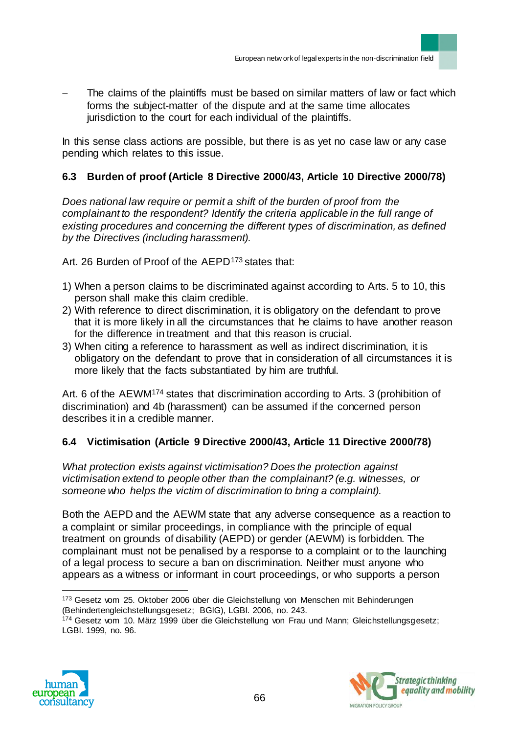- The claims of the plaintiffs must be based on similar matters of law or fact which forms the subject-matter of the dispute and at the same time allocates jurisdiction to the court for each individual of the plaintiffs.

In this sense class actions are possible, but there is as yet no case law or any case pending which relates to this issue.

### 6.3 Burden of proof (Article 8 Directive 2000/43, Article 10 Directive 2000/78)

*Does national law require or permit a shift of the burden of proof from the complainant to the respondent? Identify the criteria applicable in the full range of existing procedures and concerning the different types of discrimination, as defined by the Directives (including harassment).*

Art. 26 Burden of Proof of the AEPD[173] states that:

1) When a person claims to be discriminated against according to Arts. 5 to 10, this person shall make this claim credible.
2) With reference to direct discrimination, it is obligatory on the defendant to prove that it is more likely in all the circumstances that he claims to have another reason for the difference in treatment and that this reason is crucial.
3) When citing a reference to harassment as well as indirect discrimination, it is obligatory on the defendant to prove that in consideration of all circumstances it is more likely that the facts substantiated by him are truthful.

Art. 6 of the AEWM[174] states that discrimination according to Arts. 3 (prohibition of discrimination) and 4b (harassment) can be assumed if the concerned person describes it in a credible manner.

### 6.4 Victimisation (Article 9 Directive 2000/43, Article 11 Directive 2000/78)

*What protection exists against victimisation? Does the protection against victimisation extend to people other than the complainant? (e.g. witnesses, or someone who helps the victim of discrimination to bring a complaint).*

Both the AEPD and the AEWM state that any adverse consequence as a reaction to a complaint or similar proceedings, in compliance with the principle of equal treatment on grounds of disability (AEPD) or gender (AEWM) is forbidden. The complainant must not be penalised by a response to a complaint or to the launching of a legal process to secure a ban on discrimination. Neither must anyone who appears as a witness or informant in court proceedings, or who supports a person

---

[173] Gesetz vom 25. Oktober 2006 über die Gleichstellung von Menschen mit Behinderungen (Behindertengleichstellungsgesetz; BGlG), LGBl. 2006, no. 243.

[174] Gesetz vom 10. März 1999 über die Gleichstellung von Frau und Mann; Gleichstellungsgesetz; LGBl. 1999, no. 96.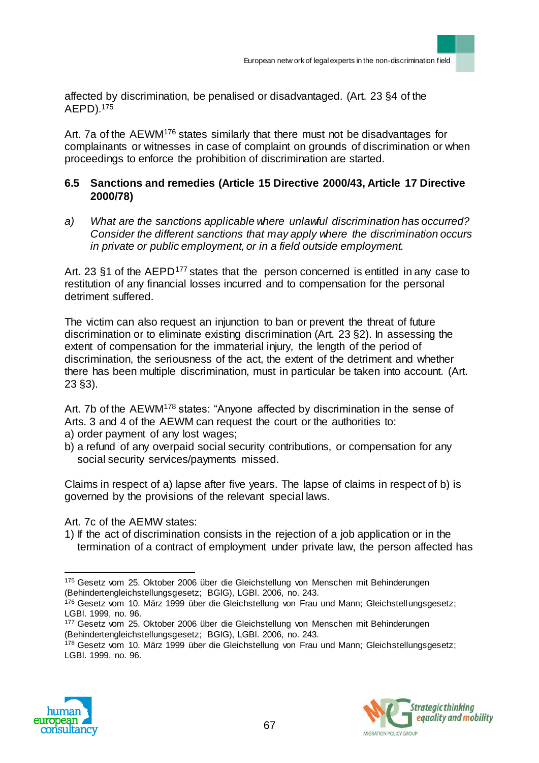affected by discrimination, be penalised or disadvantaged. (Art. 23 §4 of the AEPD).[175]

Art. 7a of the AEWM[176] states similarly that there must not be disadvantages for complainants or witnesses in case of complaint on grounds of discrimination or when proceedings to enforce the prohibition of discrimination are started.

### 6.5 Sanctions and remedies (Article 15 Directive 2000/43, Article 17 Directive 2000/78)

a) *What are the sanctions applicable where unlawful discrimination has occurred? Consider the different sanctions that may apply where the discrimination occurs in private or public employment, or in a field outside employment.*

Art. 23 §1 of the AEPD[177] states that the person concerned is entitled in any case to restitution of any financial losses incurred and to compensation for the personal detriment suffered.

The victim can also request an injunction to ban or prevent the threat of future discrimination or to eliminate existing discrimination (Art. 23 §2). In assessing the extent of compensation for the immaterial injury, the length of the period of discrimination, the seriousness of the act, the extent of the detriment and whether there has been multiple discrimination, must in particular be taken into account. (Art. 23 §3).

Art. 7b of the AEWM[178] states: "Anyone affected by discrimination in the sense of Arts. 3 and 4 of the AEWM can request the court or the authorities to:
a) order payment of any lost wages;
b) a refund of any overpaid social security contributions, or compensation for any social security services/payments missed.

Claims in respect of a) lapse after five years. The lapse of claims in respect of b) is governed by the provisions of the relevant special laws.

Art. 7c of the AEMW states:
1) If the act of discrimination consists in the rejection of a job application or in the termination of a contract of employment under private law, the person affected has

---

[175] Gesetz vom 25. Oktober 2006 über die Gleichstellung von Menschen mit Behinderungen (Behindertengleichstellungsgesetz; BGlG), LGBl. 2006, no. 243.
[176] Gesetz vom 10. März 1999 über die Gleichstellung von Frau und Mann; Gleichstellungsgesetz; LGBl. 1999, no. 96.
[177] Gesetz vom 25. Oktober 2006 über die Gleichstellung von Menschen mit Behinderungen (Behindertengleichstellungsgesetz; BGlG), LGBl. 2006, no. 243.
[178] Gesetz vom 10. März 1999 über die Gleichstellung von Frau und Mann; Gleichstellungsgesetz; LGBl. 1999, no. 96.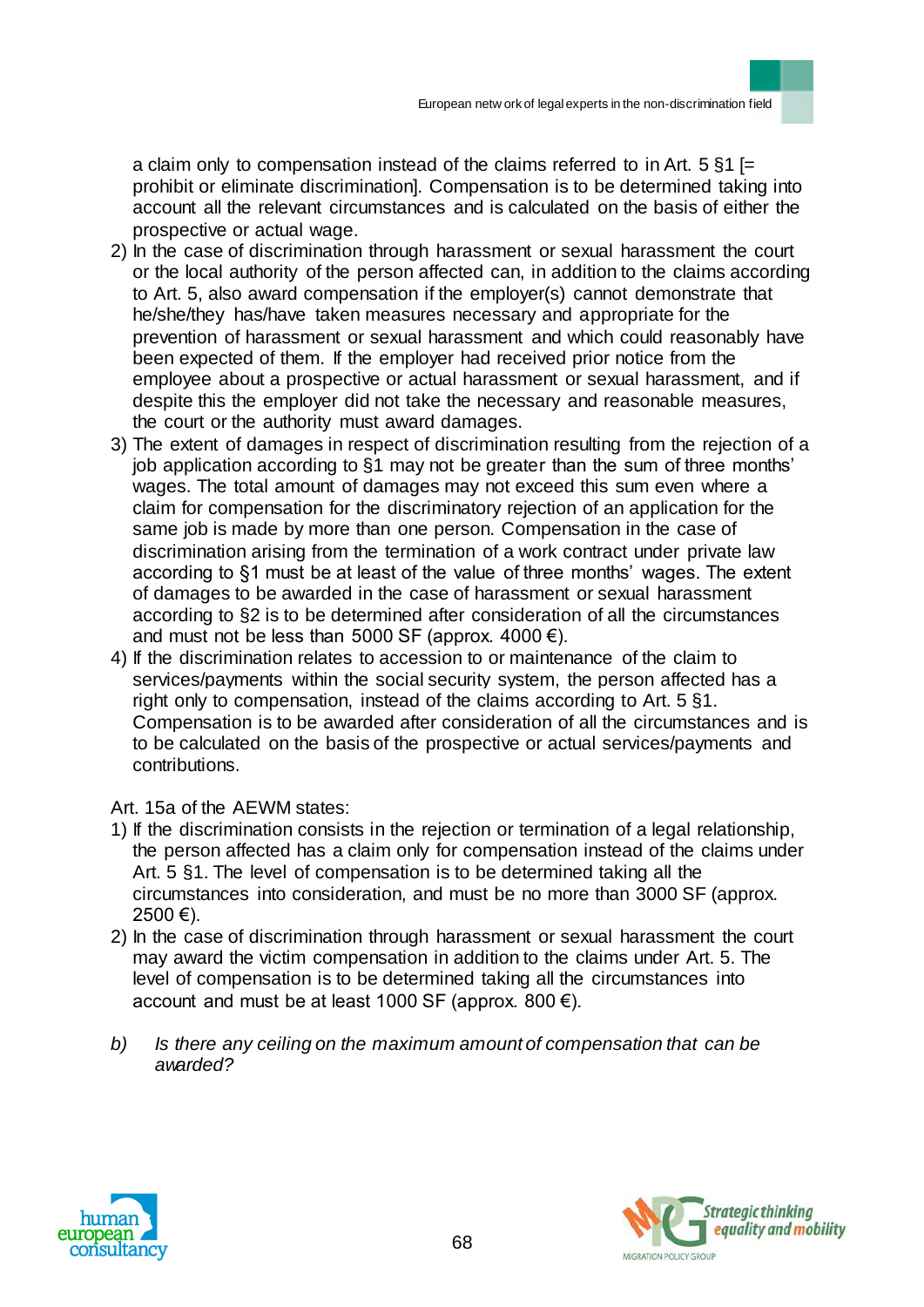a claim only to compensation instead of the claims referred to in Art. 5 §1 [= prohibit or eliminate discrimination]. Compensation is to be determined taking into account all the relevant circumstances and is calculated on the basis of either the prospective or actual wage.

2) In the case of discrimination through harassment or sexual harassment the court or the local authority of the person affected can, in addition to the claims according to Art. 5, also award compensation if the employer(s) cannot demonstrate that he/she/they has/have taken measures necessary and appropriate for the prevention of harassment or sexual harassment and which could reasonably have been expected of them. If the employer had received prior notice from the employee about a prospective or actual harassment or sexual harassment, and if despite this the employer did not take the necessary and reasonable measures, the court or the authority must award damages.
3) The extent of damages in respect of discrimination resulting from the rejection of a job application according to §1 may not be greater than the sum of three months' wages. The total amount of damages may not exceed this sum even where a claim for compensation for the discriminatory rejection of an application for the same job is made by more than one person. Compensation in the case of discrimination arising from the termination of a work contract under private law according to §1 must be at least of the value of three months' wages. The extent of damages to be awarded in the case of harassment or sexual harassment according to §2 is to be determined after consideration of all the circumstances and must not be less than 5000 SF (approx. 4000 €).
4) If the discrimination relates to accession to or maintenance of the claim to services/payments within the social security system, the person affected has a right only to compensation, instead of the claims according to Art. 5 §1. Compensation is to be awarded after consideration of all the circumstances and is to be calculated on the basis of the prospective or actual services/payments and contributions.

Art. 15a of the AEWM states:

1) If the discrimination consists in the rejection or termination of a legal relationship, the person affected has a claim only for compensation instead of the claims under Art. 5 §1. The level of compensation is to be determined taking all the circumstances into consideration, and must be no more than 3000 SF (approx. 2500 €).
2) In the case of discrimination through harassment or sexual harassment the court may award the victim compensation in addition to the claims under Art. 5. The level of compensation is to be determined taking all the circumstances into account and must be at least 1000 SF (approx. 800 €).

*b) Is there any ceiling on the maximum amount of compensation that can be awarded?*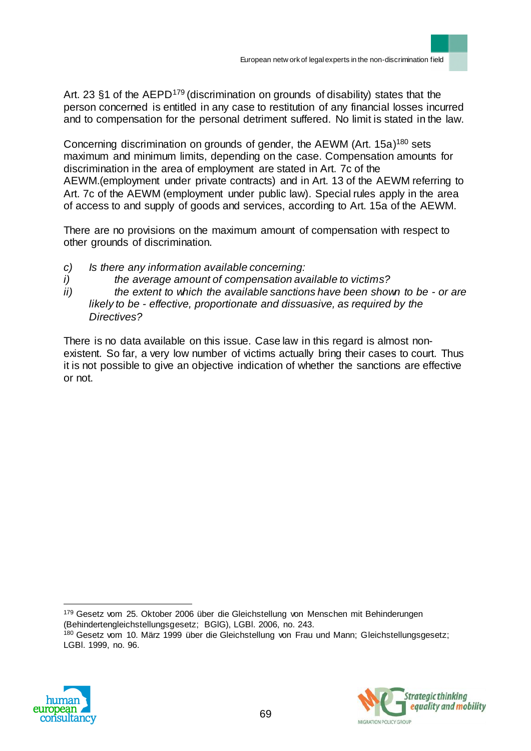Art. 23 §1 of the AEPD[179] (discrimination on grounds of disability) states that the person concerned is entitled in any case to restitution of any financial losses incurred and to compensation for the personal detriment suffered. No limit is stated in the law.

Concerning discrimination on grounds of gender, the AEWM (Art. 15a)[180] sets maximum and minimum limits, depending on the case. Compensation amounts for discrimination in the area of employment are stated in Art. 7c of the AEWM.(employment under private contracts) and in Art. 13 of the AEWM referring to Art. 7c of the AEWM (employment under public law). Special rules apply in the area of access to and supply of goods and services, according to Art. 15a of the AEWM.

There are no provisions on the maximum amount of compensation with respect to other grounds of discrimination.

*c) Is there any information available concerning:*
*i) the average amount of compensation available to victims?*
*ii) the extent to which the available sanctions have been shown to be - or are likely to be - effective, proportionate and dissuasive, as required by the Directives?*

There is no data available on this issue. Case law in this regard is almost non-existent. So far, a very low number of victims actually bring their cases to court. Thus it is not possible to give an objective indication of whether the sanctions are effective or not.

---

[179] Gesetz vom 25. Oktober 2006 über die Gleichstellung von Menschen mit Behinderungen (Behindertengleichstellungsgesetz; BGlG), LGBl. 2006, no. 243.

[180] Gesetz vom 10. März 1999 über die Gleichstellung von Frau und Mann; Gleichstellungsgesetz; LGBl. 1999, no. 96.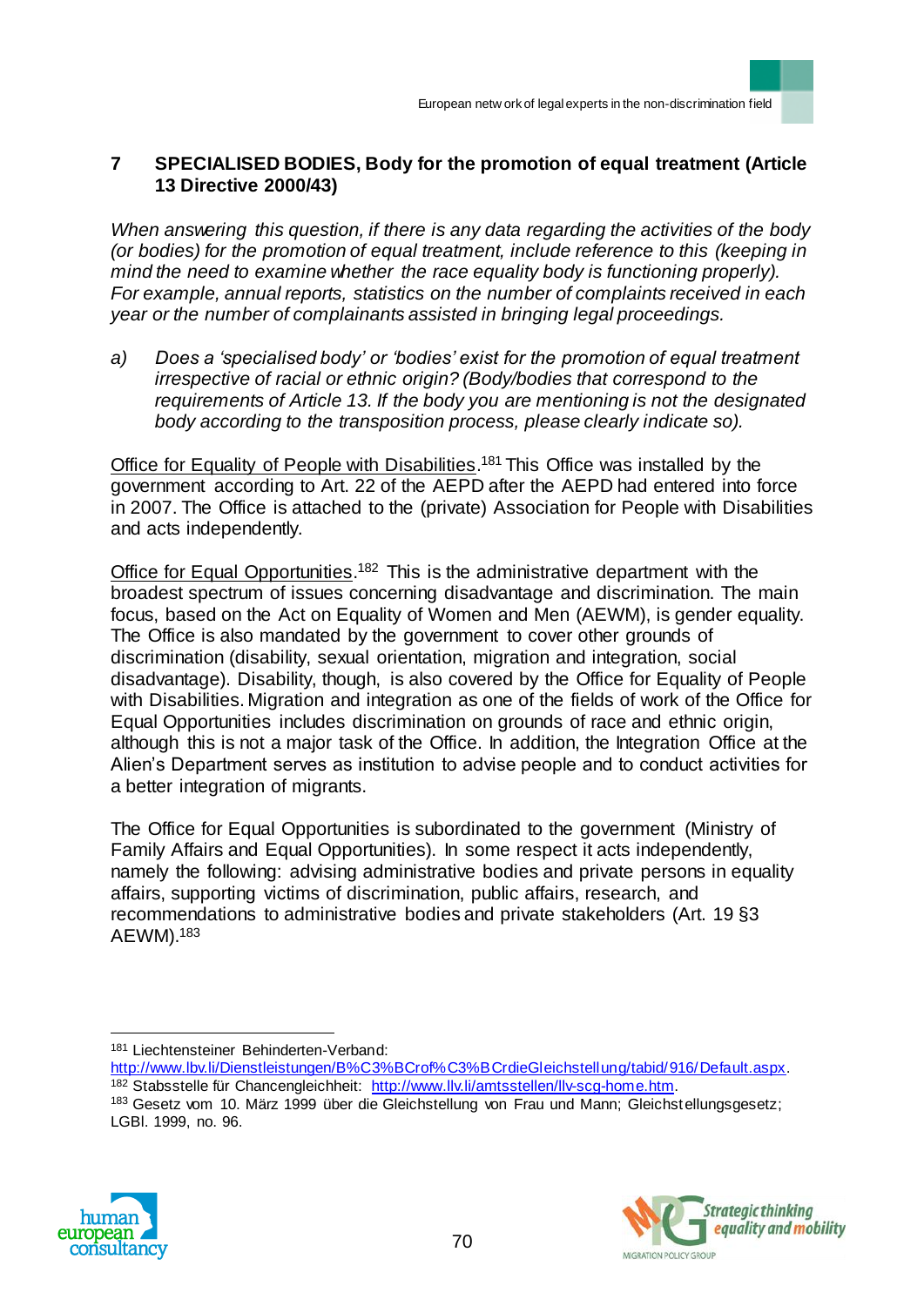## 7 SPECIALISED BODIES, Body for the promotion of equal treatment (Article 13 Directive 2000/43)

*When answering this question, if there is any data regarding the activities of the body (or bodies) for the promotion of equal treatment, include reference to this (keeping in mind the need to examine whether the race equality body is functioning properly). For example, annual reports, statistics on the number of complaints received in each year or the number of complainants assisted in bringing legal proceedings.*

a) *Does a 'specialised body' or 'bodies' exist for the promotion of equal treatment irrespective of racial or ethnic origin? (Body/bodies that correspond to the requirements of Article 13. If the body you are mentioning is not the designated body according to the transposition process, please clearly indicate so).*

Office for Equality of People with Disabilities.[181] This Office was installed by the government according to Art. 22 of the AEPD after the AEPD had entered into force in 2007. The Office is attached to the (private) Association for People with Disabilities and acts independently.

Office for Equal Opportunities.[182] This is the administrative department with the broadest spectrum of issues concerning disadvantage and discrimination. The main focus, based on the Act on Equality of Women and Men (AEWM), is gender equality. The Office is also mandated by the government to cover other grounds of discrimination (disability, sexual orientation, migration and integration, social disadvantage). Disability, though, is also covered by the Office for Equality of People with Disabilities. Migration and integration as one of the fields of work of the Office for Equal Opportunities includes discrimination on grounds of race and ethnic origin, although this is not a major task of the Office. In addition, the Integration Office at the Alien's Department serves as institution to advise people and to conduct activities for a better integration of migrants.

The Office for Equal Opportunities is subordinated to the government (Ministry of Family Affairs and Equal Opportunities). In some respect it acts independently, namely the following: advising administrative bodies and private persons in equality affairs, supporting victims of discrimination, public affairs, research, and recommendations to administrative bodies and private stakeholders (Art. 19 §3 AEWM).[183]

---

[181] Liechtensteiner Behinderten-Verband: http://www.lbv.li/Dienstleistungen/B%C3%BCrof%C3%BCrdieGleichstellung/tabid/916/Default.aspx.

[182] Stabsstelle für Chancengleichheit: http://www.llv.li/amtsstellen/llv-scg-home.htm.

[183] Gesetz vom 10. März 1999 über die Gleichstellung von Frau und Mann; Gleichstellungsgesetz; LGBl. 1999, no. 96.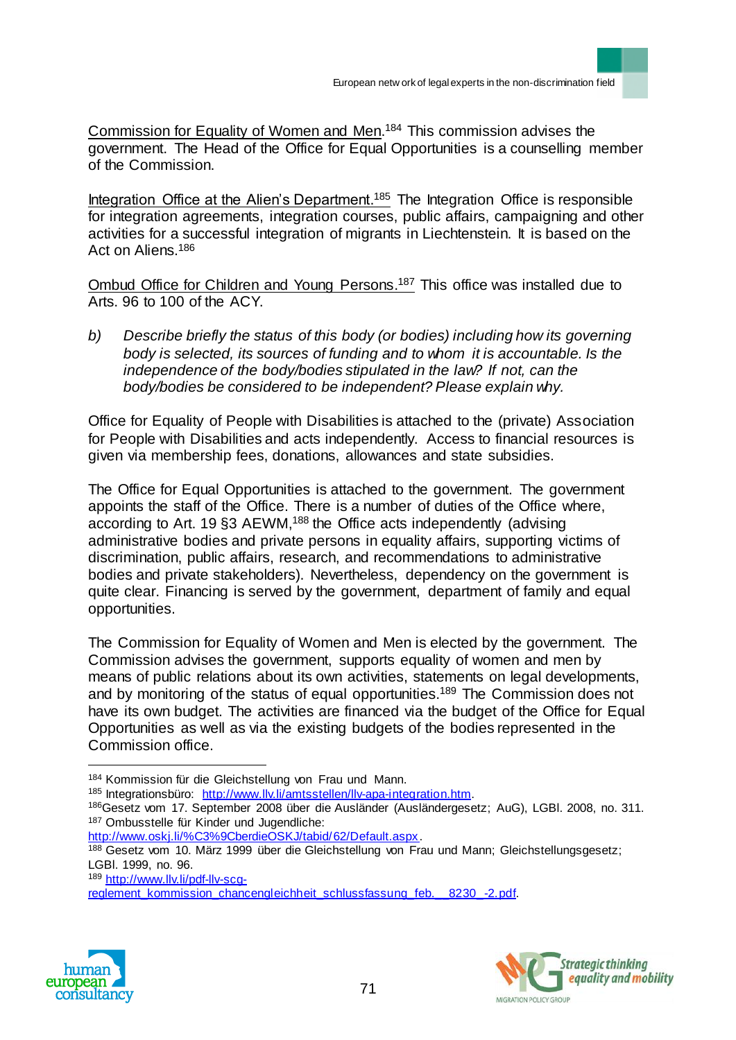Commission for Equality of Women and Men.[184] This commission advises the government. The Head of the Office for Equal Opportunities is a counselling member of the Commission.

Integration Office at the Alien's Department.[185] The Integration Office is responsible for integration agreements, integration courses, public affairs, campaigning and other activities for a successful integration of migrants in Liechtenstein. It is based on the Act on Aliens.[186]

Ombud Office for Children and Young Persons.[187] This office was installed due to Arts. 96 to 100 of the ACY.

b) *Describe briefly the status of this body (or bodies) including how its governing body is selected, its sources of funding and to whom it is accountable. Is the independence of the body/bodies stipulated in the law? If not, can the body/bodies be considered to be independent? Please explain why.*

Office for Equality of People with Disabilities is attached to the (private) Association for People with Disabilities and acts independently. Access to financial resources is given via membership fees, donations, allowances and state subsidies.

The Office for Equal Opportunities is attached to the government. The government appoints the staff of the Office. There is a number of duties of the Office where, according to Art. 19 §3 AEWM,[188] the Office acts independently (advising administrative bodies and private persons in equality affairs, supporting victims of discrimination, public affairs, research, and recommendations to administrative bodies and private stakeholders). Nevertheless, dependency on the government is quite clear. Financing is served by the government, department of family and equal opportunities.

The Commission for Equality of Women and Men is elected by the government. The Commission advises the government, supports equality of women and men by means of public relations about its own activities, statements on legal developments, and by monitoring of the status of equal opportunities.[189] The Commission does not have its own budget. The activities are financed via the budget of the Office for Equal Opportunities as well as via the existing budgets of the bodies represented in the Commission office.

---

[184] Kommission für die Gleichstellung von Frau und Mann.

[185] Integrationsbüro: http://www.llv.li/amtsstellen/llv-apa-integration.htm.

[186] Gesetz vom 17. September 2008 über die Ausländer (Ausländergesetz; AuG), LGBl. 2008, no. 311.

[187] Ombusstelle für Kinder und Jugendliche: http://www.oskj.li/%C3%9CberdieOSKJ/tabid/62/Default.aspx.

[188] Gesetz vom 10. März 1999 über die Gleichstellung von Frau und Mann; Gleichstellungsgesetz; LGBl. 1999, no. 96.

[189] http://www.llv.li/pdf-llv-scg-reglement_kommission_chancengleichheit_schlussfassung_feb.__8230_-2.pdf.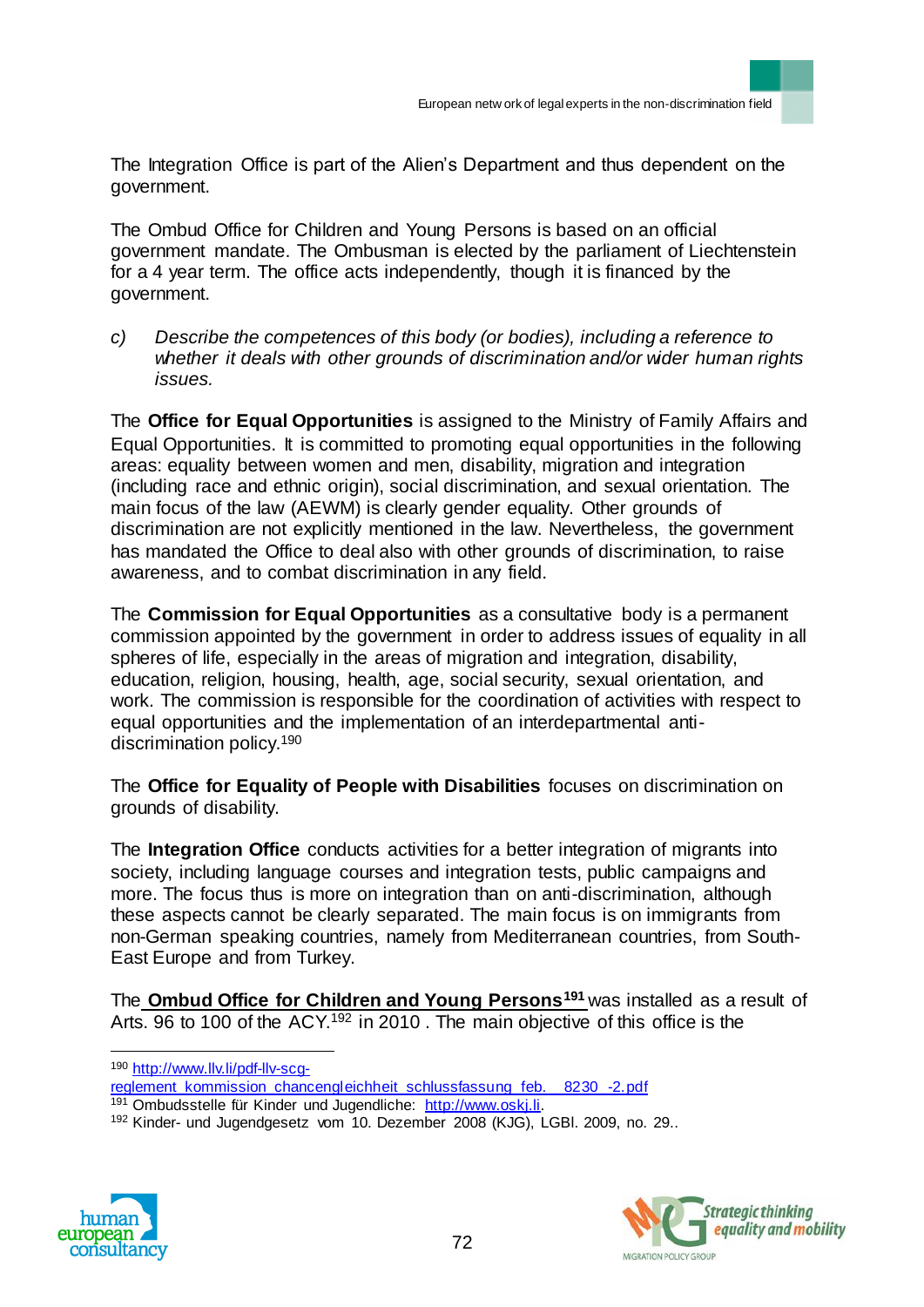The Integration Office is part of the Alien's Department and thus dependent on the government.

The Ombud Office for Children and Young Persons is based on an official government mandate. The Ombusman is elected by the parliament of Liechtenstein for a 4 year term. The office acts independently, though it is financed by the government.

c) *Describe the competences of this body (or bodies), including a reference to whether it deals with other grounds of discrimination and/or wider human rights issues.*

The **Office for Equal Opportunities** is assigned to the Ministry of Family Affairs and Equal Opportunities. It is committed to promoting equal opportunities in the following areas: equality between women and men, disability, migration and integration (including race and ethnic origin), social discrimination, and sexual orientation. The main focus of the law (AEWM) is clearly gender equality. Other grounds of discrimination are not explicitly mentioned in the law. Nevertheless, the government has mandated the Office to deal also with other grounds of discrimination, to raise awareness, and to combat discrimination in any field.

The **Commission for Equal Opportunities** as a consultative body is a permanent commission appointed by the government in order to address issues of equality in all spheres of life, especially in the areas of migration and integration, disability, education, religion, housing, health, age, social security, sexual orientation, and work. The commission is responsible for the coordination of activities with respect to equal opportunities and the implementation of an interdepartmental anti-discrimination policy.[190]

The **Office for Equality of People with Disabilities** focuses on discrimination on grounds of disability.

The **Integration Office** conducts activities for a better integration of migrants into society, including language courses and integration tests, public campaigns and more. The focus thus is more on integration than on anti-discrimination, although these aspects cannot be clearly separated. The main focus is on immigrants from non-German speaking countries, namely from Mediterranean countries, from South-East Europe and from Turkey.

The **Ombud Office for Children and Young Persons**[191] was installed as a result of Arts. 96 to 100 of the ACY.[192] in 2010 . The main objective of this office is the

---

[190] http://www.llv.li/pdf-llv-scg-reglement_kommission_chancengleichheit_schlussfassung_feb.__8230_-2.pdf

[191] Ombudsstelle für Kinder und Jugendliche: http://www.oskj.li.

[192] Kinder- und Jugendgesetz vom 10. Dezember 2008 (KJG), LGBl. 2009, no. 29..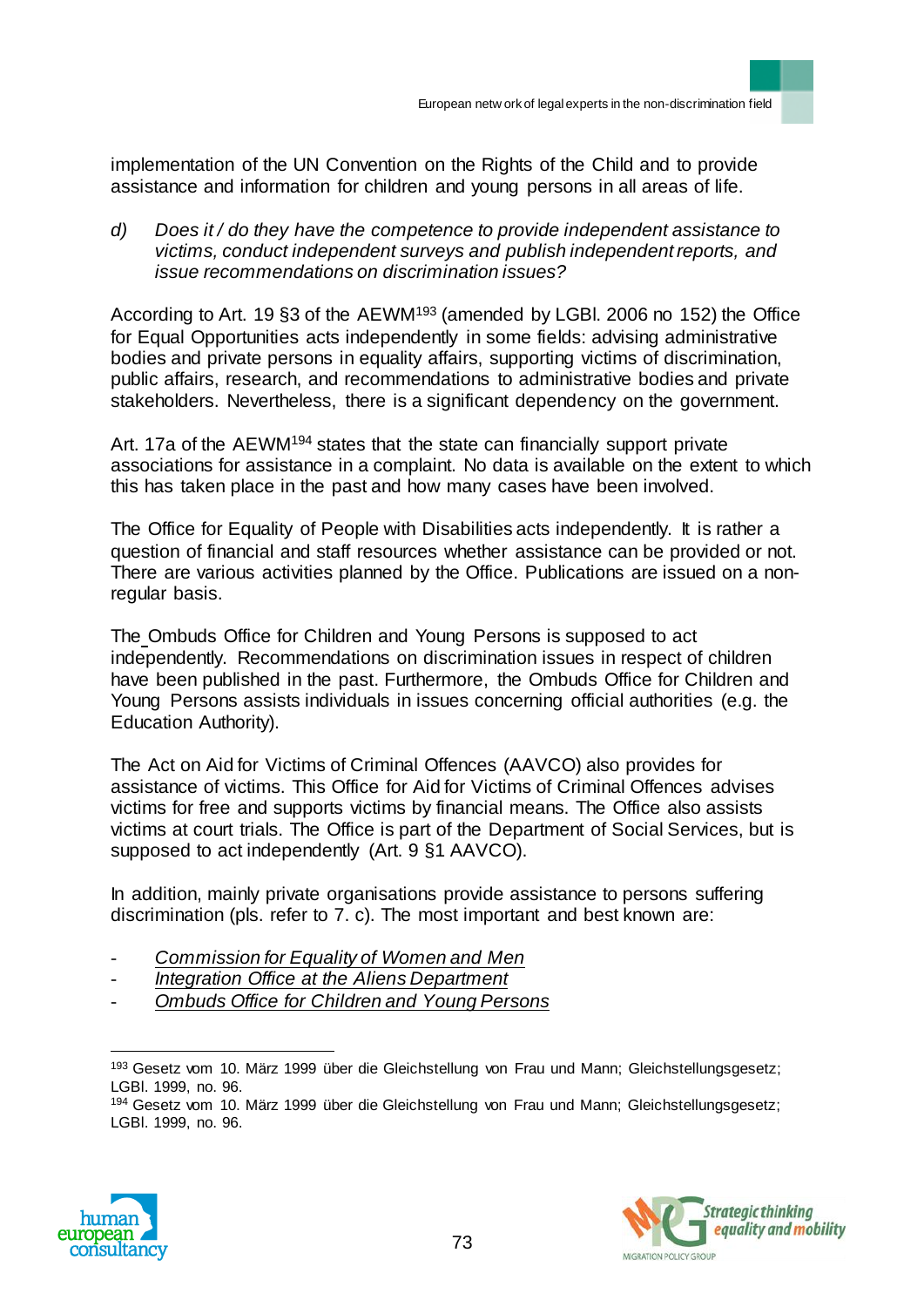implementation of the UN Convention on the Rights of the Child and to provide assistance and information for children and young persons in all areas of life.

*d) Does it / do they have the competence to provide independent assistance to victims, conduct independent surveys and publish independent reports, and issue recommendations on discrimination issues?*

According to Art. 19 §3 of the AEWM[193] (amended by LGBl. 2006 no 152) the Office for Equal Opportunities acts independently in some fields: advising administrative bodies and private persons in equality affairs, supporting victims of discrimination, public affairs, research, and recommendations to administrative bodies and private stakeholders. Nevertheless, there is a significant dependency on the government.

Art. 17a of the AEWM[194] states that the state can financially support private associations for assistance in a complaint. No data is available on the extent to which this has taken place in the past and how many cases have been involved.

The Office for Equality of People with Disabilities acts independently. It is rather a question of financial and staff resources whether assistance can be provided or not. There are various activities planned by the Office. Publications are issued on a non-regular basis.

The Ombuds Office for Children and Young Persons is supposed to act independently. Recommendations on discrimination issues in respect of children have been published in the past. Furthermore, the Ombuds Office for Children and Young Persons assists individuals in issues concerning official authorities (e.g. the Education Authority).

The Act on Aid for Victims of Criminal Offences (AAVCO) also provides for assistance of victims. This Office for Aid for Victims of Criminal Offences advises victims for free and supports victims by financial means. The Office also assists victims at court trials. The Office is part of the Department of Social Services, but is supposed to act independently (Art. 9 §1 AAVCO).

In addition, mainly private organisations provide assistance to persons suffering discrimination (pls. refer to 7. c). The most important and best known are:

- *Commission for Equality of Women and Men*
- *Integration Office at the Aliens Department*
- *Ombuds Office for Children and Young Persons*

---

[193] Gesetz vom 10. März 1999 über die Gleichstellung von Frau und Mann; Gleichstellungsgesetz; LGBl. 1999, no. 96.

[194] Gesetz vom 10. März 1999 über die Gleichstellung von Frau und Mann; Gleichstellungsgesetz; LGBl. 1999, no. 96.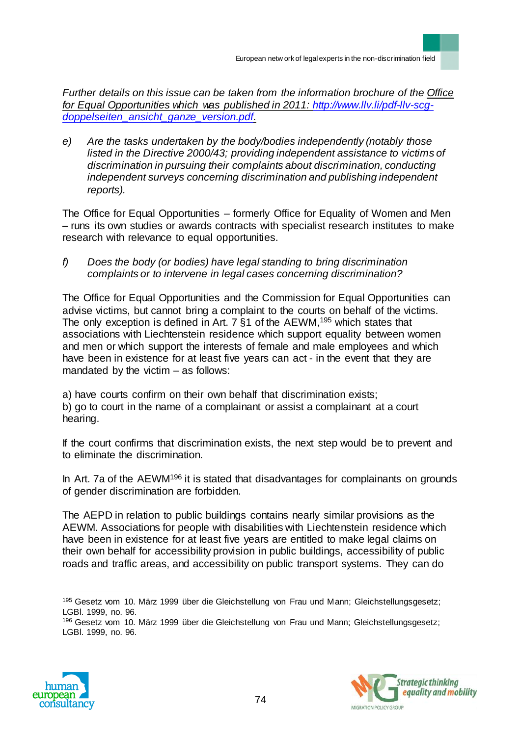*Further details on this issue can be taken from the information brochure of the Office for Equal Opportunities which was published in 2011: http://www.llv.li/pdf-llv-scg-doppelseiten_ansicht_ganze_version.pdf.*

e) *Are the tasks undertaken by the body/bodies independently (notably those listed in the Directive 2000/43; providing independent assistance to victims of discrimination in pursuing their complaints about discrimination, conducting independent surveys concerning discrimination and publishing independent reports).*

The Office for Equal Opportunities – formerly Office for Equality of Women and Men – runs its own studies or awards contracts with specialist research institutes to make research with relevance to equal opportunities.

f) *Does the body (or bodies) have legal standing to bring discrimination complaints or to intervene in legal cases concerning discrimination?*

The Office for Equal Opportunities and the Commission for Equal Opportunities can advise victims, but cannot bring a complaint to the courts on behalf of the victims. The only exception is defined in Art. 7 §1 of the AEWM,[195] which states that associations with Liechtenstein residence which support equality between women and men or which support the interests of female and male employees and which have been in existence for at least five years can act - in the event that they are mandated by the victim – as follows:

a) have courts confirm on their own behalf that discrimination exists;
b) go to court in the name of a complainant or assist a complainant at a court hearing.

If the court confirms that discrimination exists, the next step would be to prevent and to eliminate the discrimination.

In Art. 7a of the AEWM[196] it is stated that disadvantages for complainants on grounds of gender discrimination are forbidden.

The AEPD in relation to public buildings contains nearly similar provisions as the AEWM. Associations for people with disabilities with Liechtenstein residence which have been in existence for at least five years are entitled to make legal claims on their own behalf for accessibility provision in public buildings, accessibility of public roads and traffic areas, and accessibility on public transport systems. They can do

---

[195] Gesetz vom 10. März 1999 über die Gleichstellung von Frau und Mann; Gleichstellungsgesetz; LGBl. 1999, no. 96.

[196] Gesetz vom 10. März 1999 über die Gleichstellung von Frau und Mann; Gleichstellungsgesetz; LGBl. 1999, no. 96.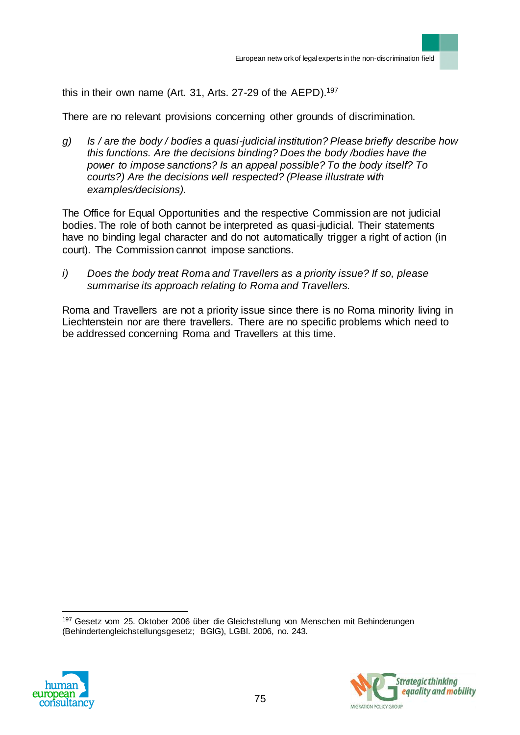this in their own name (Art. 31, Arts. 27-29 of the AEPD).[197]

There are no relevant provisions concerning other grounds of discrimination.

g) *Is / are the body / bodies a quasi-judicial institution? Please briefly describe how this functions. Are the decisions binding? Does the body /bodies have the power to impose sanctions? Is an appeal possible? To the body itself? To courts?) Are the decisions well respected? (Please illustrate with examples/decisions).*

The Office for Equal Opportunities and the respective Commission are not judicial bodies. The role of both cannot be interpreted as quasi-judicial. Their statements have no binding legal character and do not automatically trigger a right of action (in court). The Commission cannot impose sanctions.

i) *Does the body treat Roma and Travellers as a priority issue? If so, please summarise its approach relating to Roma and Travellers.*

Roma and Travellers are not a priority issue since there is no Roma minority living in Liechtenstein nor are there travellers. There are no specific problems which need to be addressed concerning Roma and Travellers at this time.

---

[197] Gesetz vom 25. Oktober 2006 über die Gleichstellung von Menschen mit Behinderungen (Behindertengleichstellungsgesetz; BGlG), LGBl. 2006, no. 243.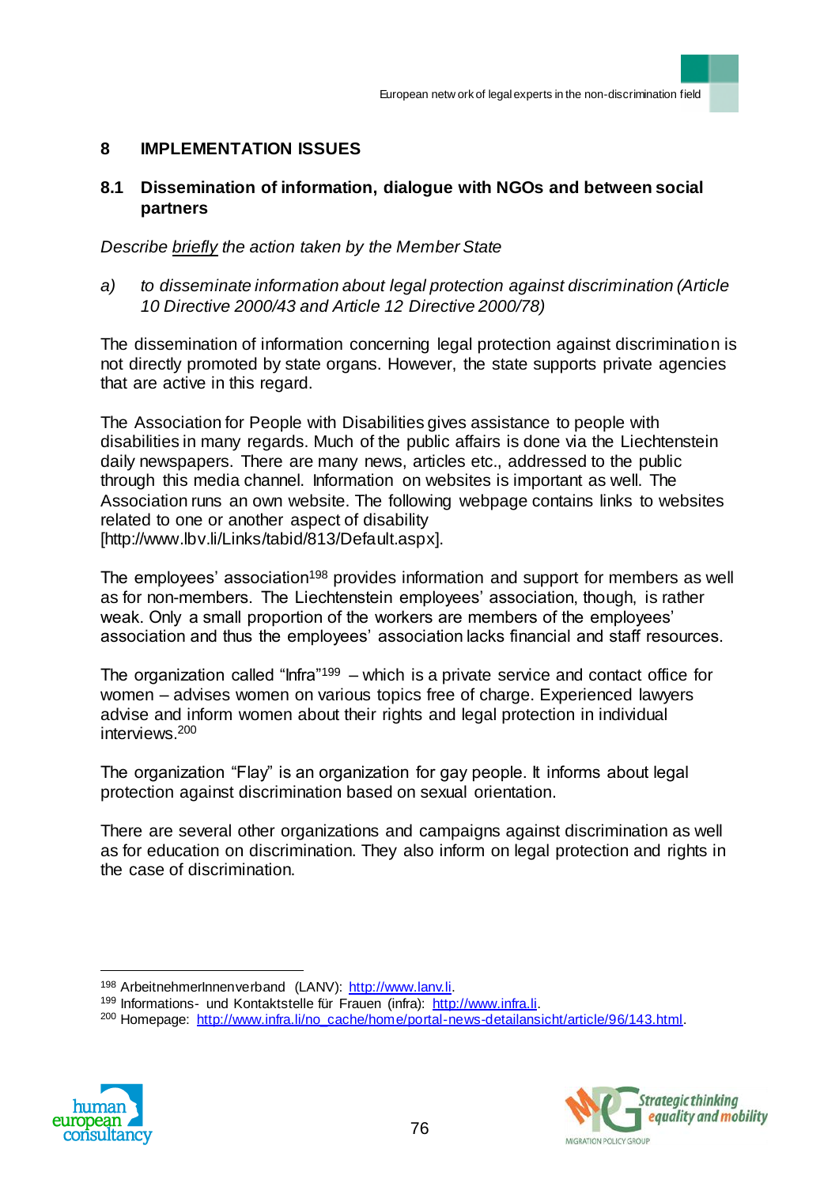# 8 IMPLEMENTATION ISSUES

## 8.1 Dissemination of information, dialogue with NGOs and between social partners

*Describe briefly the action taken by the Member State*

a) *to disseminate information about legal protection against discrimination (Article 10 Directive 2000/43 and Article 12 Directive 2000/78)*

The dissemination of information concerning legal protection against discrimination is not directly promoted by state organs. However, the state supports private agencies that are active in this regard.

The Association for People with Disabilities gives assistance to people with disabilities in many regards. Much of the public affairs is done via the Liechtenstein daily newspapers. There are many news, articles etc., addressed to the public through this media channel. Information on websites is important as well. The Association runs an own website. The following webpage contains links to websites related to one or another aspect of disability [http://www.lbv.li/Links/tabid/813/Default.aspx].

The employees' association[198] provides information and support for members as well as for non-members. The Liechtenstein employees' association, though, is rather weak. Only a small proportion of the workers are members of the employees' association and thus the employees' association lacks financial and staff resources.

The organization called "Infra"[199] – which is a private service and contact office for women – advises women on various topics free of charge. Experienced lawyers advise and inform women about their rights and legal protection in individual interviews.[200]

The organization "Flay" is an organization for gay people. It informs about legal protection against discrimination based on sexual orientation.

There are several other organizations and campaigns against discrimination as well as for education on discrimination. They also inform on legal protection and rights in the case of discrimination.

---

[198] ArbeitnehmerInnenverband (LANV): http://www.lanv.li.

[199] Informations- und Kontaktstelle für Frauen (infra): http://www.infra.li.

[200] Homepage: http://www.infra.li/no_cache/home/portal-news-detailansicht/article/96/143.html.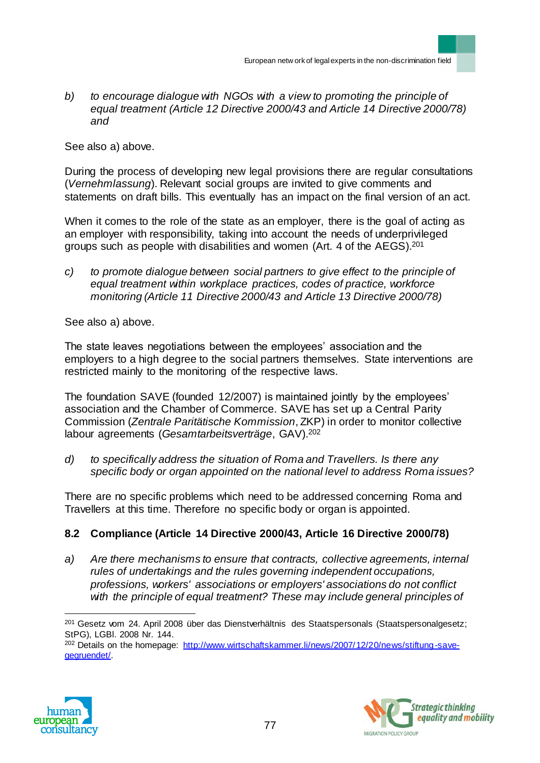*b) to encourage dialogue with NGOs with a view to promoting the principle of equal treatment (Article 12 Directive 2000/43 and Article 14 Directive 2000/78) and*

See also a) above.

During the process of developing new legal provisions there are regular consultations (*Vernehmlassung*). Relevant social groups are invited to give comments and statements on draft bills. This eventually has an impact on the final version of an act.

When it comes to the role of the state as an employer, there is the goal of acting as an employer with responsibility, taking into account the needs of underprivileged groups such as people with disabilities and women (Art. 4 of the AEGS).[201]

*c) to promote dialogue between social partners to give effect to the principle of equal treatment within workplace practices, codes of practice, workforce monitoring (Article 11 Directive 2000/43 and Article 13 Directive 2000/78)*

See also a) above.

The state leaves negotiations between the employees' association and the employers to a high degree to the social partners themselves. State interventions are restricted mainly to the monitoring of the respective laws.

The foundation SAVE (founded 12/2007) is maintained jointly by the employees' association and the Chamber of Commerce. SAVE has set up a Central Parity Commission (*Zentrale Paritätische Kommission*, ZKP) in order to monitor collective labour agreements (*Gesamtarbeitsverträge*, GAV).[202]

*d) to specifically address the situation of Roma and Travellers. Is there any specific body or organ appointed on the national level to address Roma issues?*

There are no specific problems which need to be addressed concerning Roma and Travellers at this time. Therefore no specific body or organ is appointed.

### 8.2 Compliance (Article 14 Directive 2000/43, Article 16 Directive 2000/78)

*a) Are there mechanisms to ensure that contracts, collective agreements, internal rules of undertakings and the rules governing independent occupations, professions, workers' associations or employers' associations do not conflict with the principle of equal treatment? These may include general principles of*

---

[201] Gesetz vom 24. April 2008 über das Dienstverhältnis des Staatspersonals (Staatspersonalgesetz; StPG), LGBl. 2008 Nr. 144.

[202] Details on the homepage: http://www.wirtschaftskammer.li/news/2007/12/20/news/stiftung-save-gegruendet/.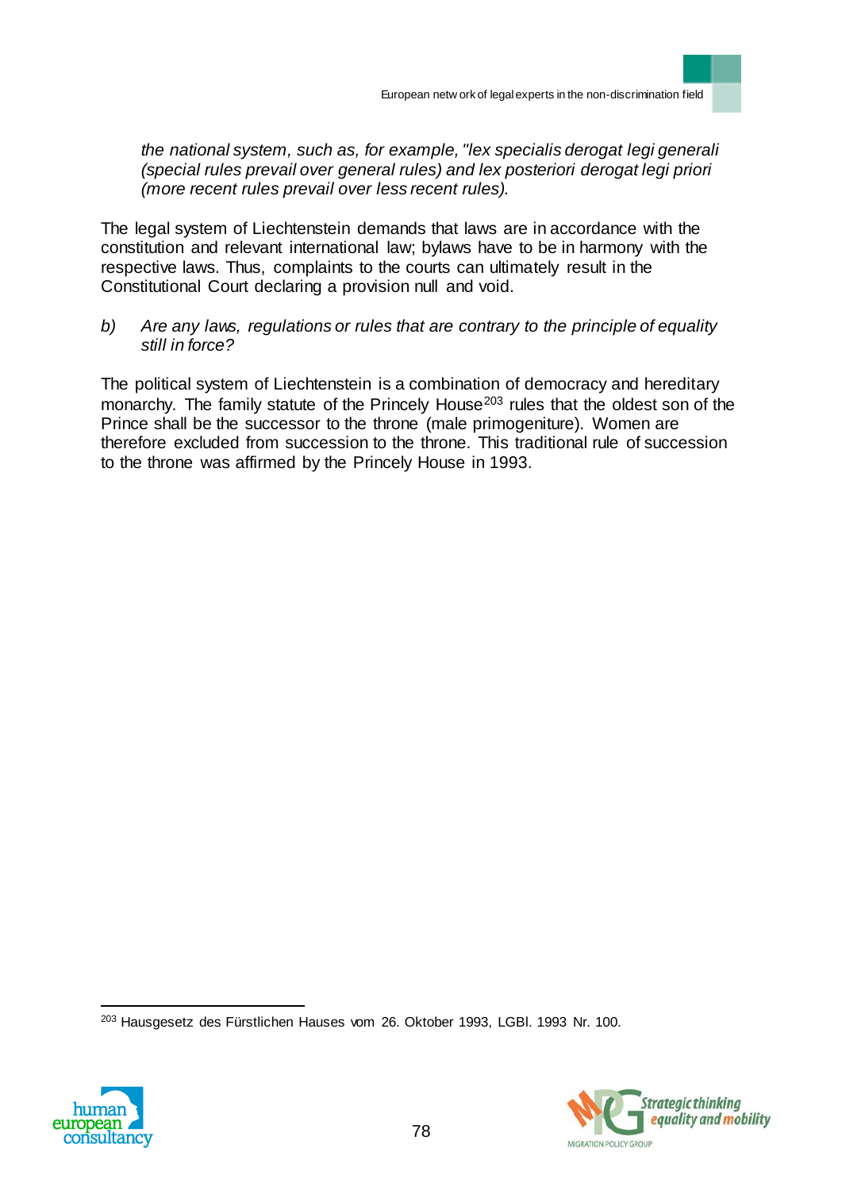*the national system, such as, for example, "lex specialis derogat legi generali (special rules prevail over general rules) and lex posteriori derogat legi priori (more recent rules prevail over less recent rules).*

The legal system of Liechtenstein demands that laws are in accordance with the constitution and relevant international law; bylaws have to be in harmony with the respective laws. Thus, complaints to the courts can ultimately result in the Constitutional Court declaring a provision null and void.

*b) Are any laws, regulations or rules that are contrary to the principle of equality still in force?*

The political system of Liechtenstein is a combination of democracy and hereditary monarchy. The family statute of the Princely House[203] rules that the oldest son of the Prince shall be the successor to the throne (male primogeniture). Women are therefore excluded from succession to the throne. This traditional rule of succession to the throne was affirmed by the Princely House in 1993.

---

[203] Hausgesetz des Fürstlichen Hauses vom 26. Oktober 1993, LGBl. 1993 Nr. 100.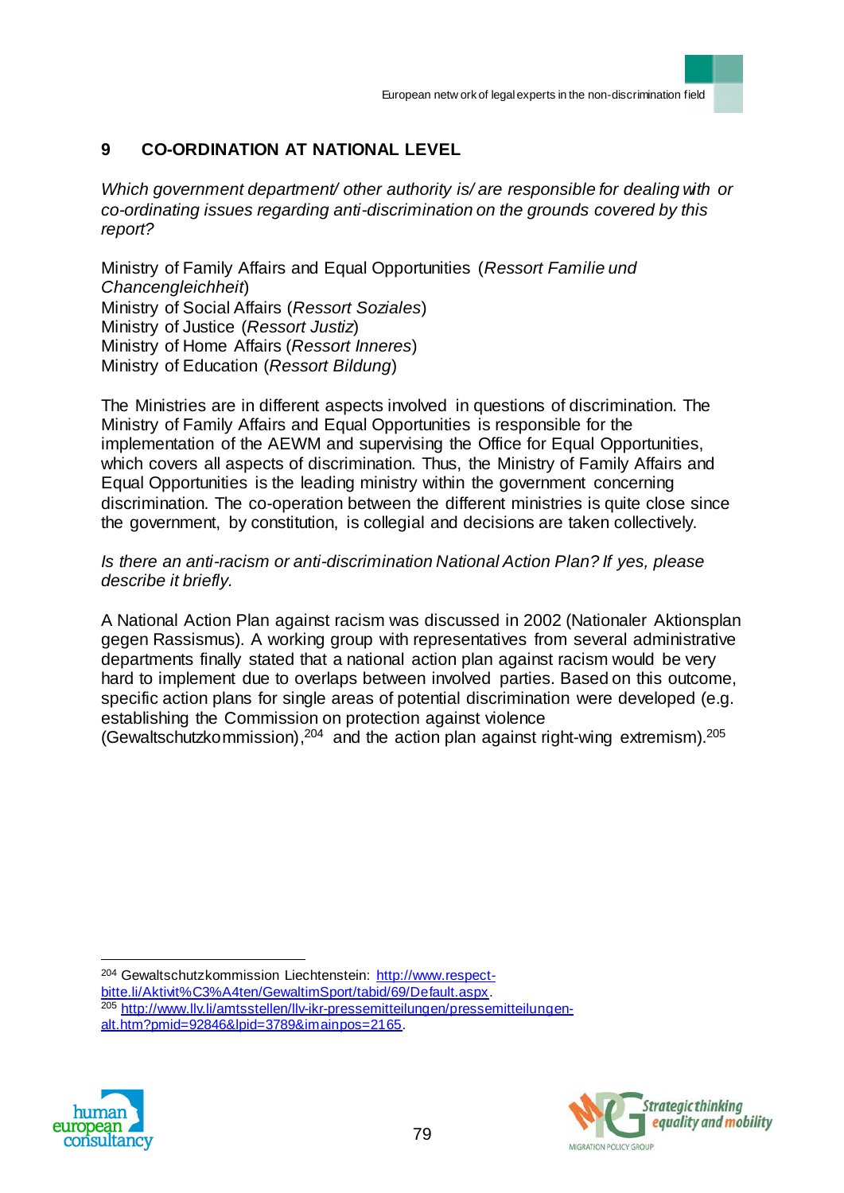## 9 CO-ORDINATION AT NATIONAL LEVEL

*Which government department/ other authority is/ are responsible for dealing with or co-ordinating issues regarding anti-discrimination on the grounds covered by this report?*

Ministry of Family Affairs and Equal Opportunities (*Ressort Familie und Chancengleichheit*)
Ministry of Social Affairs (*Ressort Soziales*)
Ministry of Justice (*Ressort Justiz*)
Ministry of Home Affairs (*Ressort Inneres*)
Ministry of Education (*Ressort Bildung*)

The Ministries are in different aspects involved in questions of discrimination. The Ministry of Family Affairs and Equal Opportunities is responsible for the implementation of the AEWM and supervising the Office for Equal Opportunities, which covers all aspects of discrimination. Thus, the Ministry of Family Affairs and Equal Opportunities is the leading ministry within the government concerning discrimination. The co-operation between the different ministries is quite close since the government, by constitution, is collegial and decisions are taken collectively.

*Is there an anti-racism or anti-discrimination National Action Plan? If yes, please describe it briefly.*

A National Action Plan against racism was discussed in 2002 (Nationaler Aktionsplan gegen Rassismus). A working group with representatives from several administrative departments finally stated that a national action plan against racism would be very hard to implement due to overlaps between involved parties. Based on this outcome, specific action plans for single areas of potential discrimination were developed (e.g. establishing the Commission on protection against violence (Gewaltschutzkommission),[204] and the action plan against right-wing extremism).[205]

---

[204] Gewaltschutzkommission Liechtenstein: http://www.respect-bitte.li/Aktivit%C3%A4ten/GewaltimSport/tabid/69/Default.aspx.

[205] http://www.llv.li/amtsstellen/llv-ikr-pressemitteilungen/pressemitteilungen-alt.htm?pmid=92846&lpid=3789&imainpos=2165.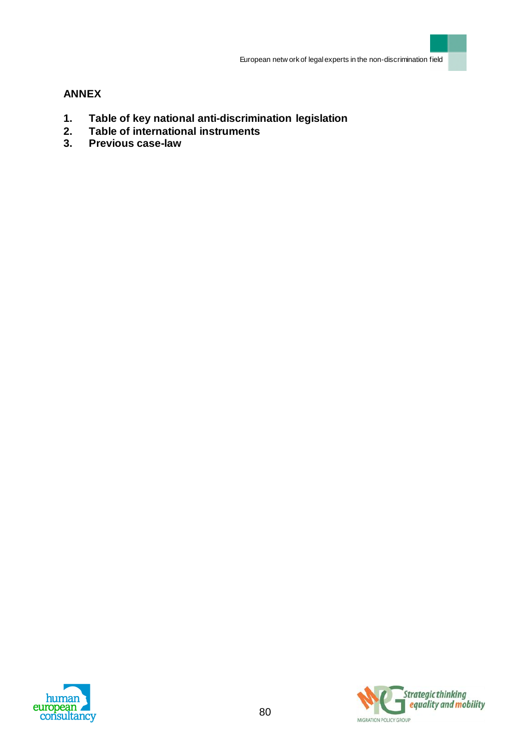## ANNEX

1. **Table of key national anti-discrimination legislation**
2. **Table of international instruments**
3. **Previous case-law**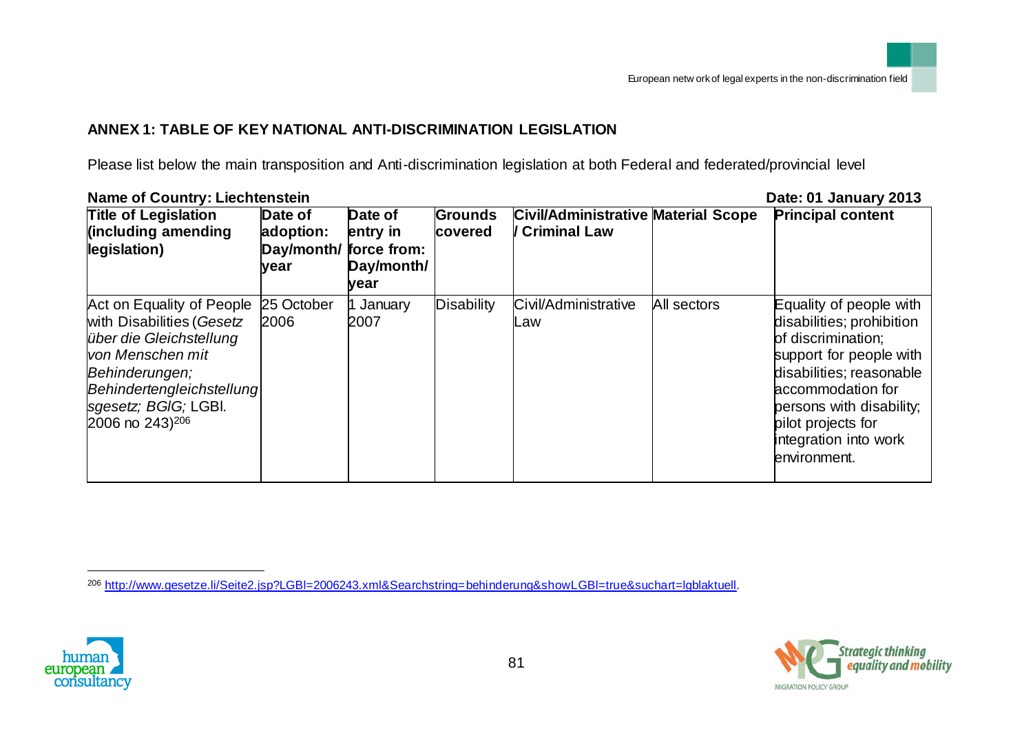## ANNEX 1: TABLE OF KEY NATIONAL ANTI-DISCRIMINATION LEGISLATION

Please list below the main transposition and Anti-discrimination legislation at both Federal and federated/provincial level

**Name of Country: Liechtenstein** **Date: 01 January 2013**

| Title of Legislation (including amending legislation) | Date of adoption: Day/month/ year | Date of entry in force from: Day/month/ year | Grounds covered | Civil/Administrative / Criminal Law | Material Scope | Principal content |
|---|---|---|---|---|---|---|
| Act on Equality of People with Disabilities (*Gesetz über die Gleichstellung von Menschen mit Behinderungen; Behindertengleichstellungsgesetz; BGlG;* LGBl. 2006 no 243)[206] | 25 October 2006 | 1 January 2007 | Disability | Civil/Administrative Law | All sectors | Equality of people with disabilities; prohibition of discrimination; support for people with disabilities; reasonable accommodation for persons with disability; pilot projects for integration into work environment. |

[206] http://www.gesetze.li/Seite2.jsp?LGBl=2006243.xml&Searchstring=behinderung&showLGBl=true&suchart=lgblaktuell.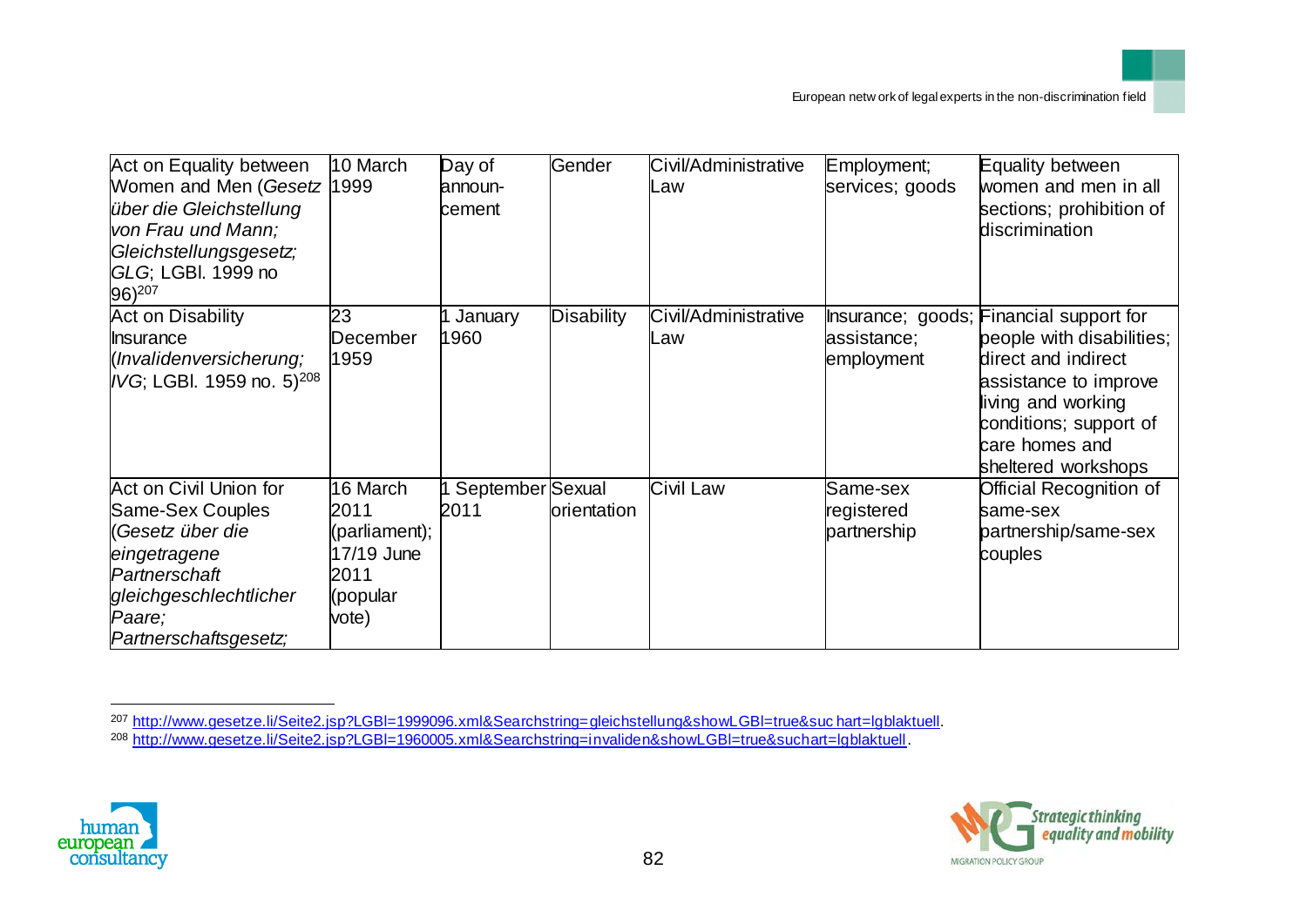| Act on Equality between Women and Men (*Gesetz über die Gleichstellung von Frau und Mann; Gleichstellungsgesetz; GLG*; LGBl. 1999 no 96)[207] | 10 March 1999 | Day of announ-cement | Gender | Civil/Administrative Law | Employment; services; goods | Equality between women and men in all sections; prohibition of discrimination |
|---|---|---|---|---|---|---|
| Act on Disability Insurance (*Invalidenversicherung; IVG*; LGBl. 1959 no. 5)[208] | 23 December 1959 | 1 January 1960 | Disability | Civil/Administrative Law | Insurance; goods; assistance; employment | Financial support for people with disabilities; direct and indirect assistance to improve living and working conditions; support of care homes and sheltered workshops |
| Act on Civil Union for Same-Sex Couples (*Gesetz über die eingetragene Partnerschaft gleichgeschlechtlicher Paare; Partnerschaftsgesetz;* | 16 March 2011 (parliament); 17/19 June 2011 (popular vote) | 1 September 2011 | Sexual orientation | Civil Law | Same-sex registered partnership | Official Recognition of same-sex partnership/same-sex couples |

[207] http://www.gesetze.li/Seite2.jsp?LGBl=1999096.xml&Searchstring=gleichstellung&showLGBl=true&suc hart=lgblaktuell.

[208] http://www.gesetze.li/Seite2.jsp?LGBl=1960005.xml&Searchstring=invaliden&showLGBl=true&suchart=lgblaktuell.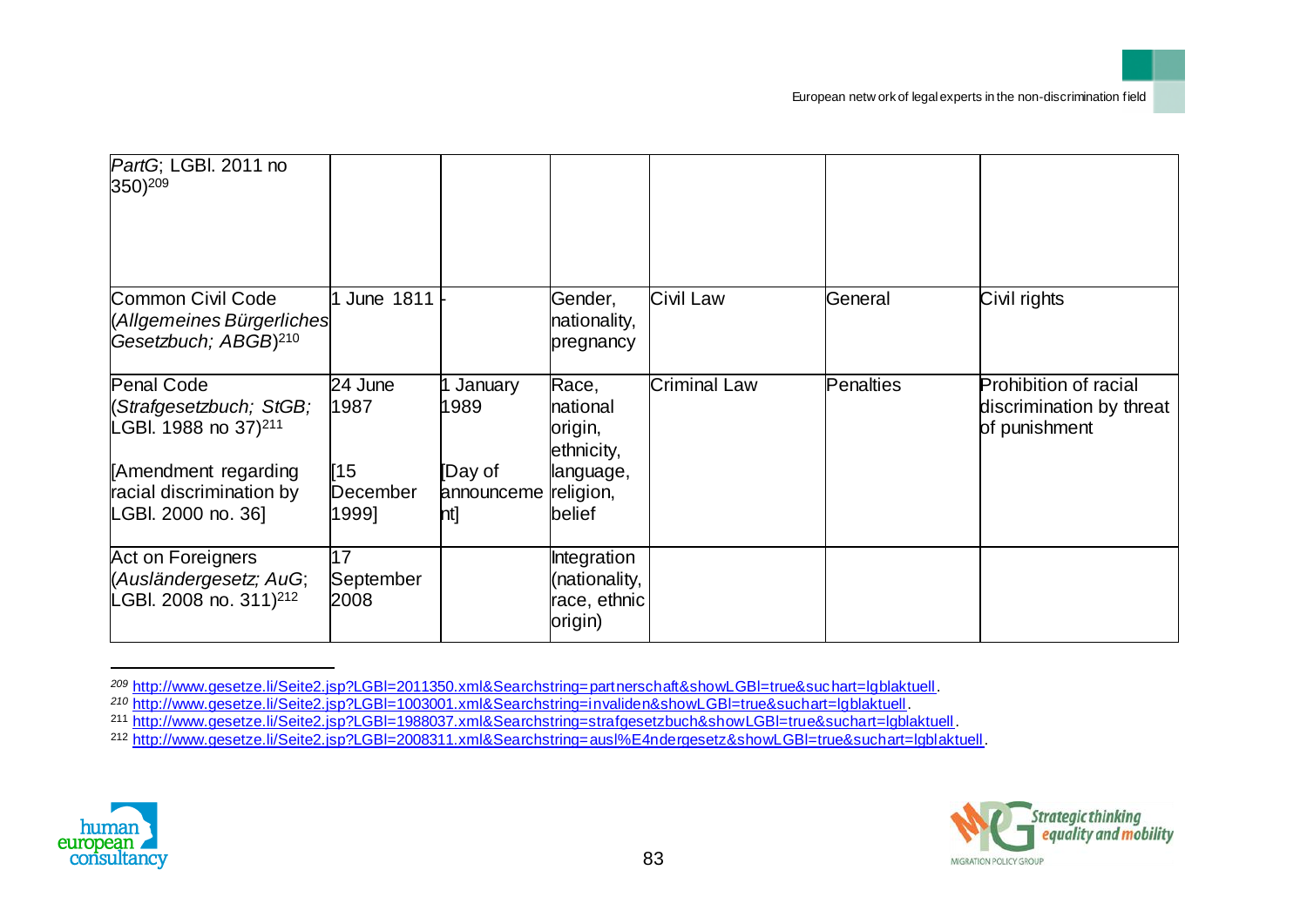| | | | | | | |
|---|---|---|---|---|---|---|
| *PartG*; LGBl. 2011 no 350)[209] | | | | | | |
| Common Civil Code (*Allgemeines Bürgerliches Gesetzbuch; ABGB*)[210] | 1 June 1811 | - | Gender, nationality, pregnancy | Civil Law | General | Civil rights |
| Penal Code (*Strafgesetzbuch; StGB;* LGBl. 1988 no 37)[211]<br><br>[Amendment regarding racial discrimination by LGBl. 2000 no. 36] | 24 June 1987<br><br>[15 December 1999] | 1 January 1989<br><br>[Day of announcement] | Race, national origin, ethnicity, language, religion, belief | Criminal Law | Penalties | Prohibition of racial discrimination by threat of punishment |
| Act on Foreigners (*Ausländergesetz; AuG*; LGBl. 2008 no. 311)[212] | 17 September 2008 | | Integration (nationality, race, ethnic origin) | | | |

[209] http://www.gesetze.li/Seite2.jsp?LGBl=2011350.xml&Searchstring=partnerschaft&showLGBl=true&suchart=lgblaktuell.

[210] http://www.gesetze.li/Seite2.jsp?LGBl=1003001.xml&Searchstring=invaliden&showLGBl=true&suchart=lgblaktuell.

[211] http://www.gesetze.li/Seite2.jsp?LGBl=1988037.xml&Searchstring=strafgesetzbuch&showLGBl=true&suchart=lgblaktuell.

[212] http://www.gesetze.li/Seite2.jsp?LGBl=2008311.xml&Searchstring=ausl%E4ndergesetz&showLGBl=true&suchart=lgblaktuell.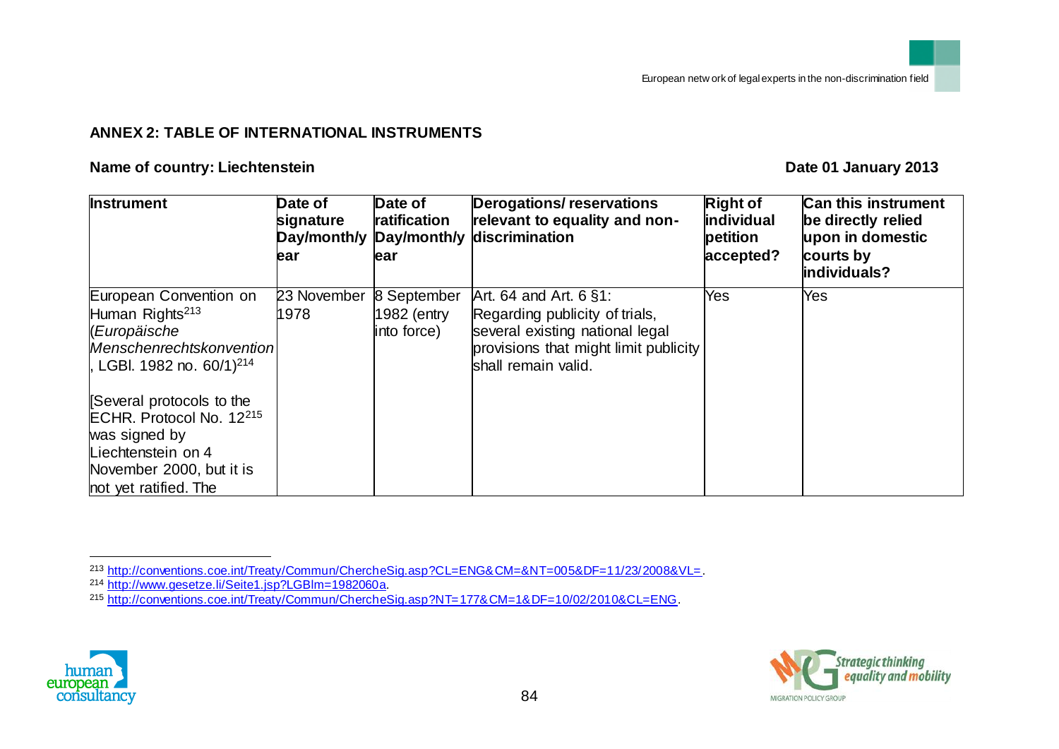**ANNEX 2: TABLE OF INTERNATIONAL INSTRUMENTS**

**Name of country: Liechtenstein** **Date 01 January 2013**

| Instrument | Date of signature Day/month/year | Date of ratification Day/month/year | Derogations/ reservations relevant to equality and non-discrimination | Right of individual petition accepted? | Can this instrument be directly relied upon in domestic courts by individuals? |
|---|---|---|---|---|---|
| European Convention on Human Rights[213] (*Europäische Menschenrechtskonvention*, LGBl. 1982 no. 60/1)[214]<br><br>[Several protocols to the ECHR. Protocol No. 12[215] was signed by Liechtenstein on 4 November 2000, but it is not yet ratified. The | 23 November 1978 | 8 September 1982 (entry into force) | Art. 64 and Art. 6 §1: Regarding publicity of trials, several existing national legal provisions that might limit publicity shall remain valid. | Yes | Yes |

[213] http://conventions.coe.int/Treaty/Commun/ChercheSig.asp?CL=ENG&CM=&NT=005&DF=11/23/2008&VL=.

[214] http://www.gesetze.li/Seite1.jsp?LGBlm=1982060a.

[215] http://conventions.coe.int/Treaty/Commun/ChercheSig.asp?NT=177&CM=1&DF=10/02/2010&CL=ENG.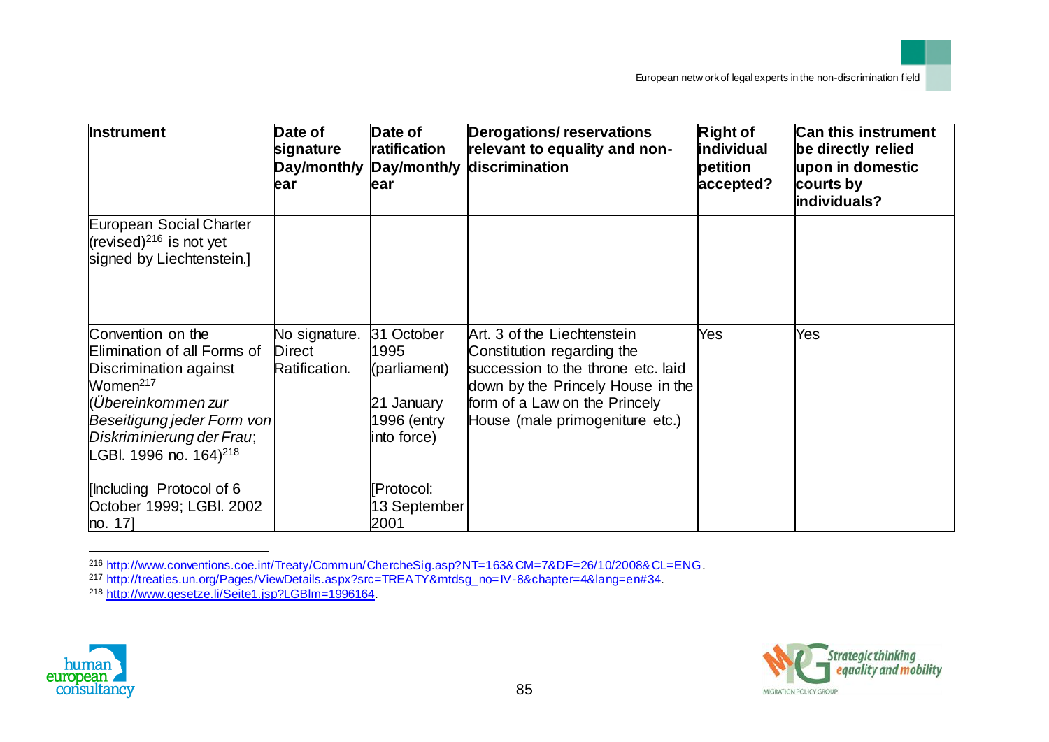| Instrument | Date of signature Day/month/year | Date of ratification Day/month/year | Derogations/ reservations relevant to equality and non-discrimination | Right of individual petition accepted? | Can this instrument be directly relied upon in domestic courts by individuals? |
|---|---|---|---|---|---|
| European Social Charter (revised)[216] is not yet signed by Liechtenstein.] | | | | | |
| Convention on the Elimination of all Forms of Discrimination against Women[217] (*Übereinkommen zur Beseitigung jeder Form von Diskriminierung der Frau*; LGBl. 1996 no. 164)[218]<br><br>[Including Protocol of 6 October 1999; LGBl. 2002 no. 17] | No signature. Direct Ratification. | 31 October 1995 (parliament)<br><br>21 January 1996 (entry into force)<br><br>[Protocol: 13 September 2001 | Art. 3 of the Liechtenstein Constitution regarding the succession to the throne etc. laid down by the Princely House in the form of a Law on the Princely House (male primogeniture etc.) | Yes | Yes |

[216] http://www.conventions.coe.int/Treaty/Commun/ChercheSig.asp?NT=163&CM=7&DF=26/10/2008&CL=ENG.

[217] http://treaties.un.org/Pages/ViewDetails.aspx?src=TREATY&mtdsg_no=IV-8&chapter=4&lang=en#34.

[218] http://www.gesetze.li/Seite1.jsp?LGBlm=1996164.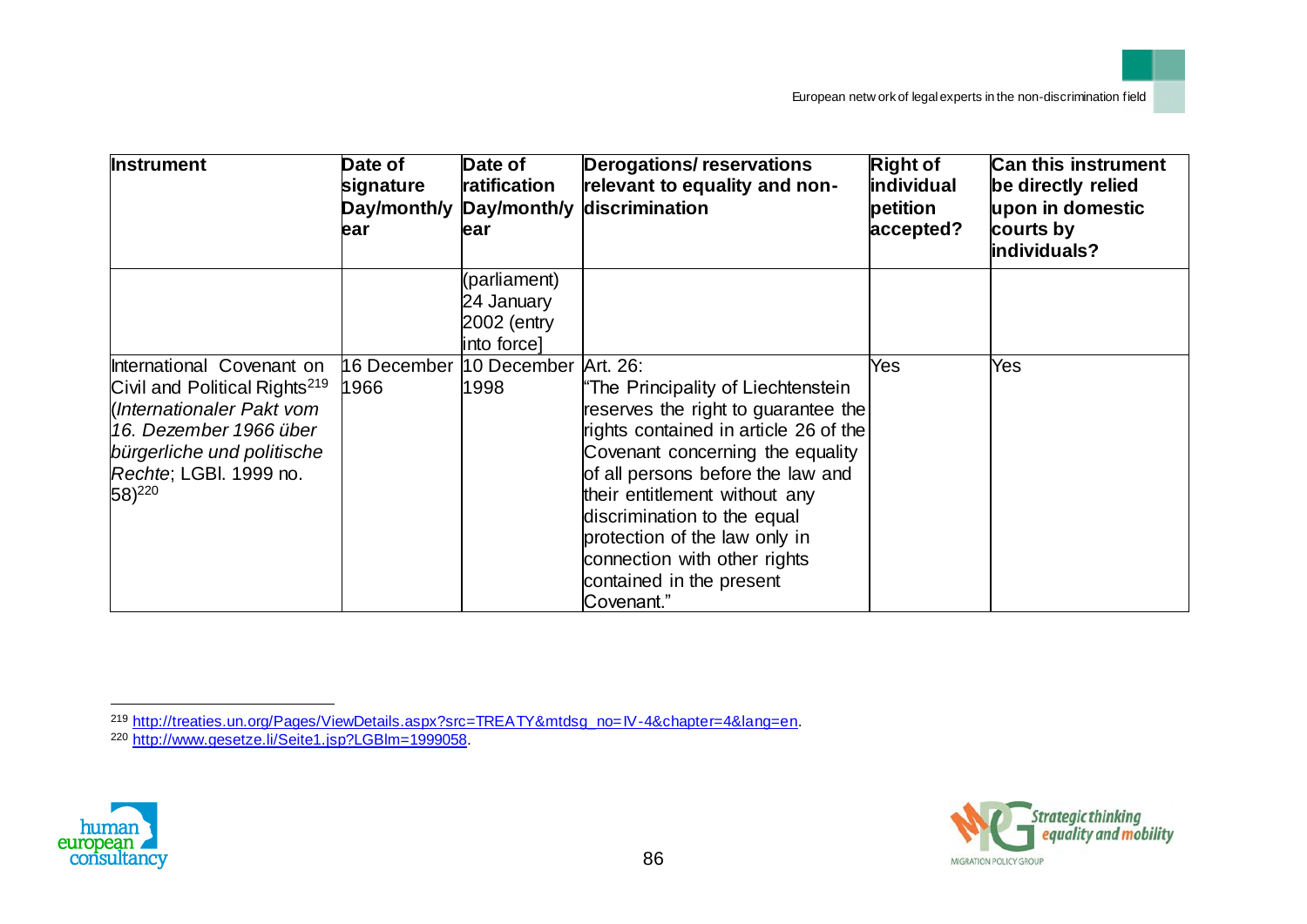| Instrument | Date of signature Day/month/year | Date of ratification Day/month/year | Derogations/ reservations relevant to equality and non-discrimination | Right of individual petition accepted? | Can this instrument be directly relied upon in domestic courts by individuals? |
|---|---|---|---|---|---|
| | | (parliament) 24 January 2002 (entry into force] | | | |
| International Covenant on Civil and Political Rights[219] (*Internationaler Pakt vom 16. Dezember 1966 über bürgerliche und politische Rechte*; LGBl. 1999 no. 58)[220] | 16 December 1966 | 10 December 1998 | Art. 26: "The Principality of Liechtenstein reserves the right to guarantee the rights contained in article 26 of the Covenant concerning the equality of all persons before the law and their entitlement without any discrimination to the equal protection of the law only in connection with other rights contained in the present Covenant." | Yes | Yes |

[219] http://treaties.un.org/Pages/ViewDetails.aspx?src=TREATY&mtdsg_no=IV-4&chapter=4&lang=en.

[220] http://www.gesetze.li/Seite1.jsp?LGBlm=1999058.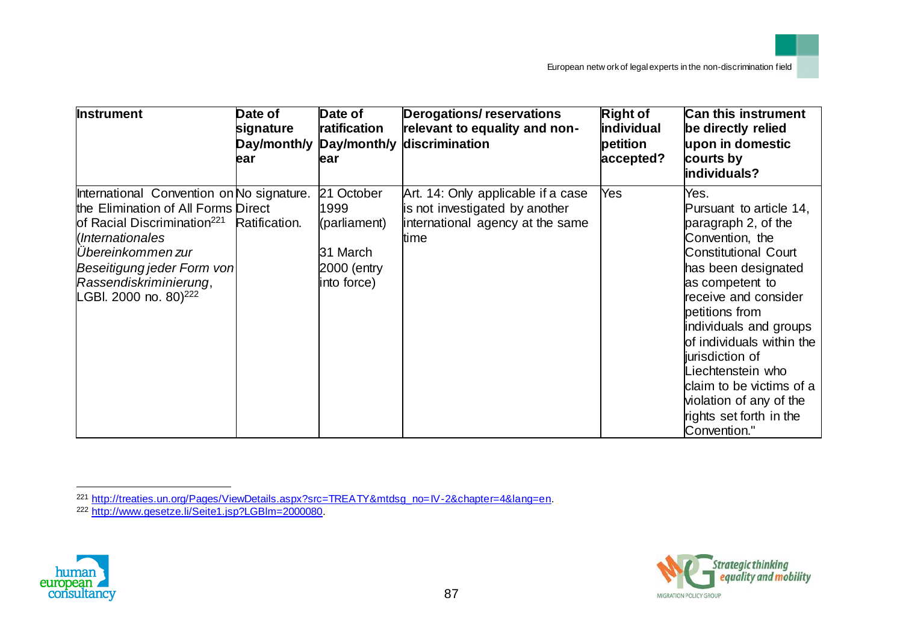| Instrument | Date of signature Day/month/year | Date of ratification Day/month/year | Derogations/ reservations relevant to equality and non-discrimination | Right of individual petition accepted? | Can this instrument be directly relied upon in domestic courts by individuals? |
|---|---|---|---|---|---|
| International Convention on the Elimination of All Forms of Racial Discrimination[221] (*Internationales Übereinkommen zur Beseitigung jeder Form von Rassendiskriminierung*, LGBl. 2000 no. 80)[222] | No signature. Direct Ratification. | 21 October 1999 (parliament)<br><br>31 March 2000 (entry into force) | Art. 14: Only applicable if a case is not investigated by another international agency at the same time | Yes | Yes.<br>Pursuant to article 14, paragraph 2, of the Convention, the Constitutional Court has been designated as competent to receive and consider petitions from individuals and groups of individuals within the jurisdiction of Liechtenstein who claim to be victims of a violation of any of the rights set forth in the Convention." |

[221] http://treaties.un.org/Pages/ViewDetails.aspx?src=TREATY&mtdsg_no=IV-2&chapter=4&lang=en.

[222] http://www.gesetze.li/Seite1.jsp?LGBlm=2000080.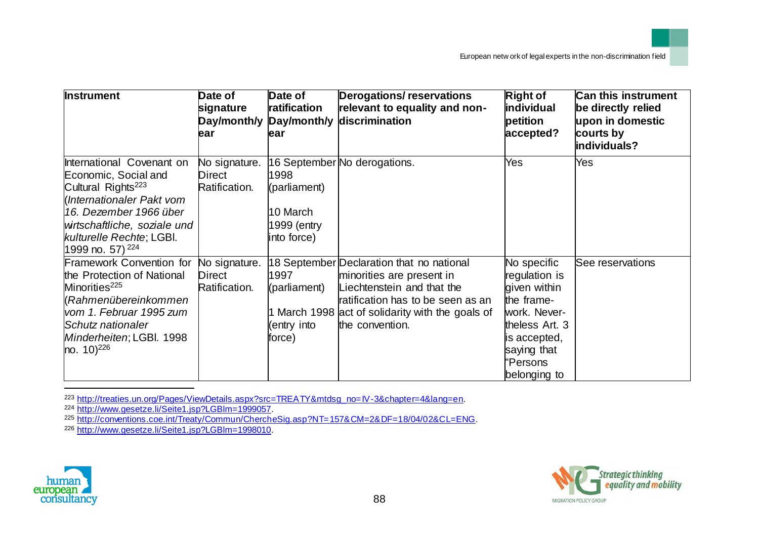| Instrument | Date of signature Day/month/year | Date of ratification Day/month/year | Derogations/ reservations relevant to equality and non-discrimination | Right of individual petition accepted? | Can this instrument be directly relied upon in domestic courts by individuals? |
|---|---|---|---|---|---|
| International Covenant on Economic, Social and Cultural Rights[223] (*Internationaler Pakt vom 16. Dezember 1966 über wirtschaftliche, soziale und kulturelle Rechte*; LGBl. 1999 no. 57) [224] | No signature. Direct Ratification. | 16 September 1998 (parliament)<br><br>10 March 1999 (entry into force) | No derogations. | Yes | Yes |
| Framework Convention for the Protection of National Minorities[225] (*Rahmenübereinkommen vom 1. Februar 1995 zum Schutz nationaler Minderheiten*; LGBl. 1998 no. 10)[226] | No signature. Direct Ratification. | 18 September 1997 (parliament)<br><br>1 March 1998 (entry into force) | Declaration that no national minorities are present in Liechtenstein and that the ratification has to be seen as an act of solidarity with the goals of the convention. | No specific regulation is given within the frame-work. Never-theless Art. 3 is accepted, saying that "Persons belonging to | See reservations |

[223] http://treaties.un.org/Pages/ViewDetails.aspx?src=TREATY&mtdsg_no=IV-3&chapter=4&lang=en.

[224] http://www.gesetze.li/Seite1.jsp?LGBlm=1999057.

[225] http://conventions.coe.int/Treaty/Commun/ChercheSig.asp?NT=157&CM=2&DF=18/04/02&CL=ENG.

[226] http://www.gesetze.li/Seite1.jsp?LGBlm=1998010.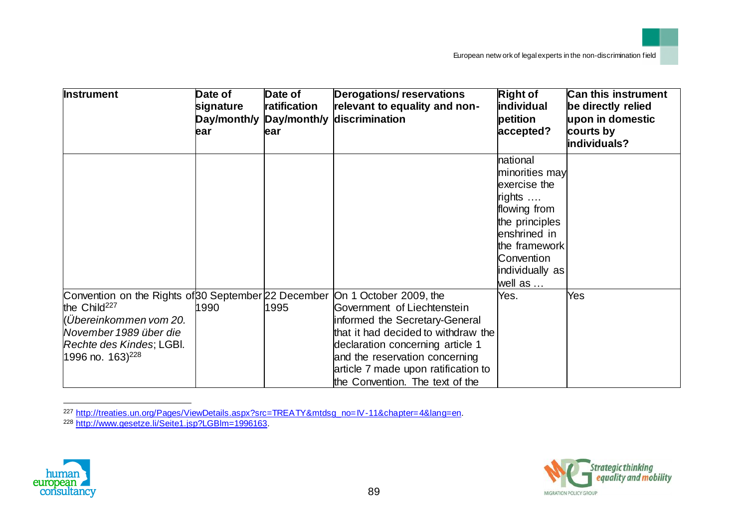| Instrument | Date of signature Day/month/year | Date of ratification Day/month/year | Derogations/ reservations relevant to equality and non-discrimination | Right of individual petition accepted? | Can this instrument be directly relied upon in domestic courts by individuals? |
|---|---|---|---|---|---|
| | | | | national minorities may exercise the rights …. flowing from the principles enshrined in the framework Convention individually as well as … | |
| Convention on the Rights of the Child[227] (*Übereinkommen vom 20. November 1989 über die Rechte des Kindes*; LGBl. 1996 no. 163)[228] | 30 September 1990 | 22 December 1995 | On 1 October 2009, the Government of Liechtenstein informed the Secretary-General that it had decided to withdraw the declaration concerning article 1 and the reservation concerning article 7 made upon ratification to the Convention. The text of the | Yes. | Yes |

[227] http://treaties.un.org/Pages/ViewDetails.aspx?src=TREATY&mtdsg_no=IV-11&chapter=4&lang=en.

[228] http://www.gesetze.li/Seite1.jsp?LGBlm=1996163.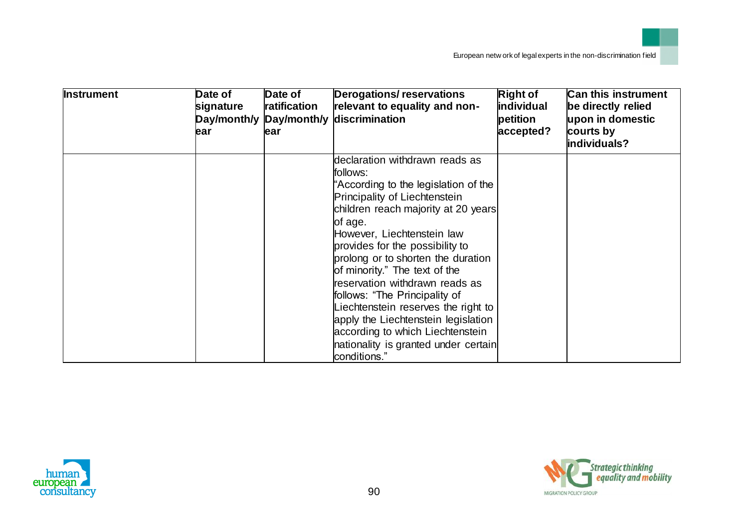| Instrument | Date of signature Day/month/year | Date of ratification Day/month/year | Derogations/ reservations relevant to equality and non-discrimination | Right of individual petition accepted? | Can this instrument be directly relied upon in domestic courts by individuals? |
|---|---|---|---|---|---|
| | | | declaration withdrawn reads as follows: "According to the legislation of the Principality of Liechtenstein children reach majority at 20 years of age. However, Liechtenstein law provides for the possibility to prolong or to shorten the duration of minority." The text of the reservation withdrawn reads as follows: "The Principality of Liechtenstein reserves the right to apply the Liechtenstein legislation according to which Liechtenstein nationality is granted under certain conditions." | | |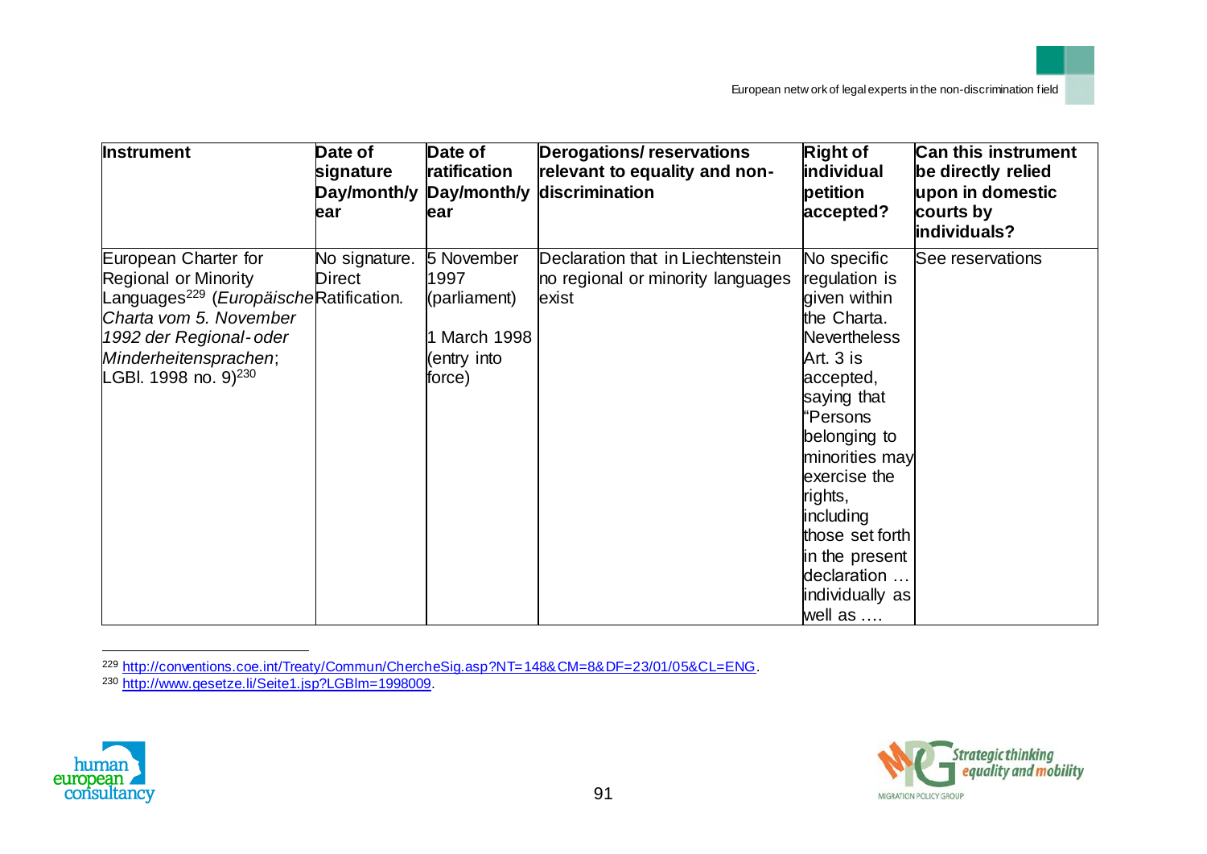| Instrument | Date of signature Day/month/year | Date of ratification Day/month/year | Derogations/ reservations relevant to equality and non-discrimination | Right of individual petition accepted? | Can this instrument be directly relied upon in domestic courts by individuals? |
|---|---|---|---|---|---|
| European Charter for Regional or Minority Languages[229] (*Europäische Charta vom 5. November 1992 der Regional-oder Minderheitensprachen*; LGBl. 1998 no. 9)[230] | No signature. Direct Ratification. | 5 November 1997 (parliament)<br><br>1 March 1998 (entry into force) | Declaration that in Liechtenstein no regional or minority languages exist | No specific regulation is given within the Charta. Nevertheless Art. 3 is accepted, saying that "Persons belonging to minorities may exercise the rights, including those set forth in the present declaration … individually as well as …. | See reservations |

[229] http://conventions.coe.int/Treaty/Commun/ChercheSig.asp?NT=148&CM=8&DF=23/01/05&CL=ENG.

[230] http://www.gesetze.li/Seite1.jsp?LGBlm=1998009.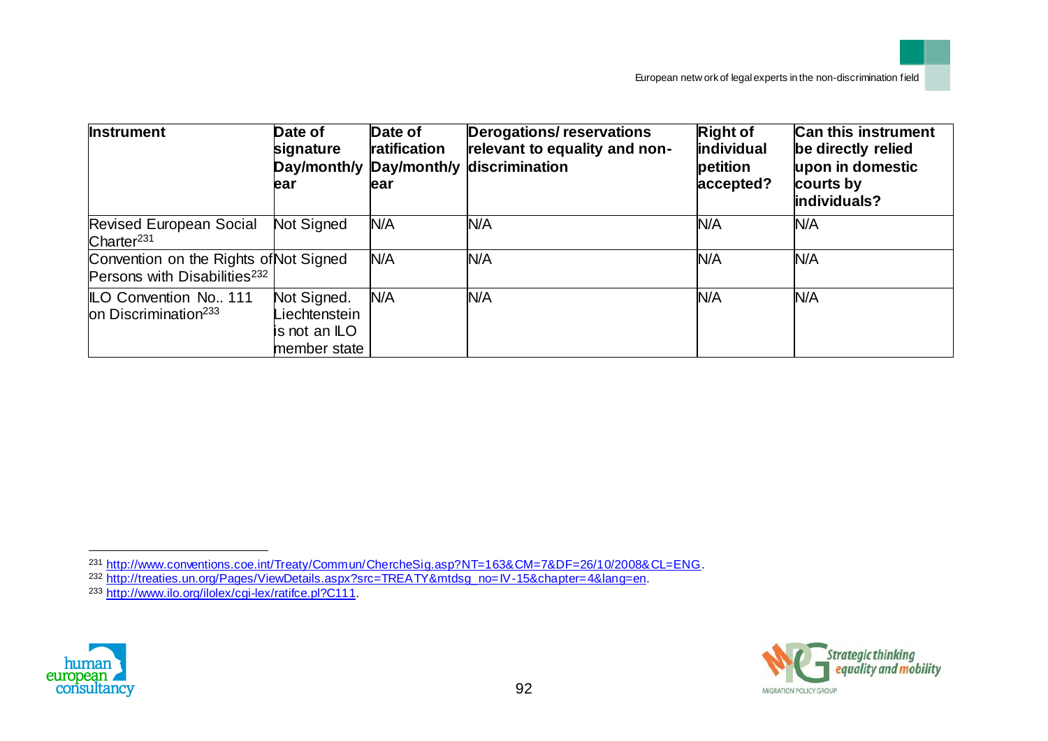| Instrument | Date of signature Day/month/year | Date of ratification Day/month/year | Derogations/ reservations relevant to equality and non-discrimination | Right of individual petition accepted? | Can this instrument be directly relied upon in domestic courts by individuals? |
|---|---|---|---|---|---|
| Revised European Social Charter[231] | Not Signed | N/A | N/A | N/A | N/A |
| Convention on the Rights of Persons with Disabilities[232] | Not Signed | N/A | N/A | N/A | N/A |
| ILO Convention No.. 111 on Discrimination[233] | Not Signed. Liechtenstein is not an ILO member state | N/A | N/A | N/A | N/A |

[231] http://www.conventions.coe.int/Treaty/Commun/ChercheSig.asp?NT=163&CM=7&DF=26/10/2008&CL=ENG.

[232] http://treaties.un.org/Pages/ViewDetails.aspx?src=TREATY&mtdsg_no=IV-15&chapter=4&lang=en.

[233] http://www.ilo.org/ilolex/cgi-lex/ratifce.pl?C111.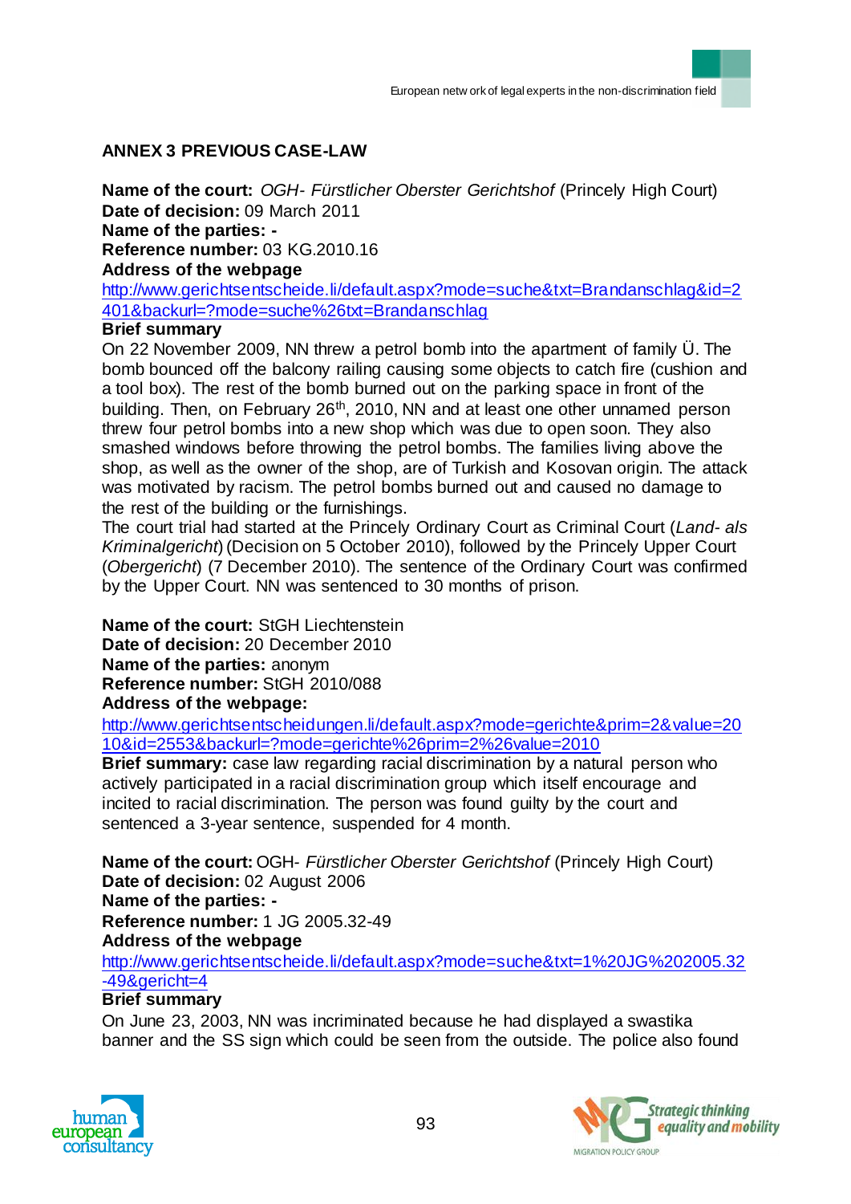## ANNEX 3 PREVIOUS CASE-LAW

**Name of the court:** *OGH- Fürstlicher Oberster Gerichtshof* (Princely High Court)
**Date of decision:** 09 March 2011
**Name of the parties: -**
**Reference number:** 03 KG.2010.16
**Address of the webpage**
http://www.gerichtsentscheide.li/default.aspx?mode=suche&txt=Brandanschlag&id=2401&backurl=?mode=suche%26txt=Brandanschlag
**Brief summary**
On 22 November 2009, NN threw a petrol bomb into the apartment of family Ü. The bomb bounced off the balcony railing causing some objects to catch fire (cushion and a tool box). The rest of the bomb burned out on the parking space in front of the building. Then, on February 26[th], 2010, NN and at least one other unnamed person threw four petrol bombs into a new shop which was due to open soon. They also smashed windows before throwing the petrol bombs. The families living above the shop, as well as the owner of the shop, are of Turkish and Kosovan origin. The attack was motivated by racism. The petrol bombs burned out and caused no damage to the rest of the building or the furnishings.
The court trial had started at the Princely Ordinary Court as Criminal Court (*Land- als Kriminalgericht*) (Decision on 5 October 2010), followed by the Princely Upper Court (*Obergericht*) (7 December 2010). The sentence of the Ordinary Court was confirmed by the Upper Court. NN was sentenced to 30 months of prison.

**Name of the court:** StGH Liechtenstein
**Date of decision:** 20 December 2010
**Name of the parties:** anonym
**Reference number:** StGH 2010/088
**Address of the webpage:**
http://www.gerichtsentscheidungen.li/default.aspx?mode=gerichte&prim=2&value=2010&id=2553&backurl=?mode=gerichte%26prim=2%26value=2010
**Brief summary:** case law regarding racial discrimination by a natural person who actively participated in a racial discrimination group which itself encourage and incited to racial discrimination. The person was found guilty by the court and sentenced a 3-year sentence, suspended for 4 month.

**Name of the court:** OGH- *Fürstlicher Oberster Gerichtshof* (Princely High Court)
**Date of decision:** 02 August 2006
**Name of the parties: -**
**Reference number:** 1 JG 2005.32-49
**Address of the webpage**
http://www.gerichtsentscheide.li/default.aspx?mode=suche&txt=1%20JG%202005.32-49&gericht=4
**Brief summary**
On June 23, 2003, NN was incriminated because he had displayed a swastika banner and the SS sign which could be seen from the outside. The police also found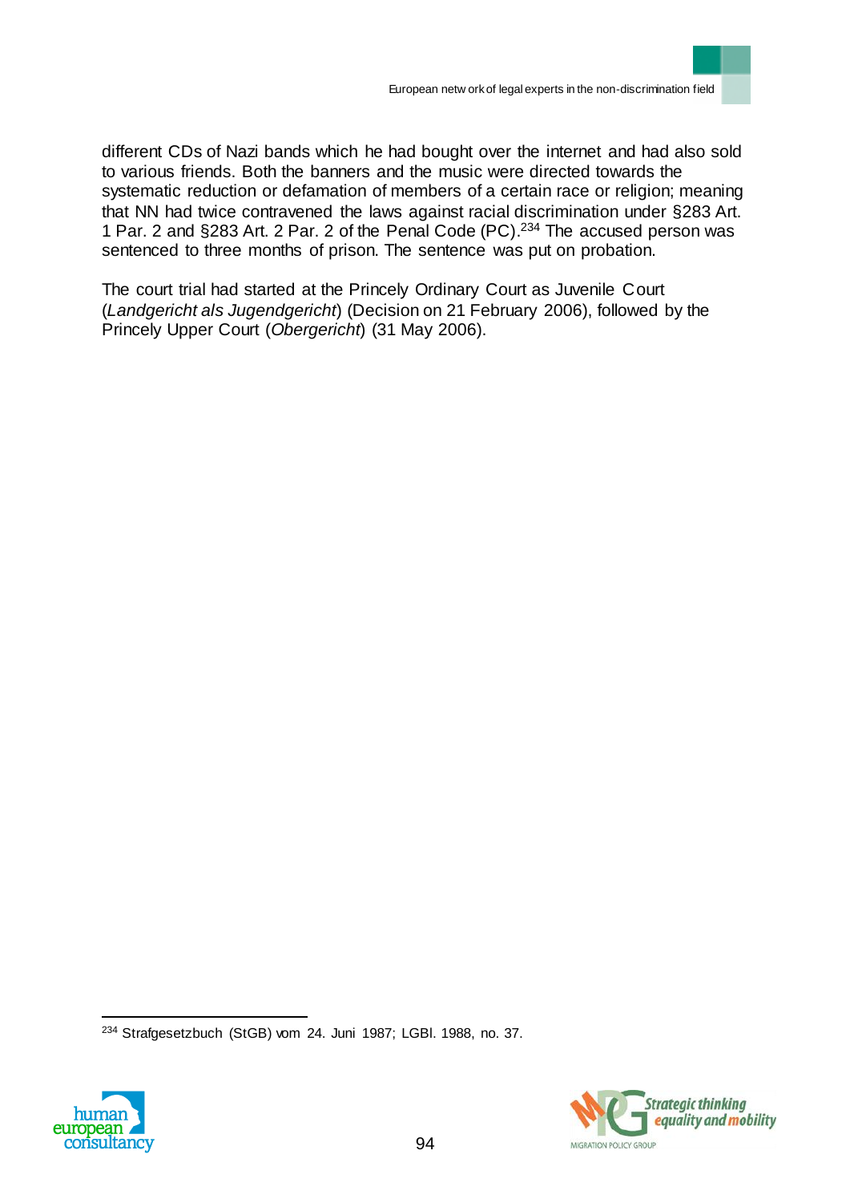different CDs of Nazi bands which he had bought over the internet and had also sold to various friends. Both the banners and the music were directed towards the systematic reduction or defamation of members of a certain race or religion; meaning that NN had twice contravened the laws against racial discrimination under §283 Art. 1 Par. 2 and §283 Art. 2 Par. 2 of the Penal Code (PC).[234] The accused person was sentenced to three months of prison. The sentence was put on probation.

The court trial had started at the Princely Ordinary Court as Juvenile Court (*Landgericht als Jugendgericht*) (Decision on 21 February 2006), followed by the Princely Upper Court (*Obergericht*) (31 May 2006).

[234] Strafgesetzbuch (StGB) vom 24. Juni 1987; LGBl. 1988, no. 37.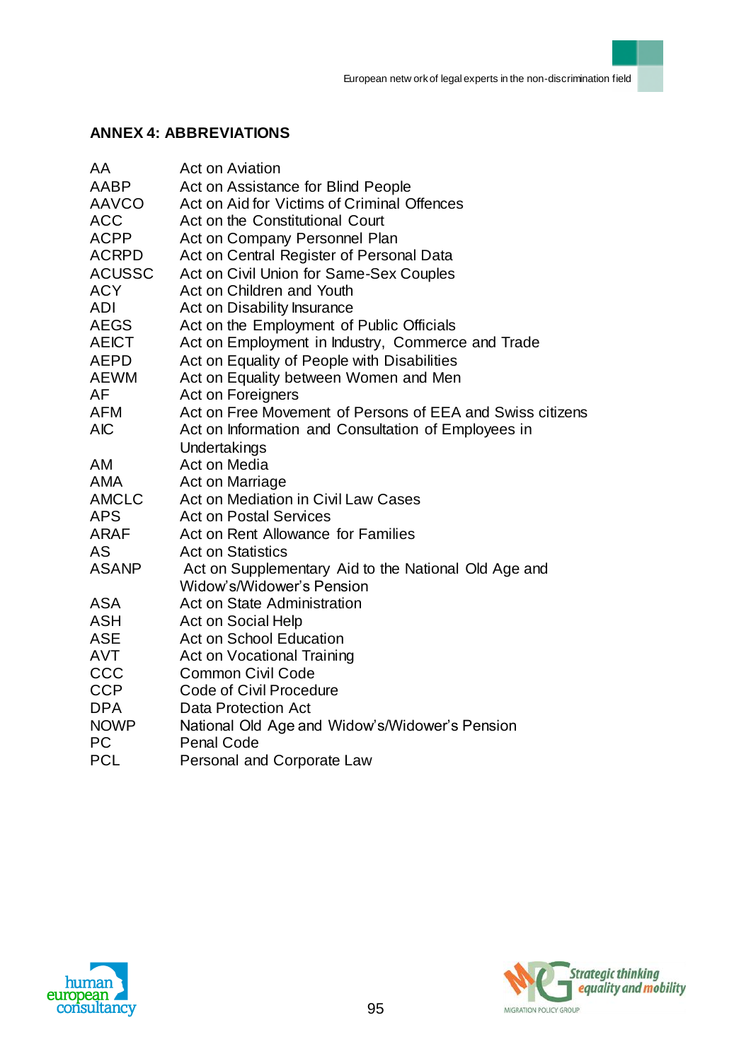## ANNEX 4: ABBREVIATIONS

| | |
|---|---|
| AA | Act on Aviation |
| AABP | Act on Assistance for Blind People |
| AAVCO | Act on Aid for Victims of Criminal Offences |
| ACC | Act on the Constitutional Court |
| ACPP | Act on Company Personnel Plan |
| ACRPD | Act on Central Register of Personal Data |
| ACUSSC | Act on Civil Union for Same-Sex Couples |
| ACY | Act on Children and Youth |
| ADI | Act on Disability Insurance |
| AEGS | Act on the Employment of Public Officials |
| AEICT | Act on Employment in Industry, Commerce and Trade |
| AEPD | Act on Equality of People with Disabilities |
| AEWM | Act on Equality between Women and Men |
| AF | Act on Foreigners |
| AFM | Act on Free Movement of Persons of EEA and Swiss citizens |
| AIC | Act on Information and Consultation of Employees in Undertakings |
| AM | Act on Media |
| AMA | Act on Marriage |
| AMCLC | Act on Mediation in Civil Law Cases |
| APS | Act on Postal Services |
| ARAF | Act on Rent Allowance for Families |
| AS | Act on Statistics |
| ASANP | Act on Supplementary Aid to the National Old Age and Widow's/Widower's Pension |
| ASA | Act on State Administration |
| ASH | Act on Social Help |
| ASE | Act on School Education |
| AVT | Act on Vocational Training |
| CCC | Common Civil Code |
| CCP | Code of Civil Procedure |
| DPA | Data Protection Act |
| NOWP | National Old Age and Widow's/Widower's Pension |
| PC | Penal Code |
| PCL | Personal and Corporate Law |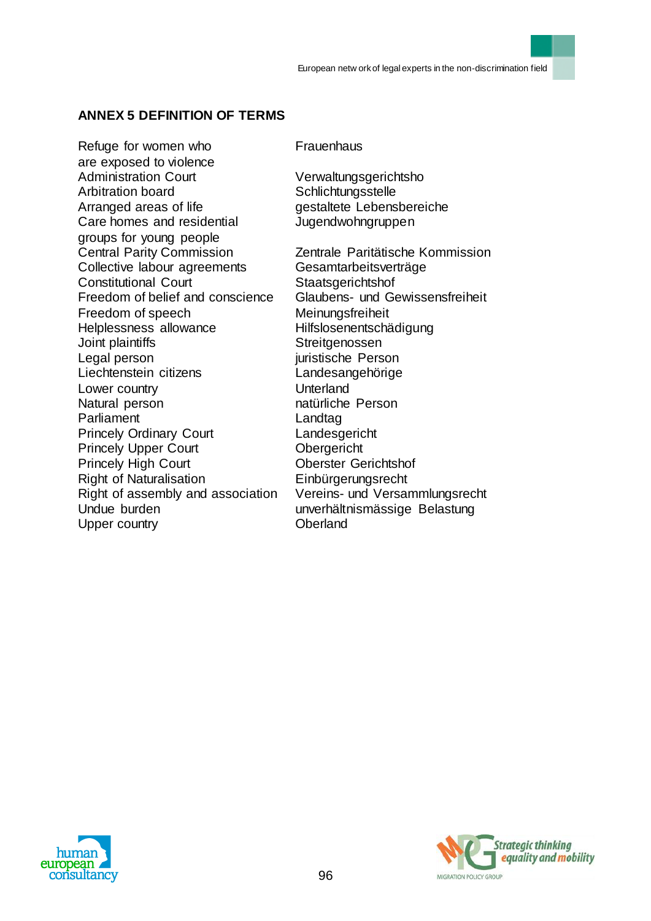## ANNEX 5 DEFINITION OF TERMS

| | |
|---|---|
| Refuge for women who are exposed to violence | Frauenhaus |
| Administration Court | Verwaltungsgerichtsho |
| Arbitration board | Schlichtungsstelle |
| Arranged areas of life | gestaltete Lebensbereiche |
| Care homes and residential groups for young people | Jugendwohngruppen |
| Central Parity Commission | Zentrale Paritätische Kommission |
| Collective labour agreements | Gesamtarbeitsverträge |
| Constitutional Court | Staatsgerichtshof |
| Freedom of belief and conscience | Glaubens- und Gewissensfreiheit |
| Freedom of speech | Meinungsfreiheit |
| Helplessness allowance | Hilfslosenentschädigung |
| Joint plaintiffs | Streitgenossen |
| Legal person | juristische Person |
| Liechtenstein citizens | Landesangehörige |
| Lower country | Unterland |
| Natural person | natürliche Person |
| Parliament | Landtag |
| Princely Ordinary Court | Landesgericht |
| Princely Upper Court | Obergericht |
| Princely High Court | Oberster Gerichtshof |
| Right of Naturalisation | Einbürgerungsrecht |
| Right of assembly and association | Vereins- und Versammlungsrecht |
| Undue burden | unverhältnismässige Belastung |
| Upper country | Oberland |